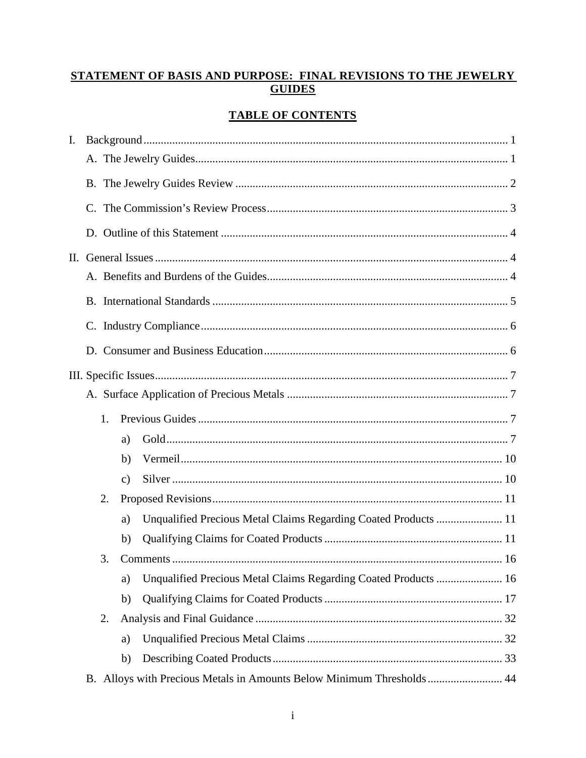# STATEMENT OF BASIS AND PURPOSE: FINAL REVISIONS TO THE JEWELRY GUIDES

## TABLE OF CONTENTS

I. Background ........ 1
  A. The Jewelry Guides ........ 1
  B. The Jewelry Guides Review ........ 2
  C. The Commission's Review Process ........ 3
  D. Outline of this Statement ........ 4

II. General Issues ........ 4
  A. Benefits and Burdens of the Guides ........ 4
  B. International Standards ........ 5
  C. Industry Compliance ........ 6
  D. Consumer and Business Education ........ 6

III. Specific Issues ........ 7
  A. Surface Application of Precious Metals ........ 7
    1. Previous Guides ........ 7
      a) Gold ........ 7
      b) Vermeil ........ 10
      c) Silver ........ 10
    2. Proposed Revisions ........ 11
      a) Unqualified Precious Metal Claims Regarding Coated Products ........ 11
      b) Qualifying Claims for Coated Products ........ 11
    3. Comments ........ 16
      a) Unqualified Precious Metal Claims Regarding Coated Products ........ 16
      b) Qualifying Claims for Coated Products ........ 17
    2. Analysis and Final Guidance ........ 32
      a) Unqualified Precious Metal Claims ........ 32
      b) Describing Coated Products ........ 33
  B. Alloys with Precious Metals in Amounts Below Minimum Thresholds ........ 44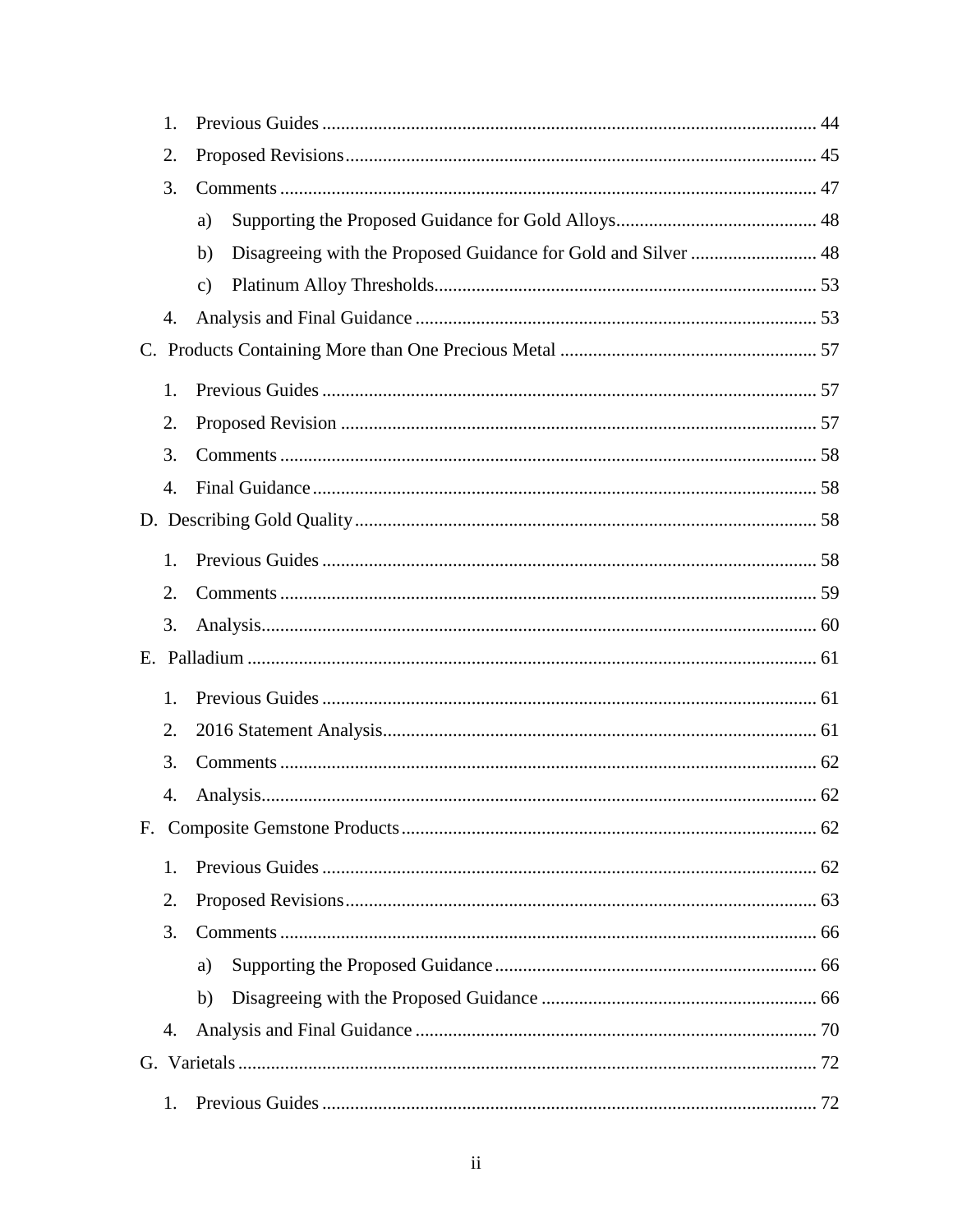1. Previous Guides ........................................................................................................ 44
2. Proposed Revisions.................................................................................................... 45
3. Comments .................................................................................................................. 47
    a) Supporting the Proposed Guidance for Gold Alloys........................................... 48
    b) Disagreeing with the Proposed Guidance for Gold and Silver ........................... 48
    c) Platinum Alloy Thresholds................................................................................. 53
4. Analysis and Final Guidance ..................................................................................... 53

C. Products Containing More than One Precious Metal ....................................................... 57

1. Previous Guides ........................................................................................................ 57
2. Proposed Revision ..................................................................................................... 57
3. Comments .................................................................................................................. 58
4. Final Guidance ........................................................................................................... 58

D. Describing Gold Quality .................................................................................................. 58

1. Previous Guides ........................................................................................................ 58
2. Comments .................................................................................................................. 59
3. Analysis...................................................................................................................... 60

E. Palladium ......................................................................................................................... 61

1. Previous Guides ........................................................................................................ 61
2. 2016 Statement Analysis............................................................................................ 61
3. Comments .................................................................................................................. 62
4. Analysis...................................................................................................................... 62

F. Composite Gemstone Products ........................................................................................ 62

1. Previous Guides ........................................................................................................ 62
2. Proposed Revisions.................................................................................................... 63
3. Comments .................................................................................................................. 66
    a) Supporting the Proposed Guidance .................................................................... 66
    b) Disagreeing with the Proposed Guidance .......................................................... 66
4. Analysis and Final Guidance ..................................................................................... 70

G. Varietals ........................................................................................................................... 72

1. Previous Guides ........................................................................................................ 72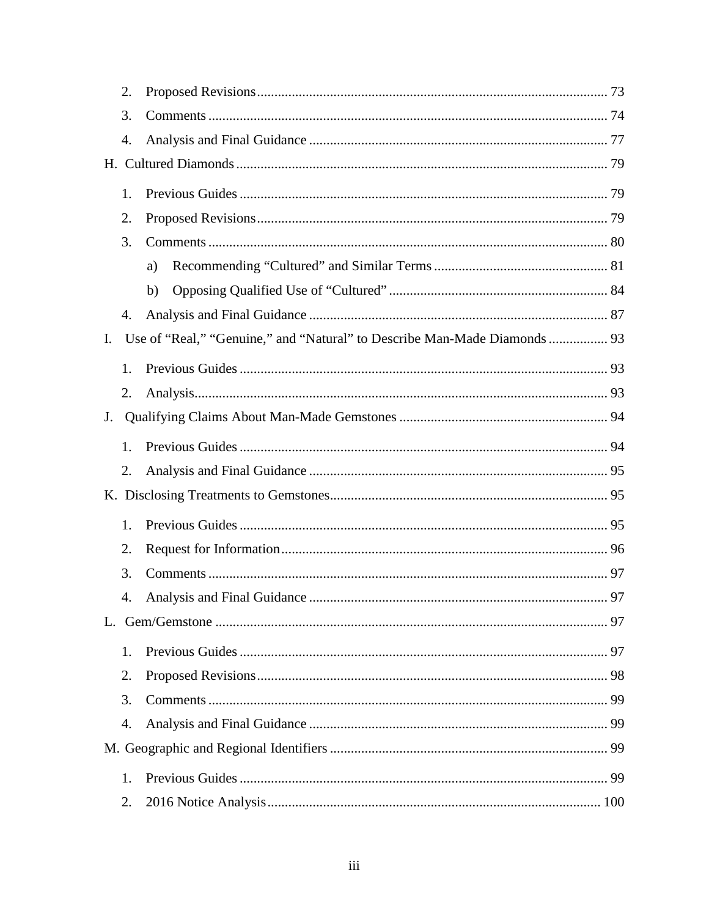2. Proposed Revisions ..... 73
3. Comments ..... 74
4. Analysis and Final Guidance ..... 77

H. Cultured Diamonds ..... 79

1. Previous Guides ..... 79
2. Proposed Revisions ..... 79
3. Comments ..... 80
    a) Recommending "Cultured" and Similar Terms ..... 81
    b) Opposing Qualified Use of "Cultured" ..... 84
4. Analysis and Final Guidance ..... 87

I. Use of "Real," "Genuine," and "Natural" to Describe Man-Made Diamonds ..... 93

1. Previous Guides ..... 93
2. Analysis ..... 93

J. Qualifying Claims About Man-Made Gemstones ..... 94

1. Previous Guides ..... 94
2. Analysis and Final Guidance ..... 95

K. Disclosing Treatments to Gemstones ..... 95

1. Previous Guides ..... 95
2. Request for Information ..... 96
3. Comments ..... 97
4. Analysis and Final Guidance ..... 97

L. Gem/Gemstone ..... 97

1. Previous Guides ..... 97
2. Proposed Revisions ..... 98
3. Comments ..... 99
4. Analysis and Final Guidance ..... 99

M. Geographic and Regional Identifiers ..... 99

1. Previous Guides ..... 99
2. 2016 Notice Analysis ..... 100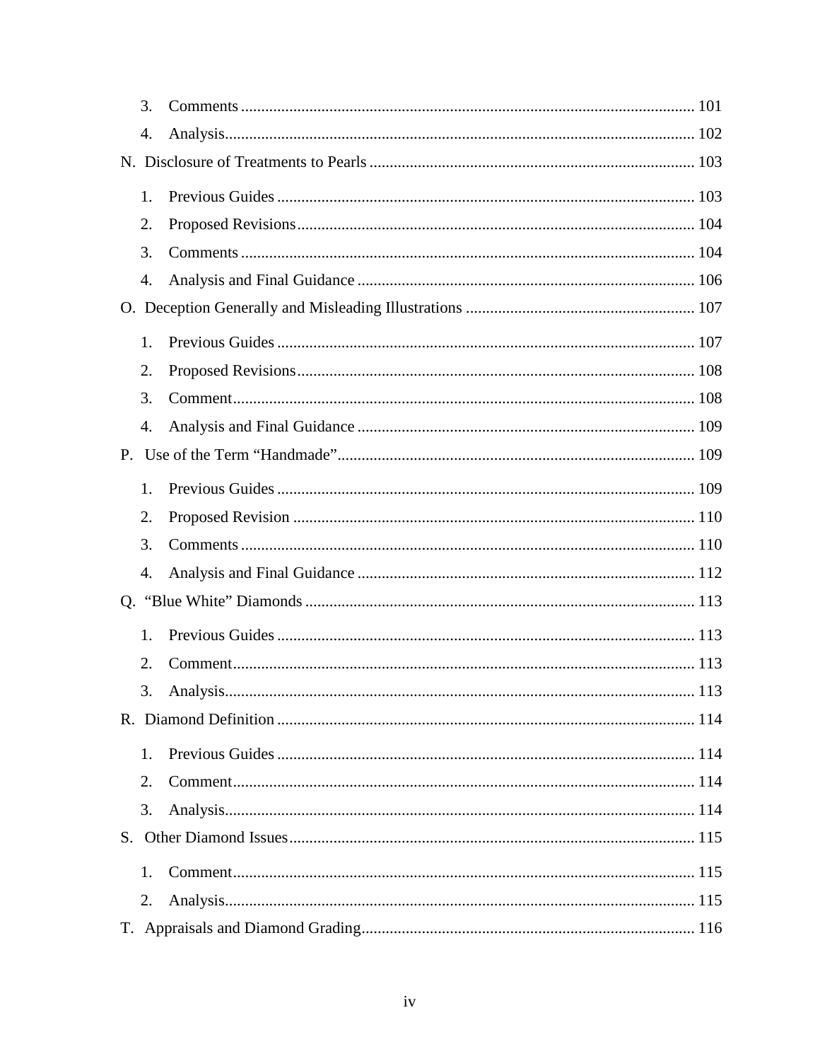3. Comments ..... 101
4. Analysis ..... 102

N. Disclosure of Treatments to Pearls ..... 103

1. Previous Guides ..... 103
2. Proposed Revisions ..... 104
3. Comments ..... 104
4. Analysis and Final Guidance ..... 106

O. Deception Generally and Misleading Illustrations ..... 107

1. Previous Guides ..... 107
2. Proposed Revisions ..... 108
3. Comment ..... 108
4. Analysis and Final Guidance ..... 109

P. Use of the Term "Handmade" ..... 109

1. Previous Guides ..... 109
2. Proposed Revision ..... 110
3. Comments ..... 110
4. Analysis and Final Guidance ..... 112

Q. "Blue White" Diamonds ..... 113

1. Previous Guides ..... 113
2. Comment ..... 113
3. Analysis ..... 113

R. Diamond Definition ..... 114

1. Previous Guides ..... 114
2. Comment ..... 114
3. Analysis ..... 114

S. Other Diamond Issues ..... 115

1. Comment ..... 115
2. Analysis ..... 115

T. Appraisals and Diamond Grading ..... 116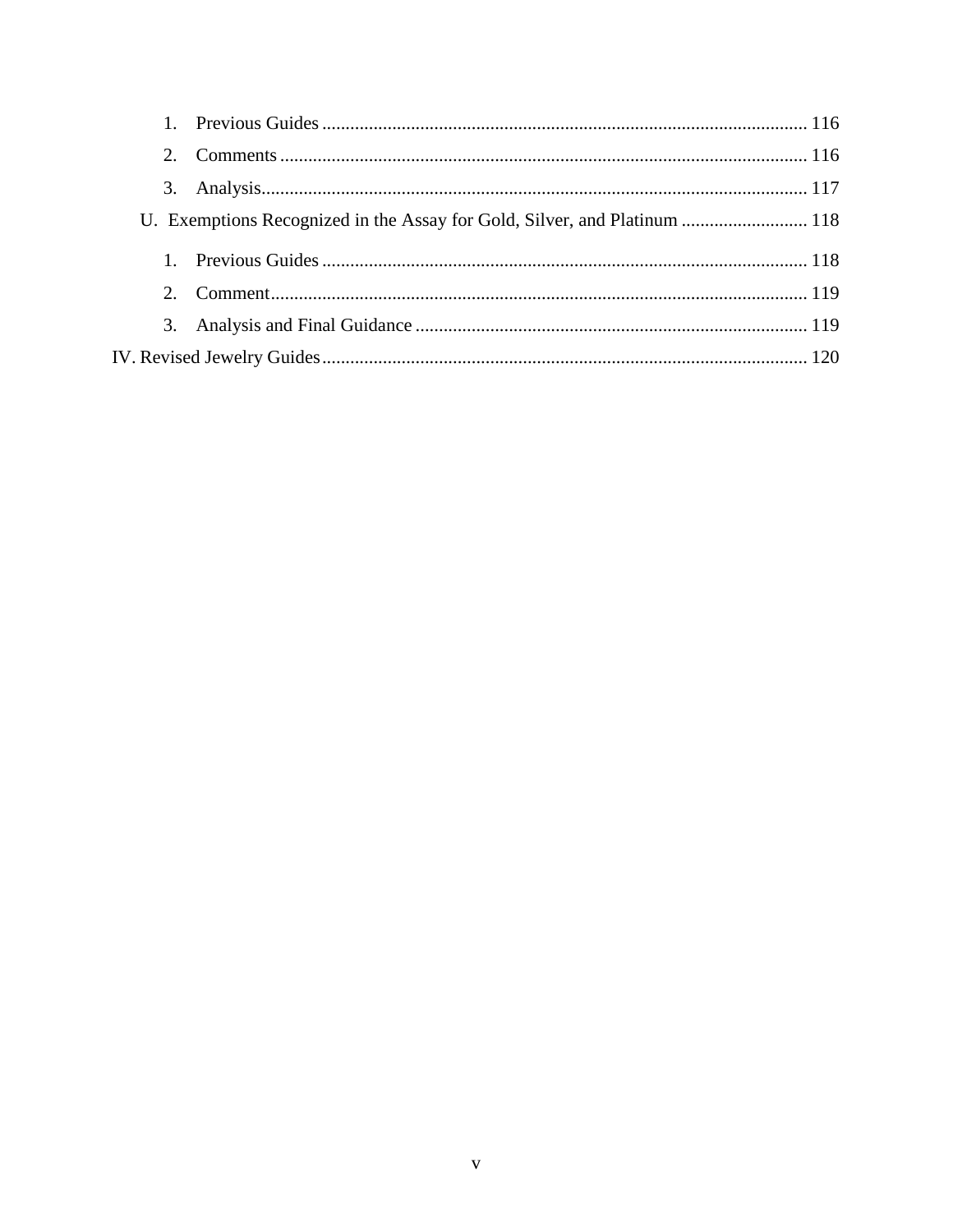1. Previous Guides ........................................................................................................ 116
2. Comments ................................................................................................................. 116
3. Analysis..................................................................................................................... 117

U. Exemptions Recognized in the Assay for Gold, Silver, and Platinum ........................... 118

1. Previous Guides ........................................................................................................ 118
2. Comment................................................................................................................... 119
3. Analysis and Final Guidance .................................................................................... 119

IV. Revised Jewelry Guides........................................................................................................ 120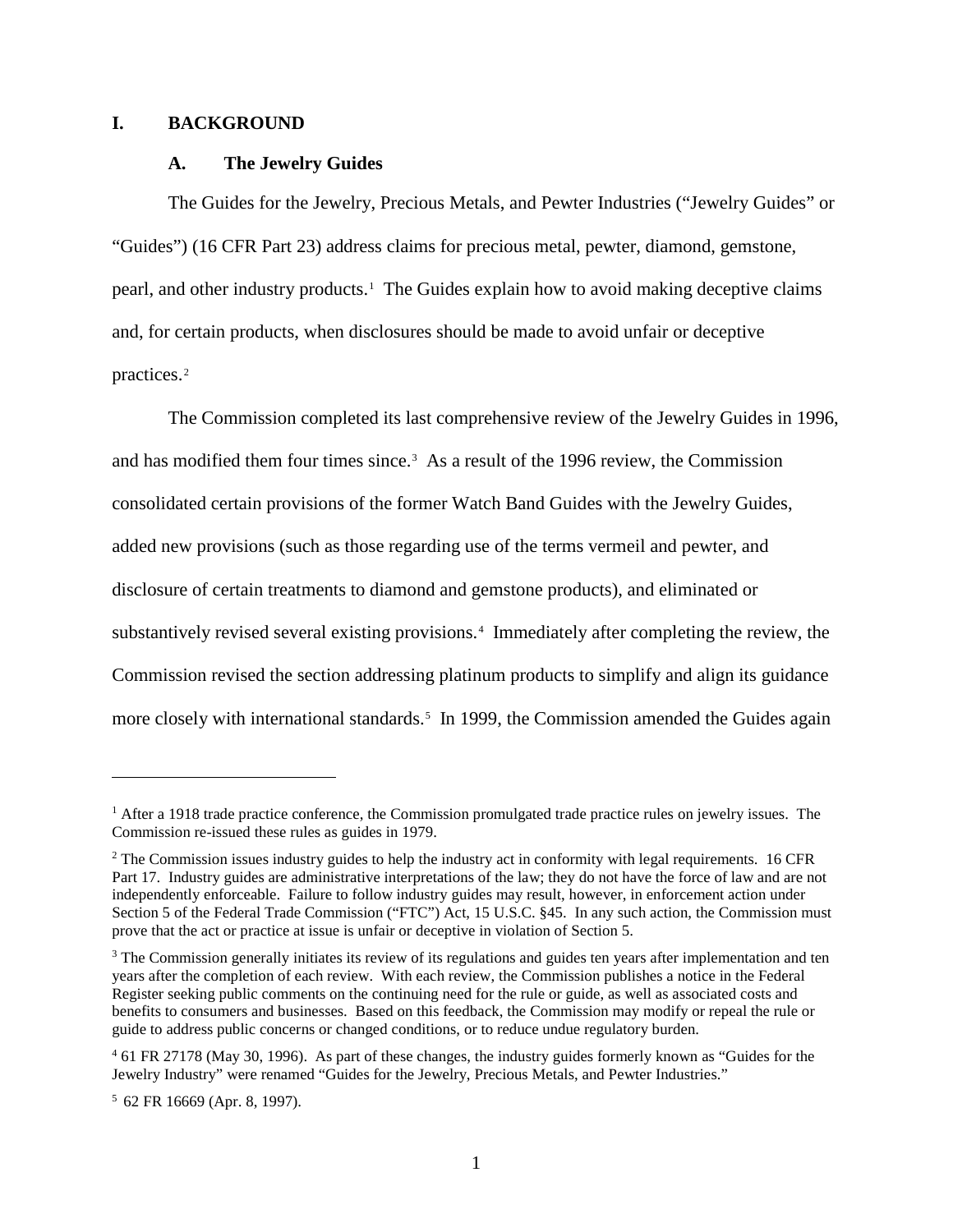# I. BACKGROUND

## A. The Jewelry Guides

The Guides for the Jewelry, Precious Metals, and Pewter Industries ("Jewelry Guides" or "Guides") (16 CFR Part 23) address claims for precious metal, pewter, diamond, gemstone, pearl, and other industry products.[1] The Guides explain how to avoid making deceptive claims and, for certain products, when disclosures should be made to avoid unfair or deceptive practices.[2]

The Commission completed its last comprehensive review of the Jewelry Guides in 1996, and has modified them four times since.[3] As a result of the 1996 review, the Commission consolidated certain provisions of the former Watch Band Guides with the Jewelry Guides, added new provisions (such as those regarding use of the terms vermeil and pewter, and disclosure of certain treatments to diamond and gemstone products), and eliminated or substantively revised several existing provisions.[4] Immediately after completing the review, the Commission revised the section addressing platinum products to simplify and align its guidance more closely with international standards.[5] In 1999, the Commission amended the Guides again

---

[1] After a 1918 trade practice conference, the Commission promulgated trade practice rules on jewelry issues. The Commission re-issued these rules as guides in 1979.

[2] The Commission issues industry guides to help the industry act in conformity with legal requirements. 16 CFR Part 17. Industry guides are administrative interpretations of the law; they do not have the force of law and are not independently enforceable. Failure to follow industry guides may result, however, in enforcement action under Section 5 of the Federal Trade Commission ("FTC") Act, 15 U.S.C. §45. In any such action, the Commission must prove that the act or practice at issue is unfair or deceptive in violation of Section 5.

[3] The Commission generally initiates its review of its regulations and guides ten years after implementation and ten years after the completion of each review. With each review, the Commission publishes a notice in the Federal Register seeking public comments on the continuing need for the rule or guide, as well as associated costs and benefits to consumers and businesses. Based on this feedback, the Commission may modify or repeal the rule or guide to address public concerns or changed conditions, or to reduce undue regulatory burden.

[4] 61 FR 27178 (May 30, 1996). As part of these changes, the industry guides formerly known as "Guides for the Jewelry Industry" were renamed "Guides for the Jewelry, Precious Metals, and Pewter Industries."

[5] 62 FR 16669 (Apr. 8, 1997).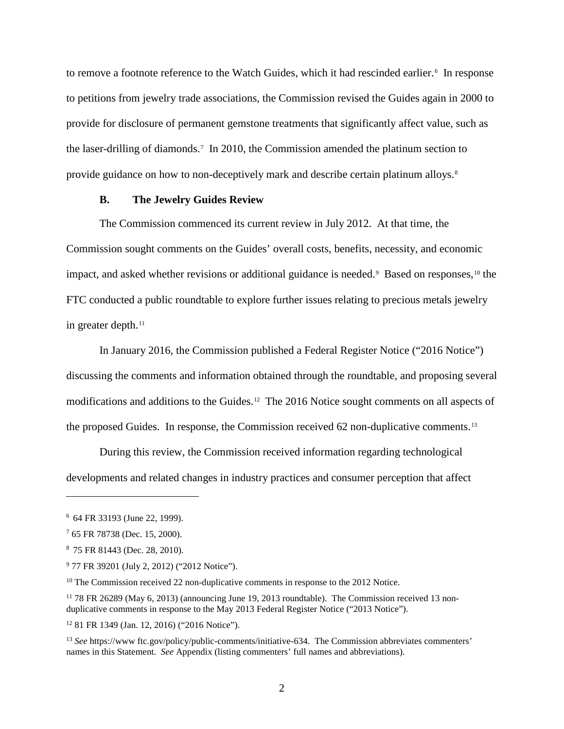to remove a footnote reference to the Watch Guides, which it had rescinded earlier.[6] In response to petitions from jewelry trade associations, the Commission revised the Guides again in 2000 to provide for disclosure of permanent gemstone treatments that significantly affect value, such as the laser-drilling of diamonds.[7] In 2010, the Commission amended the platinum section to provide guidance on how to non-deceptively mark and describe certain platinum alloys.[8]

### B. The Jewelry Guides Review

The Commission commenced its current review in July 2012. At that time, the Commission sought comments on the Guides' overall costs, benefits, necessity, and economic impact, and asked whether revisions or additional guidance is needed.[9] Based on responses,[10] the FTC conducted a public roundtable to explore further issues relating to precious metals jewelry in greater depth.[11]

In January 2016, the Commission published a Federal Register Notice ("2016 Notice") discussing the comments and information obtained through the roundtable, and proposing several modifications and additions to the Guides.[12] The 2016 Notice sought comments on all aspects of the proposed Guides. In response, the Commission received 62 non-duplicative comments.[13]

During this review, the Commission received information regarding technological developments and related changes in industry practices and consumer perception that affect

---

[6] 64 FR 33193 (June 22, 1999).

[7] 65 FR 78738 (Dec. 15, 2000).

[8] 75 FR 81443 (Dec. 28, 2010).

[9] 77 FR 39201 (July 2, 2012) ("2012 Notice").

[10] The Commission received 22 non-duplicative comments in response to the 2012 Notice.

[11] 78 FR 26289 (May 6, 2013) (announcing June 19, 2013 roundtable). The Commission received 13 non-duplicative comments in response to the May 2013 Federal Register Notice ("2013 Notice").

[12] 81 FR 1349 (Jan. 12, 2016) ("2016 Notice").

[13] *See* https://www ftc.gov/policy/public-comments/initiative-634. The Commission abbreviates commenters' names in this Statement. *See* Appendix (listing commenters' full names and abbreviations).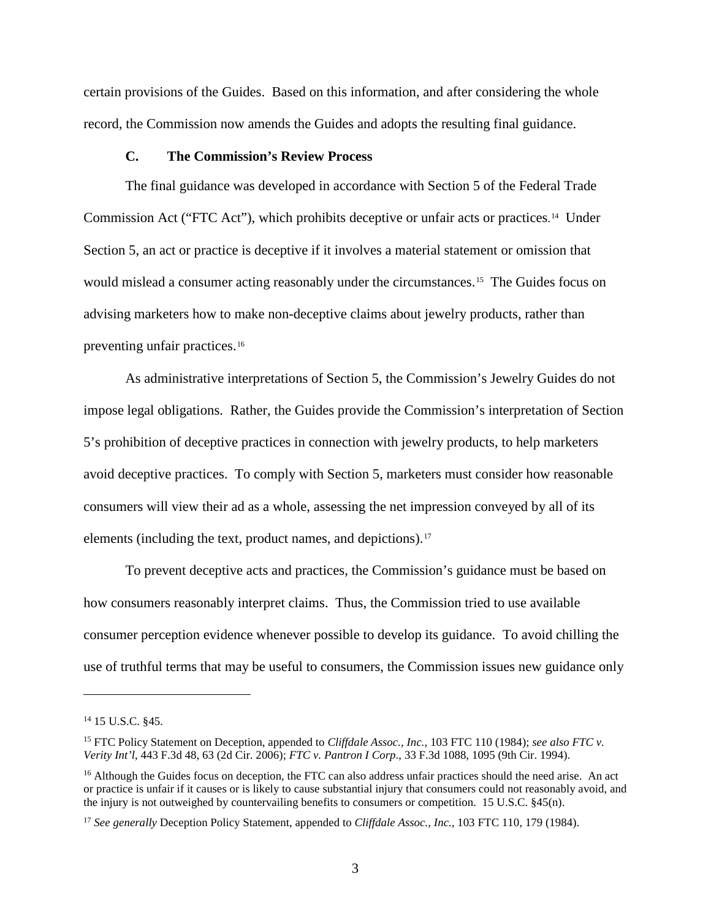certain provisions of the Guides. Based on this information, and after considering the whole record, the Commission now amends the Guides and adopts the resulting final guidance.

### C. The Commission's Review Process

The final guidance was developed in accordance with Section 5 of the Federal Trade Commission Act ("FTC Act"), which prohibits deceptive or unfair acts or practices.[14] Under Section 5, an act or practice is deceptive if it involves a material statement or omission that would mislead a consumer acting reasonably under the circumstances.[15] The Guides focus on advising marketers how to make non-deceptive claims about jewelry products, rather than preventing unfair practices.[16]

As administrative interpretations of Section 5, the Commission's Jewelry Guides do not impose legal obligations. Rather, the Guides provide the Commission's interpretation of Section 5's prohibition of deceptive practices in connection with jewelry products, to help marketers avoid deceptive practices. To comply with Section 5, marketers must consider how reasonable consumers will view their ad as a whole, assessing the net impression conveyed by all of its elements (including the text, product names, and depictions).[17]

To prevent deceptive acts and practices, the Commission's guidance must be based on how consumers reasonably interpret claims. Thus, the Commission tried to use available consumer perception evidence whenever possible to develop its guidance. To avoid chilling the use of truthful terms that may be useful to consumers, the Commission issues new guidance only

---

[14] 15 U.S.C. §45.

[15] FTC Policy Statement on Deception, appended to *Cliffdale Assoc., Inc.*, 103 FTC 110 (1984); *see also FTC v. Verity Int'l*, 443 F.3d 48, 63 (2d Cir. 2006); *FTC v. Pantron I Corp*., 33 F.3d 1088, 1095 (9th Cir. 1994).

[16] Although the Guides focus on deception, the FTC can also address unfair practices should the need arise. An act or practice is unfair if it causes or is likely to cause substantial injury that consumers could not reasonably avoid, and the injury is not outweighed by countervailing benefits to consumers or competition. 15 U.S.C. §45(n).

[17] *See generally* Deception Policy Statement, appended to *Cliffdale Assoc., Inc.*, 103 FTC 110, 179 (1984).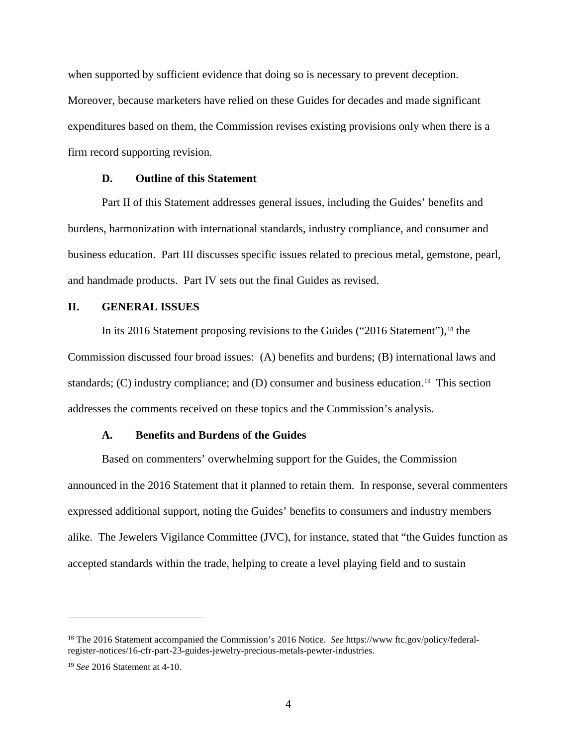when supported by sufficient evidence that doing so is necessary to prevent deception. Moreover, because marketers have relied on these Guides for decades and made significant expenditures based on them, the Commission revises existing provisions only when there is a firm record supporting revision.

### D. Outline of this Statement

Part II of this Statement addresses general issues, including the Guides' benefits and burdens, harmonization with international standards, industry compliance, and consumer and business education. Part III discusses specific issues related to precious metal, gemstone, pearl, and handmade products. Part IV sets out the final Guides as revised.

## II. GENERAL ISSUES

In its 2016 Statement proposing revisions to the Guides ("2016 Statement"),[18] the Commission discussed four broad issues: (A) benefits and burdens; (B) international laws and standards; (C) industry compliance; and (D) consumer and business education.[19] This section addresses the comments received on these topics and the Commission's analysis.

### A. Benefits and Burdens of the Guides

Based on commenters' overwhelming support for the Guides, the Commission announced in the 2016 Statement that it planned to retain them. In response, several commenters expressed additional support, noting the Guides' benefits to consumers and industry members alike. The Jewelers Vigilance Committee (JVC), for instance, stated that "the Guides function as accepted standards within the trade, helping to create a level playing field and to sustain

---

[18] The 2016 Statement accompanied the Commission's 2016 Notice. *See* https://www ftc.gov/policy/federal-register-notices/16-cfr-part-23-guides-jewelry-precious-metals-pewter-industries.

[19] *See* 2016 Statement at 4-10.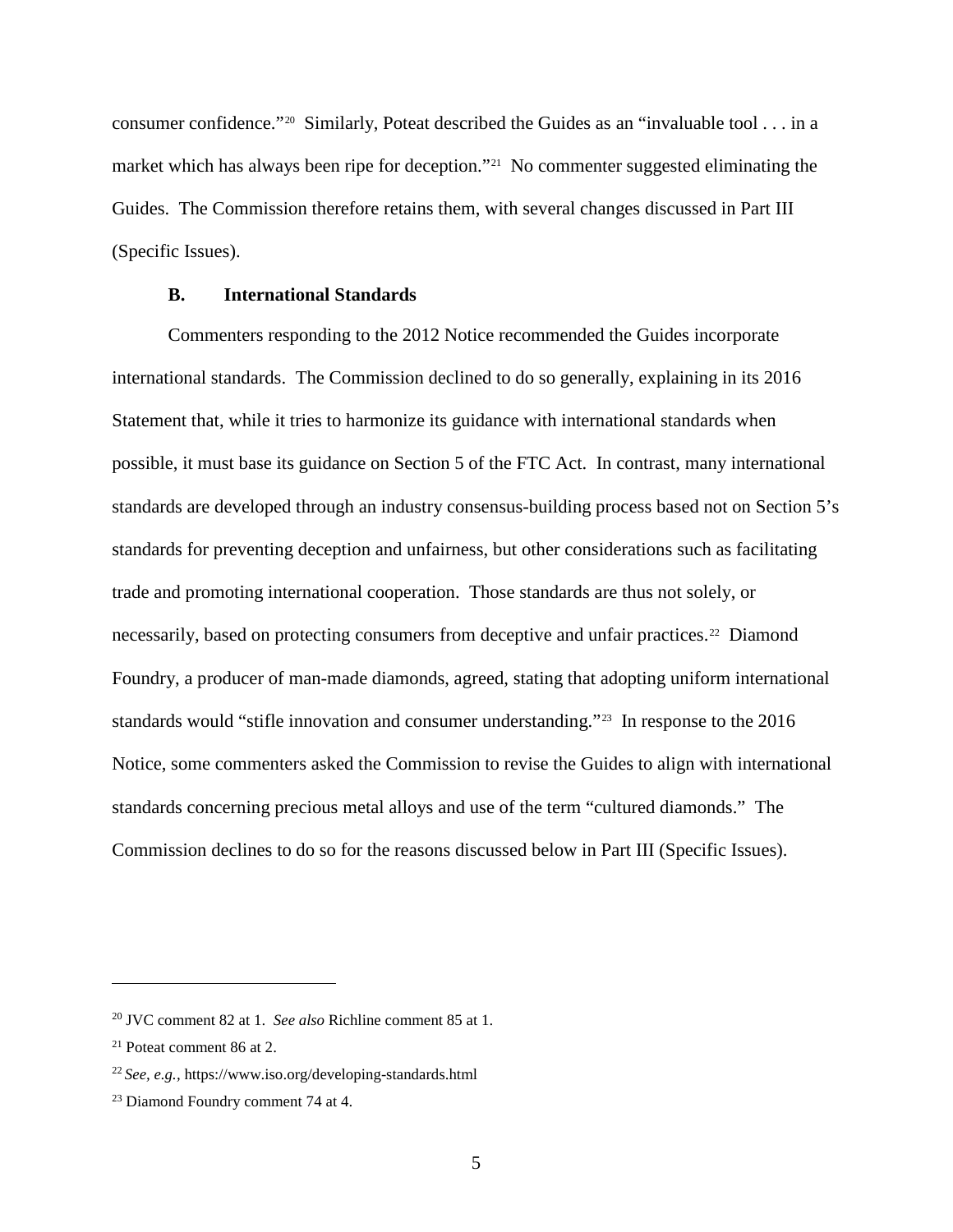consumer confidence."[20] Similarly, Poteat described the Guides as an "invaluable tool . . . in a market which has always been ripe for deception."[21] No commenter suggested eliminating the Guides. The Commission therefore retains them, with several changes discussed in Part III (Specific Issues).

### B. International Standards

Commenters responding to the 2012 Notice recommended the Guides incorporate international standards. The Commission declined to do so generally, explaining in its 2016 Statement that, while it tries to harmonize its guidance with international standards when possible, it must base its guidance on Section 5 of the FTC Act. In contrast, many international standards are developed through an industry consensus-building process based not on Section 5's standards for preventing deception and unfairness, but other considerations such as facilitating trade and promoting international cooperation. Those standards are thus not solely, or necessarily, based on protecting consumers from deceptive and unfair practices.[22] Diamond Foundry, a producer of man-made diamonds, agreed, stating that adopting uniform international standards would "stifle innovation and consumer understanding."[23] In response to the 2016 Notice, some commenters asked the Commission to revise the Guides to align with international standards concerning precious metal alloys and use of the term "cultured diamonds." The Commission declines to do so for the reasons discussed below in Part III (Specific Issues).

---

[20] JVC comment 82 at 1. *See also* Richline comment 85 at 1.

[21] Poteat comment 86 at 2.

[22] *See, e.g.*, https://www.iso.org/developing-standards.html

[23] Diamond Foundry comment 74 at 4.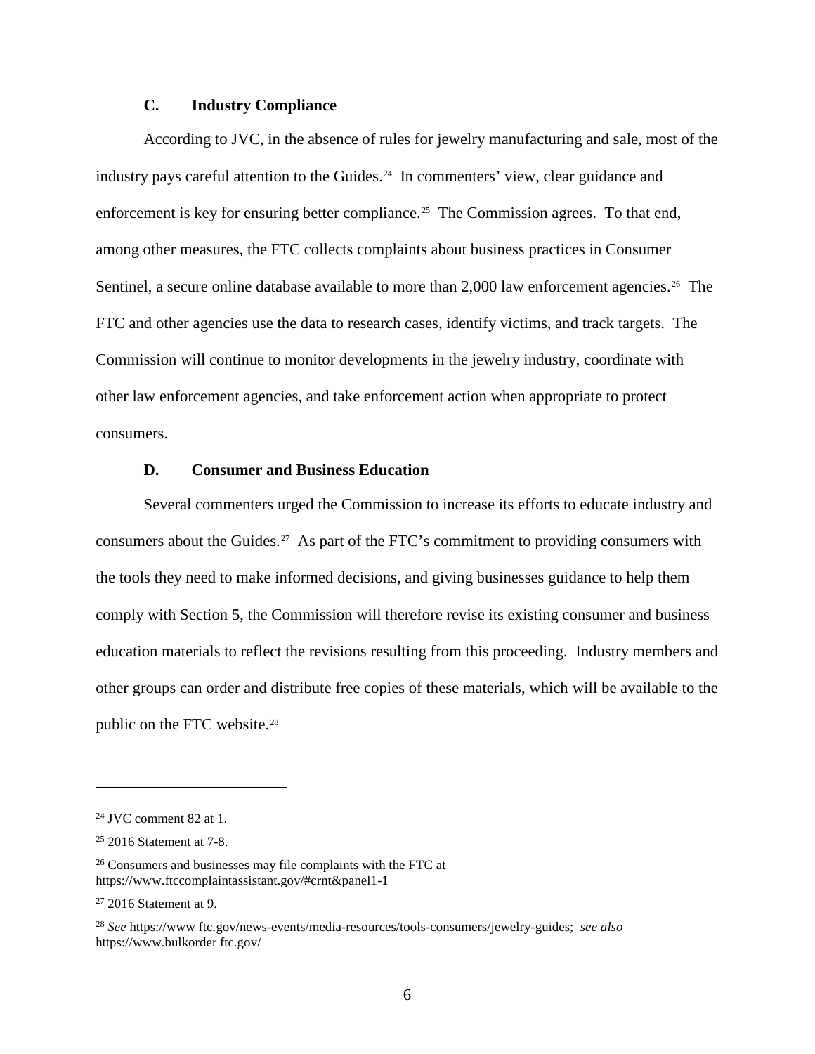### C. Industry Compliance

According to JVC, in the absence of rules for jewelry manufacturing and sale, most of the industry pays careful attention to the Guides.[24] In commenters' view, clear guidance and enforcement is key for ensuring better compliance.[25] The Commission agrees. To that end, among other measures, the FTC collects complaints about business practices in Consumer Sentinel, a secure online database available to more than 2,000 law enforcement agencies.[26] The FTC and other agencies use the data to research cases, identify victims, and track targets. The Commission will continue to monitor developments in the jewelry industry, coordinate with other law enforcement agencies, and take enforcement action when appropriate to protect consumers.

### D. Consumer and Business Education

Several commenters urged the Commission to increase its efforts to educate industry and consumers about the Guides.[27] As part of the FTC's commitment to providing consumers with the tools they need to make informed decisions, and giving businesses guidance to help them comply with Section 5, the Commission will therefore revise its existing consumer and business education materials to reflect the revisions resulting from this proceeding. Industry members and other groups can order and distribute free copies of these materials, which will be available to the public on the FTC website.[28]

---

[24] JVC comment 82 at 1.

[25] 2016 Statement at 7-8.

[26] Consumers and businesses may file complaints with the FTC at https://www.ftccomplaintassistant.gov/#crnt&panel1-1

[27] 2016 Statement at 9.

[28] *See* https://www ftc.gov/news-events/media-resources/tools-consumers/jewelry-guides; *see also* https://www.bulkorder ftc.gov/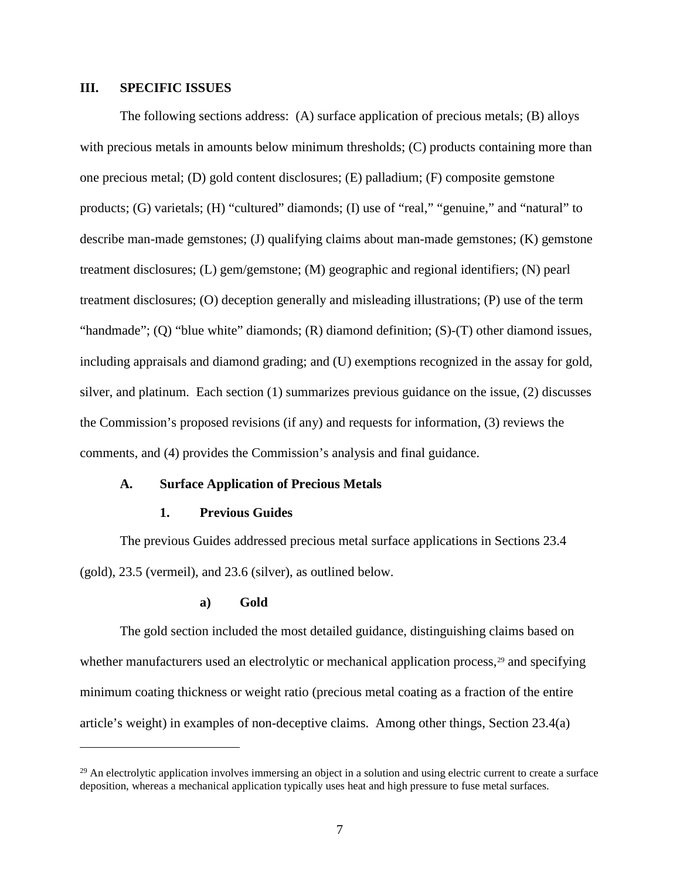## III. SPECIFIC ISSUES

The following sections address: (A) surface application of precious metals; (B) alloys with precious metals in amounts below minimum thresholds; (C) products containing more than one precious metal; (D) gold content disclosures; (E) palladium; (F) composite gemstone products; (G) varietals; (H) "cultured" diamonds; (I) use of "real," "genuine," and "natural" to describe man-made gemstones; (J) qualifying claims about man-made gemstones; (K) gemstone treatment disclosures; (L) gem/gemstone; (M) geographic and regional identifiers; (N) pearl treatment disclosures; (O) deception generally and misleading illustrations; (P) use of the term "handmade"; (Q) "blue white" diamonds; (R) diamond definition; (S)-(T) other diamond issues, including appraisals and diamond grading; and (U) exemptions recognized in the assay for gold, silver, and platinum. Each section (1) summarizes previous guidance on the issue, (2) discusses the Commission's proposed revisions (if any) and requests for information, (3) reviews the comments, and (4) provides the Commission's analysis and final guidance.

### A. Surface Application of Precious Metals

#### 1. Previous Guides

The previous Guides addressed precious metal surface applications in Sections 23.4 (gold), 23.5 (vermeil), and 23.6 (silver), as outlined below.

##### a) Gold

The gold section included the most detailed guidance, distinguishing claims based on whether manufacturers used an electrolytic or mechanical application process,[29] and specifying minimum coating thickness or weight ratio (precious metal coating as a fraction of the entire article's weight) in examples of non-deceptive claims. Among other things, Section 23.4(a)

---

[29] An electrolytic application involves immersing an object in a solution and using electric current to create a surface deposition, whereas a mechanical application typically uses heat and high pressure to fuse metal surfaces.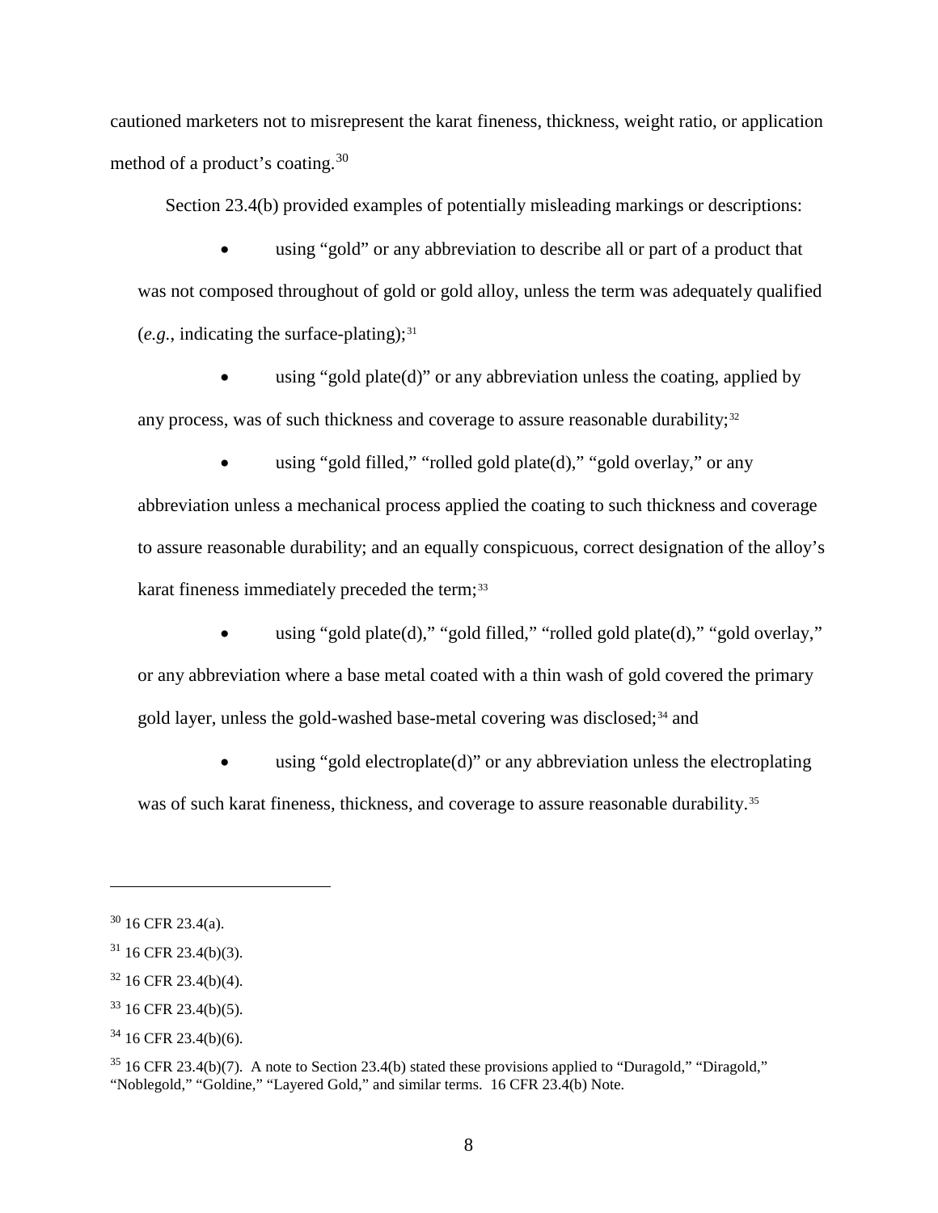cautioned marketers not to misrepresent the karat fineness, thickness, weight ratio, or application method of a product's coating.[30]

Section 23.4(b) provided examples of potentially misleading markings or descriptions:

- using "gold" or any abbreviation to describe all or part of a product that was not composed throughout of gold or gold alloy, unless the term was adequately qualified (*e.g.*, indicating the surface-plating);[31]
- using "gold plate(d)" or any abbreviation unless the coating, applied by any process, was of such thickness and coverage to assure reasonable durability;[32]
- using "gold filled," "rolled gold plate(d)," "gold overlay," or any abbreviation unless a mechanical process applied the coating to such thickness and coverage to assure reasonable durability; and an equally conspicuous, correct designation of the alloy's karat fineness immediately preceded the term;[33]
- using "gold plate(d)," "gold filled," "rolled gold plate(d)," "gold overlay," or any abbreviation where a base metal coated with a thin wash of gold covered the primary gold layer, unless the gold-washed base-metal covering was disclosed;[34] and
- using "gold electroplate(d)" or any abbreviation unless the electroplating was of such karat fineness, thickness, and coverage to assure reasonable durability.[35]

---

[30] 16 CFR 23.4(a).

[31] 16 CFR 23.4(b)(3).

[32] 16 CFR 23.4(b)(4).

[33] 16 CFR 23.4(b)(5).

[34] 16 CFR 23.4(b)(6).

[35] 16 CFR 23.4(b)(7). A note to Section 23.4(b) stated these provisions applied to "Duragold," "Diragold," "Noblegold," "Goldine," "Layered Gold," and similar terms. 16 CFR 23.4(b) Note.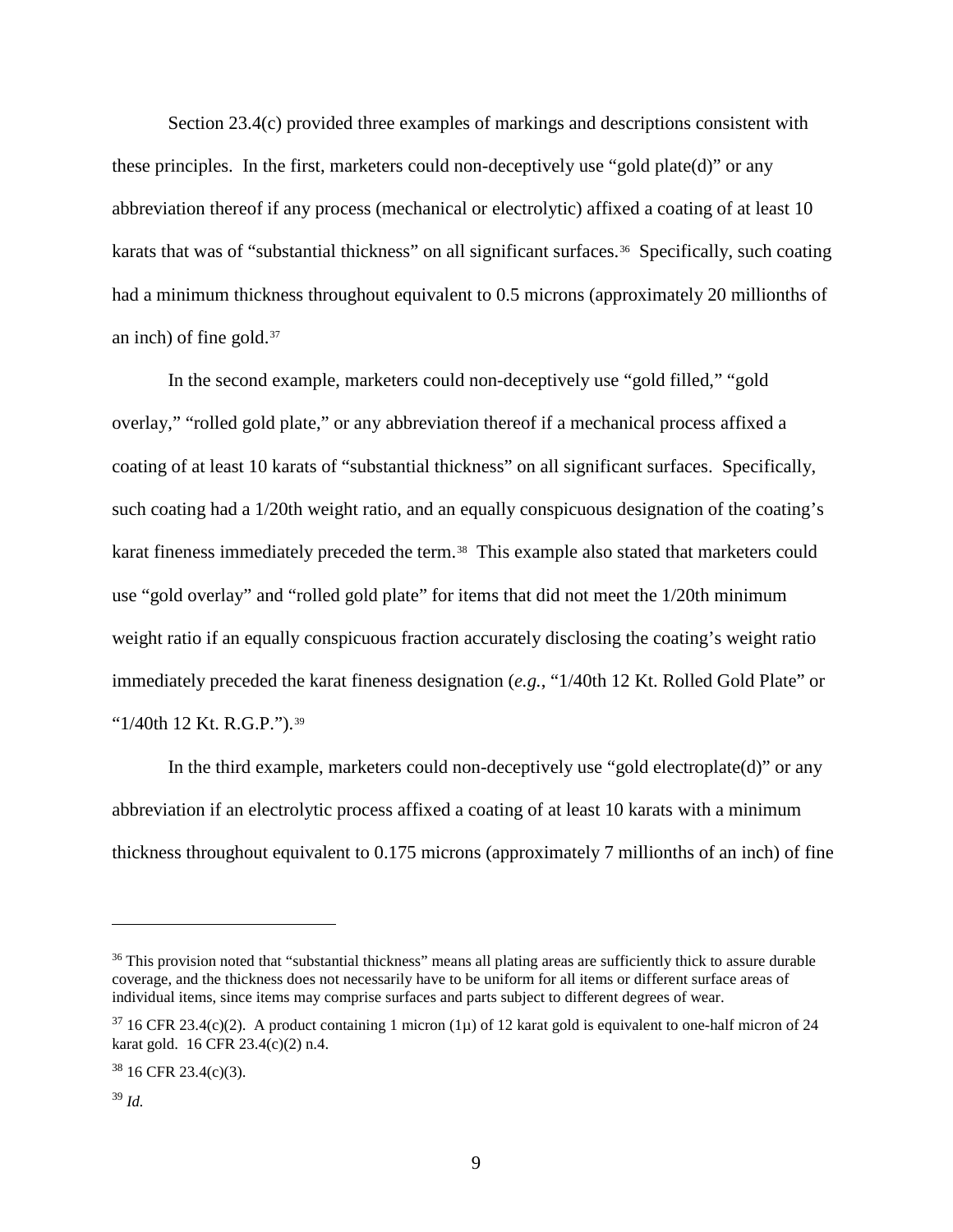Section 23.4(c) provided three examples of markings and descriptions consistent with these principles. In the first, marketers could non-deceptively use "gold plate(d)" or any abbreviation thereof if any process (mechanical or electrolytic) affixed a coating of at least 10 karats that was of "substantial thickness" on all significant surfaces.[36] Specifically, such coating had a minimum thickness throughout equivalent to 0.5 microns (approximately 20 millionths of an inch) of fine gold.[37]

In the second example, marketers could non-deceptively use "gold filled," "gold overlay," "rolled gold plate," or any abbreviation thereof if a mechanical process affixed a coating of at least 10 karats of "substantial thickness" on all significant surfaces. Specifically, such coating had a 1/20th weight ratio, and an equally conspicuous designation of the coating's karat fineness immediately preceded the term.[38] This example also stated that marketers could use "gold overlay" and "rolled gold plate" for items that did not meet the 1/20th minimum weight ratio if an equally conspicuous fraction accurately disclosing the coating's weight ratio immediately preceded the karat fineness designation (*e.g.*, "1/40th 12 Kt. Rolled Gold Plate" or "1/40th 12 Kt. R.G.P.").[39]

In the third example, marketers could non-deceptively use "gold electroplate(d)" or any abbreviation if an electrolytic process affixed a coating of at least 10 karats with a minimum thickness throughout equivalent to 0.175 microns (approximately 7 millionths of an inch) of fine

---

[36] This provision noted that "substantial thickness" means all plating areas are sufficiently thick to assure durable coverage, and the thickness does not necessarily have to be uniform for all items or different surface areas of individual items, since items may comprise surfaces and parts subject to different degrees of wear.

[37] 16 CFR 23.4(c)(2). A product containing 1 micron (1µ) of 12 karat gold is equivalent to one-half micron of 24 karat gold. 16 CFR 23.4(c)(2) n.4.

[38] 16 CFR 23.4(c)(3).

[39] *Id.*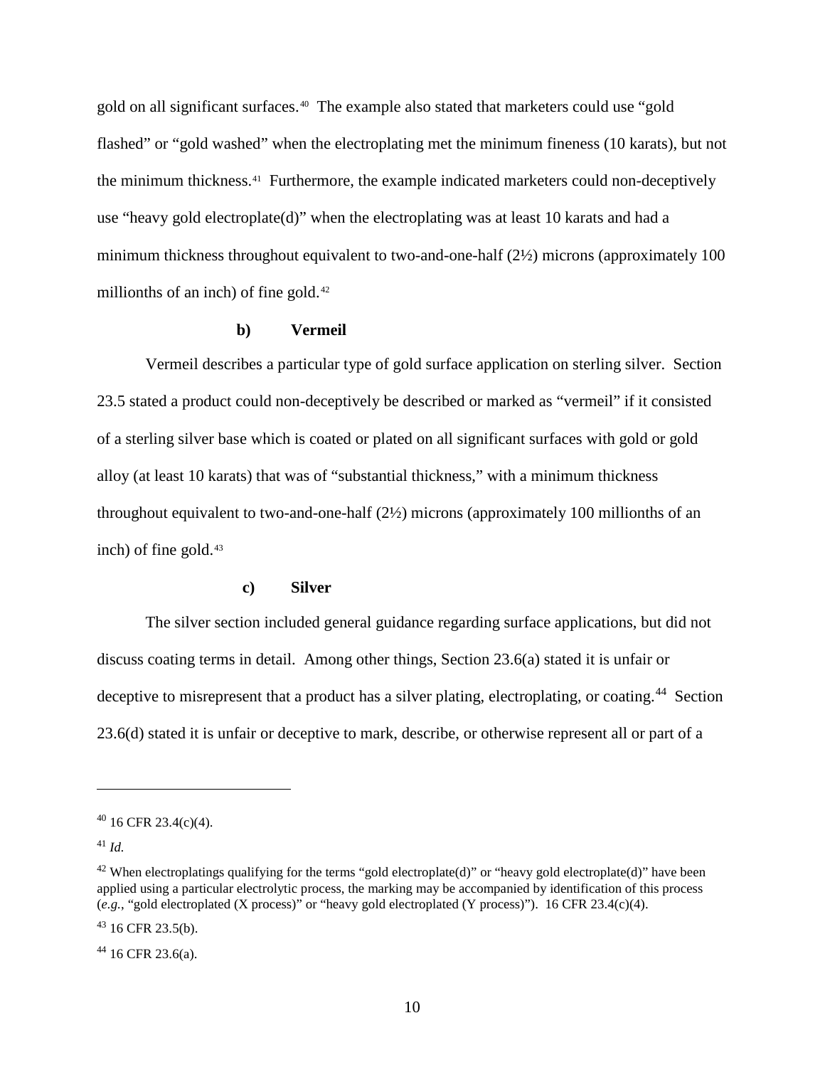gold on all significant surfaces.[40] The example also stated that marketers could use "gold flashed" or "gold washed" when the electroplating met the minimum fineness (10 karats), but not the minimum thickness.[41] Furthermore, the example indicated marketers could non-deceptively use "heavy gold electroplate(d)" when the electroplating was at least 10 karats and had a minimum thickness throughout equivalent to two-and-one-half (2½) microns (approximately 100 millionths of an inch) of fine gold.[42]

#### b) Vermeil

Vermeil describes a particular type of gold surface application on sterling silver. Section 23.5 stated a product could non-deceptively be described or marked as "vermeil" if it consisted of a sterling silver base which is coated or plated on all significant surfaces with gold or gold alloy (at least 10 karats) that was of "substantial thickness," with a minimum thickness throughout equivalent to two-and-one-half (2½) microns (approximately 100 millionths of an inch) of fine gold.[43]

#### c) Silver

The silver section included general guidance regarding surface applications, but did not discuss coating terms in detail. Among other things, Section 23.6(a) stated it is unfair or deceptive to misrepresent that a product has a silver plating, electroplating, or coating.[44] Section 23.6(d) stated it is unfair or deceptive to mark, describe, or otherwise represent all or part of a

---

[40] 16 CFR 23.4(c)(4).

[41] *Id.*

[42] When electroplatings qualifying for the terms "gold electroplate(d)" or "heavy gold electroplate(d)" have been applied using a particular electrolytic process, the marking may be accompanied by identification of this process (*e.g.*, "gold electroplated (X process)" or "heavy gold electroplated (Y process)"). 16 CFR 23.4(c)(4).

[43] 16 CFR 23.5(b).

[44] 16 CFR 23.6(a).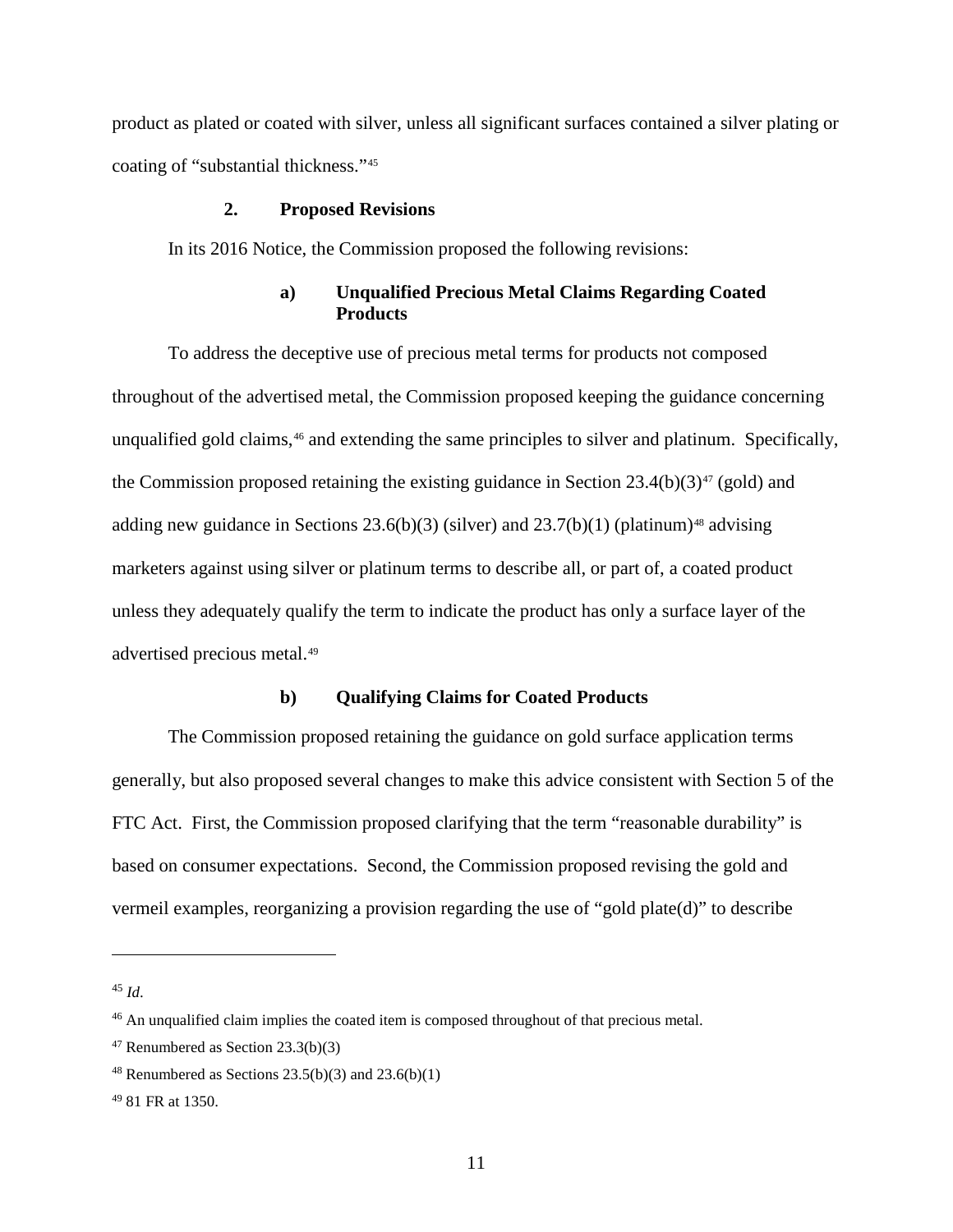product as plated or coated with silver, unless all significant surfaces contained a silver plating or coating of "substantial thickness."[45]

### 2. Proposed Revisions

In its 2016 Notice, the Commission proposed the following revisions:

#### a) Unqualified Precious Metal Claims Regarding Coated Products

To address the deceptive use of precious metal terms for products not composed throughout of the advertised metal, the Commission proposed keeping the guidance concerning unqualified gold claims,[46] and extending the same principles to silver and platinum. Specifically, the Commission proposed retaining the existing guidance in Section 23.4(b)(3)[47] (gold) and adding new guidance in Sections 23.6(b)(3) (silver) and 23.7(b)(1) (platinum)[48] advising marketers against using silver or platinum terms to describe all, or part of, a coated product unless they adequately qualify the term to indicate the product has only a surface layer of the advertised precious metal.[49]

#### b) Qualifying Claims for Coated Products

The Commission proposed retaining the guidance on gold surface application terms generally, but also proposed several changes to make this advice consistent with Section 5 of the FTC Act. First, the Commission proposed clarifying that the term "reasonable durability" is based on consumer expectations. Second, the Commission proposed revising the gold and vermeil examples, reorganizing a provision regarding the use of "gold plate(d)" to describe

---

[45] *Id*.

[46] An unqualified claim implies the coated item is composed throughout of that precious metal.

[47] Renumbered as Section 23.3(b)(3)

[48] Renumbered as Sections 23.5(b)(3) and 23.6(b)(1)

[49] 81 FR at 1350.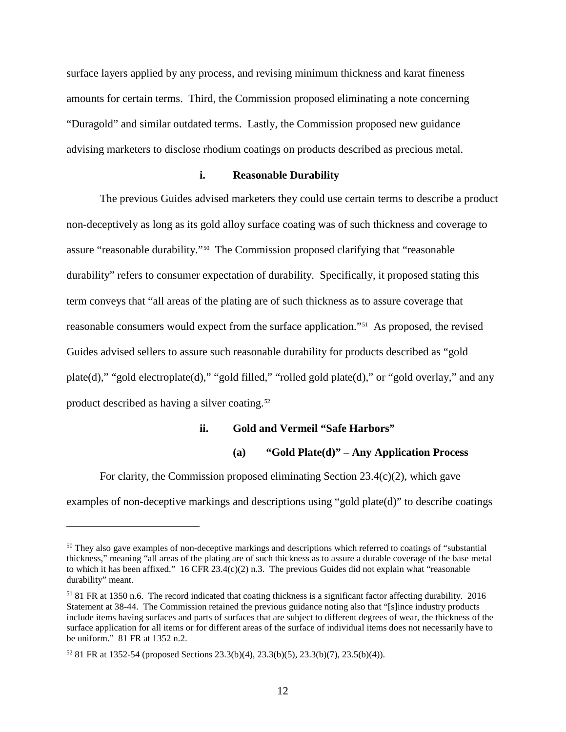surface layers applied by any process, and revising minimum thickness and karat fineness amounts for certain terms. Third, the Commission proposed eliminating a note concerning "Duragold" and similar outdated terms. Lastly, the Commission proposed new guidance advising marketers to disclose rhodium coatings on products described as precious metal.

#### i. Reasonable Durability

The previous Guides advised marketers they could use certain terms to describe a product non-deceptively as long as its gold alloy surface coating was of such thickness and coverage to assure "reasonable durability."[50] The Commission proposed clarifying that "reasonable durability" refers to consumer expectation of durability. Specifically, it proposed stating this term conveys that "all areas of the plating are of such thickness as to assure coverage that reasonable consumers would expect from the surface application."[51] As proposed, the revised Guides advised sellers to assure such reasonable durability for products described as "gold plate(d)," "gold electroplate(d)," "gold filled," "rolled gold plate(d)," or "gold overlay," and any product described as having a silver coating.[52]

#### ii. Gold and Vermeil "Safe Harbors"

##### (a) "Gold Plate(d)" – Any Application Process

For clarity, the Commission proposed eliminating Section 23.4(c)(2), which gave examples of non-deceptive markings and descriptions using "gold plate(d)" to describe coatings

---

[50] They also gave examples of non-deceptive markings and descriptions which referred to coatings of "substantial thickness," meaning "all areas of the plating are of such thickness as to assure a durable coverage of the base metal to which it has been affixed." 16 CFR 23.4(c)(2) n.3. The previous Guides did not explain what "reasonable durability" meant.

[51] 81 FR at 1350 n.6. The record indicated that coating thickness is a significant factor affecting durability. 2016 Statement at 38-44. The Commission retained the previous guidance noting also that "[s]ince industry products include items having surfaces and parts of surfaces that are subject to different degrees of wear, the thickness of the surface application for all items or for different areas of the surface of individual items does not necessarily have to be uniform." 81 FR at 1352 n.2.

[52] 81 FR at 1352-54 (proposed Sections 23.3(b)(4), 23.3(b)(5), 23.3(b)(7), 23.5(b)(4)).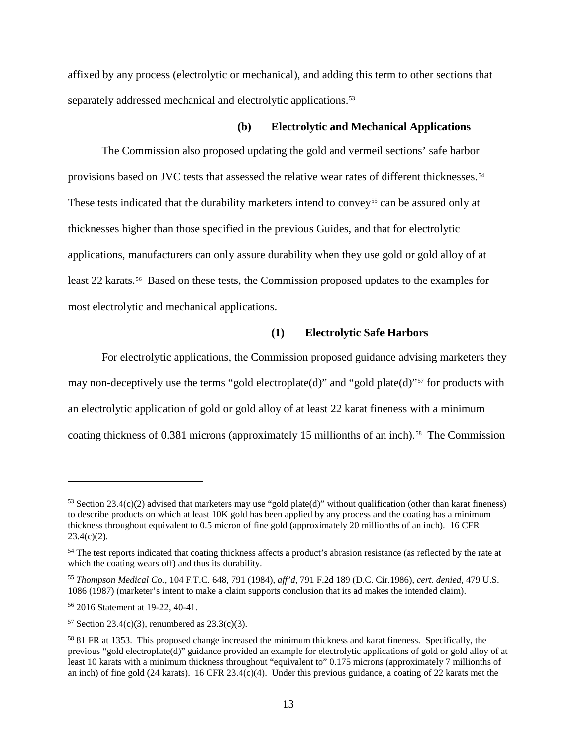affixed by any process (electrolytic or mechanical), and adding this term to other sections that separately addressed mechanical and electrolytic applications.[53]

#### (b) Electrolytic and Mechanical Applications

The Commission also proposed updating the gold and vermeil sections' safe harbor provisions based on JVC tests that assessed the relative wear rates of different thicknesses.[54] These tests indicated that the durability marketers intend to convey[55] can be assured only at thicknesses higher than those specified in the previous Guides, and that for electrolytic applications, manufacturers can only assure durability when they use gold or gold alloy of at least 22 karats.[56] Based on these tests, the Commission proposed updates to the examples for most electrolytic and mechanical applications.

##### (1) Electrolytic Safe Harbors

For electrolytic applications, the Commission proposed guidance advising marketers they may non-deceptively use the terms "gold electroplate(d)" and "gold plate(d)"[57] for products with an electrolytic application of gold or gold alloy of at least 22 karat fineness with a minimum coating thickness of 0.381 microns (approximately 15 millionths of an inch).[58] The Commission

---

[53] Section 23.4(c)(2) advised that marketers may use "gold plate(d)" without qualification (other than karat fineness) to describe products on which at least 10K gold has been applied by any process and the coating has a minimum thickness throughout equivalent to 0.5 micron of fine gold (approximately 20 millionths of an inch). 16 CFR 23.4(c)(2).

[54] The test reports indicated that coating thickness affects a product's abrasion resistance (as reflected by the rate at which the coating wears off) and thus its durability.

[55] *Thompson Medical Co.*, 104 F.T.C. 648, 791 (1984), *aff'd*, 791 F.2d 189 (D.C. Cir.1986), *cert. denied*, 479 U.S. 1086 (1987) (marketer's intent to make a claim supports conclusion that its ad makes the intended claim).

[56] 2016 Statement at 19-22, 40-41.

[57] Section 23.4(c)(3), renumbered as 23.3(c)(3).

[58] 81 FR at 1353. This proposed change increased the minimum thickness and karat fineness. Specifically, the previous "gold electroplate(d)" guidance provided an example for electrolytic applications of gold or gold alloy of at least 10 karats with a minimum thickness throughout "equivalent to" 0.175 microns (approximately 7 millionths of an inch) of fine gold (24 karats). 16 CFR 23.4(c)(4). Under this previous guidance, a coating of 22 karats met the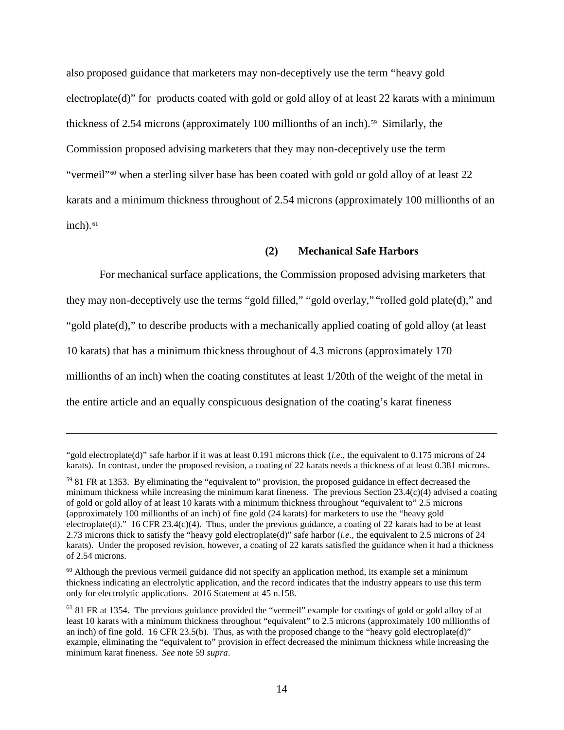also proposed guidance that marketers may non-deceptively use the term "heavy gold electroplate(d)" for products coated with gold or gold alloy of at least 22 karats with a minimum thickness of 2.54 microns (approximately 100 millionths of an inch).[59] Similarly, the Commission proposed advising marketers that they may non-deceptively use the term "vermeil"[60] when a sterling silver base has been coated with gold or gold alloy of at least 22 karats and a minimum thickness throughout of 2.54 microns (approximately 100 millionths of an inch).[61]

#### (2) Mechanical Safe Harbors

For mechanical surface applications, the Commission proposed advising marketers that they may non-deceptively use the terms "gold filled," "gold overlay," "rolled gold plate(d)," and "gold plate(d)," to describe products with a mechanically applied coating of gold alloy (at least 10 karats) that has a minimum thickness throughout of 4.3 microns (approximately 170 millionths of an inch) when the coating constitutes at least 1/20th of the weight of the metal in the entire article and an equally conspicuous designation of the coating's karat fineness

---

"gold electroplate(d)" safe harbor if it was at least 0.191 microns thick (*i.e.*, the equivalent to 0.175 microns of 24 karats). In contrast, under the proposed revision, a coating of 22 karats needs a thickness of at least 0.381 microns.

[59] 81 FR at 1353. By eliminating the "equivalent to" provision, the proposed guidance in effect decreased the minimum thickness while increasing the minimum karat fineness. The previous Section 23.4(c)(4) advised a coating of gold or gold alloy of at least 10 karats with a minimum thickness throughout "equivalent to" 2.5 microns (approximately 100 millionths of an inch) of fine gold (24 karats) for marketers to use the "heavy gold electroplate(d)." 16 CFR 23.4(c)(4). Thus, under the previous guidance, a coating of 22 karats had to be at least 2.73 microns thick to satisfy the "heavy gold electroplate(d)" safe harbor (*i.e.*, the equivalent to 2.5 microns of 24 karats). Under the proposed revision, however, a coating of 22 karats satisfied the guidance when it had a thickness of 2.54 microns.

[60] Although the previous vermeil guidance did not specify an application method, its example set a minimum thickness indicating an electrolytic application, and the record indicates that the industry appears to use this term only for electrolytic applications. 2016 Statement at 45 n.158.

[61] 81 FR at 1354. The previous guidance provided the "vermeil" example for coatings of gold or gold alloy of at least 10 karats with a minimum thickness throughout "equivalent" to 2.5 microns (approximately 100 millionths of an inch) of fine gold. 16 CFR 23.5(b). Thus, as with the proposed change to the "heavy gold electroplate(d)" example, eliminating the "equivalent to" provision in effect decreased the minimum thickness while increasing the minimum karat fineness. *See* note 59 *supra*.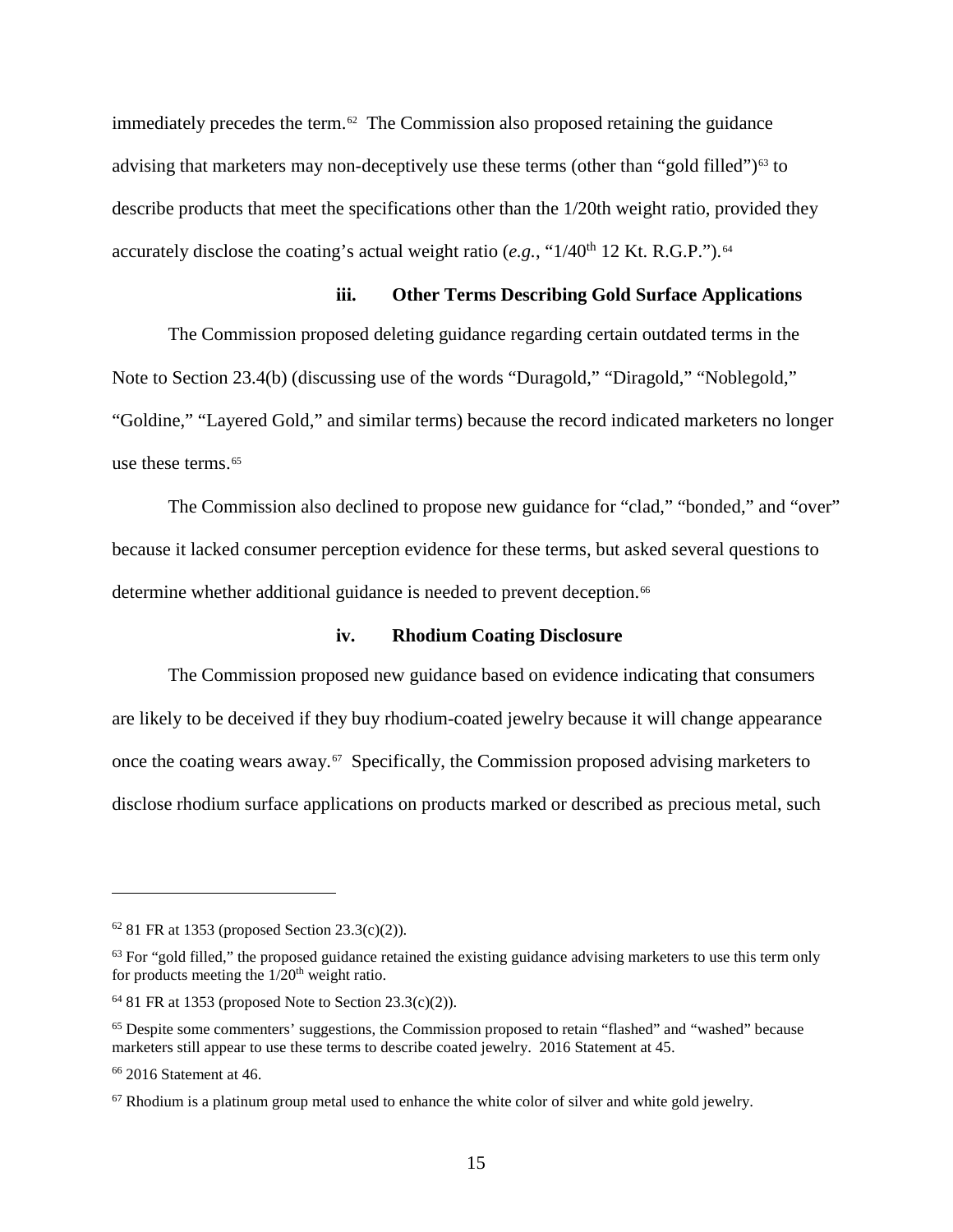immediately precedes the term.[62] The Commission also proposed retaining the guidance advising that marketers may non-deceptively use these terms (other than "gold filled")[63] to describe products that meet the specifications other than the 1/20th weight ratio, provided they accurately disclose the coating's actual weight ratio (*e.g.*, "1/40$^{th}$ 12 Kt. R.G.P.").[64]

#### iii. Other Terms Describing Gold Surface Applications

The Commission proposed deleting guidance regarding certain outdated terms in the Note to Section 23.4(b) (discussing use of the words "Duragold," "Diragold," "Noblegold," "Goldine," "Layered Gold," and similar terms) because the record indicated marketers no longer use these terms.[65]

The Commission also declined to propose new guidance for "clad," "bonded," and "over" because it lacked consumer perception evidence for these terms, but asked several questions to determine whether additional guidance is needed to prevent deception.[66]

#### iv. Rhodium Coating Disclosure

The Commission proposed new guidance based on evidence indicating that consumers are likely to be deceived if they buy rhodium-coated jewelry because it will change appearance once the coating wears away.[67] Specifically, the Commission proposed advising marketers to disclose rhodium surface applications on products marked or described as precious metal, such

---

[62] 81 FR at 1353 (proposed Section 23.3(c)(2)).

[63] For "gold filled," the proposed guidance retained the existing guidance advising marketers to use this term only for products meeting the 1/20$^{th}$ weight ratio.

[64] 81 FR at 1353 (proposed Note to Section 23.3(c)(2)).

[65] Despite some commenters' suggestions, the Commission proposed to retain "flashed" and "washed" because marketers still appear to use these terms to describe coated jewelry. 2016 Statement at 45.

[66] 2016 Statement at 46.

[67] Rhodium is a platinum group metal used to enhance the white color of silver and white gold jewelry.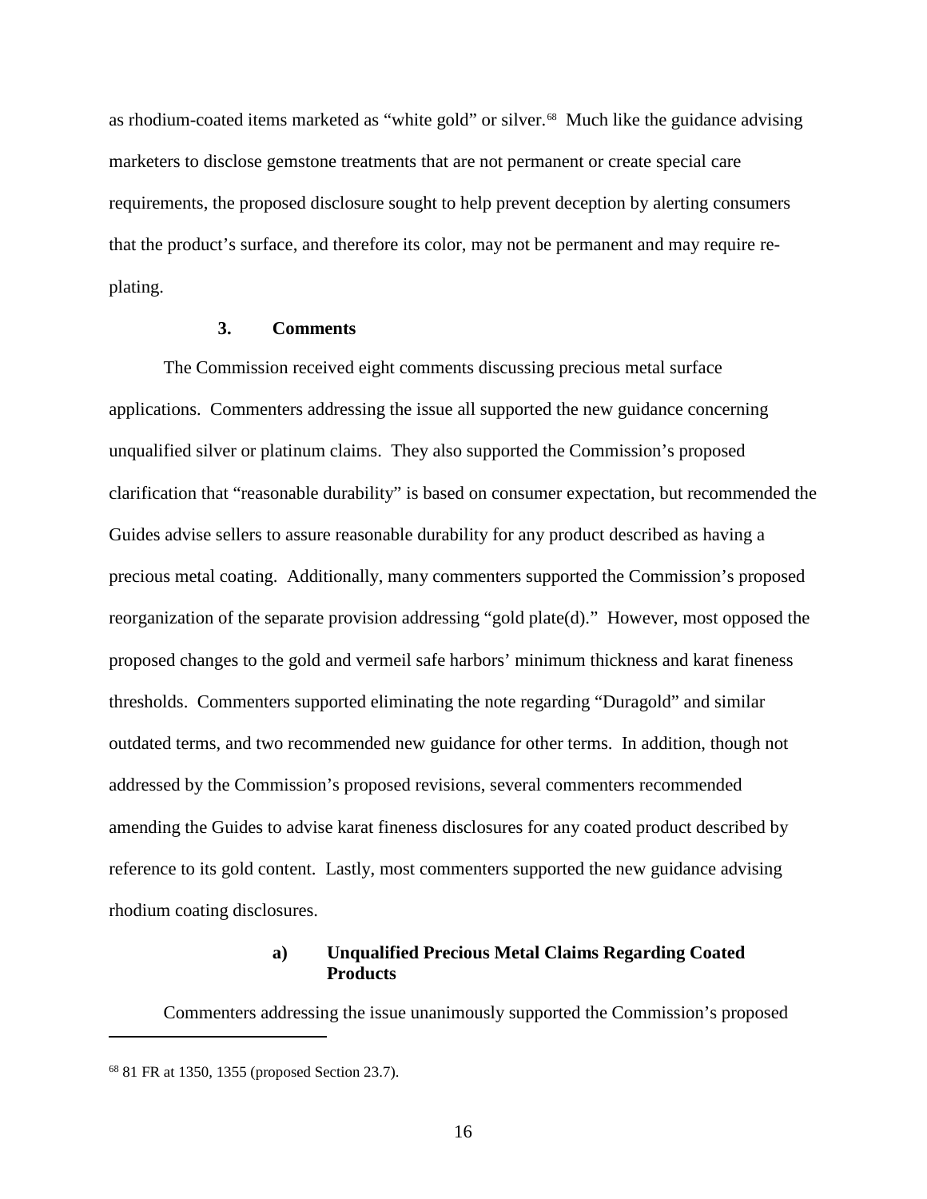as rhodium-coated items marketed as "white gold" or silver.[68] Much like the guidance advising marketers to disclose gemstone treatments that are not permanent or create special care requirements, the proposed disclosure sought to help prevent deception by alerting consumers that the product's surface, and therefore its color, may not be permanent and may require re-plating.

### 3. Comments

The Commission received eight comments discussing precious metal surface applications. Commenters addressing the issue all supported the new guidance concerning unqualified silver or platinum claims. They also supported the Commission's proposed clarification that "reasonable durability" is based on consumer expectation, but recommended the Guides advise sellers to assure reasonable durability for any product described as having a precious metal coating. Additionally, many commenters supported the Commission's proposed reorganization of the separate provision addressing "gold plate(d)." However, most opposed the proposed changes to the gold and vermeil safe harbors' minimum thickness and karat fineness thresholds. Commenters supported eliminating the note regarding "Duragold" and similar outdated terms, and two recommended new guidance for other terms. In addition, though not addressed by the Commission's proposed revisions, several commenters recommended amending the Guides to advise karat fineness disclosures for any coated product described by reference to its gold content. Lastly, most commenters supported the new guidance advising rhodium coating disclosures.

#### a) Unqualified Precious Metal Claims Regarding Coated Products

Commenters addressing the issue unanimously supported the Commission's proposed

---

[68] 81 FR at 1350, 1355 (proposed Section 23.7).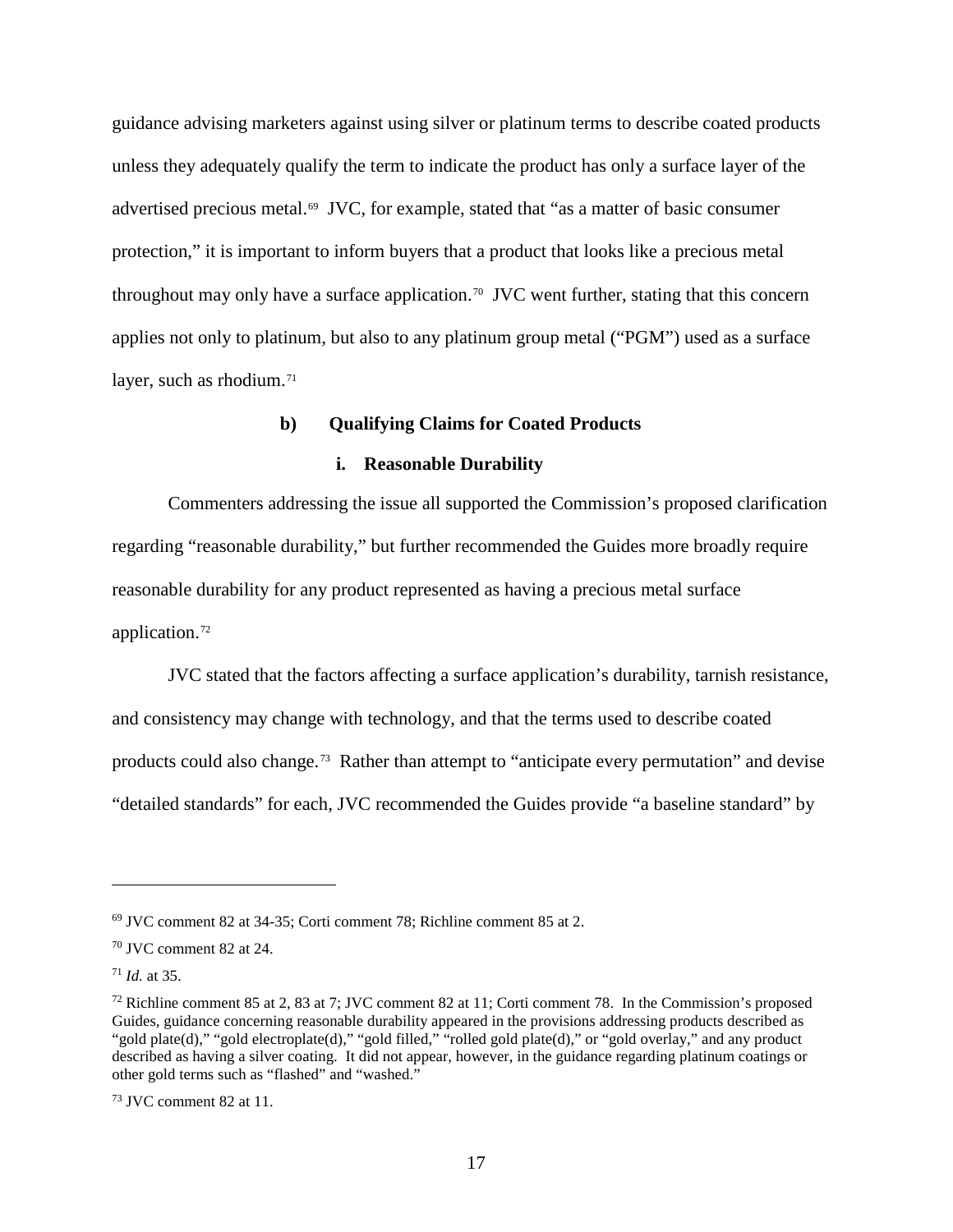guidance advising marketers against using silver or platinum terms to describe coated products unless they adequately qualify the term to indicate the product has only a surface layer of the advertised precious metal.[69] JVC, for example, stated that "as a matter of basic consumer protection," it is important to inform buyers that a product that looks like a precious metal throughout may only have a surface application.[70] JVC went further, stating that this concern applies not only to platinum, but also to any platinum group metal ("PGM") used as a surface layer, such as rhodium.[71]

#### b) Qualifying Claims for Coated Products

##### i. Reasonable Durability

Commenters addressing the issue all supported the Commission's proposed clarification regarding "reasonable durability," but further recommended the Guides more broadly require reasonable durability for any product represented as having a precious metal surface application.[72]

JVC stated that the factors affecting a surface application's durability, tarnish resistance, and consistency may change with technology, and that the terms used to describe coated products could also change.[73] Rather than attempt to "anticipate every permutation" and devise "detailed standards" for each, JVC recommended the Guides provide "a baseline standard" by

---

[69] JVC comment 82 at 34-35; Corti comment 78; Richline comment 85 at 2.

[70] JVC comment 82 at 24.

[71] *Id.* at 35.

[72] Richline comment 85 at 2, 83 at 7; JVC comment 82 at 11; Corti comment 78. In the Commission's proposed Guides, guidance concerning reasonable durability appeared in the provisions addressing products described as "gold plate(d)," "gold electroplate(d)," "gold filled," "rolled gold plate(d)," or "gold overlay," and any product described as having a silver coating. It did not appear, however, in the guidance regarding platinum coatings or other gold terms such as "flashed" and "washed."

[73] JVC comment 82 at 11.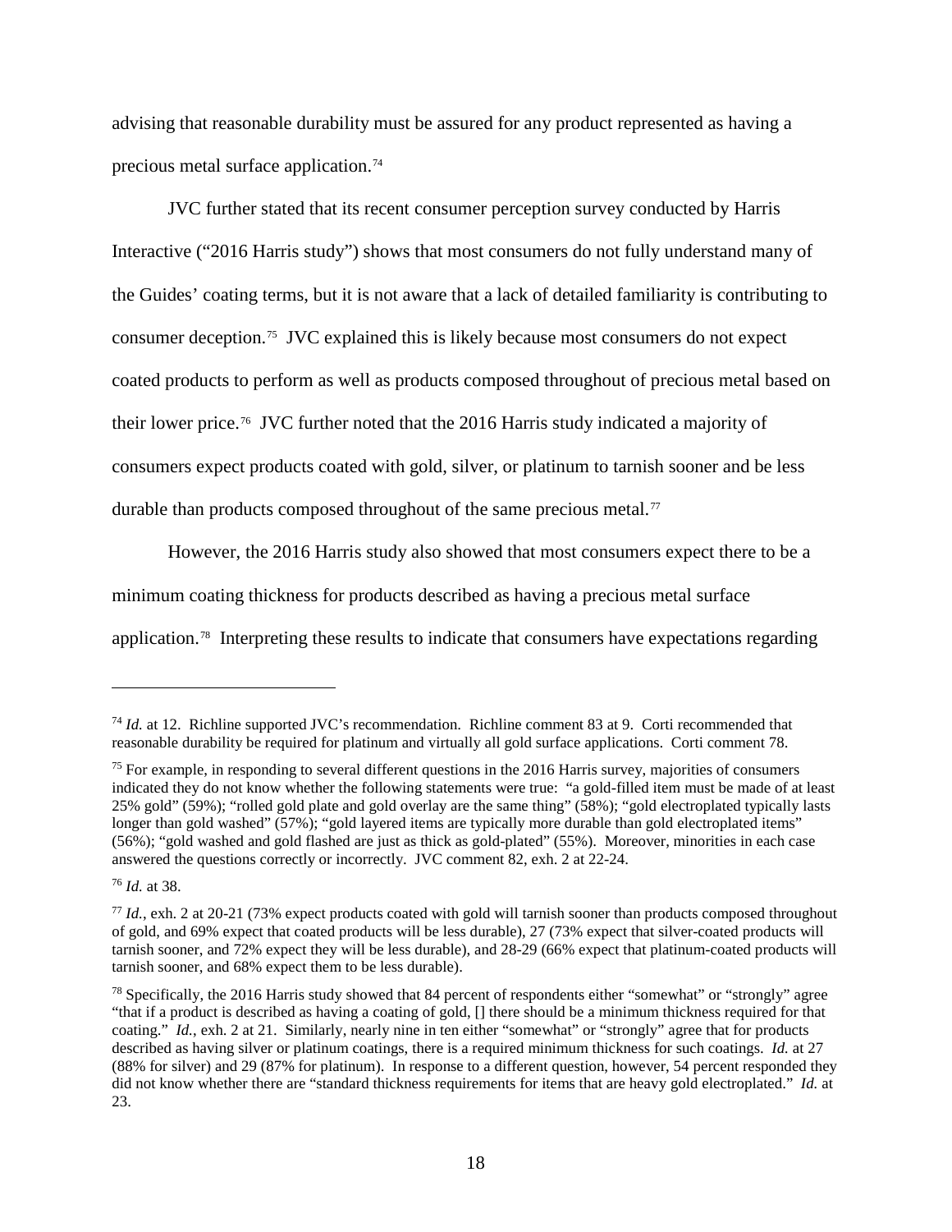advising that reasonable durability must be assured for any product represented as having a precious metal surface application.[74]

JVC further stated that its recent consumer perception survey conducted by Harris Interactive ("2016 Harris study") shows that most consumers do not fully understand many of the Guides' coating terms, but it is not aware that a lack of detailed familiarity is contributing to consumer deception.[75] JVC explained this is likely because most consumers do not expect coated products to perform as well as products composed throughout of precious metal based on their lower price.[76] JVC further noted that the 2016 Harris study indicated a majority of consumers expect products coated with gold, silver, or platinum to tarnish sooner and be less durable than products composed throughout of the same precious metal.[77]

However, the 2016 Harris study also showed that most consumers expect there to be a minimum coating thickness for products described as having a precious metal surface application.[78] Interpreting these results to indicate that consumers have expectations regarding

---

[74] *Id.* at 12. Richline supported JVC's recommendation. Richline comment 83 at 9. Corti recommended that reasonable durability be required for platinum and virtually all gold surface applications. Corti comment 78.

[75] For example, in responding to several different questions in the 2016 Harris survey, majorities of consumers indicated they do not know whether the following statements were true: "a gold-filled item must be made of at least 25% gold" (59%); "rolled gold plate and gold overlay are the same thing" (58%); "gold electroplated typically lasts longer than gold washed" (57%); "gold layered items are typically more durable than gold electroplated items" (56%); "gold washed and gold flashed are just as thick as gold-plated" (55%). Moreover, minorities in each case answered the questions correctly or incorrectly. JVC comment 82, exh. 2 at 22-24.

[76] *Id.* at 38.

[77] *Id.*, exh. 2 at 20-21 (73% expect products coated with gold will tarnish sooner than products composed throughout of gold, and 69% expect that coated products will be less durable), 27 (73% expect that silver-coated products will tarnish sooner, and 72% expect they will be less durable), and 28-29 (66% expect that platinum-coated products will tarnish sooner, and 68% expect them to be less durable).

[78] Specifically, the 2016 Harris study showed that 84 percent of respondents either "somewhat" or "strongly" agree "that if a product is described as having a coating of gold, [] there should be a minimum thickness required for that coating." *Id.*, exh. 2 at 21. Similarly, nearly nine in ten either "somewhat" or "strongly" agree that for products described as having silver or platinum coatings, there is a required minimum thickness for such coatings. *Id.* at 27 (88% for silver) and 29 (87% for platinum). In response to a different question, however, 54 percent responded they did not know whether there are "standard thickness requirements for items that are heavy gold electroplated." *Id.* at 23.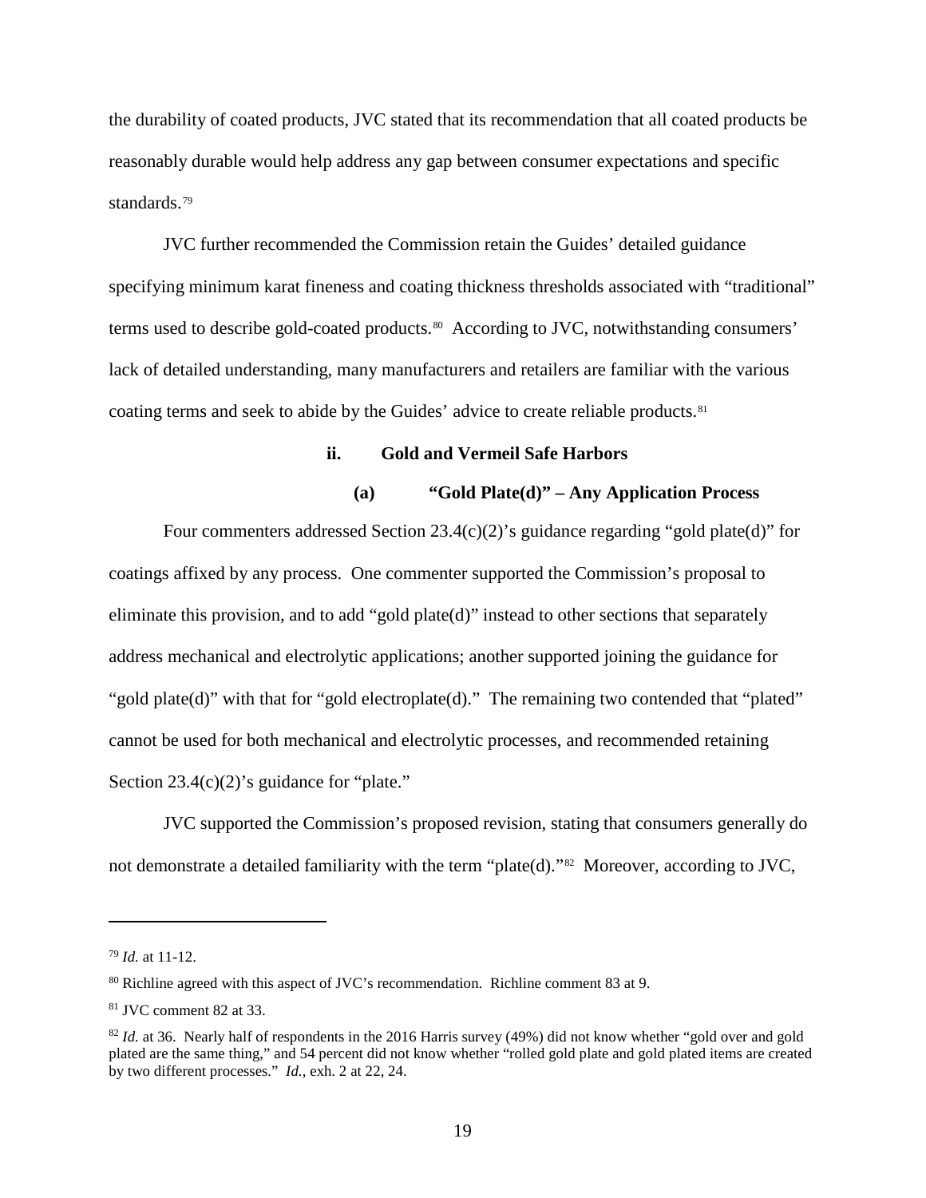the durability of coated products, JVC stated that its recommendation that all coated products be reasonably durable would help address any gap between consumer expectations and specific standards.[79]

JVC further recommended the Commission retain the Guides' detailed guidance specifying minimum karat fineness and coating thickness thresholds associated with "traditional" terms used to describe gold-coated products.[80] According to JVC, notwithstanding consumers' lack of detailed understanding, many manufacturers and retailers are familiar with the various coating terms and seek to abide by the Guides' advice to create reliable products.[81]

#### ii. Gold and Vermeil Safe Harbors

##### (a) "Gold Plate(d)" – Any Application Process

Four commenters addressed Section 23.4(c)(2)'s guidance regarding "gold plate(d)" for coatings affixed by any process. One commenter supported the Commission's proposal to eliminate this provision, and to add "gold plate(d)" instead to other sections that separately address mechanical and electrolytic applications; another supported joining the guidance for "gold plate(d)" with that for "gold electroplate(d)." The remaining two contended that "plated" cannot be used for both mechanical and electrolytic processes, and recommended retaining Section 23.4(c)(2)'s guidance for "plate."

JVC supported the Commission's proposed revision, stating that consumers generally do not demonstrate a detailed familiarity with the term "plate(d)."[82] Moreover, according to JVC,

---

[79] *Id.* at 11-12.

[80] Richline agreed with this aspect of JVC's recommendation. Richline comment 83 at 9.

[81] JVC comment 82 at 33.

[82] *Id.* at 36. Nearly half of respondents in the 2016 Harris survey (49%) did not know whether "gold over and gold plated are the same thing," and 54 percent did not know whether "rolled gold plate and gold plated items are created by two different processes." *Id.*, exh. 2 at 22, 24.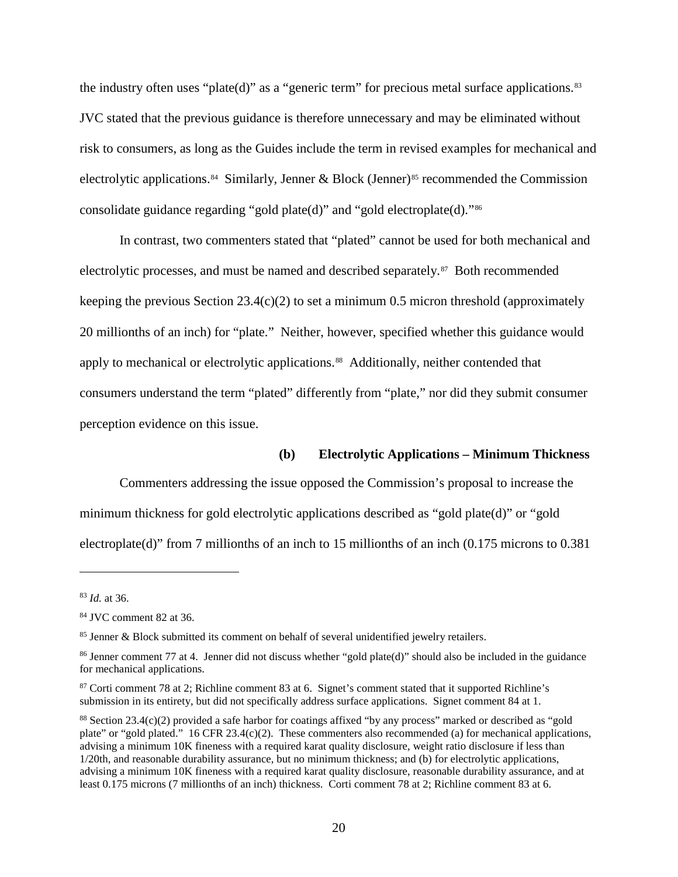the industry often uses "plate(d)" as a "generic term" for precious metal surface applications.[83] JVC stated that the previous guidance is therefore unnecessary and may be eliminated without risk to consumers, as long as the Guides include the term in revised examples for mechanical and electrolytic applications.[84] Similarly, Jenner & Block (Jenner)[85] recommended the Commission consolidate guidance regarding "gold plate(d)" and "gold electroplate(d)."[86]

In contrast, two commenters stated that "plated" cannot be used for both mechanical and electrolytic processes, and must be named and described separately.[87] Both recommended keeping the previous Section 23.4(c)(2) to set a minimum 0.5 micron threshold (approximately 20 millionths of an inch) for "plate." Neither, however, specified whether this guidance would apply to mechanical or electrolytic applications.[88] Additionally, neither contended that consumers understand the term "plated" differently from "plate," nor did they submit consumer perception evidence on this issue.

**(b) Electrolytic Applications – Minimum Thickness**

Commenters addressing the issue opposed the Commission's proposal to increase the minimum thickness for gold electrolytic applications described as "gold plate(d)" or "gold electroplate(d)" from 7 millionths of an inch to 15 millionths of an inch (0.175 microns to 0.381

---

[83] *Id.* at 36.

[84] JVC comment 82 at 36.

[85] Jenner & Block submitted its comment on behalf of several unidentified jewelry retailers.

[86] Jenner comment 77 at 4. Jenner did not discuss whether "gold plate(d)" should also be included in the guidance for mechanical applications.

[87] Corti comment 78 at 2; Richline comment 83 at 6. Signet's comment stated that it supported Richline's submission in its entirety, but did not specifically address surface applications. Signet comment 84 at 1.

[88] Section 23.4(c)(2) provided a safe harbor for coatings affixed "by any process" marked or described as "gold plate" or "gold plated." 16 CFR 23.4(c)(2). These commenters also recommended (a) for mechanical applications, advising a minimum 10K fineness with a required karat quality disclosure, weight ratio disclosure if less than 1/20th, and reasonable durability assurance, but no minimum thickness; and (b) for electrolytic applications, advising a minimum 10K fineness with a required karat quality disclosure, reasonable durability assurance, and at least 0.175 microns (7 millionths of an inch) thickness. Corti comment 78 at 2; Richline comment 83 at 6.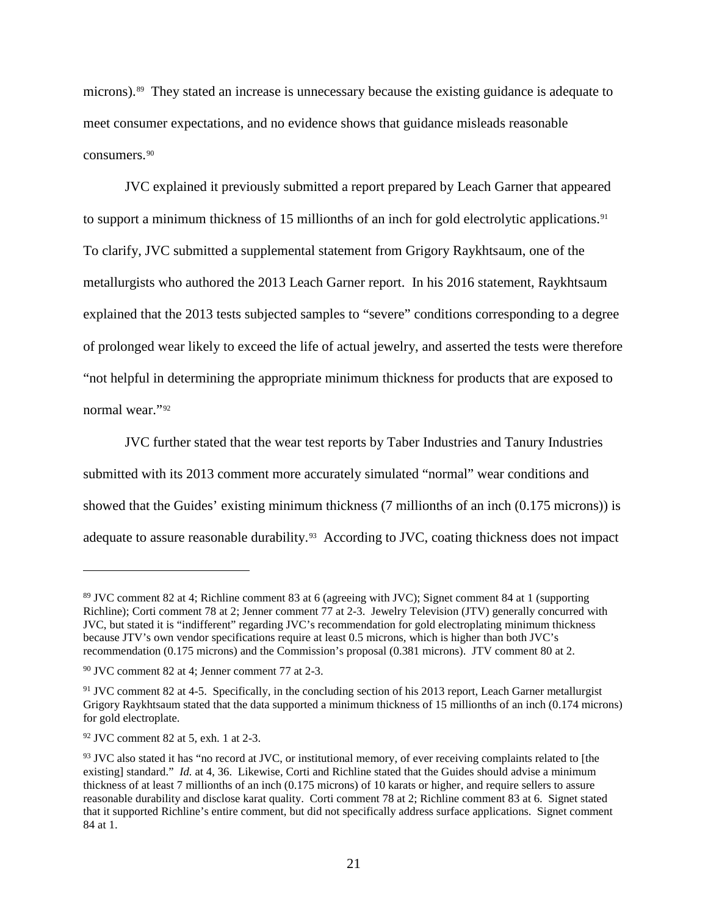microns).[89] They stated an increase is unnecessary because the existing guidance is adequate to meet consumer expectations, and no evidence shows that guidance misleads reasonable consumers.[90]

JVC explained it previously submitted a report prepared by Leach Garner that appeared to support a minimum thickness of 15 millionths of an inch for gold electrolytic applications.[91] To clarify, JVC submitted a supplemental statement from Grigory Raykhtsaum, one of the metallurgists who authored the 2013 Leach Garner report. In his 2016 statement, Raykhtsaum explained that the 2013 tests subjected samples to "severe" conditions corresponding to a degree of prolonged wear likely to exceed the life of actual jewelry, and asserted the tests were therefore "not helpful in determining the appropriate minimum thickness for products that are exposed to normal wear."[92]

JVC further stated that the wear test reports by Taber Industries and Tanury Industries submitted with its 2013 comment more accurately simulated "normal" wear conditions and showed that the Guides' existing minimum thickness (7 millionths of an inch (0.175 microns)) is adequate to assure reasonable durability.[93] According to JVC, coating thickness does not impact

---

[89] JVC comment 82 at 4; Richline comment 83 at 6 (agreeing with JVC); Signet comment 84 at 1 (supporting Richline); Corti comment 78 at 2; Jenner comment 77 at 2-3. Jewelry Television (JTV) generally concurred with JVC, but stated it is "indifferent" regarding JVC's recommendation for gold electroplating minimum thickness because JTV's own vendor specifications require at least 0.5 microns, which is higher than both JVC's recommendation (0.175 microns) and the Commission's proposal (0.381 microns). JTV comment 80 at 2.

[90] JVC comment 82 at 4; Jenner comment 77 at 2-3.

[91] JVC comment 82 at 4-5. Specifically, in the concluding section of his 2013 report, Leach Garner metallurgist Grigory Raykhtsaum stated that the data supported a minimum thickness of 15 millionths of an inch (0.174 microns) for gold electroplate.

[92] JVC comment 82 at 5, exh. 1 at 2-3.

[93] JVC also stated it has "no record at JVC, or institutional memory, of ever receiving complaints related to [the existing] standard." *Id.* at 4, 36. Likewise, Corti and Richline stated that the Guides should advise a minimum thickness of at least 7 millionths of an inch (0.175 microns) of 10 karats or higher, and require sellers to assure reasonable durability and disclose karat quality. Corti comment 78 at 2; Richline comment 83 at 6. Signet stated that it supported Richline's entire comment, but did not specifically address surface applications. Signet comment 84 at 1.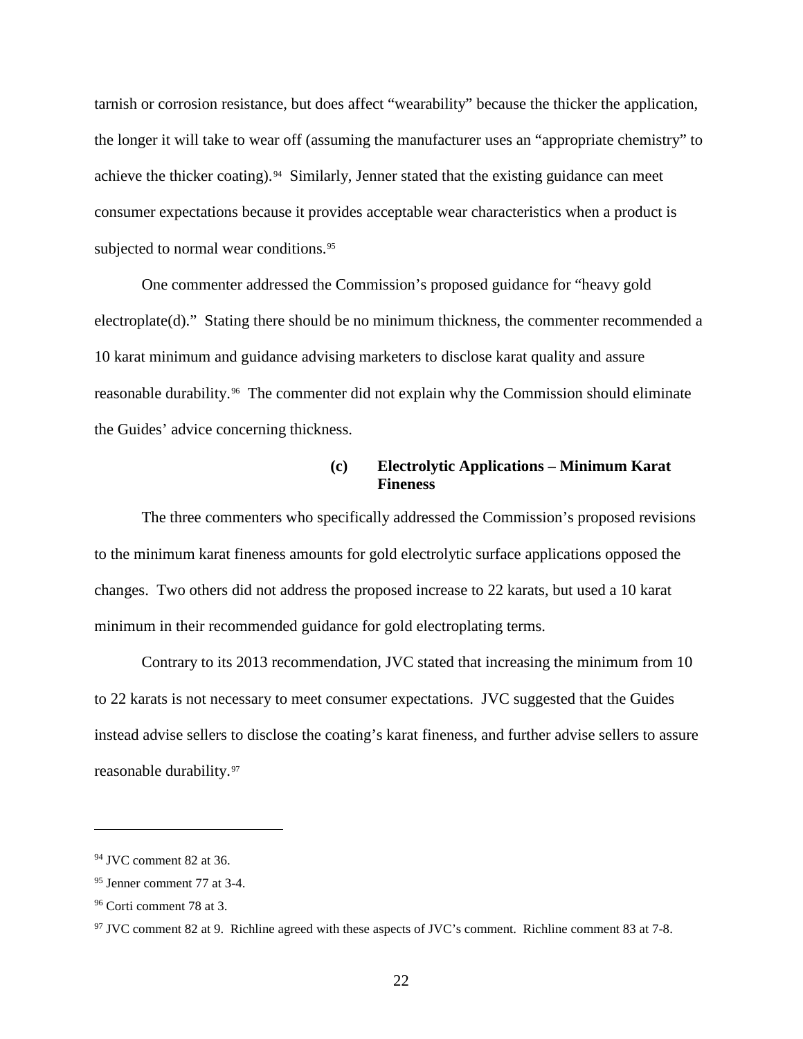tarnish or corrosion resistance, but does affect "wearability" because the thicker the application, the longer it will take to wear off (assuming the manufacturer uses an "appropriate chemistry" to achieve the thicker coating).[94] Similarly, Jenner stated that the existing guidance can meet consumer expectations because it provides acceptable wear characteristics when a product is subjected to normal wear conditions.[95]

One commenter addressed the Commission's proposed guidance for "heavy gold electroplate(d)." Stating there should be no minimum thickness, the commenter recommended a 10 karat minimum and guidance advising marketers to disclose karat quality and assure reasonable durability.[96] The commenter did not explain why the Commission should eliminate the Guides' advice concerning thickness.

#### (c) Electrolytic Applications – Minimum Karat Fineness

The three commenters who specifically addressed the Commission's proposed revisions to the minimum karat fineness amounts for gold electrolytic surface applications opposed the changes. Two others did not address the proposed increase to 22 karats, but used a 10 karat minimum in their recommended guidance for gold electroplating terms.

Contrary to its 2013 recommendation, JVC stated that increasing the minimum from 10 to 22 karats is not necessary to meet consumer expectations. JVC suggested that the Guides instead advise sellers to disclose the coating's karat fineness, and further advise sellers to assure reasonable durability.[97]

---

[94] JVC comment 82 at 36.

[95] Jenner comment 77 at 3-4.

[96] Corti comment 78 at 3.

[97] JVC comment 82 at 9. Richline agreed with these aspects of JVC's comment. Richline comment 83 at 7-8.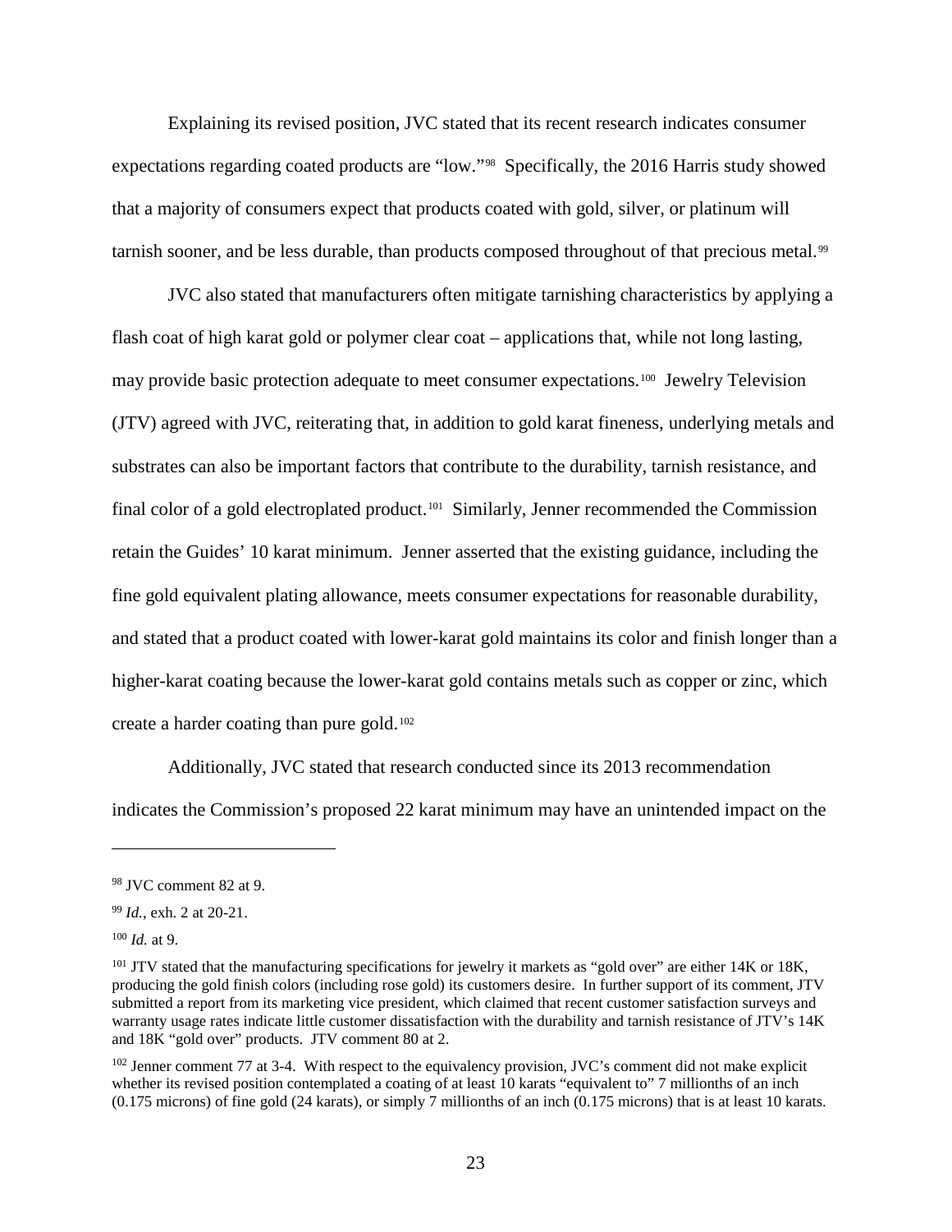Explaining its revised position, JVC stated that its recent research indicates consumer expectations regarding coated products are "low."[98] Specifically, the 2016 Harris study showed that a majority of consumers expect that products coated with gold, silver, or platinum will tarnish sooner, and be less durable, than products composed throughout of that precious metal.[99]

JVC also stated that manufacturers often mitigate tarnishing characteristics by applying a flash coat of high karat gold or polymer clear coat – applications that, while not long lasting, may provide basic protection adequate to meet consumer expectations.[100] Jewelry Television (JTV) agreed with JVC, reiterating that, in addition to gold karat fineness, underlying metals and substrates can also be important factors that contribute to the durability, tarnish resistance, and final color of a gold electroplated product.[101] Similarly, Jenner recommended the Commission retain the Guides' 10 karat minimum. Jenner asserted that the existing guidance, including the fine gold equivalent plating allowance, meets consumer expectations for reasonable durability, and stated that a product coated with lower-karat gold maintains its color and finish longer than a higher-karat coating because the lower-karat gold contains metals such as copper or zinc, which create a harder coating than pure gold.[102]

Additionally, JVC stated that research conducted since its 2013 recommendation indicates the Commission's proposed 22 karat minimum may have an unintended impact on the

---

[98] JVC comment 82 at 9.

[99] *Id.*, exh. 2 at 20-21.

[100] *Id.* at 9.

[101] JTV stated that the manufacturing specifications for jewelry it markets as "gold over" are either 14K or 18K, producing the gold finish colors (including rose gold) its customers desire. In further support of its comment, JTV submitted a report from its marketing vice president, which claimed that recent customer satisfaction surveys and warranty usage rates indicate little customer dissatisfaction with the durability and tarnish resistance of JTV's 14K and 18K "gold over" products. JTV comment 80 at 2.

[102] Jenner comment 77 at 3-4. With respect to the equivalency provision, JVC's comment did not make explicit whether its revised position contemplated a coating of at least 10 karats "equivalent to" 7 millionths of an inch (0.175 microns) of fine gold (24 karats), or simply 7 millionths of an inch (0.175 microns) that is at least 10 karats.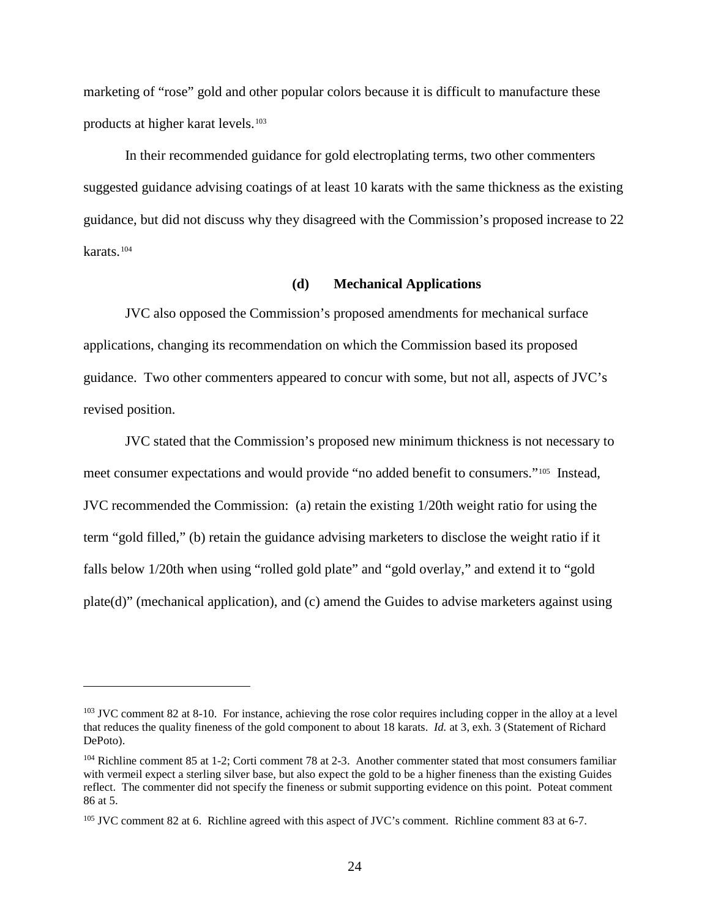marketing of "rose" gold and other popular colors because it is difficult to manufacture these products at higher karat levels.[103]

In their recommended guidance for gold electroplating terms, two other commenters suggested guidance advising coatings of at least 10 karats with the same thickness as the existing guidance, but did not discuss why they disagreed with the Commission's proposed increase to 22 karats.[104]

#### (d) Mechanical Applications

JVC also opposed the Commission's proposed amendments for mechanical surface applications, changing its recommendation on which the Commission based its proposed guidance. Two other commenters appeared to concur with some, but not all, aspects of JVC's revised position.

JVC stated that the Commission's proposed new minimum thickness is not necessary to meet consumer expectations and would provide "no added benefit to consumers."[105] Instead, JVC recommended the Commission: (a) retain the existing 1/20th weight ratio for using the term "gold filled," (b) retain the guidance advising marketers to disclose the weight ratio if it falls below 1/20th when using "rolled gold plate" and "gold overlay," and extend it to "gold plate(d)" (mechanical application), and (c) amend the Guides to advise marketers against using

---

[103] JVC comment 82 at 8-10. For instance, achieving the rose color requires including copper in the alloy at a level that reduces the quality fineness of the gold component to about 18 karats. *Id.* at 3, exh. 3 (Statement of Richard DePoto).

[104] Richline comment 85 at 1-2; Corti comment 78 at 2-3. Another commenter stated that most consumers familiar with vermeil expect a sterling silver base, but also expect the gold to be a higher fineness than the existing Guides reflect. The commenter did not specify the fineness or submit supporting evidence on this point. Poteat comment 86 at 5.

[105] JVC comment 82 at 6. Richline agreed with this aspect of JVC's comment. Richline comment 83 at 6-7.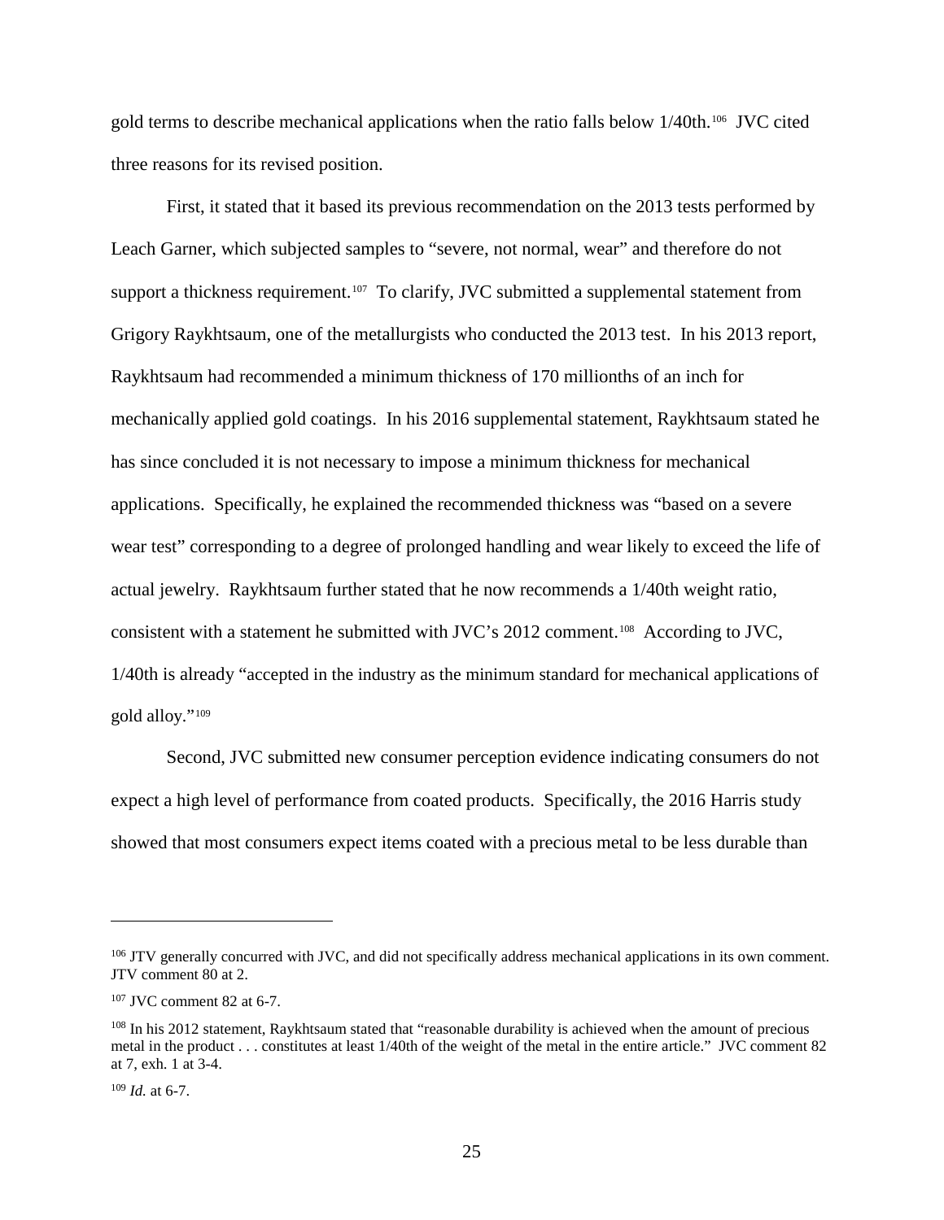gold terms to describe mechanical applications when the ratio falls below 1/40th.[106] JVC cited three reasons for its revised position.

First, it stated that it based its previous recommendation on the 2013 tests performed by Leach Garner, which subjected samples to "severe, not normal, wear" and therefore do not support a thickness requirement.[107] To clarify, JVC submitted a supplemental statement from Grigory Raykhtsaum, one of the metallurgists who conducted the 2013 test. In his 2013 report, Raykhtsaum had recommended a minimum thickness of 170 millionths of an inch for mechanically applied gold coatings. In his 2016 supplemental statement, Raykhtsaum stated he has since concluded it is not necessary to impose a minimum thickness for mechanical applications. Specifically, he explained the recommended thickness was "based on a severe wear test" corresponding to a degree of prolonged handling and wear likely to exceed the life of actual jewelry. Raykhtsaum further stated that he now recommends a 1/40th weight ratio, consistent with a statement he submitted with JVC's 2012 comment.[108] According to JVC, 1/40th is already "accepted in the industry as the minimum standard for mechanical applications of gold alloy."[109]

Second, JVC submitted new consumer perception evidence indicating consumers do not expect a high level of performance from coated products. Specifically, the 2016 Harris study showed that most consumers expect items coated with a precious metal to be less durable than

---

[106] JTV generally concurred with JVC, and did not specifically address mechanical applications in its own comment. JTV comment 80 at 2.

[107] JVC comment 82 at 6-7.

[108] In his 2012 statement, Raykhtsaum stated that "reasonable durability is achieved when the amount of precious metal in the product . . . constitutes at least 1/40th of the weight of the metal in the entire article." JVC comment 82 at 7, exh. 1 at 3-4.

[109] *Id.* at 6-7.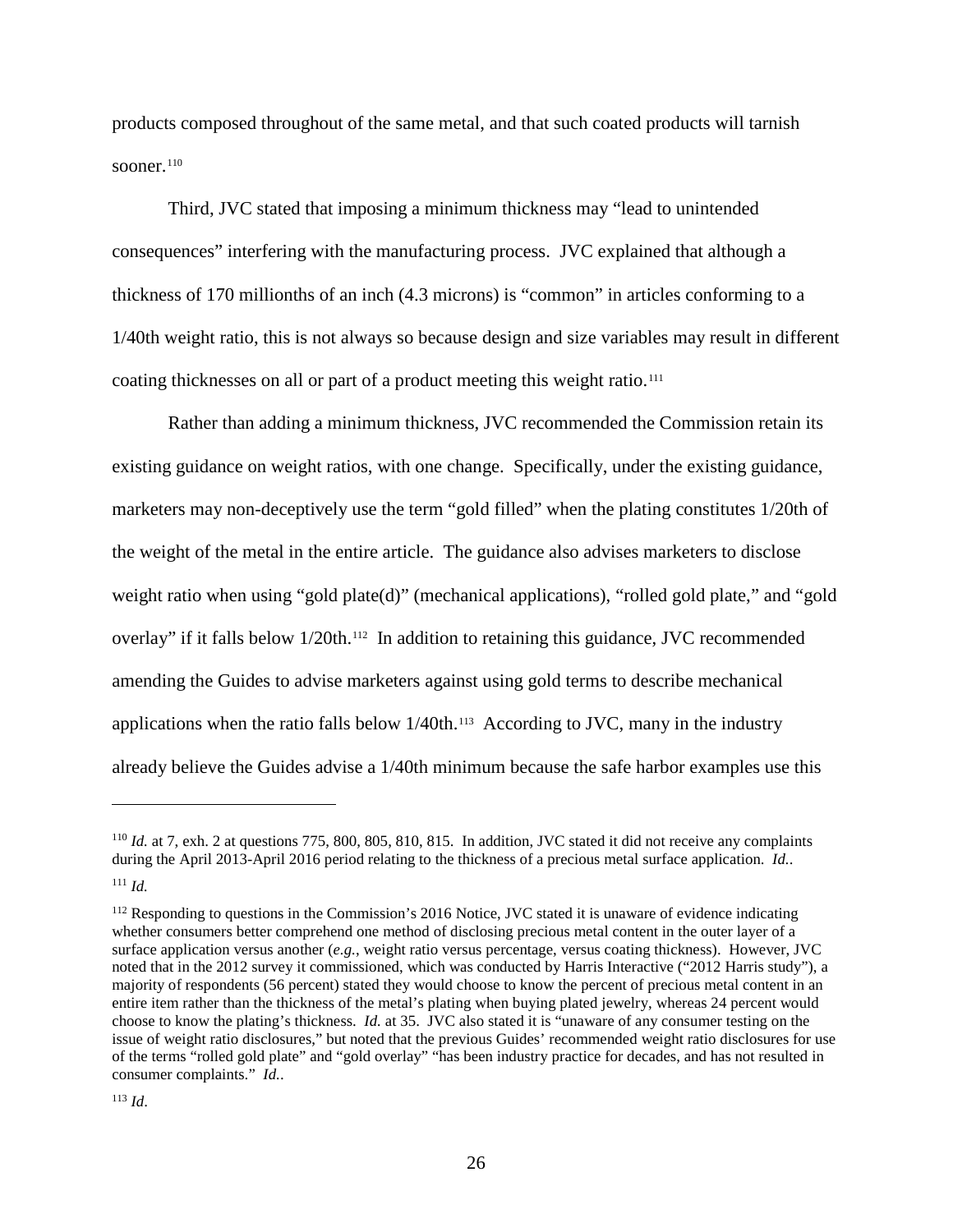products composed throughout of the same metal, and that such coated products will tarnish sooner.[110]

Third, JVC stated that imposing a minimum thickness may "lead to unintended consequences" interfering with the manufacturing process. JVC explained that although a thickness of 170 millionths of an inch (4.3 microns) is "common" in articles conforming to a 1/40th weight ratio, this is not always so because design and size variables may result in different coating thicknesses on all or part of a product meeting this weight ratio.[111]

Rather than adding a minimum thickness, JVC recommended the Commission retain its existing guidance on weight ratios, with one change. Specifically, under the existing guidance, marketers may non-deceptively use the term "gold filled" when the plating constitutes 1/20th of the weight of the metal in the entire article. The guidance also advises marketers to disclose weight ratio when using "gold plate(d)" (mechanical applications), "rolled gold plate," and "gold overlay" if it falls below 1/20th.[112] In addition to retaining this guidance, JVC recommended amending the Guides to advise marketers against using gold terms to describe mechanical applications when the ratio falls below 1/40th.[113] According to JVC, many in the industry already believe the Guides advise a 1/40th minimum because the safe harbor examples use this

---

[110] *Id.* at 7, exh. 2 at questions 775, 800, 805, 810, 815. In addition, JVC stated it did not receive any complaints during the April 2013-April 2016 period relating to the thickness of a precious metal surface application. *Id.*.

[111] *Id.*

[112] Responding to questions in the Commission's 2016 Notice, JVC stated it is unaware of evidence indicating whether consumers better comprehend one method of disclosing precious metal content in the outer layer of a surface application versus another (*e.g.*, weight ratio versus percentage, versus coating thickness). However, JVC noted that in the 2012 survey it commissioned, which was conducted by Harris Interactive ("2012 Harris study"), a majority of respondents (56 percent) stated they would choose to know the percent of precious metal content in an entire item rather than the thickness of the metal's plating when buying plated jewelry, whereas 24 percent would choose to know the plating's thickness. *Id.* at 35. JVC also stated it is "unaware of any consumer testing on the issue of weight ratio disclosures," but noted that the previous Guides' recommended weight ratio disclosures for use of the terms "rolled gold plate" and "gold overlay" "has been industry practice for decades, and has not resulted in consumer complaints." *Id.*.

[113] *Id*.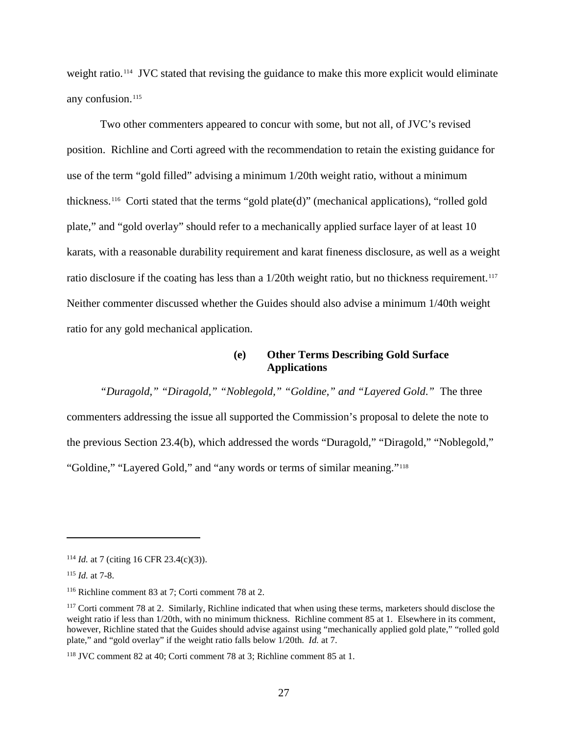weight ratio.[114] JVC stated that revising the guidance to make this more explicit would eliminate any confusion.[115]

Two other commenters appeared to concur with some, but not all, of JVC's revised position. Richline and Corti agreed with the recommendation to retain the existing guidance for use of the term "gold filled" advising a minimum 1/20th weight ratio, without a minimum thickness.[116] Corti stated that the terms "gold plate(d)" (mechanical applications), "rolled gold plate," and "gold overlay" should refer to a mechanically applied surface layer of at least 10 karats, with a reasonable durability requirement and karat fineness disclosure, as well as a weight ratio disclosure if the coating has less than a 1/20th weight ratio, but no thickness requirement.[117] Neither commenter discussed whether the Guides should also advise a minimum 1/40th weight ratio for any gold mechanical application.

#### (e) Other Terms Describing Gold Surface Applications

*"Duragold," "Diragold," "Noblegold," "Goldine," and "Layered Gold."* The three commenters addressing the issue all supported the Commission's proposal to delete the note to the previous Section 23.4(b), which addressed the words "Duragold," "Diragold," "Noblegold," "Goldine," "Layered Gold," and "any words or terms of similar meaning."[118]

---

[114] *Id.* at 7 (citing 16 CFR 23.4(c)(3)).

[115] *Id.* at 7-8.

[116] Richline comment 83 at 7; Corti comment 78 at 2.

[117] Corti comment 78 at 2. Similarly, Richline indicated that when using these terms, marketers should disclose the weight ratio if less than 1/20th, with no minimum thickness. Richline comment 85 at 1. Elsewhere in its comment, however, Richline stated that the Guides should advise against using "mechanically applied gold plate," "rolled gold plate," and "gold overlay" if the weight ratio falls below 1/20th. *Id.* at 7.

[118] JVC comment 82 at 40; Corti comment 78 at 3; Richline comment 85 at 1.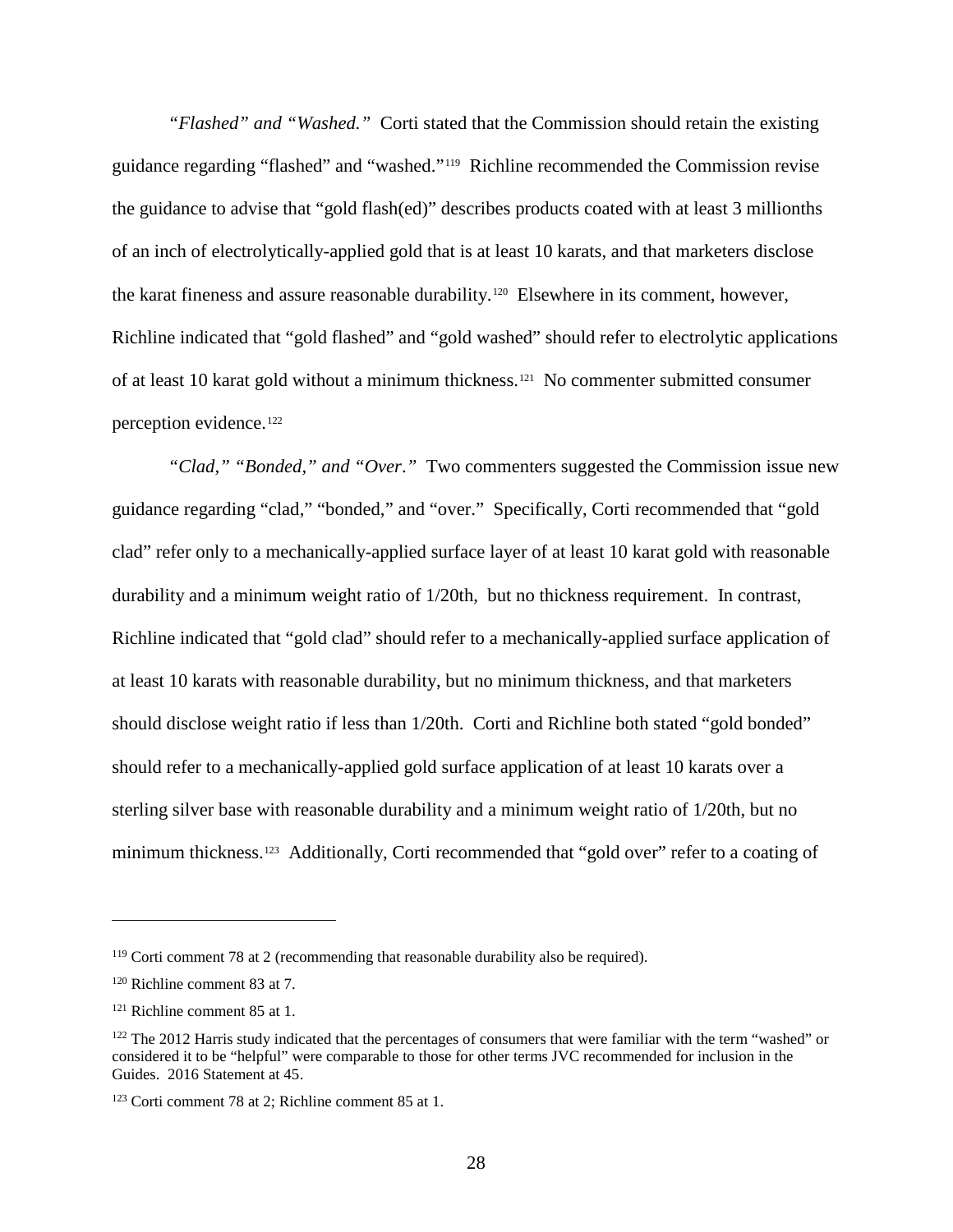*"Flashed" and "Washed."* Corti stated that the Commission should retain the existing guidance regarding "flashed" and "washed."[119] Richline recommended the Commission revise the guidance to advise that "gold flash(ed)" describes products coated with at least 3 millionths of an inch of electrolytically-applied gold that is at least 10 karats, and that marketers disclose the karat fineness and assure reasonable durability.[120] Elsewhere in its comment, however, Richline indicated that "gold flashed" and "gold washed" should refer to electrolytic applications of at least 10 karat gold without a minimum thickness.[121] No commenter submitted consumer perception evidence.[122]

*"Clad," "Bonded," and "Over."* Two commenters suggested the Commission issue new guidance regarding "clad," "bonded," and "over." Specifically, Corti recommended that "gold clad" refer only to a mechanically-applied surface layer of at least 10 karat gold with reasonable durability and a minimum weight ratio of 1/20th, but no thickness requirement. In contrast, Richline indicated that "gold clad" should refer to a mechanically-applied surface application of at least 10 karats with reasonable durability, but no minimum thickness, and that marketers should disclose weight ratio if less than 1/20th. Corti and Richline both stated "gold bonded" should refer to a mechanically-applied gold surface application of at least 10 karats over a sterling silver base with reasonable durability and a minimum weight ratio of 1/20th, but no minimum thickness.[123] Additionally, Corti recommended that "gold over" refer to a coating of

---

[119] Corti comment 78 at 2 (recommending that reasonable durability also be required).

[120] Richline comment 83 at 7.

[121] Richline comment 85 at 1.

[122] The 2012 Harris study indicated that the percentages of consumers that were familiar with the term "washed" or considered it to be "helpful" were comparable to those for other terms JVC recommended for inclusion in the Guides. 2016 Statement at 45.

[123] Corti comment 78 at 2; Richline comment 85 at 1.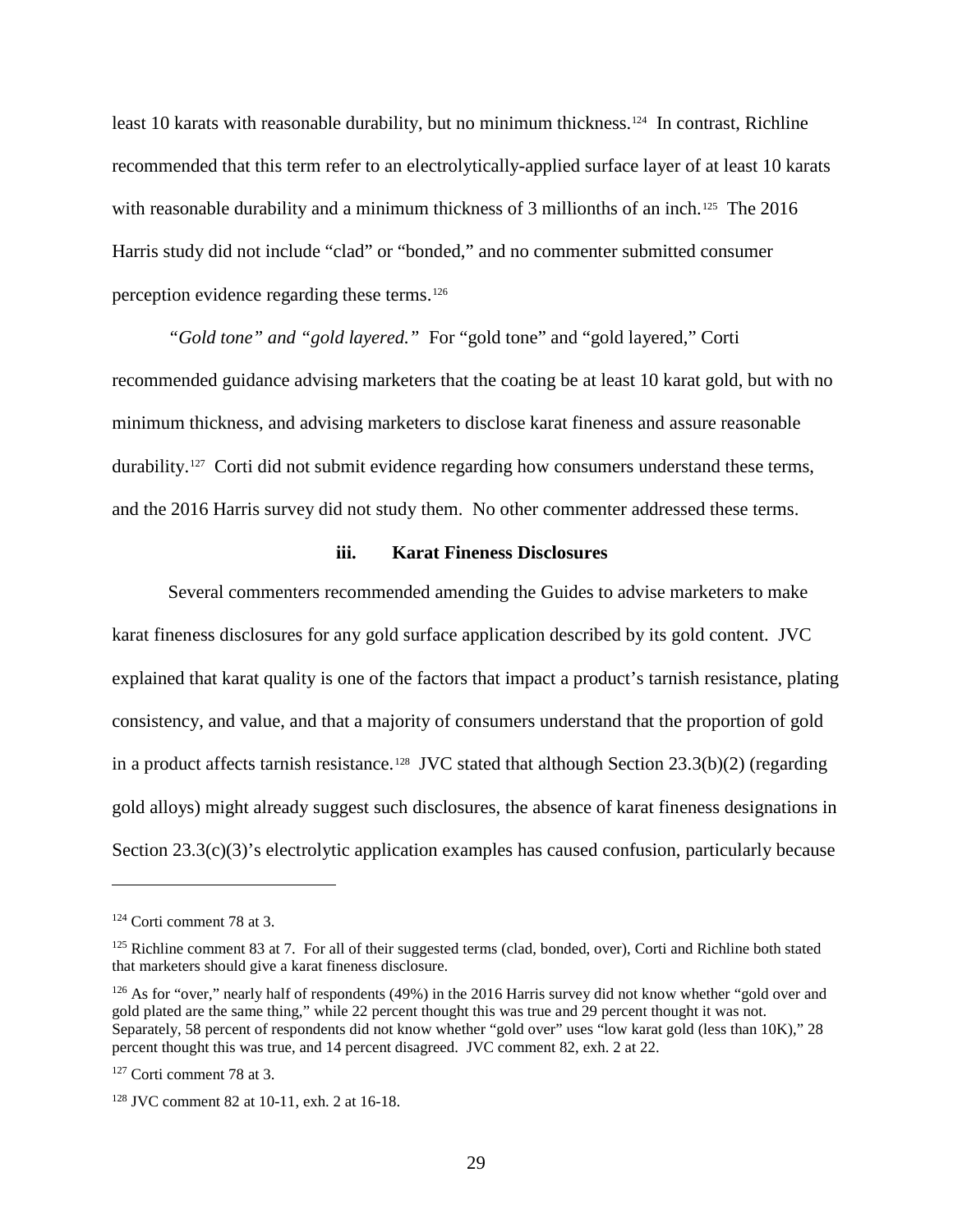least 10 karats with reasonable durability, but no minimum thickness.[124] In contrast, Richline recommended that this term refer to an electrolytically-applied surface layer of at least 10 karats with reasonable durability and a minimum thickness of 3 millionths of an inch.[125] The 2016 Harris study did not include "clad" or "bonded," and no commenter submitted consumer perception evidence regarding these terms.[126]

*"Gold tone" and "gold layered."* For "gold tone" and "gold layered," Corti recommended guidance advising marketers that the coating be at least 10 karat gold, but with no minimum thickness, and advising marketers to disclose karat fineness and assure reasonable durability.[127] Corti did not submit evidence regarding how consumers understand these terms, and the 2016 Harris survey did not study them. No other commenter addressed these terms.

### iii. Karat Fineness Disclosures

Several commenters recommended amending the Guides to advise marketers to make karat fineness disclosures for any gold surface application described by its gold content. JVC explained that karat quality is one of the factors that impact a product's tarnish resistance, plating consistency, and value, and that a majority of consumers understand that the proportion of gold in a product affects tarnish resistance.[128] JVC stated that although Section 23.3(b)(2) (regarding gold alloys) might already suggest such disclosures, the absence of karat fineness designations in Section 23.3(c)(3)'s electrolytic application examples has caused confusion, particularly because

---

[124] Corti comment 78 at 3.

[125] Richline comment 83 at 7. For all of their suggested terms (clad, bonded, over), Corti and Richline both stated that marketers should give a karat fineness disclosure.

[126] As for "over," nearly half of respondents (49%) in the 2016 Harris survey did not know whether "gold over and gold plated are the same thing," while 22 percent thought this was true and 29 percent thought it was not. Separately, 58 percent of respondents did not know whether "gold over" uses "low karat gold (less than 10K)," 28 percent thought this was true, and 14 percent disagreed. JVC comment 82, exh. 2 at 22.

[127] Corti comment 78 at 3.

[128] JVC comment 82 at 10-11, exh. 2 at 16-18.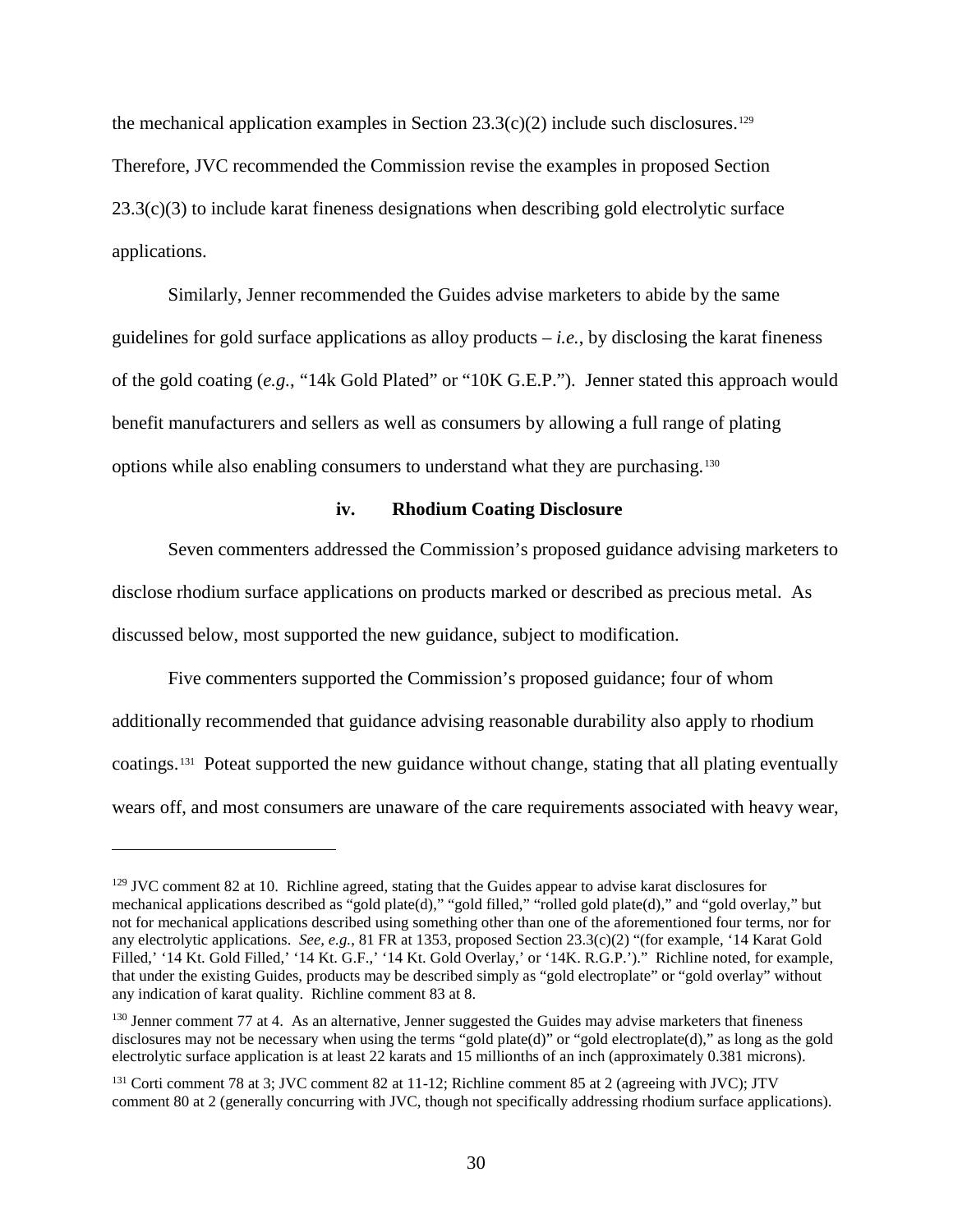the mechanical application examples in Section 23.3(c)(2) include such disclosures.[129] Therefore, JVC recommended the Commission revise the examples in proposed Section 23.3(c)(3) to include karat fineness designations when describing gold electrolytic surface applications.

Similarly, Jenner recommended the Guides advise marketers to abide by the same guidelines for gold surface applications as alloy products – *i.e.*, by disclosing the karat fineness of the gold coating (*e.g.*, "14k Gold Plated" or "10K G.E.P."). Jenner stated this approach would benefit manufacturers and sellers as well as consumers by allowing a full range of plating options while also enabling consumers to understand what they are purchasing.[130]

**iv. Rhodium Coating Disclosure**

Seven commenters addressed the Commission's proposed guidance advising marketers to disclose rhodium surface applications on products marked or described as precious metal. As discussed below, most supported the new guidance, subject to modification.

Five commenters supported the Commission's proposed guidance; four of whom additionally recommended that guidance advising reasonable durability also apply to rhodium coatings.[131] Poteat supported the new guidance without change, stating that all plating eventually wears off, and most consumers are unaware of the care requirements associated with heavy wear,

---

[129] JVC comment 82 at 10. Richline agreed, stating that the Guides appear to advise karat disclosures for mechanical applications described as "gold plate(d)," "gold filled," "rolled gold plate(d)," and "gold overlay," but not for mechanical applications described using something other than one of the aforementioned four terms, nor for any electrolytic applications. *See, e.g.*, 81 FR at 1353, proposed Section 23.3(c)(2) "(for example, '14 Karat Gold Filled,' '14 Kt. Gold Filled,' '14 Kt. G.F.,' '14 Kt. Gold Overlay,' or '14K. R.G.P.')." Richline noted, for example, that under the existing Guides, products may be described simply as "gold electroplate" or "gold overlay" without any indication of karat quality. Richline comment 83 at 8.

[130] Jenner comment 77 at 4. As an alternative, Jenner suggested the Guides may advise marketers that fineness disclosures may not be necessary when using the terms "gold plate(d)" or "gold electroplate(d)," as long as the gold electrolytic surface application is at least 22 karats and 15 millionths of an inch (approximately 0.381 microns).

[131] Corti comment 78 at 3; JVC comment 82 at 11-12; Richline comment 85 at 2 (agreeing with JVC); JTV comment 80 at 2 (generally concurring with JVC, though not specifically addressing rhodium surface applications).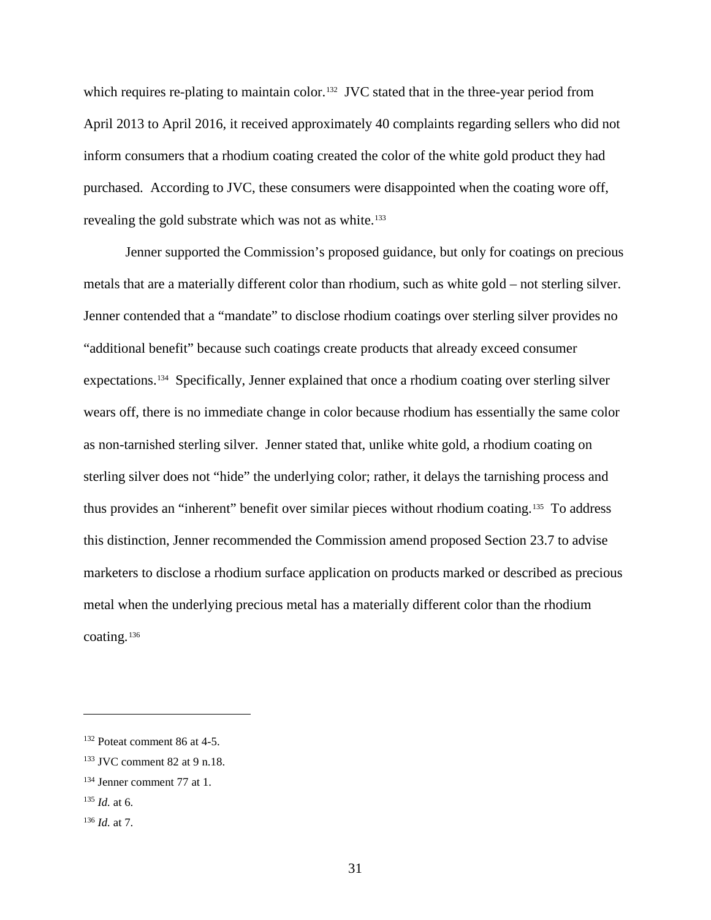which requires re-plating to maintain color.[132] JVC stated that in the three-year period from April 2013 to April 2016, it received approximately 40 complaints regarding sellers who did not inform consumers that a rhodium coating created the color of the white gold product they had purchased. According to JVC, these consumers were disappointed when the coating wore off, revealing the gold substrate which was not as white.[133]

Jenner supported the Commission's proposed guidance, but only for coatings on precious metals that are a materially different color than rhodium, such as white gold – not sterling silver. Jenner contended that a "mandate" to disclose rhodium coatings over sterling silver provides no "additional benefit" because such coatings create products that already exceed consumer expectations.[134] Specifically, Jenner explained that once a rhodium coating over sterling silver wears off, there is no immediate change in color because rhodium has essentially the same color as non-tarnished sterling silver. Jenner stated that, unlike white gold, a rhodium coating on sterling silver does not "hide" the underlying color; rather, it delays the tarnishing process and thus provides an "inherent" benefit over similar pieces without rhodium coating.[135] To address this distinction, Jenner recommended the Commission amend proposed Section 23.7 to advise marketers to disclose a rhodium surface application on products marked or described as precious metal when the underlying precious metal has a materially different color than the rhodium coating.[136]

---

[132] Poteat comment 86 at 4-5.

[133] JVC comment 82 at 9 n.18.

[134] Jenner comment 77 at 1.

[135] *Id.* at 6.

[136] *Id.* at 7.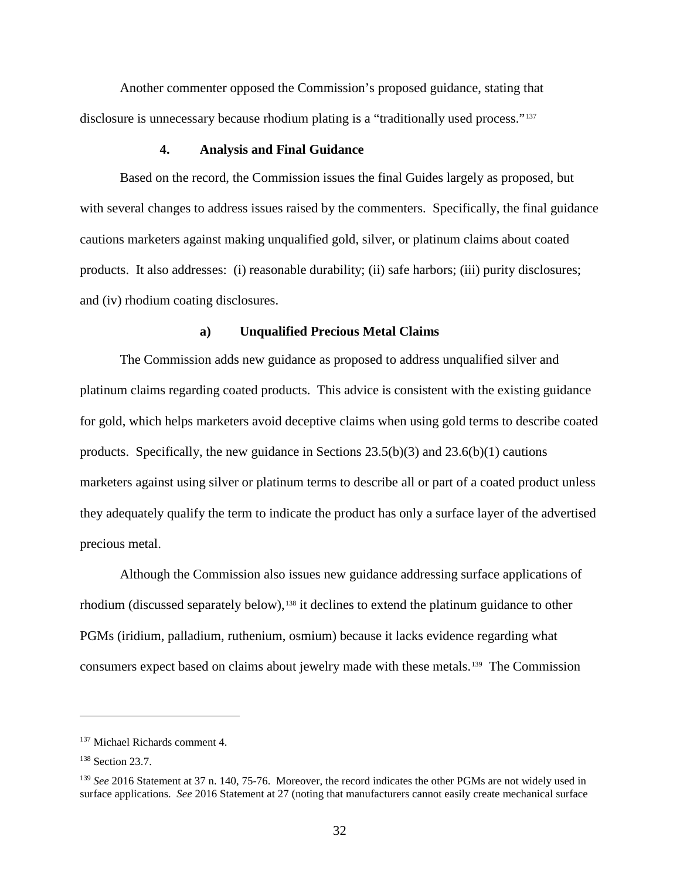Another commenter opposed the Commission's proposed guidance, stating that disclosure is unnecessary because rhodium plating is a "traditionally used process."[137]

#### 4. Analysis and Final Guidance

Based on the record, the Commission issues the final Guides largely as proposed, but with several changes to address issues raised by the commenters. Specifically, the final guidance cautions marketers against making unqualified gold, silver, or platinum claims about coated products. It also addresses: (i) reasonable durability; (ii) safe harbors; (iii) purity disclosures; and (iv) rhodium coating disclosures.

##### a) Unqualified Precious Metal Claims

The Commission adds new guidance as proposed to address unqualified silver and platinum claims regarding coated products. This advice is consistent with the existing guidance for gold, which helps marketers avoid deceptive claims when using gold terms to describe coated products. Specifically, the new guidance in Sections 23.5(b)(3) and 23.6(b)(1) cautions marketers against using silver or platinum terms to describe all or part of a coated product unless they adequately qualify the term to indicate the product has only a surface layer of the advertised precious metal.

Although the Commission also issues new guidance addressing surface applications of rhodium (discussed separately below),[138] it declines to extend the platinum guidance to other PGMs (iridium, palladium, ruthenium, osmium) because it lacks evidence regarding what consumers expect based on claims about jewelry made with these metals.[139] The Commission

---

[137] Michael Richards comment 4.

[138] Section 23.7.

[139] *See* 2016 Statement at 37 n. 140, 75-76. Moreover, the record indicates the other PGMs are not widely used in surface applications. *See* 2016 Statement at 27 (noting that manufacturers cannot easily create mechanical surface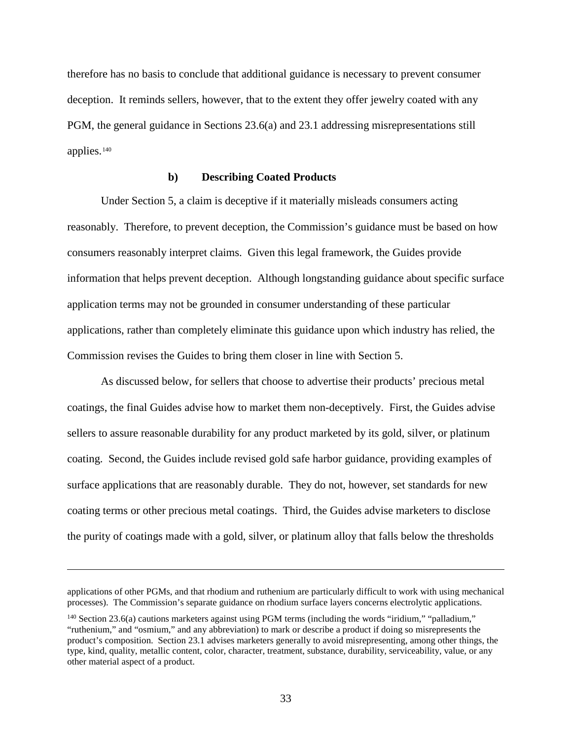therefore has no basis to conclude that additional guidance is necessary to prevent consumer deception. It reminds sellers, however, that to the extent they offer jewelry coated with any PGM, the general guidance in Sections 23.6(a) and 23.1 addressing misrepresentations still applies.[140]

#### b) Describing Coated Products

Under Section 5, a claim is deceptive if it materially misleads consumers acting reasonably. Therefore, to prevent deception, the Commission's guidance must be based on how consumers reasonably interpret claims. Given this legal framework, the Guides provide information that helps prevent deception. Although longstanding guidance about specific surface application terms may not be grounded in consumer understanding of these particular applications, rather than completely eliminate this guidance upon which industry has relied, the Commission revises the Guides to bring them closer in line with Section 5.

As discussed below, for sellers that choose to advertise their products' precious metal coatings, the final Guides advise how to market them non-deceptively. First, the Guides advise sellers to assure reasonable durability for any product marketed by its gold, silver, or platinum coating. Second, the Guides include revised gold safe harbor guidance, providing examples of surface applications that are reasonably durable. They do not, however, set standards for new coating terms or other precious metal coatings. Third, the Guides advise marketers to disclose the purity of coatings made with a gold, silver, or platinum alloy that falls below the thresholds

---

applications of other PGMs, and that rhodium and ruthenium are particularly difficult to work with using mechanical processes). The Commission's separate guidance on rhodium surface layers concerns electrolytic applications.

[140] Section 23.6(a) cautions marketers against using PGM terms (including the words "iridium," "palladium," "ruthenium," and "osmium," and any abbreviation) to mark or describe a product if doing so misrepresents the product's composition. Section 23.1 advises marketers generally to avoid misrepresenting, among other things, the type, kind, quality, metallic content, color, character, treatment, substance, durability, serviceability, value, or any other material aspect of a product.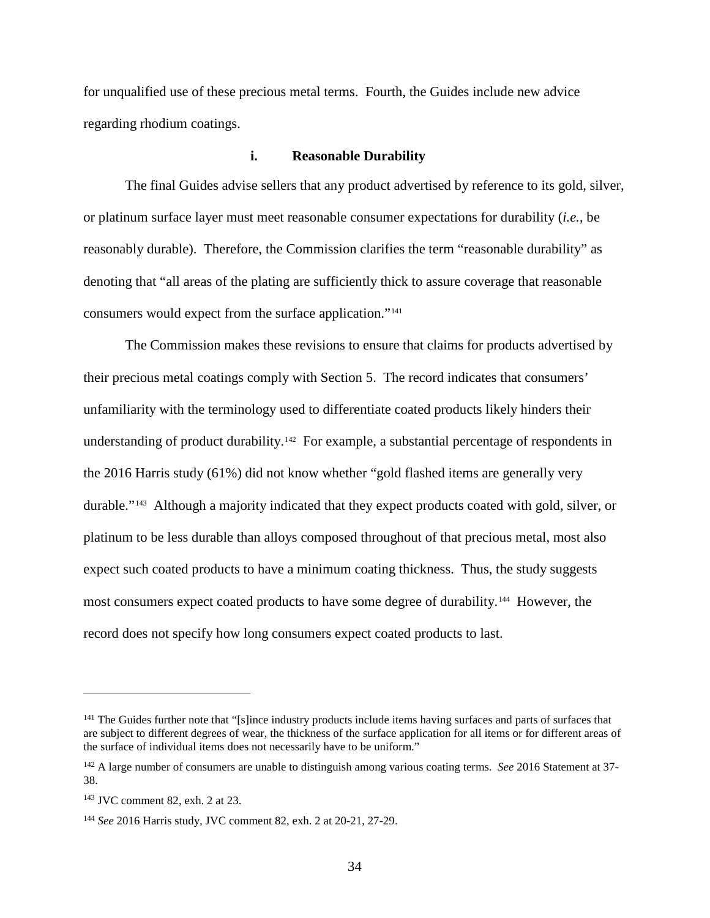for unqualified use of these precious metal terms. Fourth, the Guides include new advice regarding rhodium coatings.

#### i. Reasonable Durability

The final Guides advise sellers that any product advertised by reference to its gold, silver, or platinum surface layer must meet reasonable consumer expectations for durability (*i.e.*, be reasonably durable). Therefore, the Commission clarifies the term "reasonable durability" as denoting that "all areas of the plating are sufficiently thick to assure coverage that reasonable consumers would expect from the surface application."[141]

The Commission makes these revisions to ensure that claims for products advertised by their precious metal coatings comply with Section 5. The record indicates that consumers' unfamiliarity with the terminology used to differentiate coated products likely hinders their understanding of product durability.[142] For example, a substantial percentage of respondents in the 2016 Harris study (61%) did not know whether "gold flashed items are generally very durable."[143] Although a majority indicated that they expect products coated with gold, silver, or platinum to be less durable than alloys composed throughout of that precious metal, most also expect such coated products to have a minimum coating thickness. Thus, the study suggests most consumers expect coated products to have some degree of durability.[144] However, the record does not specify how long consumers expect coated products to last.

---

[141] The Guides further note that "[s]ince industry products include items having surfaces and parts of surfaces that are subject to different degrees of wear, the thickness of the surface application for all items or for different areas of the surface of individual items does not necessarily have to be uniform."

[142] A large number of consumers are unable to distinguish among various coating terms. *See* 2016 Statement at 37-38.

[143] JVC comment 82, exh. 2 at 23.

[144] *See* 2016 Harris study, JVC comment 82, exh. 2 at 20-21, 27-29.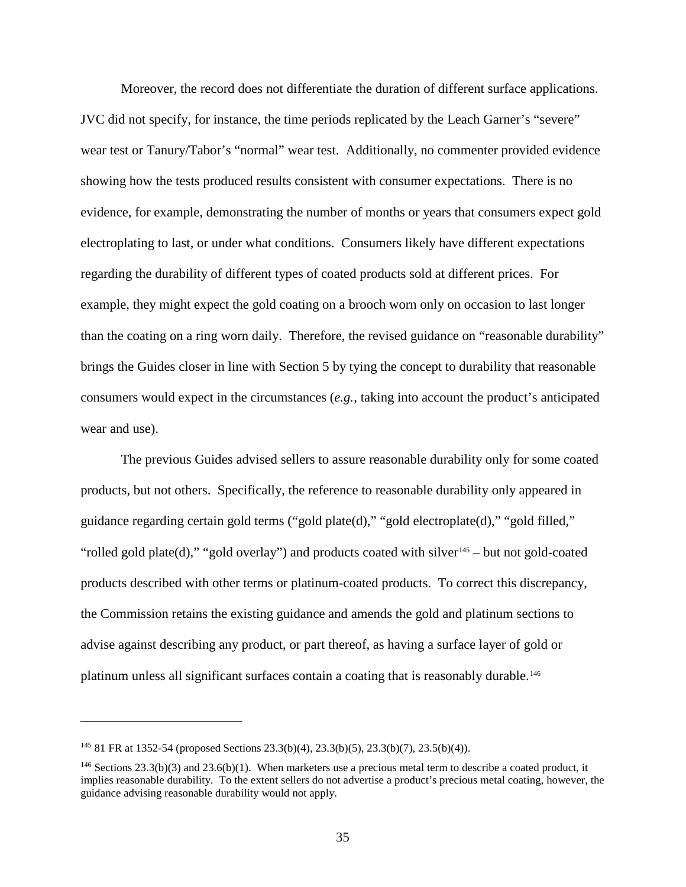Moreover, the record does not differentiate the duration of different surface applications. JVC did not specify, for instance, the time periods replicated by the Leach Garner's "severe" wear test or Tanury/Tabor's "normal" wear test. Additionally, no commenter provided evidence showing how the tests produced results consistent with consumer expectations. There is no evidence, for example, demonstrating the number of months or years that consumers expect gold electroplating to last, or under what conditions. Consumers likely have different expectations regarding the durability of different types of coated products sold at different prices. For example, they might expect the gold coating on a brooch worn only on occasion to last longer than the coating on a ring worn daily. Therefore, the revised guidance on "reasonable durability" brings the Guides closer in line with Section 5 by tying the concept to durability that reasonable consumers would expect in the circumstances (*e.g.*, taking into account the product's anticipated wear and use).

The previous Guides advised sellers to assure reasonable durability only for some coated products, but not others. Specifically, the reference to reasonable durability only appeared in guidance regarding certain gold terms ("gold plate(d)," "gold electroplate(d)," "gold filled," "rolled gold plate(d)," "gold overlay") and products coated with silver[145] – but not gold-coated products described with other terms or platinum-coated products. To correct this discrepancy, the Commission retains the existing guidance and amends the gold and platinum sections to advise against describing any product, or part thereof, as having a surface layer of gold or platinum unless all significant surfaces contain a coating that is reasonably durable.[146]

---

[145] 81 FR at 1352-54 (proposed Sections 23.3(b)(4), 23.3(b)(5), 23.3(b)(7), 23.5(b)(4)).

[146] Sections 23.3(b)(3) and 23.6(b)(1). When marketers use a precious metal term to describe a coated product, it implies reasonable durability. To the extent sellers do not advertise a product's precious metal coating, however, the guidance advising reasonable durability would not apply.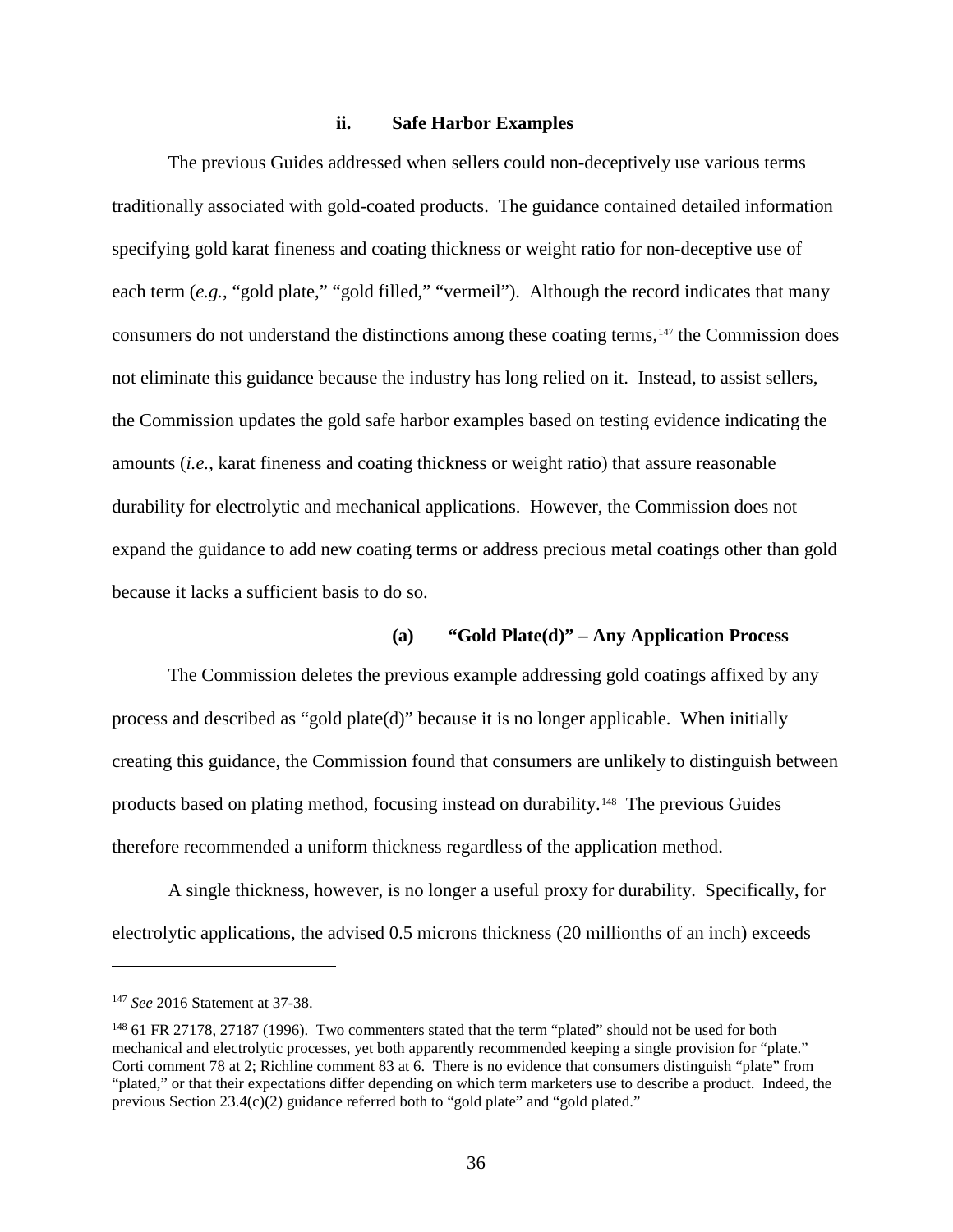#### ii. Safe Harbor Examples

The previous Guides addressed when sellers could non-deceptively use various terms traditionally associated with gold-coated products. The guidance contained detailed information specifying gold karat fineness and coating thickness or weight ratio for non-deceptive use of each term (*e.g.*, "gold plate," "gold filled," "vermeil"). Although the record indicates that many consumers do not understand the distinctions among these coating terms,[147] the Commission does not eliminate this guidance because the industry has long relied on it. Instead, to assist sellers, the Commission updates the gold safe harbor examples based on testing evidence indicating the amounts (*i.e.*, karat fineness and coating thickness or weight ratio) that assure reasonable durability for electrolytic and mechanical applications. However, the Commission does not expand the guidance to add new coating terms or address precious metal coatings other than gold because it lacks a sufficient basis to do so.

##### (a) "Gold Plate(d)" – Any Application Process

The Commission deletes the previous example addressing gold coatings affixed by any process and described as "gold plate(d)" because it is no longer applicable. When initially creating this guidance, the Commission found that consumers are unlikely to distinguish between products based on plating method, focusing instead on durability.[148] The previous Guides therefore recommended a uniform thickness regardless of the application method.

A single thickness, however, is no longer a useful proxy for durability. Specifically, for electrolytic applications, the advised 0.5 microns thickness (20 millionths of an inch) exceeds

---

[147] *See* 2016 Statement at 37-38.

[148] 61 FR 27178, 27187 (1996). Two commenters stated that the term "plated" should not be used for both mechanical and electrolytic processes, yet both apparently recommended keeping a single provision for "plate." Corti comment 78 at 2; Richline comment 83 at 6. There is no evidence that consumers distinguish "plate" from "plated," or that their expectations differ depending on which term marketers use to describe a product. Indeed, the previous Section 23.4(c)(2) guidance referred both to "gold plate" and "gold plated."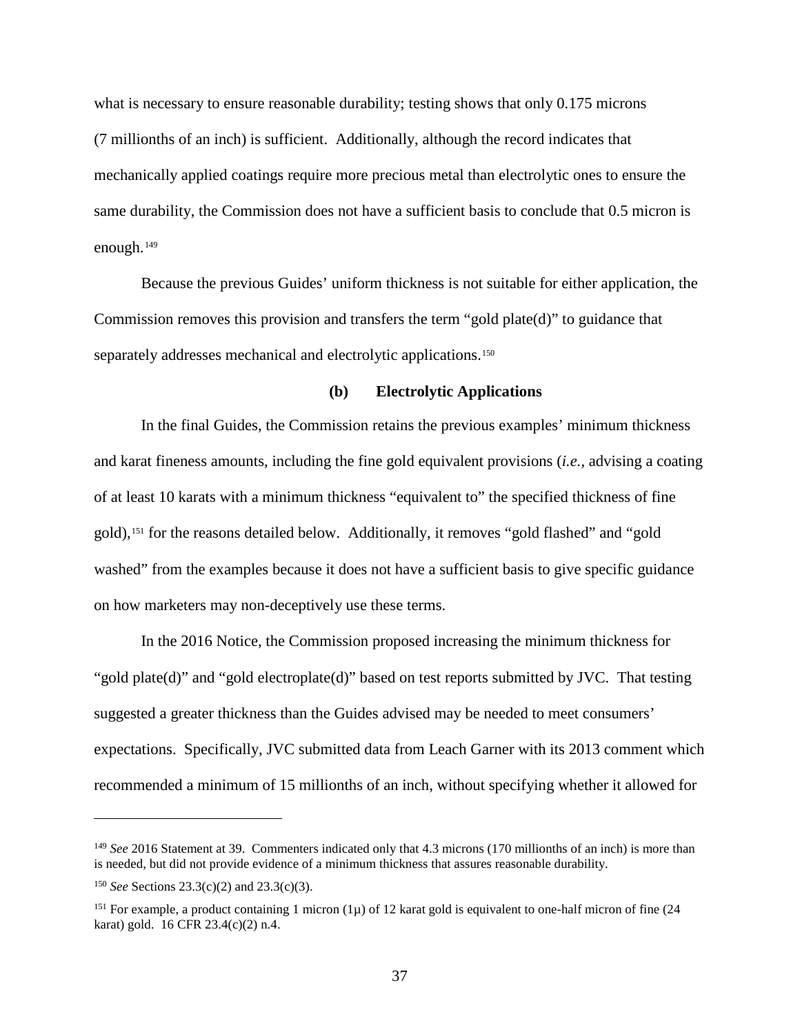what is necessary to ensure reasonable durability; testing shows that only 0.175 microns (7 millionths of an inch) is sufficient. Additionally, although the record indicates that mechanically applied coatings require more precious metal than electrolytic ones to ensure the same durability, the Commission does not have a sufficient basis to conclude that 0.5 micron is enough.[149]

Because the previous Guides' uniform thickness is not suitable for either application, the Commission removes this provision and transfers the term "gold plate(d)" to guidance that separately addresses mechanical and electrolytic applications.[150]

**(b) Electrolytic Applications**

In the final Guides, the Commission retains the previous examples' minimum thickness and karat fineness amounts, including the fine gold equivalent provisions (*i.e.*, advising a coating of at least 10 karats with a minimum thickness "equivalent to" the specified thickness of fine gold),[151] for the reasons detailed below. Additionally, it removes "gold flashed" and "gold washed" from the examples because it does not have a sufficient basis to give specific guidance on how marketers may non-deceptively use these terms.

In the 2016 Notice, the Commission proposed increasing the minimum thickness for "gold plate(d)" and "gold electroplate(d)" based on test reports submitted by JVC. That testing suggested a greater thickness than the Guides advised may be needed to meet consumers' expectations. Specifically, JVC submitted data from Leach Garner with its 2013 comment which recommended a minimum of 15 millionths of an inch, without specifying whether it allowed for

---

[149] *See* 2016 Statement at 39. Commenters indicated only that 4.3 microns (170 millionths of an inch) is more than is needed, but did not provide evidence of a minimum thickness that assures reasonable durability.

[150] *See* Sections 23.3(c)(2) and 23.3(c)(3).

[151] For example, a product containing 1 micron (1μ) of 12 karat gold is equivalent to one-half micron of fine (24 karat) gold. 16 CFR 23.4(c)(2) n.4.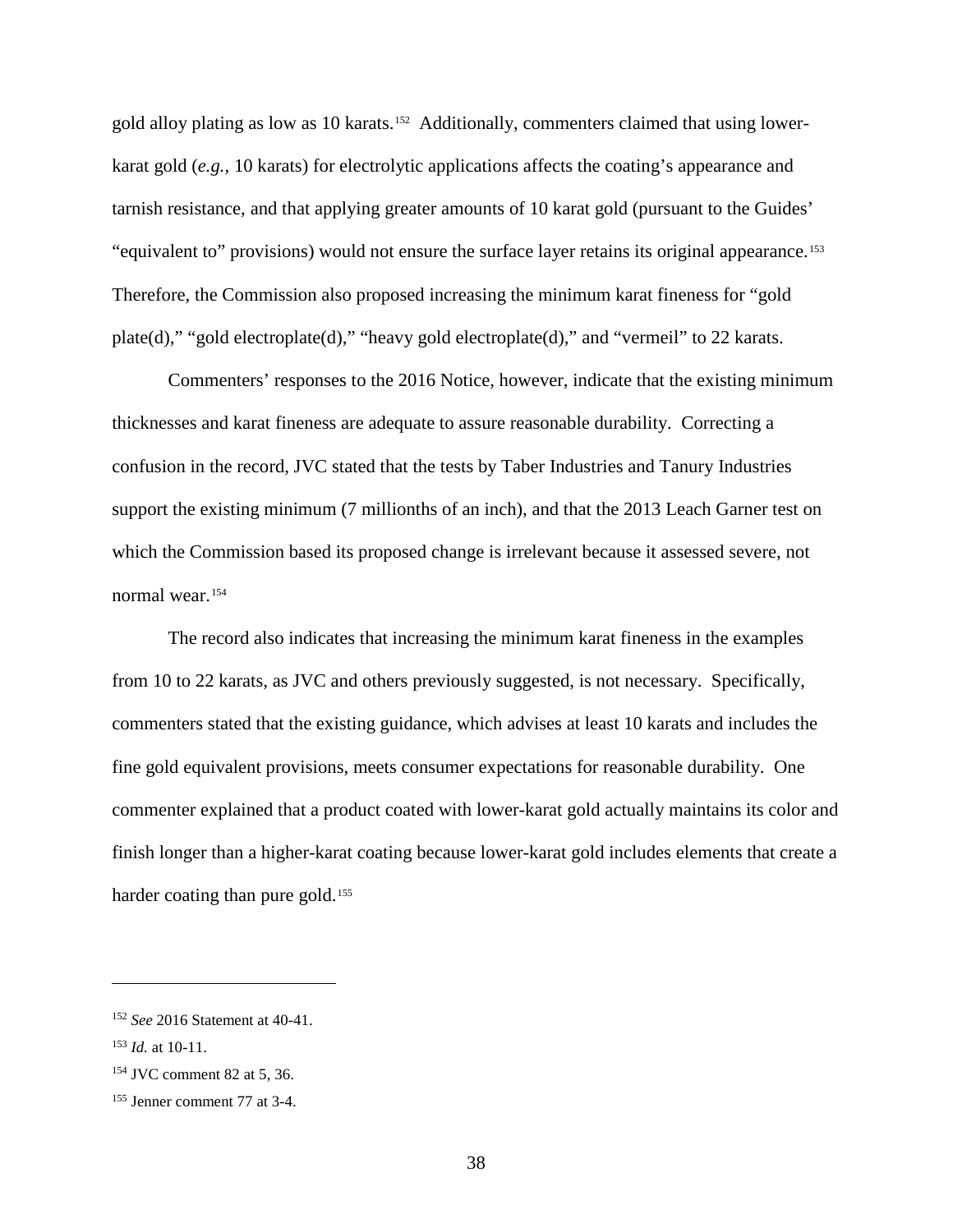gold alloy plating as low as 10 karats.[152] Additionally, commenters claimed that using lower-karat gold (*e.g.*, 10 karats) for electrolytic applications affects the coating's appearance and tarnish resistance, and that applying greater amounts of 10 karat gold (pursuant to the Guides' "equivalent to" provisions) would not ensure the surface layer retains its original appearance.[153] Therefore, the Commission also proposed increasing the minimum karat fineness for "gold plate(d)," "gold electroplate(d)," "heavy gold electroplate(d)," and "vermeil" to 22 karats.

Commenters' responses to the 2016 Notice, however, indicate that the existing minimum thicknesses and karat fineness are adequate to assure reasonable durability. Correcting a confusion in the record, JVC stated that the tests by Taber Industries and Tanury Industries support the existing minimum (7 millionths of an inch), and that the 2013 Leach Garner test on which the Commission based its proposed change is irrelevant because it assessed severe, not normal wear.[154]

The record also indicates that increasing the minimum karat fineness in the examples from 10 to 22 karats, as JVC and others previously suggested, is not necessary. Specifically, commenters stated that the existing guidance, which advises at least 10 karats and includes the fine gold equivalent provisions, meets consumer expectations for reasonable durability. One commenter explained that a product coated with lower-karat gold actually maintains its color and finish longer than a higher-karat coating because lower-karat gold includes elements that create a harder coating than pure gold.[155]

---

[152] *See* 2016 Statement at 40-41.

[153] *Id.* at 10-11.

[154] JVC comment 82 at 5, 36.

[155] Jenner comment 77 at 3-4.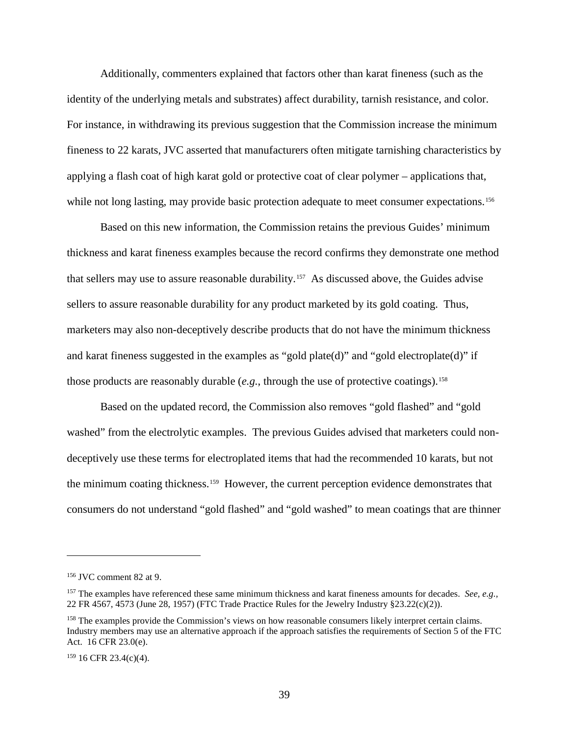Additionally, commenters explained that factors other than karat fineness (such as the identity of the underlying metals and substrates) affect durability, tarnish resistance, and color. For instance, in withdrawing its previous suggestion that the Commission increase the minimum fineness to 22 karats, JVC asserted that manufacturers often mitigate tarnishing characteristics by applying a flash coat of high karat gold or protective coat of clear polymer – applications that, while not long lasting, may provide basic protection adequate to meet consumer expectations.[156]

Based on this new information, the Commission retains the previous Guides' minimum thickness and karat fineness examples because the record confirms they demonstrate one method that sellers may use to assure reasonable durability.[157] As discussed above, the Guides advise sellers to assure reasonable durability for any product marketed by its gold coating. Thus, marketers may also non-deceptively describe products that do not have the minimum thickness and karat fineness suggested in the examples as "gold plate(d)" and "gold electroplate(d)" if those products are reasonably durable (*e.g.*, through the use of protective coatings).[158]

Based on the updated record, the Commission also removes "gold flashed" and "gold washed" from the electrolytic examples. The previous Guides advised that marketers could non-deceptively use these terms for electroplated items that had the recommended 10 karats, but not the minimum coating thickness.[159] However, the current perception evidence demonstrates that consumers do not understand "gold flashed" and "gold washed" to mean coatings that are thinner

---

[156] JVC comment 82 at 9.

[157] The examples have referenced these same minimum thickness and karat fineness amounts for decades. *See, e.g.*, 22 FR 4567, 4573 (June 28, 1957) (FTC Trade Practice Rules for the Jewelry Industry §23.22(c)(2)).

[158] The examples provide the Commission's views on how reasonable consumers likely interpret certain claims. Industry members may use an alternative approach if the approach satisfies the requirements of Section 5 of the FTC Act. 16 CFR 23.0(e).

[159] 16 CFR 23.4(c)(4).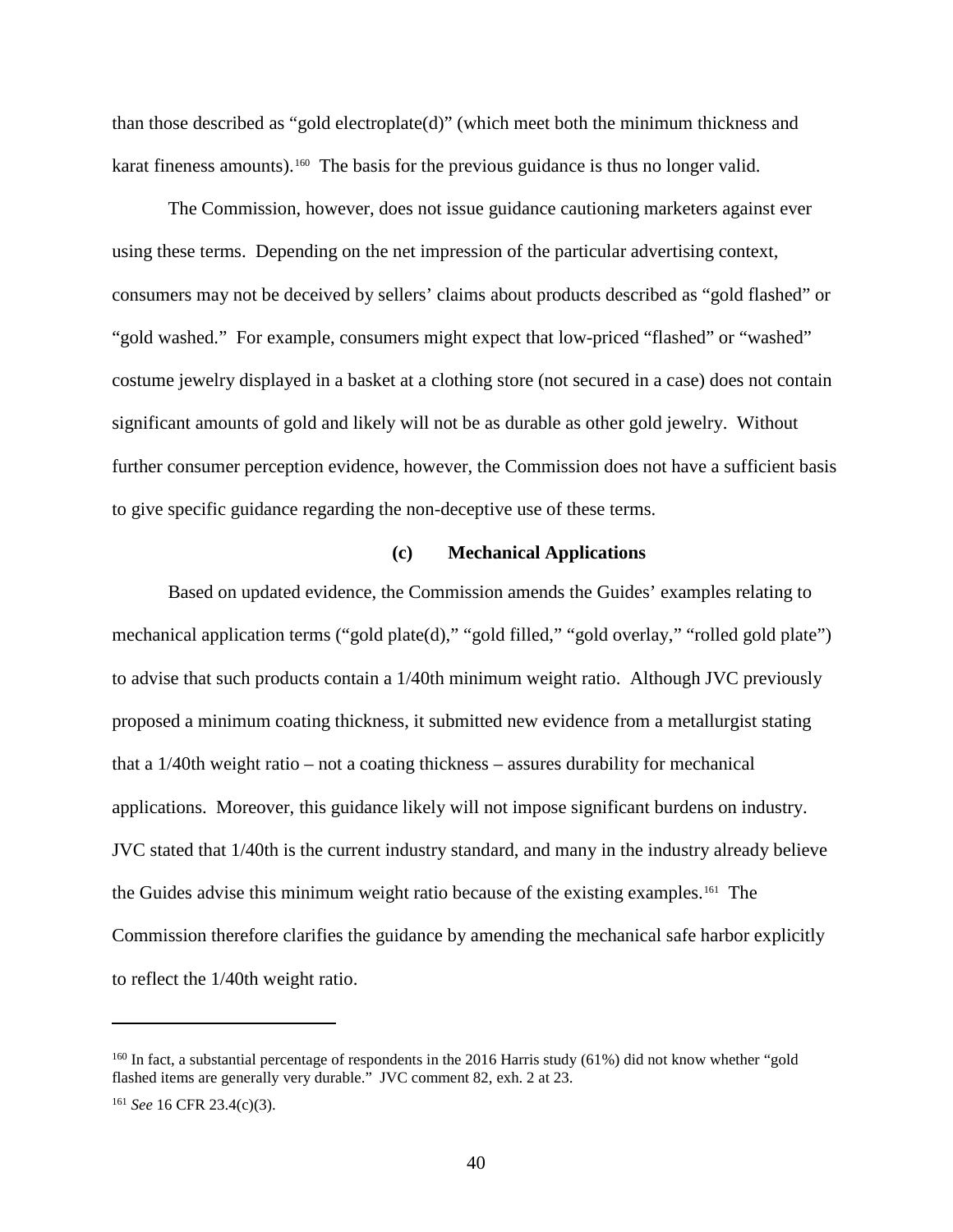than those described as "gold electroplate(d)" (which meet both the minimum thickness and karat fineness amounts).[160] The basis for the previous guidance is thus no longer valid.

The Commission, however, does not issue guidance cautioning marketers against ever using these terms. Depending on the net impression of the particular advertising context, consumers may not be deceived by sellers' claims about products described as "gold flashed" or "gold washed." For example, consumers might expect that low-priced "flashed" or "washed" costume jewelry displayed in a basket at a clothing store (not secured in a case) does not contain significant amounts of gold and likely will not be as durable as other gold jewelry. Without further consumer perception evidence, however, the Commission does not have a sufficient basis to give specific guidance regarding the non-deceptive use of these terms.

**(c) Mechanical Applications**

Based on updated evidence, the Commission amends the Guides' examples relating to mechanical application terms ("gold plate(d)," "gold filled," "gold overlay," "rolled gold plate") to advise that such products contain a 1/40th minimum weight ratio. Although JVC previously proposed a minimum coating thickness, it submitted new evidence from a metallurgist stating that a 1/40th weight ratio – not a coating thickness – assures durability for mechanical applications. Moreover, this guidance likely will not impose significant burdens on industry. JVC stated that 1/40th is the current industry standard, and many in the industry already believe the Guides advise this minimum weight ratio because of the existing examples.[161] The Commission therefore clarifies the guidance by amending the mechanical safe harbor explicitly to reflect the 1/40th weight ratio.

---

[160] In fact, a substantial percentage of respondents in the 2016 Harris study (61%) did not know whether "gold flashed items are generally very durable." JVC comment 82, exh. 2 at 23.

[161] *See* 16 CFR 23.4(c)(3).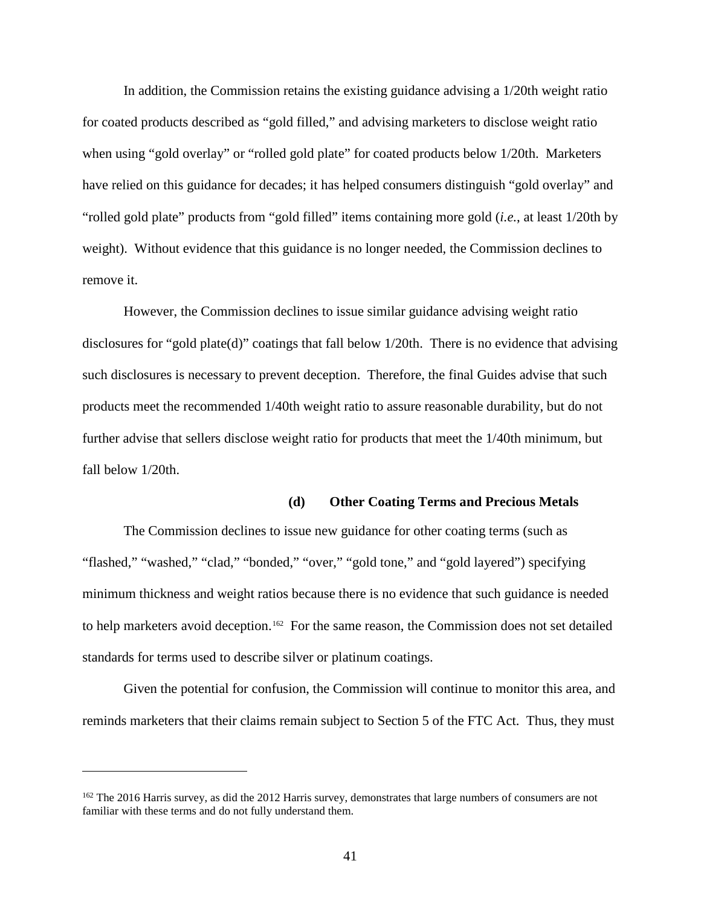In addition, the Commission retains the existing guidance advising a 1/20th weight ratio for coated products described as "gold filled," and advising marketers to disclose weight ratio when using "gold overlay" or "rolled gold plate" for coated products below 1/20th. Marketers have relied on this guidance for decades; it has helped consumers distinguish "gold overlay" and "rolled gold plate" products from "gold filled" items containing more gold (*i.e.*, at least 1/20th by weight). Without evidence that this guidance is no longer needed, the Commission declines to remove it.

However, the Commission declines to issue similar guidance advising weight ratio disclosures for "gold plate(d)" coatings that fall below 1/20th. There is no evidence that advising such disclosures is necessary to prevent deception. Therefore, the final Guides advise that such products meet the recommended 1/40th weight ratio to assure reasonable durability, but do not further advise that sellers disclose weight ratio for products that meet the 1/40th minimum, but fall below 1/20th.

#### (d) Other Coating Terms and Precious Metals

The Commission declines to issue new guidance for other coating terms (such as "flashed," "washed," "clad," "bonded," "over," "gold tone," and "gold layered") specifying minimum thickness and weight ratios because there is no evidence that such guidance is needed to help marketers avoid deception.[162] For the same reason, the Commission does not set detailed standards for terms used to describe silver or platinum coatings.

Given the potential for confusion, the Commission will continue to monitor this area, and reminds marketers that their claims remain subject to Section 5 of the FTC Act. Thus, they must

---

[162] The 2016 Harris survey, as did the 2012 Harris survey, demonstrates that large numbers of consumers are not familiar with these terms and do not fully understand them.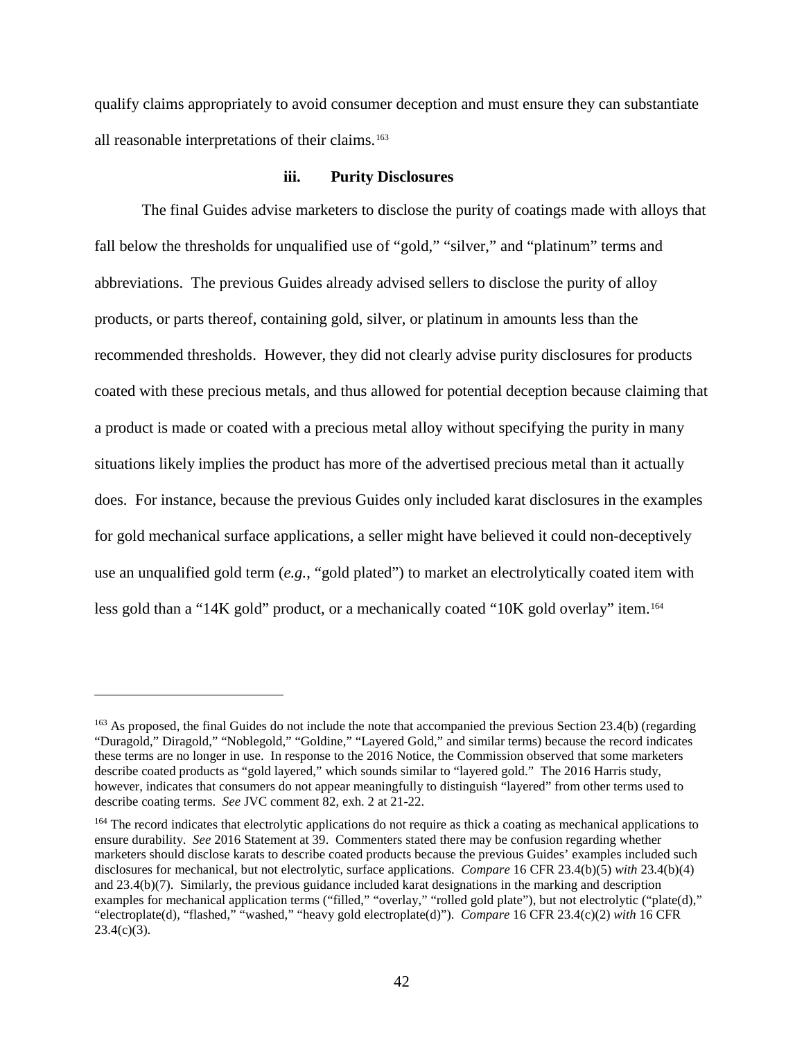qualify claims appropriately to avoid consumer deception and must ensure they can substantiate all reasonable interpretations of their claims.[163]

### iii. Purity Disclosures

The final Guides advise marketers to disclose the purity of coatings made with alloys that fall below the thresholds for unqualified use of "gold," "silver," and "platinum" terms and abbreviations. The previous Guides already advised sellers to disclose the purity of alloy products, or parts thereof, containing gold, silver, or platinum in amounts less than the recommended thresholds. However, they did not clearly advise purity disclosures for products coated with these precious metals, and thus allowed for potential deception because claiming that a product is made or coated with a precious metal alloy without specifying the purity in many situations likely implies the product has more of the advertised precious metal than it actually does. For instance, because the previous Guides only included karat disclosures in the examples for gold mechanical surface applications, a seller might have believed it could non-deceptively use an unqualified gold term (*e.g.*, "gold plated") to market an electrolytically coated item with less gold than a "14K gold" product, or a mechanically coated "10K gold overlay" item.[164]

---

[163] As proposed, the final Guides do not include the note that accompanied the previous Section 23.4(b) (regarding "Duragold," Diragold," "Noblegold," "Goldine," "Layered Gold," and similar terms) because the record indicates these terms are no longer in use. In response to the 2016 Notice, the Commission observed that some marketers describe coated products as "gold layered," which sounds similar to "layered gold." The 2016 Harris study, however, indicates that consumers do not appear meaningfully to distinguish "layered" from other terms used to describe coating terms. *See* JVC comment 82, exh. 2 at 21-22.

[164] The record indicates that electrolytic applications do not require as thick a coating as mechanical applications to ensure durability. *See* 2016 Statement at 39. Commenters stated there may be confusion regarding whether marketers should disclose karats to describe coated products because the previous Guides' examples included such disclosures for mechanical, but not electrolytic, surface applications. *Compare* 16 CFR 23.4(b)(5) *with* 23.4(b)(4) and 23.4(b)(7). Similarly, the previous guidance included karat designations in the marking and description examples for mechanical application terms ("filled," "overlay," "rolled gold plate"), but not electrolytic ("plate(d)," "electroplate(d), "flashed," "washed," "heavy gold electroplate(d)"). *Compare* 16 CFR 23.4(c)(2) *with* 16 CFR 23.4(c)(3).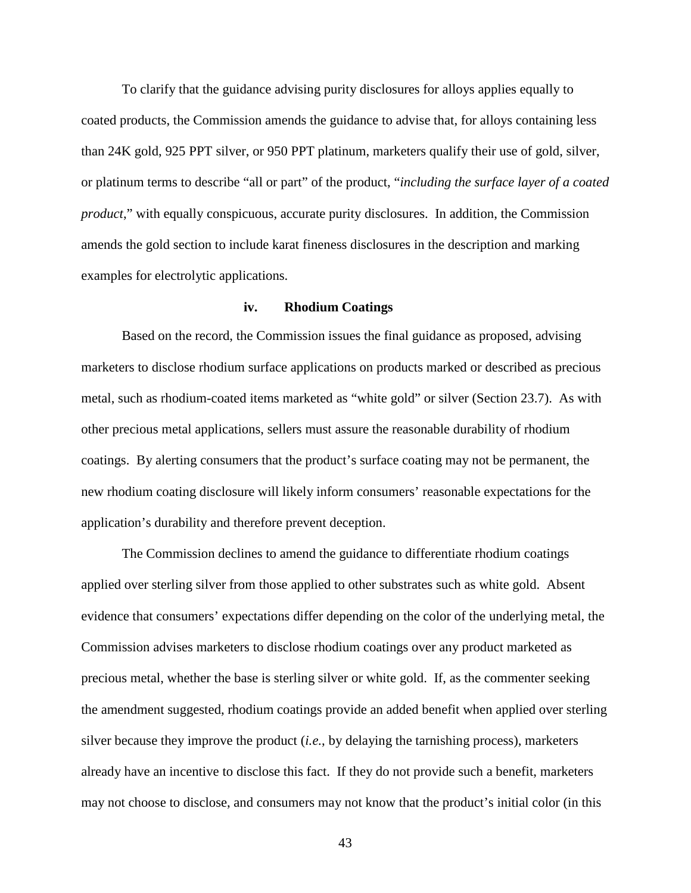To clarify that the guidance advising purity disclosures for alloys applies equally to coated products, the Commission amends the guidance to advise that, for alloys containing less than 24K gold, 925 PPT silver, or 950 PPT platinum, marketers qualify their use of gold, silver, or platinum terms to describe "all or part" of the product, "*including the surface layer of a coated product*," with equally conspicuous, accurate purity disclosures. In addition, the Commission amends the gold section to include karat fineness disclosures in the description and marking examples for electrolytic applications.

#### iv. Rhodium Coatings

Based on the record, the Commission issues the final guidance as proposed, advising marketers to disclose rhodium surface applications on products marked or described as precious metal, such as rhodium-coated items marketed as "white gold" or silver (Section 23.7). As with other precious metal applications, sellers must assure the reasonable durability of rhodium coatings. By alerting consumers that the product's surface coating may not be permanent, the new rhodium coating disclosure will likely inform consumers' reasonable expectations for the application's durability and therefore prevent deception.

The Commission declines to amend the guidance to differentiate rhodium coatings applied over sterling silver from those applied to other substrates such as white gold. Absent evidence that consumers' expectations differ depending on the color of the underlying metal, the Commission advises marketers to disclose rhodium coatings over any product marketed as precious metal, whether the base is sterling silver or white gold. If, as the commenter seeking the amendment suggested, rhodium coatings provide an added benefit when applied over sterling silver because they improve the product (*i.e.*, by delaying the tarnishing process), marketers already have an incentive to disclose this fact. If they do not provide such a benefit, marketers may not choose to disclose, and consumers may not know that the product's initial color (in this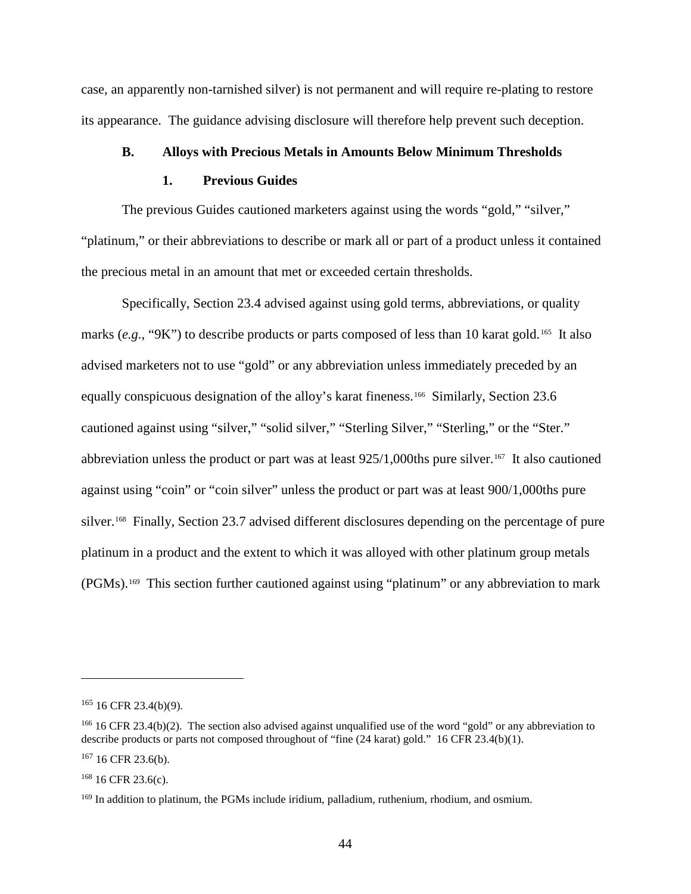case, an apparently non-tarnished silver) is not permanent and will require re-plating to restore its appearance. The guidance advising disclosure will therefore help prevent such deception.

### B. Alloys with Precious Metals in Amounts Below Minimum Thresholds

#### 1. Previous Guides

The previous Guides cautioned marketers against using the words "gold," "silver," "platinum," or their abbreviations to describe or mark all or part of a product unless it contained the precious metal in an amount that met or exceeded certain thresholds.

Specifically, Section 23.4 advised against using gold terms, abbreviations, or quality marks (*e.g.*, "9K") to describe products or parts composed of less than 10 karat gold.[165] It also advised marketers not to use "gold" or any abbreviation unless immediately preceded by an equally conspicuous designation of the alloy's karat fineness.[166] Similarly, Section 23.6 cautioned against using "silver," "solid silver," "Sterling Silver," "Sterling," or the "Ster." abbreviation unless the product or part was at least 925/1,000ths pure silver.[167] It also cautioned against using "coin" or "coin silver" unless the product or part was at least 900/1,000ths pure silver.[168] Finally, Section 23.7 advised different disclosures depending on the percentage of pure platinum in a product and the extent to which it was alloyed with other platinum group metals (PGMs).[169] This section further cautioned against using "platinum" or any abbreviation to mark

---

[165] 16 CFR 23.4(b)(9).

[166] 16 CFR 23.4(b)(2). The section also advised against unqualified use of the word "gold" or any abbreviation to describe products or parts not composed throughout of "fine (24 karat) gold." 16 CFR 23.4(b)(1).

[167] 16 CFR 23.6(b).

[168] 16 CFR 23.6(c).

[169] In addition to platinum, the PGMs include iridium, palladium, ruthenium, rhodium, and osmium.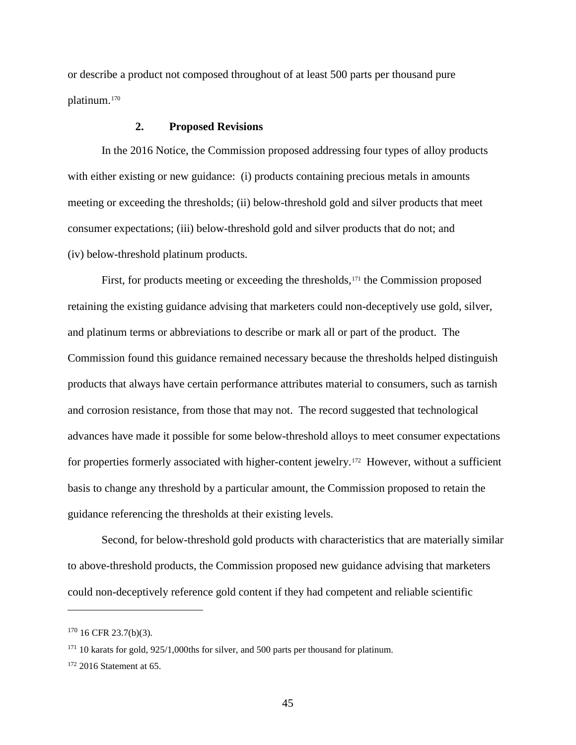or describe a product not composed throughout of at least 500 parts per thousand pure platinum.[170]

### 2. Proposed Revisions

In the 2016 Notice, the Commission proposed addressing four types of alloy products with either existing or new guidance: (i) products containing precious metals in amounts meeting or exceeding the thresholds; (ii) below-threshold gold and silver products that meet consumer expectations; (iii) below-threshold gold and silver products that do not; and (iv) below-threshold platinum products.

First, for products meeting or exceeding the thresholds,[171] the Commission proposed retaining the existing guidance advising that marketers could non-deceptively use gold, silver, and platinum terms or abbreviations to describe or mark all or part of the product. The Commission found this guidance remained necessary because the thresholds helped distinguish products that always have certain performance attributes material to consumers, such as tarnish and corrosion resistance, from those that may not. The record suggested that technological advances have made it possible for some below-threshold alloys to meet consumer expectations for properties formerly associated with higher-content jewelry.[172] However, without a sufficient basis to change any threshold by a particular amount, the Commission proposed to retain the guidance referencing the thresholds at their existing levels.

Second, for below-threshold gold products with characteristics that are materially similar to above-threshold products, the Commission proposed new guidance advising that marketers could non-deceptively reference gold content if they had competent and reliable scientific

---

[170] 16 CFR 23.7(b)(3).

[171] 10 karats for gold, 925/1,000ths for silver, and 500 parts per thousand for platinum.

[172] 2016 Statement at 65.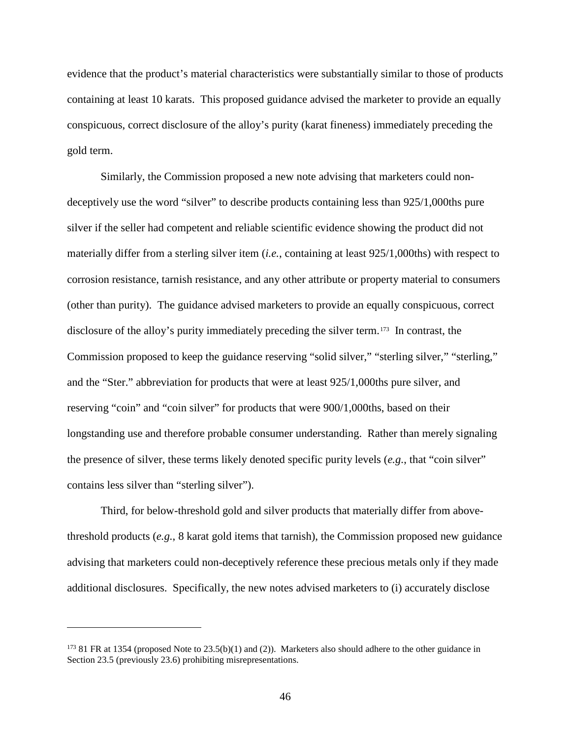evidence that the product's material characteristics were substantially similar to those of products containing at least 10 karats. This proposed guidance advised the marketer to provide an equally conspicuous, correct disclosure of the alloy's purity (karat fineness) immediately preceding the gold term.

Similarly, the Commission proposed a new note advising that marketers could non-deceptively use the word "silver" to describe products containing less than 925/1,000ths pure silver if the seller had competent and reliable scientific evidence showing the product did not materially differ from a sterling silver item (*i.e.*, containing at least 925/1,000ths) with respect to corrosion resistance, tarnish resistance, and any other attribute or property material to consumers (other than purity). The guidance advised marketers to provide an equally conspicuous, correct disclosure of the alloy's purity immediately preceding the silver term.[173] In contrast, the Commission proposed to keep the guidance reserving "solid silver," "sterling silver," "sterling," and the "Ster." abbreviation for products that were at least 925/1,000ths pure silver, and reserving "coin" and "coin silver" for products that were 900/1,000ths, based on their longstanding use and therefore probable consumer understanding. Rather than merely signaling the presence of silver, these terms likely denoted specific purity levels (*e.g.*, that "coin silver" contains less silver than "sterling silver").

Third, for below-threshold gold and silver products that materially differ from above-threshold products (*e.g.*, 8 karat gold items that tarnish), the Commission proposed new guidance advising that marketers could non-deceptively reference these precious metals only if they made additional disclosures. Specifically, the new notes advised marketers to (i) accurately disclose

---

[173] 81 FR at 1354 (proposed Note to 23.5(b)(1) and (2)). Marketers also should adhere to the other guidance in Section 23.5 (previously 23.6) prohibiting misrepresentations.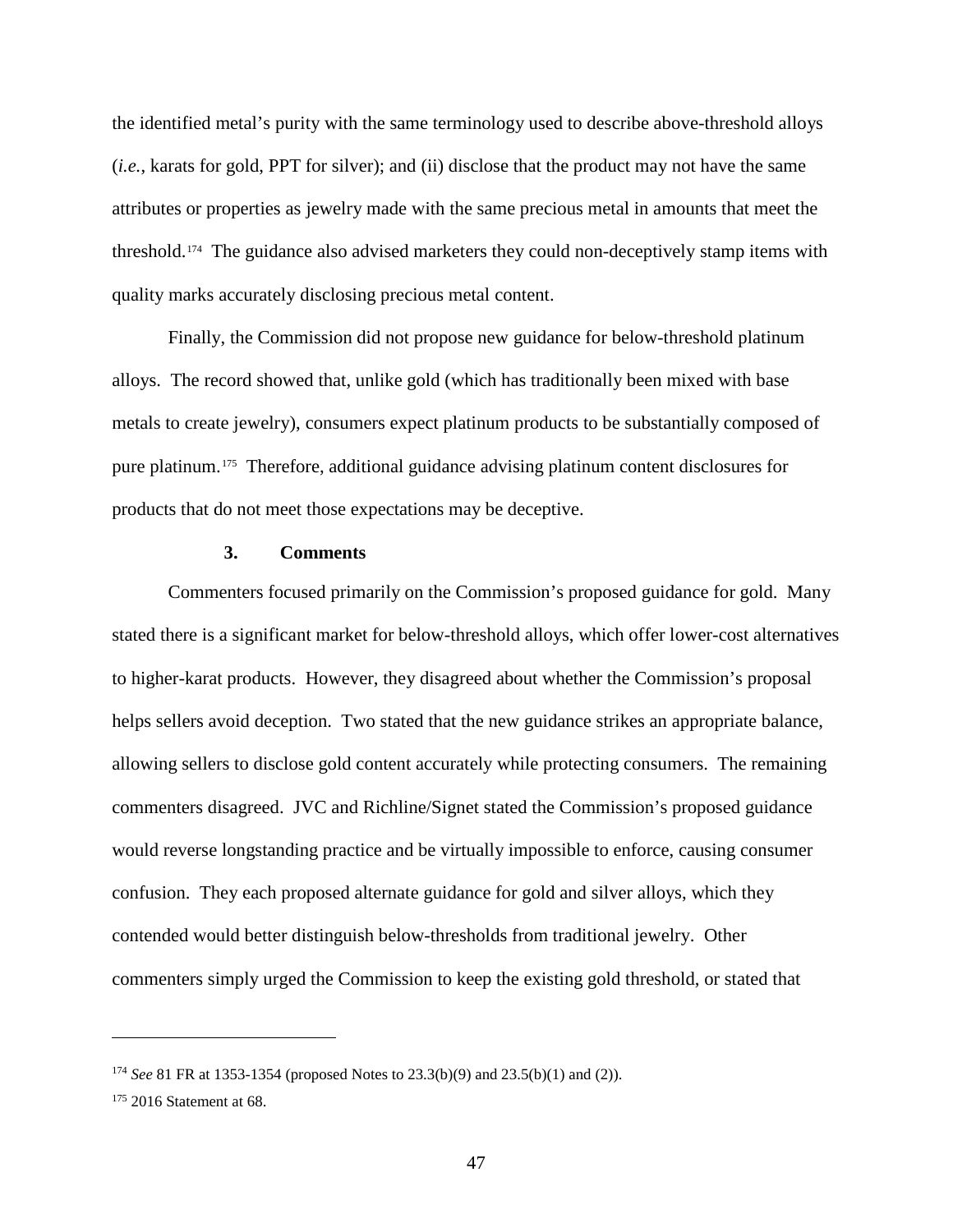the identified metal's purity with the same terminology used to describe above-threshold alloys (*i.e.*, karats for gold, PPT for silver); and (ii) disclose that the product may not have the same attributes or properties as jewelry made with the same precious metal in amounts that meet the threshold.[174] The guidance also advised marketers they could non-deceptively stamp items with quality marks accurately disclosing precious metal content.

Finally, the Commission did not propose new guidance for below-threshold platinum alloys. The record showed that, unlike gold (which has traditionally been mixed with base metals to create jewelry), consumers expect platinum products to be substantially composed of pure platinum.[175] Therefore, additional guidance advising platinum content disclosures for products that do not meet those expectations may be deceptive.

### 3. Comments

Commenters focused primarily on the Commission's proposed guidance for gold. Many stated there is a significant market for below-threshold alloys, which offer lower-cost alternatives to higher-karat products. However, they disagreed about whether the Commission's proposal helps sellers avoid deception. Two stated that the new guidance strikes an appropriate balance, allowing sellers to disclose gold content accurately while protecting consumers. The remaining commenters disagreed. JVC and Richline/Signet stated the Commission's proposed guidance would reverse longstanding practice and be virtually impossible to enforce, causing consumer confusion. They each proposed alternate guidance for gold and silver alloys, which they contended would better distinguish below-thresholds from traditional jewelry. Other commenters simply urged the Commission to keep the existing gold threshold, or stated that

---

[174] *See* 81 FR at 1353-1354 (proposed Notes to 23.3(b)(9) and 23.5(b)(1) and (2)).

[175] 2016 Statement at 68.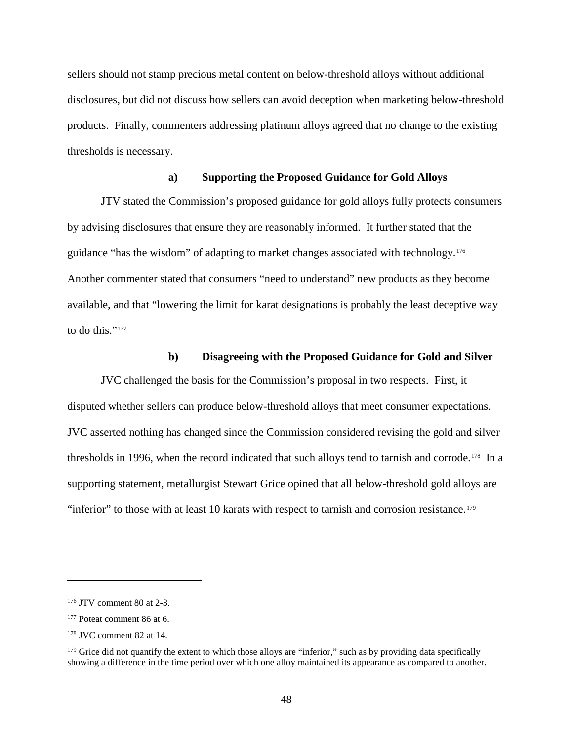sellers should not stamp precious metal content on below-threshold alloys without additional disclosures, but did not discuss how sellers can avoid deception when marketing below-threshold products. Finally, commenters addressing platinum alloys agreed that no change to the existing thresholds is necessary.

#### a) Supporting the Proposed Guidance for Gold Alloys

JTV stated the Commission's proposed guidance for gold alloys fully protects consumers by advising disclosures that ensure they are reasonably informed. It further stated that the guidance "has the wisdom" of adapting to market changes associated with technology.[176] Another commenter stated that consumers "need to understand" new products as they become available, and that "lowering the limit for karat designations is probably the least deceptive way to do this."[177]

#### b) Disagreeing with the Proposed Guidance for Gold and Silver

JVC challenged the basis for the Commission's proposal in two respects. First, it disputed whether sellers can produce below-threshold alloys that meet consumer expectations. JVC asserted nothing has changed since the Commission considered revising the gold and silver thresholds in 1996, when the record indicated that such alloys tend to tarnish and corrode.[178] In a supporting statement, metallurgist Stewart Grice opined that all below-threshold gold alloys are "inferior" to those with at least 10 karats with respect to tarnish and corrosion resistance.[179]

---

[176] JTV comment 80 at 2-3.

[177] Poteat comment 86 at 6.

[178] JVC comment 82 at 14.

[179] Grice did not quantify the extent to which those alloys are "inferior," such as by providing data specifically showing a difference in the time period over which one alloy maintained its appearance as compared to another.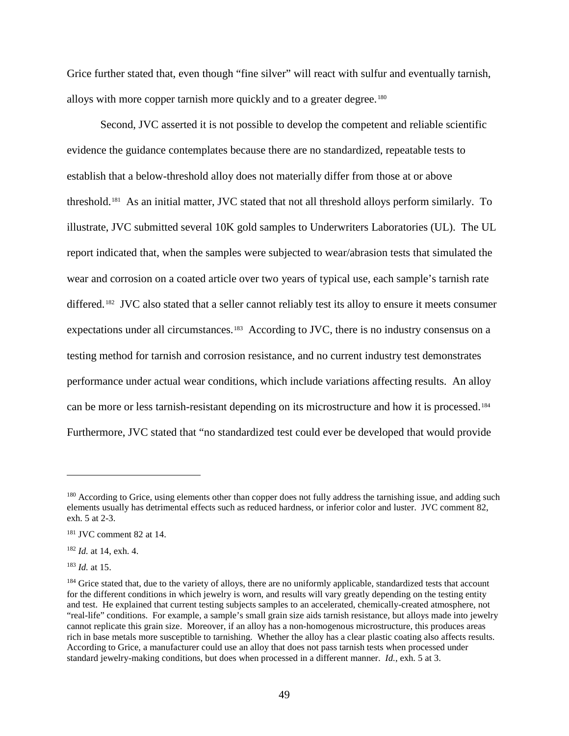Grice further stated that, even though "fine silver" will react with sulfur and eventually tarnish, alloys with more copper tarnish more quickly and to a greater degree.[180]

Second, JVC asserted it is not possible to develop the competent and reliable scientific evidence the guidance contemplates because there are no standardized, repeatable tests to establish that a below-threshold alloy does not materially differ from those at or above threshold.[181] As an initial matter, JVC stated that not all threshold alloys perform similarly. To illustrate, JVC submitted several 10K gold samples to Underwriters Laboratories (UL). The UL report indicated that, when the samples were subjected to wear/abrasion tests that simulated the wear and corrosion on a coated article over two years of typical use, each sample's tarnish rate differed.[182] JVC also stated that a seller cannot reliably test its alloy to ensure it meets consumer expectations under all circumstances.[183] According to JVC, there is no industry consensus on a testing method for tarnish and corrosion resistance, and no current industry test demonstrates performance under actual wear conditions, which include variations affecting results. An alloy can be more or less tarnish-resistant depending on its microstructure and how it is processed.[184] Furthermore, JVC stated that "no standardized test could ever be developed that would provide

---

[180] According to Grice, using elements other than copper does not fully address the tarnishing issue, and adding such elements usually has detrimental effects such as reduced hardness, or inferior color and luster. JVC comment 82, exh. 5 at 2-3.

[181] JVC comment 82 at 14.

[182] *Id.* at 14, exh. 4.

[183] *Id.* at 15.

[184] Grice stated that, due to the variety of alloys, there are no uniformly applicable, standardized tests that account for the different conditions in which jewelry is worn, and results will vary greatly depending on the testing entity and test. He explained that current testing subjects samples to an accelerated, chemically-created atmosphere, not "real-life" conditions. For example, a sample's small grain size aids tarnish resistance, but alloys made into jewelry cannot replicate this grain size. Moreover, if an alloy has a non-homogenous microstructure, this produces areas rich in base metals more susceptible to tarnishing. Whether the alloy has a clear plastic coating also affects results. According to Grice, a manufacturer could use an alloy that does not pass tarnish tests when processed under standard jewelry-making conditions, but does when processed in a different manner. *Id.*, exh. 5 at 3.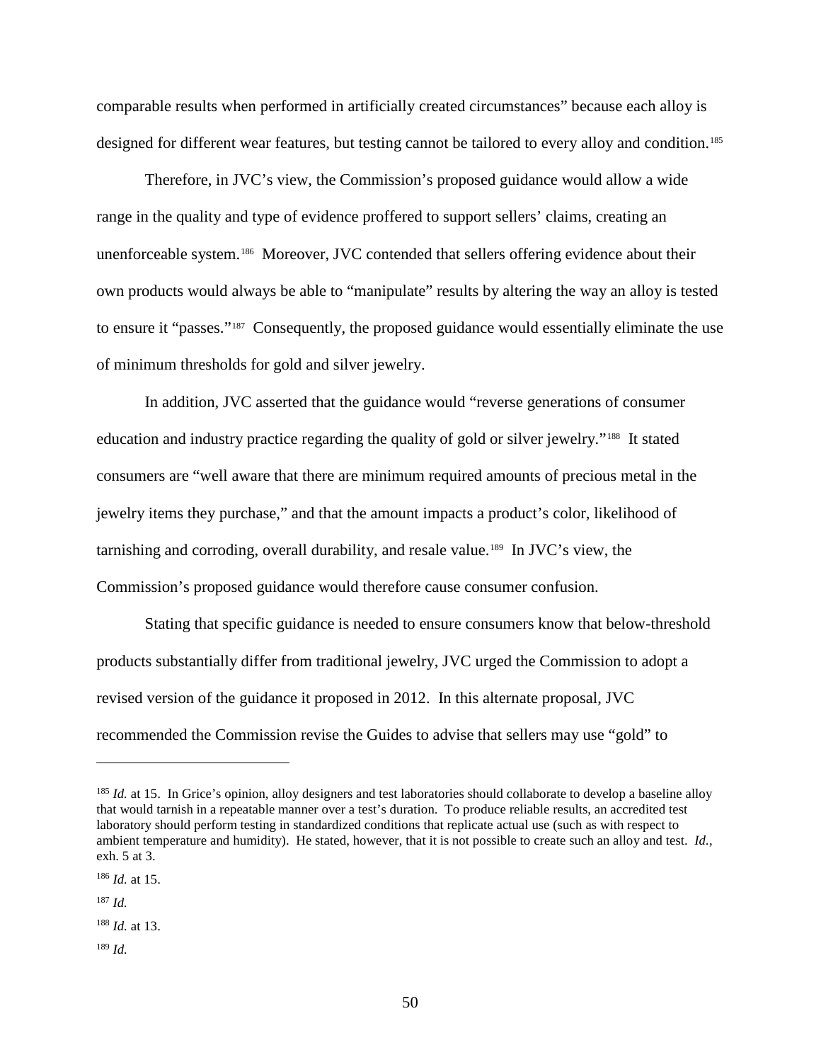comparable results when performed in artificially created circumstances" because each alloy is designed for different wear features, but testing cannot be tailored to every alloy and condition.[185]

Therefore, in JVC's view, the Commission's proposed guidance would allow a wide range in the quality and type of evidence proffered to support sellers' claims, creating an unenforceable system.[186] Moreover, JVC contended that sellers offering evidence about their own products would always be able to "manipulate" results by altering the way an alloy is tested to ensure it "passes."[187] Consequently, the proposed guidance would essentially eliminate the use of minimum thresholds for gold and silver jewelry.

In addition, JVC asserted that the guidance would "reverse generations of consumer education and industry practice regarding the quality of gold or silver jewelry."[188] It stated consumers are "well aware that there are minimum required amounts of precious metal in the jewelry items they purchase," and that the amount impacts a product's color, likelihood of tarnishing and corroding, overall durability, and resale value.[189] In JVC's view, the Commission's proposed guidance would therefore cause consumer confusion.

Stating that specific guidance is needed to ensure consumers know that below-threshold products substantially differ from traditional jewelry, JVC urged the Commission to adopt a revised version of the guidance it proposed in 2012. In this alternate proposal, JVC recommended the Commission revise the Guides to advise that sellers may use "gold" to

---

[185] *Id.* at 15. In Grice's opinion, alloy designers and test laboratories should collaborate to develop a baseline alloy that would tarnish in a repeatable manner over a test's duration. To produce reliable results, an accredited test laboratory should perform testing in standardized conditions that replicate actual use (such as with respect to ambient temperature and humidity). He stated, however, that it is not possible to create such an alloy and test. *Id.*, exh. 5 at 3.

[186] *Id.* at 15.

[187] *Id.*

[188] *Id.* at 13.

[189] *Id.*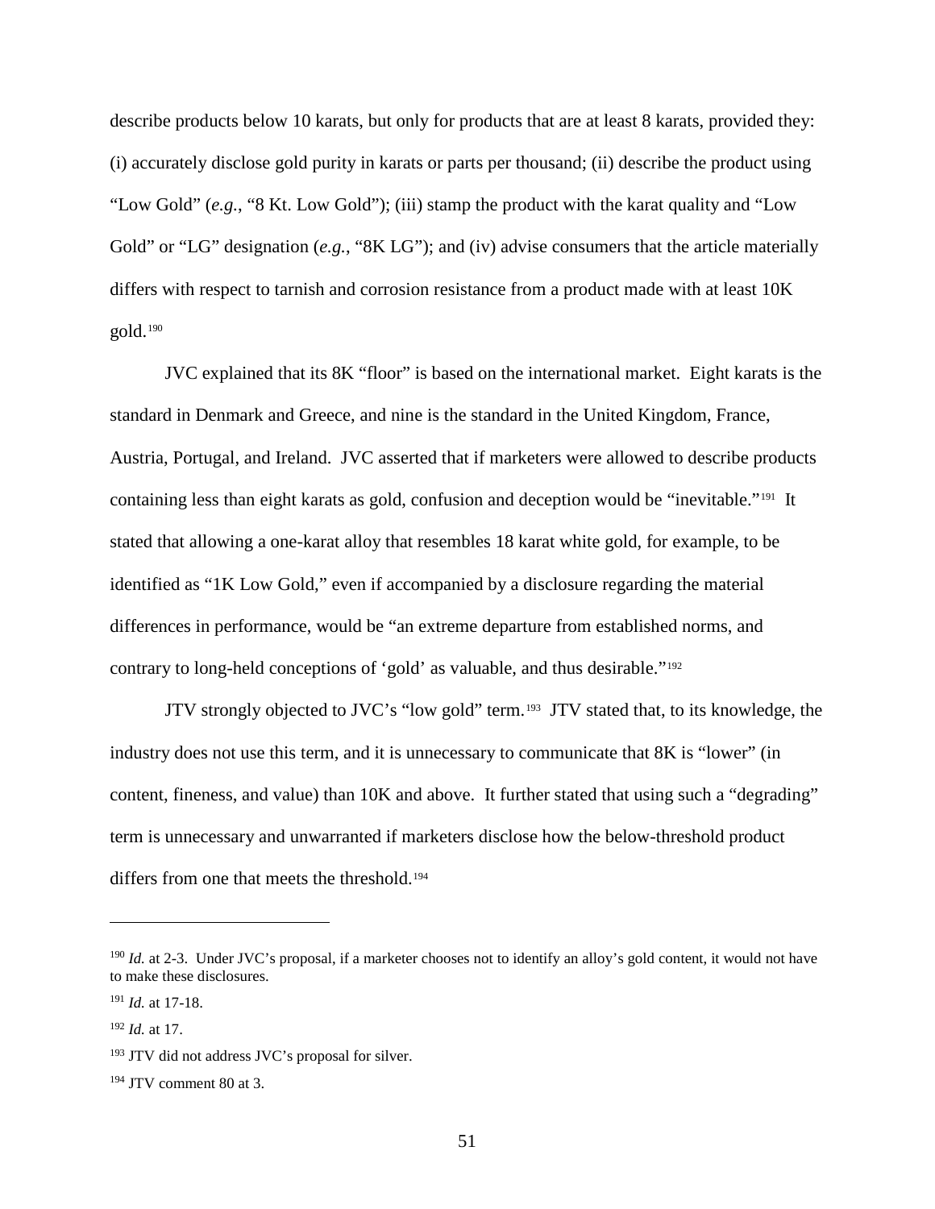describe products below 10 karats, but only for products that are at least 8 karats, provided they: (i) accurately disclose gold purity in karats or parts per thousand; (ii) describe the product using "Low Gold" (*e.g.*, "8 Kt. Low Gold"); (iii) stamp the product with the karat quality and "Low Gold" or "LG" designation (*e.g.*, "8K LG"); and (iv) advise consumers that the article materially differs with respect to tarnish and corrosion resistance from a product made with at least 10K gold.[190]

JVC explained that its 8K "floor" is based on the international market. Eight karats is the standard in Denmark and Greece, and nine is the standard in the United Kingdom, France, Austria, Portugal, and Ireland. JVC asserted that if marketers were allowed to describe products containing less than eight karats as gold, confusion and deception would be "inevitable."[191] It stated that allowing a one-karat alloy that resembles 18 karat white gold, for example, to be identified as "1K Low Gold," even if accompanied by a disclosure regarding the material differences in performance, would be "an extreme departure from established norms, and contrary to long-held conceptions of 'gold' as valuable, and thus desirable."[192]

JTV strongly objected to JVC's "low gold" term.[193] JTV stated that, to its knowledge, the industry does not use this term, and it is unnecessary to communicate that 8K is "lower" (in content, fineness, and value) than 10K and above. It further stated that using such a "degrading" term is unnecessary and unwarranted if marketers disclose how the below-threshold product differs from one that meets the threshold.[194]

---

[190] *Id.* at 2-3. Under JVC's proposal, if a marketer chooses not to identify an alloy's gold content, it would not have to make these disclosures.

[191] *Id.* at 17-18.

[192] *Id.* at 17.

[193] JTV did not address JVC's proposal for silver.

[194] JTV comment 80 at 3.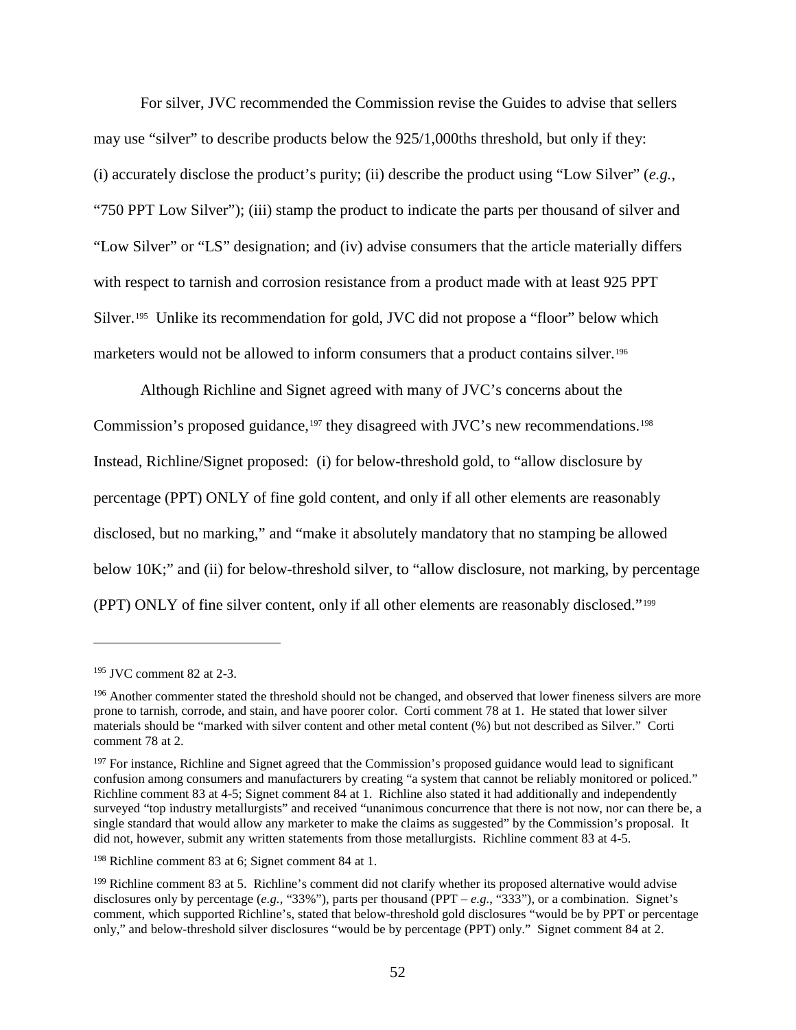For silver, JVC recommended the Commission revise the Guides to advise that sellers may use "silver" to describe products below the 925/1,000ths threshold, but only if they: (i) accurately disclose the product's purity; (ii) describe the product using "Low Silver" (*e.g.*, "750 PPT Low Silver"); (iii) stamp the product to indicate the parts per thousand of silver and "Low Silver" or "LS" designation; and (iv) advise consumers that the article materially differs with respect to tarnish and corrosion resistance from a product made with at least 925 PPT Silver.[195] Unlike its recommendation for gold, JVC did not propose a "floor" below which marketers would not be allowed to inform consumers that a product contains silver.[196]

Although Richline and Signet agreed with many of JVC's concerns about the Commission's proposed guidance,[197] they disagreed with JVC's new recommendations.[198] Instead, Richline/Signet proposed: (i) for below-threshold gold, to "allow disclosure by percentage (PPT) ONLY of fine gold content, and only if all other elements are reasonably disclosed, but no marking," and "make it absolutely mandatory that no stamping be allowed below 10K;" and (ii) for below-threshold silver, to "allow disclosure, not marking, by percentage (PPT) ONLY of fine silver content, only if all other elements are reasonably disclosed."[199]

---

[195] JVC comment 82 at 2-3.

[196] Another commenter stated the threshold should not be changed, and observed that lower fineness silvers are more prone to tarnish, corrode, and stain, and have poorer color. Corti comment 78 at 1. He stated that lower silver materials should be "marked with silver content and other metal content (%) but not described as Silver." Corti comment 78 at 2.

[197] For instance, Richline and Signet agreed that the Commission's proposed guidance would lead to significant confusion among consumers and manufacturers by creating "a system that cannot be reliably monitored or policed." Richline comment 83 at 4-5; Signet comment 84 at 1. Richline also stated it had additionally and independently surveyed "top industry metallurgists" and received "unanimous concurrence that there is not now, nor can there be, a single standard that would allow any marketer to make the claims as suggested" by the Commission's proposal. It did not, however, submit any written statements from those metallurgists. Richline comment 83 at 4-5.

[198] Richline comment 83 at 6; Signet comment 84 at 1.

[199] Richline comment 83 at 5. Richline's comment did not clarify whether its proposed alternative would advise disclosures only by percentage (*e.g.*, "33%"), parts per thousand (PPT – *e.g.*, "333"), or a combination. Signet's comment, which supported Richline's, stated that below-threshold gold disclosures "would be by PPT or percentage only," and below-threshold silver disclosures "would be by percentage (PPT) only." Signet comment 84 at 2.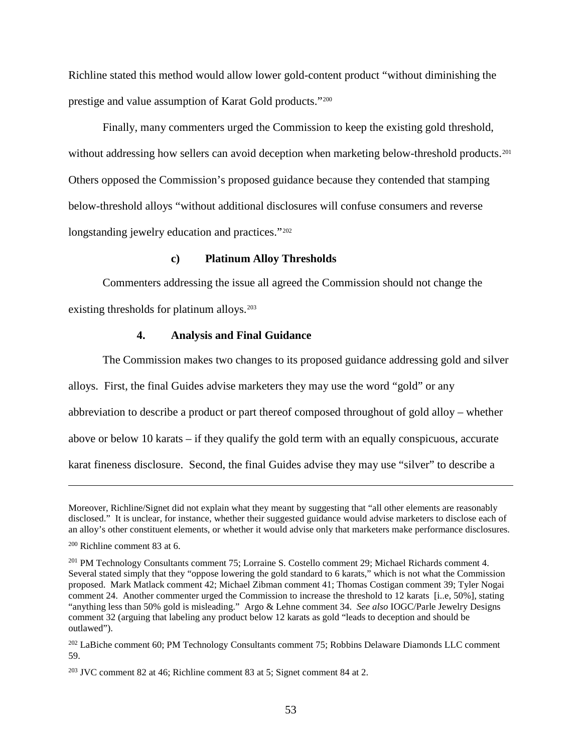Richline stated this method would allow lower gold-content product "without diminishing the prestige and value assumption of Karat Gold products."[200]

Finally, many commenters urged the Commission to keep the existing gold threshold, without addressing how sellers can avoid deception when marketing below-threshold products.[201] Others opposed the Commission's proposed guidance because they contended that stamping below-threshold alloys "without additional disclosures will confuse consumers and reverse longstanding jewelry education and practices."[202]

#### c) Platinum Alloy Thresholds

Commenters addressing the issue all agreed the Commission should not change the existing thresholds for platinum alloys.[203]

### 4. Analysis and Final Guidance

The Commission makes two changes to its proposed guidance addressing gold and silver alloys. First, the final Guides advise marketers they may use the word "gold" or any abbreviation to describe a product or part thereof composed throughout of gold alloy – whether above or below 10 karats – if they qualify the gold term with an equally conspicuous, accurate karat fineness disclosure. Second, the final Guides advise they may use "silver" to describe a

---

Moreover, Richline/Signet did not explain what they meant by suggesting that "all other elements are reasonably disclosed." It is unclear, for instance, whether their suggested guidance would advise marketers to disclose each of an alloy's other constituent elements, or whether it would advise only that marketers make performance disclosures.

[200] Richline comment 83 at 6.

[201] PM Technology Consultants comment 75; Lorraine S. Costello comment 29; Michael Richards comment 4. Several stated simply that they "oppose lowering the gold standard to 6 karats," which is not what the Commission proposed. Mark Matlack comment 42; Michael Zibman comment 41; Thomas Costigan comment 39; Tyler Nogai comment 24. Another commenter urged the Commission to increase the threshold to 12 karats [i..e, 50%], stating "anything less than 50% gold is misleading." Argo & Lehne comment 34. *See also* IOGC/Parle Jewelry Designs comment 32 (arguing that labeling any product below 12 karats as gold "leads to deception and should be outlawed").

[202] LaBiche comment 60; PM Technology Consultants comment 75; Robbins Delaware Diamonds LLC comment 59.

[203] JVC comment 82 at 46; Richline comment 83 at 5; Signet comment 84 at 2.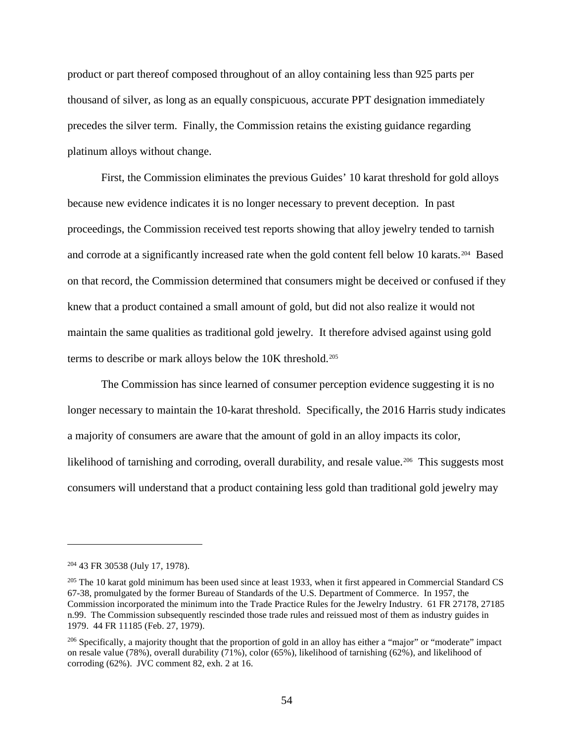product or part thereof composed throughout of an alloy containing less than 925 parts per thousand of silver, as long as an equally conspicuous, accurate PPT designation immediately precedes the silver term. Finally, the Commission retains the existing guidance regarding platinum alloys without change.

First, the Commission eliminates the previous Guides' 10 karat threshold for gold alloys because new evidence indicates it is no longer necessary to prevent deception. In past proceedings, the Commission received test reports showing that alloy jewelry tended to tarnish and corrode at a significantly increased rate when the gold content fell below 10 karats.[204] Based on that record, the Commission determined that consumers might be deceived or confused if they knew that a product contained a small amount of gold, but did not also realize it would not maintain the same qualities as traditional gold jewelry. It therefore advised against using gold terms to describe or mark alloys below the 10K threshold.[205]

The Commission has since learned of consumer perception evidence suggesting it is no longer necessary to maintain the 10-karat threshold. Specifically, the 2016 Harris study indicates a majority of consumers are aware that the amount of gold in an alloy impacts its color, likelihood of tarnishing and corroding, overall durability, and resale value.[206] This suggests most consumers will understand that a product containing less gold than traditional gold jewelry may

---

[204] 43 FR 30538 (July 17, 1978).

[205] The 10 karat gold minimum has been used since at least 1933, when it first appeared in Commercial Standard CS 67-38, promulgated by the former Bureau of Standards of the U.S. Department of Commerce. In 1957, the Commission incorporated the minimum into the Trade Practice Rules for the Jewelry Industry. 61 FR 27178, 27185 n.99. The Commission subsequently rescinded those trade rules and reissued most of them as industry guides in 1979. 44 FR 11185 (Feb. 27, 1979).

[206] Specifically, a majority thought that the proportion of gold in an alloy has either a "major" or "moderate" impact on resale value (78%), overall durability (71%), color (65%), likelihood of tarnishing (62%), and likelihood of corroding (62%). JVC comment 82, exh. 2 at 16.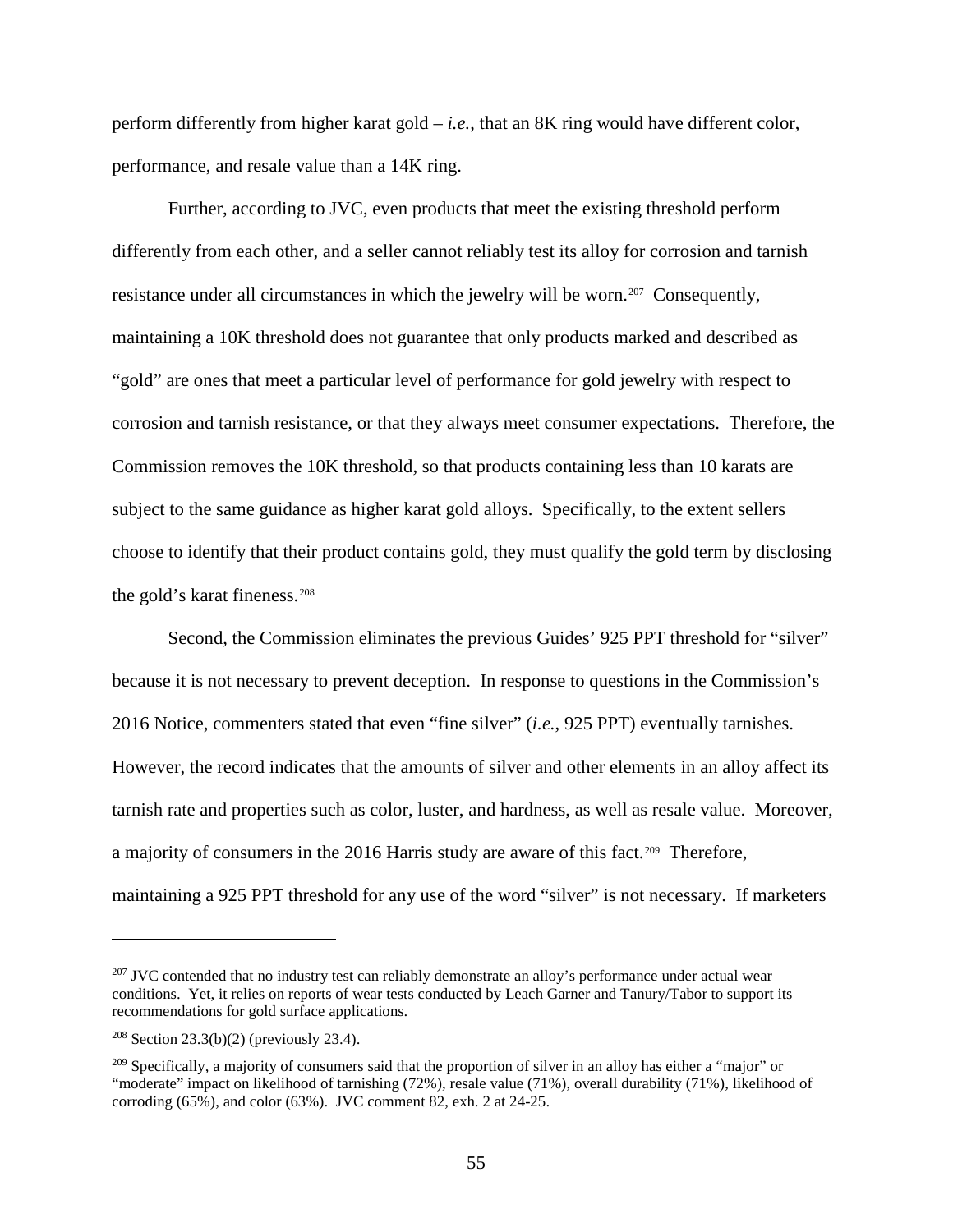perform differently from higher karat gold – *i.e.*, that an 8K ring would have different color, performance, and resale value than a 14K ring.

Further, according to JVC, even products that meet the existing threshold perform differently from each other, and a seller cannot reliably test its alloy for corrosion and tarnish resistance under all circumstances in which the jewelry will be worn.[207] Consequently, maintaining a 10K threshold does not guarantee that only products marked and described as "gold" are ones that meet a particular level of performance for gold jewelry with respect to corrosion and tarnish resistance, or that they always meet consumer expectations. Therefore, the Commission removes the 10K threshold, so that products containing less than 10 karats are subject to the same guidance as higher karat gold alloys. Specifically, to the extent sellers choose to identify that their product contains gold, they must qualify the gold term by disclosing the gold's karat fineness.[208]

Second, the Commission eliminates the previous Guides' 925 PPT threshold for "silver" because it is not necessary to prevent deception. In response to questions in the Commission's 2016 Notice, commenters stated that even "fine silver" (*i.e.*, 925 PPT) eventually tarnishes. However, the record indicates that the amounts of silver and other elements in an alloy affect its tarnish rate and properties such as color, luster, and hardness, as well as resale value. Moreover, a majority of consumers in the 2016 Harris study are aware of this fact.[209] Therefore, maintaining a 925 PPT threshold for any use of the word "silver" is not necessary. If marketers

---

[207] JVC contended that no industry test can reliably demonstrate an alloy's performance under actual wear conditions. Yet, it relies on reports of wear tests conducted by Leach Garner and Tanury/Tabor to support its recommendations for gold surface applications.

[208] Section 23.3(b)(2) (previously 23.4).

[209] Specifically, a majority of consumers said that the proportion of silver in an alloy has either a "major" or "moderate" impact on likelihood of tarnishing (72%), resale value (71%), overall durability (71%), likelihood of corroding (65%), and color (63%). JVC comment 82, exh. 2 at 24-25.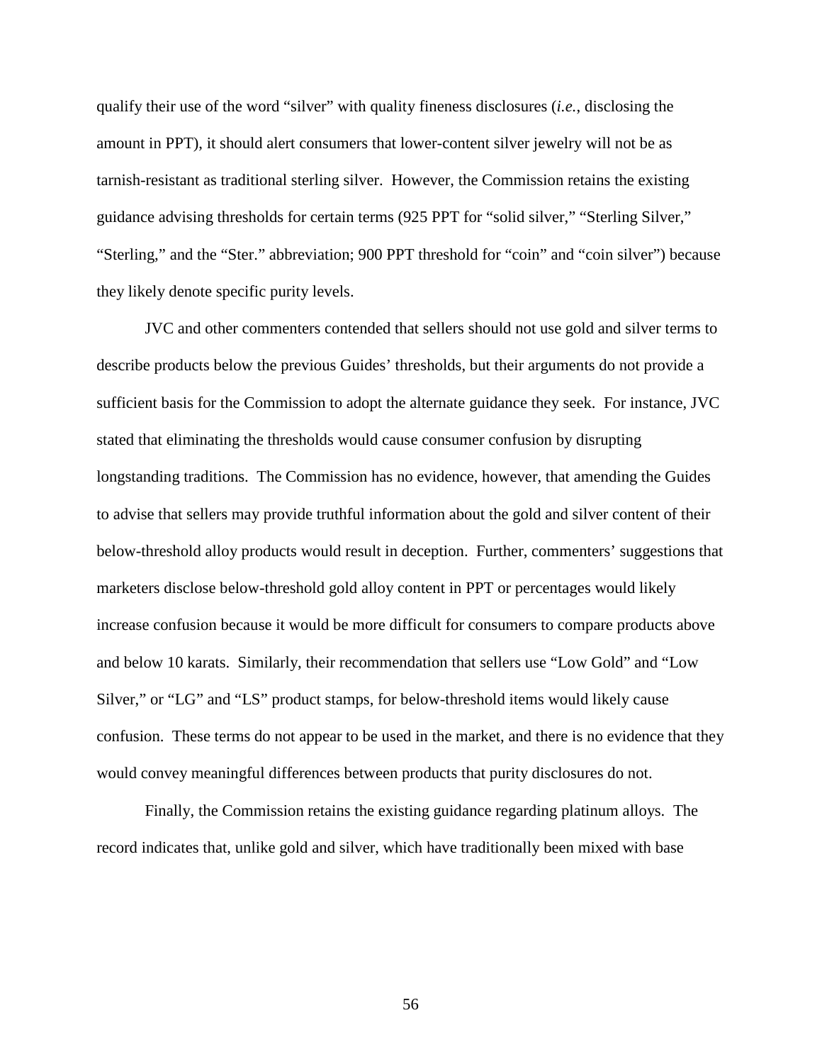qualify their use of the word "silver" with quality fineness disclosures (*i.e.*, disclosing the amount in PPT), it should alert consumers that lower-content silver jewelry will not be as tarnish-resistant as traditional sterling silver. However, the Commission retains the existing guidance advising thresholds for certain terms (925 PPT for "solid silver," "Sterling Silver," "Sterling," and the "Ster." abbreviation; 900 PPT threshold for "coin" and "coin silver") because they likely denote specific purity levels.

JVC and other commenters contended that sellers should not use gold and silver terms to describe products below the previous Guides' thresholds, but their arguments do not provide a sufficient basis for the Commission to adopt the alternate guidance they seek. For instance, JVC stated that eliminating the thresholds would cause consumer confusion by disrupting longstanding traditions. The Commission has no evidence, however, that amending the Guides to advise that sellers may provide truthful information about the gold and silver content of their below-threshold alloy products would result in deception. Further, commenters' suggestions that marketers disclose below-threshold gold alloy content in PPT or percentages would likely increase confusion because it would be more difficult for consumers to compare products above and below 10 karats. Similarly, their recommendation that sellers use "Low Gold" and "Low Silver," or "LG" and "LS" product stamps, for below-threshold items would likely cause confusion. These terms do not appear to be used in the market, and there is no evidence that they would convey meaningful differences between products that purity disclosures do not.

Finally, the Commission retains the existing guidance regarding platinum alloys. The record indicates that, unlike gold and silver, which have traditionally been mixed with base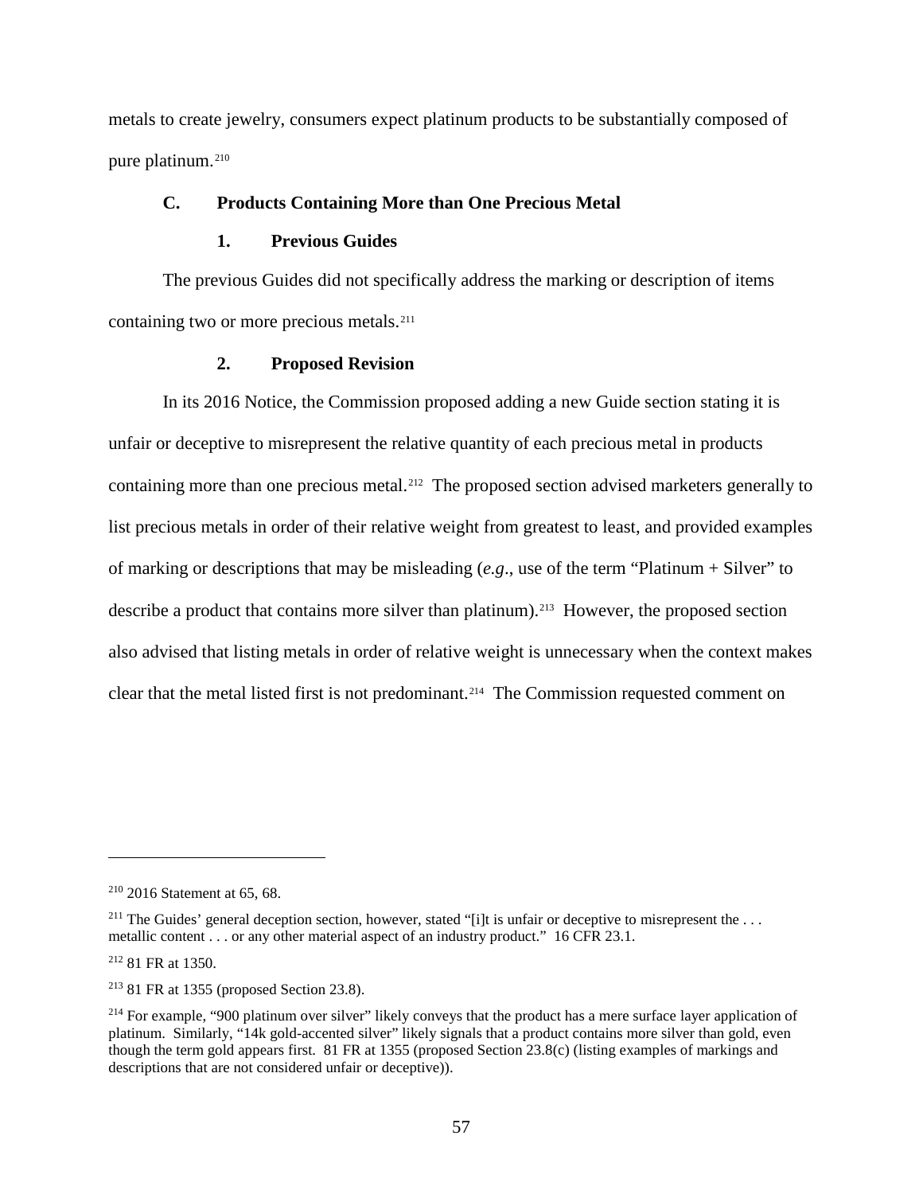metals to create jewelry, consumers expect platinum products to be substantially composed of pure platinum.[210]

### C. Products Containing More than One Precious Metal

#### 1. Previous Guides

The previous Guides did not specifically address the marking or description of items containing two or more precious metals.[211]

#### 2. Proposed Revision

In its 2016 Notice, the Commission proposed adding a new Guide section stating it is unfair or deceptive to misrepresent the relative quantity of each precious metal in products containing more than one precious metal.[212] The proposed section advised marketers generally to list precious metals in order of their relative weight from greatest to least, and provided examples of marking or descriptions that may be misleading (*e.g*., use of the term "Platinum + Silver" to describe a product that contains more silver than platinum).[213] However, the proposed section also advised that listing metals in order of relative weight is unnecessary when the context makes clear that the metal listed first is not predominant.[214] The Commission requested comment on

---

[210] 2016 Statement at 65, 68.

[211] The Guides' general deception section, however, stated "[i]t is unfair or deceptive to misrepresent the . . . metallic content . . . or any other material aspect of an industry product." 16 CFR 23.1.

[212] 81 FR at 1350.

[213] 81 FR at 1355 (proposed Section 23.8).

[214] For example, "900 platinum over silver" likely conveys that the product has a mere surface layer application of platinum. Similarly, "14k gold-accented silver" likely signals that a product contains more silver than gold, even though the term gold appears first. 81 FR at 1355 (proposed Section 23.8(c) (listing examples of markings and descriptions that are not considered unfair or deceptive)).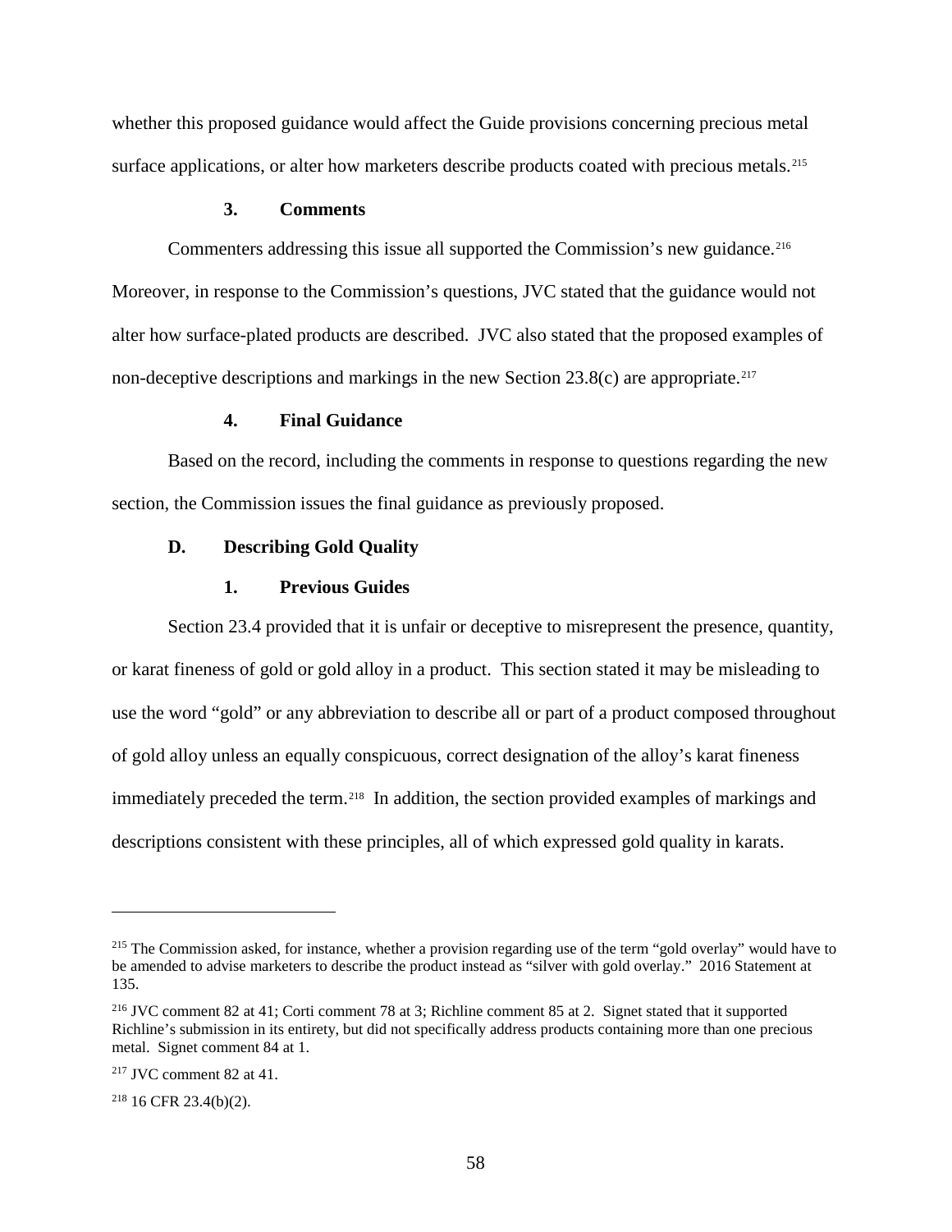whether this proposed guidance would affect the Guide provisions concerning precious metal surface applications, or alter how marketers describe products coated with precious metals.[215]

#### 3. Comments

Commenters addressing this issue all supported the Commission's new guidance.[216] Moreover, in response to the Commission's questions, JVC stated that the guidance would not alter how surface-plated products are described. JVC also stated that the proposed examples of non-deceptive descriptions and markings in the new Section 23.8(c) are appropriate.[217]

#### 4. Final Guidance

Based on the record, including the comments in response to questions regarding the new section, the Commission issues the final guidance as previously proposed.

### D. Describing Gold Quality

#### 1. Previous Guides

Section 23.4 provided that it is unfair or deceptive to misrepresent the presence, quantity, or karat fineness of gold or gold alloy in a product. This section stated it may be misleading to use the word "gold" or any abbreviation to describe all or part of a product composed throughout of gold alloy unless an equally conspicuous, correct designation of the alloy's karat fineness immediately preceded the term.[218] In addition, the section provided examples of markings and descriptions consistent with these principles, all of which expressed gold quality in karats.

---

[215] The Commission asked, for instance, whether a provision regarding use of the term "gold overlay" would have to be amended to advise marketers to describe the product instead as "silver with gold overlay." 2016 Statement at 135.

[216] JVC comment 82 at 41; Corti comment 78 at 3; Richline comment 85 at 2. Signet stated that it supported Richline's submission in its entirety, but did not specifically address products containing more than one precious metal. Signet comment 84 at 1.

[217] JVC comment 82 at 41.

[218] 16 CFR 23.4(b)(2).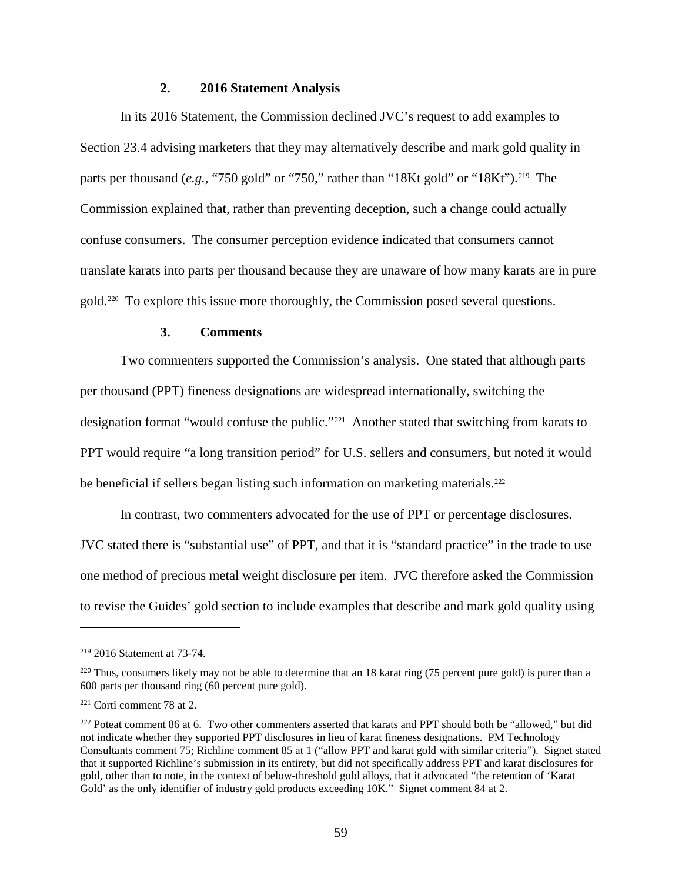### 2. 2016 Statement Analysis

In its 2016 Statement, the Commission declined JVC's request to add examples to Section 23.4 advising marketers that they may alternatively describe and mark gold quality in parts per thousand (*e.g.*, "750 gold" or "750," rather than "18Kt gold" or "18Kt").[219] The Commission explained that, rather than preventing deception, such a change could actually confuse consumers. The consumer perception evidence indicated that consumers cannot translate karats into parts per thousand because they are unaware of how many karats are in pure gold.[220] To explore this issue more thoroughly, the Commission posed several questions.

### 3. Comments

Two commenters supported the Commission's analysis. One stated that although parts per thousand (PPT) fineness designations are widespread internationally, switching the designation format "would confuse the public."[221] Another stated that switching from karats to PPT would require "a long transition period" for U.S. sellers and consumers, but noted it would be beneficial if sellers began listing such information on marketing materials.[222]

In contrast, two commenters advocated for the use of PPT or percentage disclosures. JVC stated there is "substantial use" of PPT, and that it is "standard practice" in the trade to use one method of precious metal weight disclosure per item. JVC therefore asked the Commission to revise the Guides' gold section to include examples that describe and mark gold quality using

---

[219] 2016 Statement at 73-74.

[220] Thus, consumers likely may not be able to determine that an 18 karat ring (75 percent pure gold) is purer than a 600 parts per thousand ring (60 percent pure gold).

[221] Corti comment 78 at 2.

[222] Poteat comment 86 at 6. Two other commenters asserted that karats and PPT should both be "allowed," but did not indicate whether they supported PPT disclosures in lieu of karat fineness designations. PM Technology Consultants comment 75; Richline comment 85 at 1 ("allow PPT and karat gold with similar criteria"). Signet stated that it supported Richline's submission in its entirety, but did not specifically address PPT and karat disclosures for gold, other than to note, in the context of below-threshold gold alloys, that it advocated "the retention of 'Karat Gold' as the only identifier of industry gold products exceeding 10K." Signet comment 84 at 2.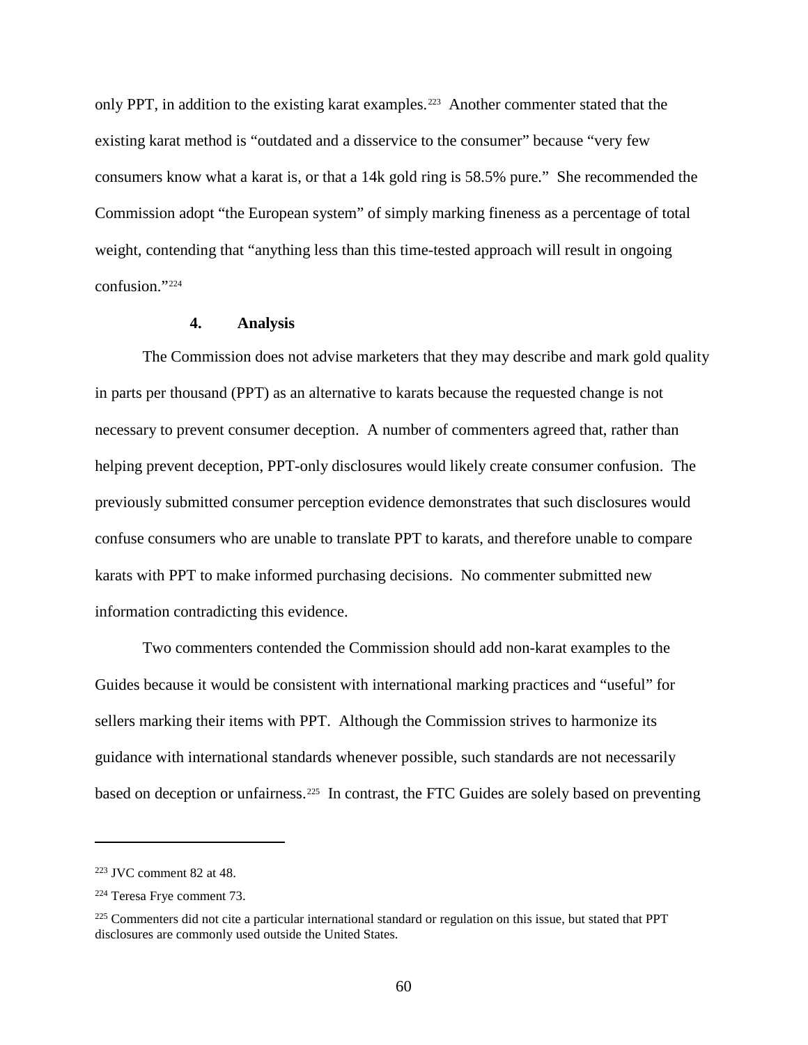only PPT, in addition to the existing karat examples.[223] Another commenter stated that the existing karat method is "outdated and a disservice to the consumer" because "very few consumers know what a karat is, or that a 14k gold ring is 58.5% pure." She recommended the Commission adopt "the European system" of simply marking fineness as a percentage of total weight, contending that "anything less than this time-tested approach will result in ongoing confusion."[224]

### 4. Analysis

The Commission does not advise marketers that they may describe and mark gold quality in parts per thousand (PPT) as an alternative to karats because the requested change is not necessary to prevent consumer deception. A number of commenters agreed that, rather than helping prevent deception, PPT-only disclosures would likely create consumer confusion. The previously submitted consumer perception evidence demonstrates that such disclosures would confuse consumers who are unable to translate PPT to karats, and therefore unable to compare karats with PPT to make informed purchasing decisions. No commenter submitted new information contradicting this evidence.

Two commenters contended the Commission should add non-karat examples to the Guides because it would be consistent with international marking practices and "useful" for sellers marking their items with PPT. Although the Commission strives to harmonize its guidance with international standards whenever possible, such standards are not necessarily based on deception or unfairness.[225] In contrast, the FTC Guides are solely based on preventing

---

[223] JVC comment 82 at 48.

[224] Teresa Frye comment 73.

[225] Commenters did not cite a particular international standard or regulation on this issue, but stated that PPT disclosures are commonly used outside the United States.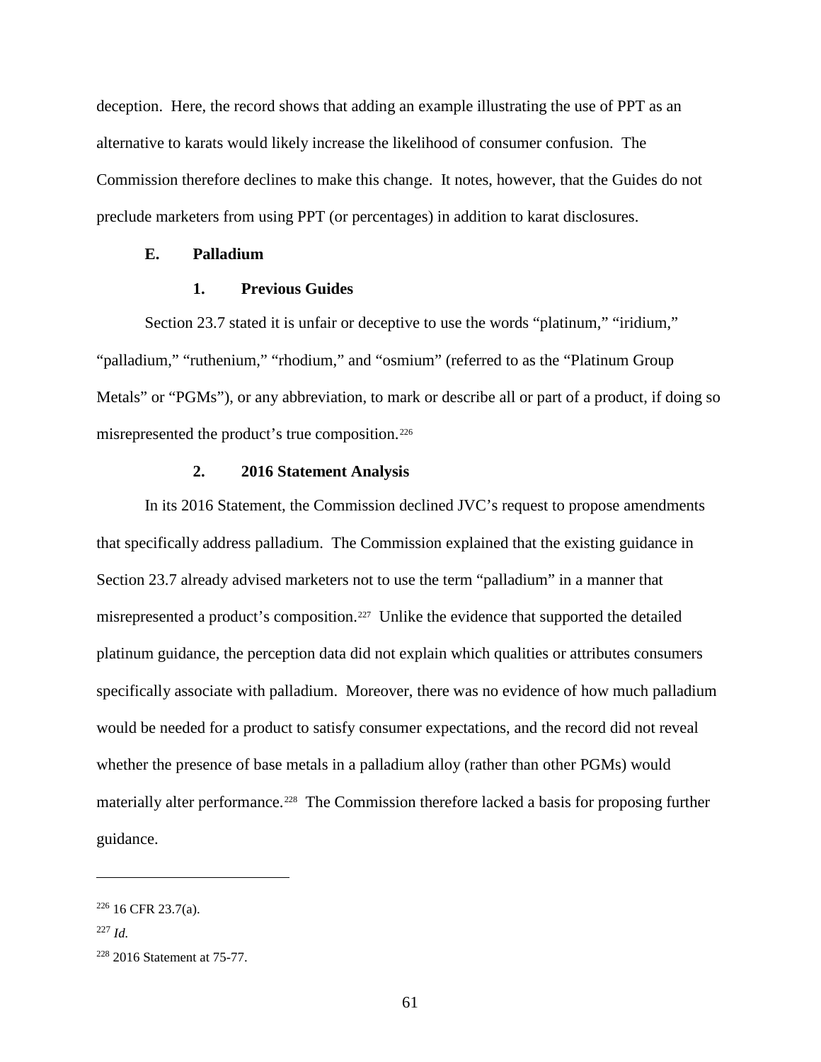deception. Here, the record shows that adding an example illustrating the use of PPT as an alternative to karats would likely increase the likelihood of consumer confusion. The Commission therefore declines to make this change. It notes, however, that the Guides do not preclude marketers from using PPT (or percentages) in addition to karat disclosures.

### E. Palladium

#### 1. Previous Guides

Section 23.7 stated it is unfair or deceptive to use the words "platinum," "iridium," "palladium," "ruthenium," "rhodium," and "osmium" (referred to as the "Platinum Group Metals" or "PGMs"), or any abbreviation, to mark or describe all or part of a product, if doing so misrepresented the product's true composition.[226]

#### 2. 2016 Statement Analysis

In its 2016 Statement, the Commission declined JVC's request to propose amendments that specifically address palladium. The Commission explained that the existing guidance in Section 23.7 already advised marketers not to use the term "palladium" in a manner that misrepresented a product's composition.[227] Unlike the evidence that supported the detailed platinum guidance, the perception data did not explain which qualities or attributes consumers specifically associate with palladium. Moreover, there was no evidence of how much palladium would be needed for a product to satisfy consumer expectations, and the record did not reveal whether the presence of base metals in a palladium alloy (rather than other PGMs) would materially alter performance.[228] The Commission therefore lacked a basis for proposing further guidance.

---

[226] 16 CFR 23.7(a).

[227] *Id.*

[228] 2016 Statement at 75-77.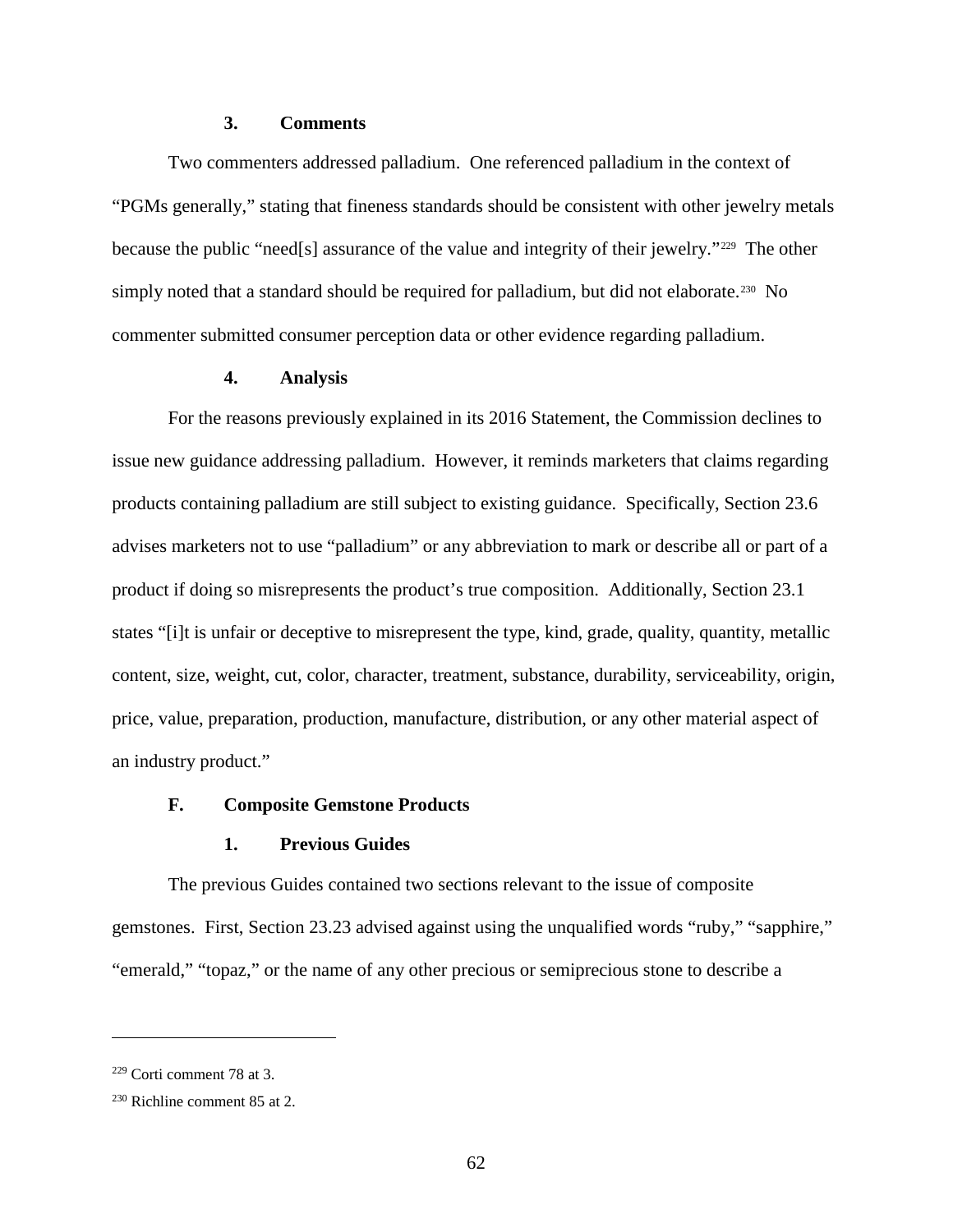### 3. Comments

Two commenters addressed palladium. One referenced palladium in the context of "PGMs generally," stating that fineness standards should be consistent with other jewelry metals because the public "need[s] assurance of the value and integrity of their jewelry."[229] The other simply noted that a standard should be required for palladium, but did not elaborate.[230] No commenter submitted consumer perception data or other evidence regarding palladium.

### 4. Analysis

For the reasons previously explained in its 2016 Statement, the Commission declines to issue new guidance addressing palladium. However, it reminds marketers that claims regarding products containing palladium are still subject to existing guidance. Specifically, Section 23.6 advises marketers not to use "palladium" or any abbreviation to mark or describe all or part of a product if doing so misrepresents the product's true composition. Additionally, Section 23.1 states "[i]t is unfair or deceptive to misrepresent the type, kind, grade, quality, quantity, metallic content, size, weight, cut, color, character, treatment, substance, durability, serviceability, origin, price, value, preparation, production, manufacture, distribution, or any other material aspect of an industry product."

## F. Composite Gemstone Products

### 1. Previous Guides

The previous Guides contained two sections relevant to the issue of composite gemstones. First, Section 23.23 advised against using the unqualified words "ruby," "sapphire," "emerald," "topaz," or the name of any other precious or semiprecious stone to describe a

[229] Corti comment 78 at 3.

[230] Richline comment 85 at 2.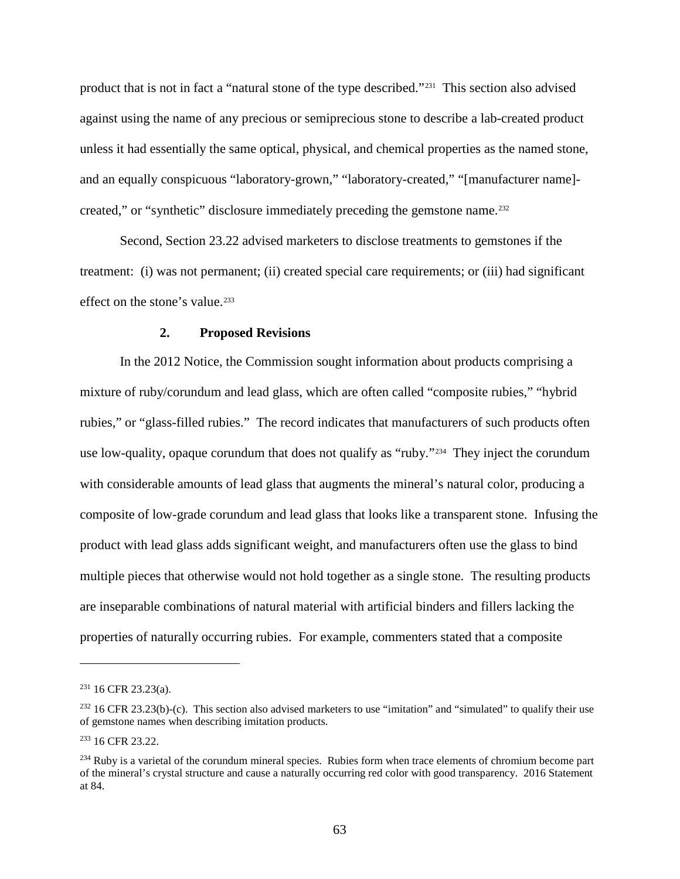product that is not in fact a "natural stone of the type described."[231] This section also advised against using the name of any precious or semiprecious stone to describe a lab-created product unless it had essentially the same optical, physical, and chemical properties as the named stone, and an equally conspicuous "laboratory-grown," "laboratory-created," "[manufacturer name]-created," or "synthetic" disclosure immediately preceding the gemstone name.[232]

Second, Section 23.22 advised marketers to disclose treatments to gemstones if the treatment: (i) was not permanent; (ii) created special care requirements; or (iii) had significant effect on the stone's value.[233]

### 2. Proposed Revisions

In the 2012 Notice, the Commission sought information about products comprising a mixture of ruby/corundum and lead glass, which are often called "composite rubies," "hybrid rubies," or "glass-filled rubies." The record indicates that manufacturers of such products often use low-quality, opaque corundum that does not qualify as "ruby."[234] They inject the corundum with considerable amounts of lead glass that augments the mineral's natural color, producing a composite of low-grade corundum and lead glass that looks like a transparent stone. Infusing the product with lead glass adds significant weight, and manufacturers often use the glass to bind multiple pieces that otherwise would not hold together as a single stone. The resulting products are inseparable combinations of natural material with artificial binders and fillers lacking the properties of naturally occurring rubies. For example, commenters stated that a composite

---

[231] 16 CFR 23.23(a).

[232] 16 CFR 23.23(b)-(c). This section also advised marketers to use "imitation" and "simulated" to qualify their use of gemstone names when describing imitation products.

[233] 16 CFR 23.22.

[234] Ruby is a varietal of the corundum mineral species. Rubies form when trace elements of chromium become part of the mineral's crystal structure and cause a naturally occurring red color with good transparency. 2016 Statement at 84.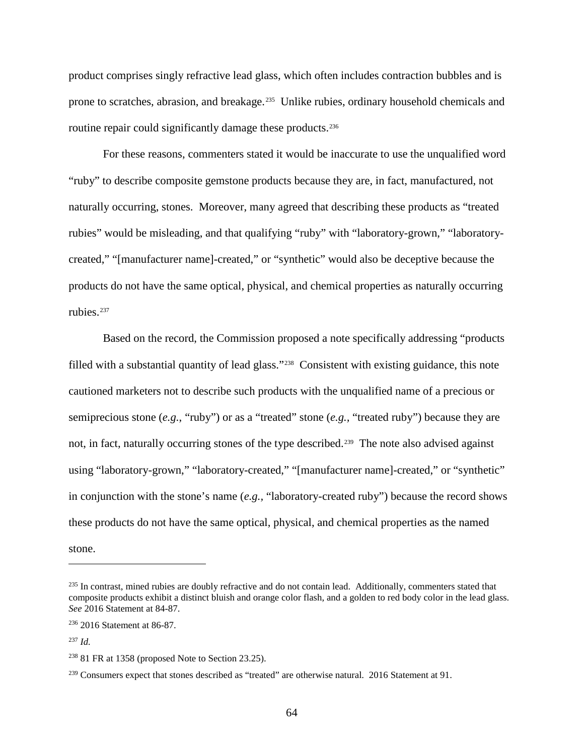product comprises singly refractive lead glass, which often includes contraction bubbles and is prone to scratches, abrasion, and breakage.[235] Unlike rubies, ordinary household chemicals and routine repair could significantly damage these products.[236]

For these reasons, commenters stated it would be inaccurate to use the unqualified word "ruby" to describe composite gemstone products because they are, in fact, manufactured, not naturally occurring, stones. Moreover, many agreed that describing these products as "treated rubies" would be misleading, and that qualifying "ruby" with "laboratory-grown," "laboratory-created," "[manufacturer name]-created," or "synthetic" would also be deceptive because the products do not have the same optical, physical, and chemical properties as naturally occurring rubies.[237]

Based on the record, the Commission proposed a note specifically addressing "products filled with a substantial quantity of lead glass."[238] Consistent with existing guidance, this note cautioned marketers not to describe such products with the unqualified name of a precious or semiprecious stone (*e.g.*, "ruby") or as a "treated" stone (*e.g.*, "treated ruby") because they are not, in fact, naturally occurring stones of the type described.[239] The note also advised against using "laboratory-grown," "laboratory-created," "[manufacturer name]-created," or "synthetic" in conjunction with the stone's name (*e.g.*, "laboratory-created ruby") because the record shows these products do not have the same optical, physical, and chemical properties as the named stone.

---

[235] In contrast, mined rubies are doubly refractive and do not contain lead. Additionally, commenters stated that composite products exhibit a distinct bluish and orange color flash, and a golden to red body color in the lead glass. *See* 2016 Statement at 84-87.

[236] 2016 Statement at 86-87.

[237] *Id.*

[238] 81 FR at 1358 (proposed Note to Section 23.25).

[239] Consumers expect that stones described as "treated" are otherwise natural. 2016 Statement at 91.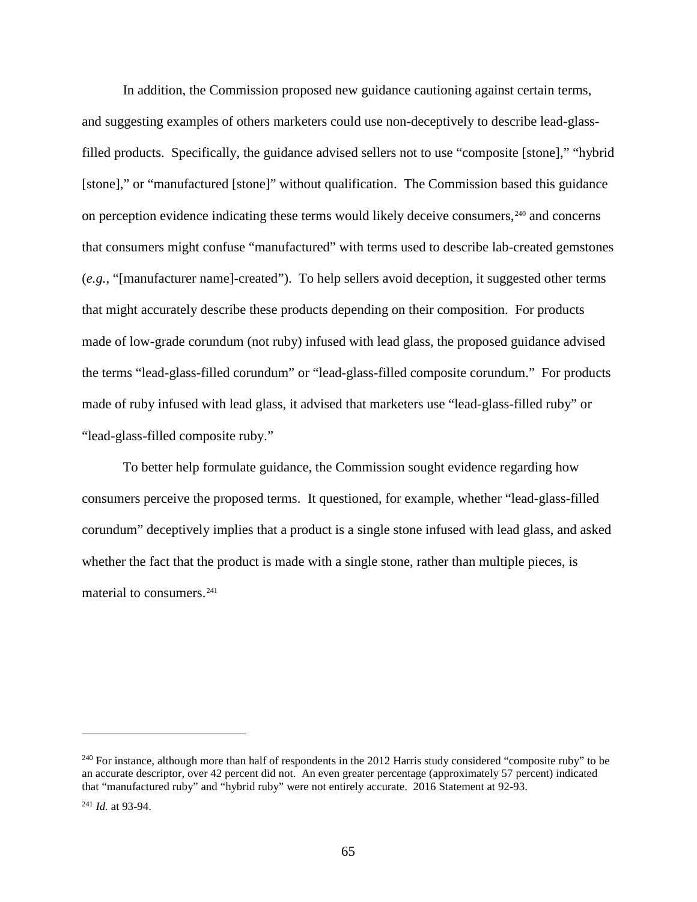In addition, the Commission proposed new guidance cautioning against certain terms, and suggesting examples of others marketers could use non-deceptively to describe lead-glass-filled products. Specifically, the guidance advised sellers not to use "composite [stone]," "hybrid [stone]," or "manufactured [stone]" without qualification. The Commission based this guidance on perception evidence indicating these terms would likely deceive consumers,[240] and concerns that consumers might confuse "manufactured" with terms used to describe lab-created gemstones (*e.g.*, "[manufacturer name]-created"). To help sellers avoid deception, it suggested other terms that might accurately describe these products depending on their composition. For products made of low-grade corundum (not ruby) infused with lead glass, the proposed guidance advised the terms "lead-glass-filled corundum" or "lead-glass-filled composite corundum." For products made of ruby infused with lead glass, it advised that marketers use "lead-glass-filled ruby" or "lead-glass-filled composite ruby."

To better help formulate guidance, the Commission sought evidence regarding how consumers perceive the proposed terms. It questioned, for example, whether "lead-glass-filled corundum" deceptively implies that a product is a single stone infused with lead glass, and asked whether the fact that the product is made with a single stone, rather than multiple pieces, is material to consumers.[241]

---

[240] For instance, although more than half of respondents in the 2012 Harris study considered "composite ruby" to be an accurate descriptor, over 42 percent did not. An even greater percentage (approximately 57 percent) indicated that "manufactured ruby" and "hybrid ruby" were not entirely accurate. 2016 Statement at 92-93.

[241] *Id.* at 93-94.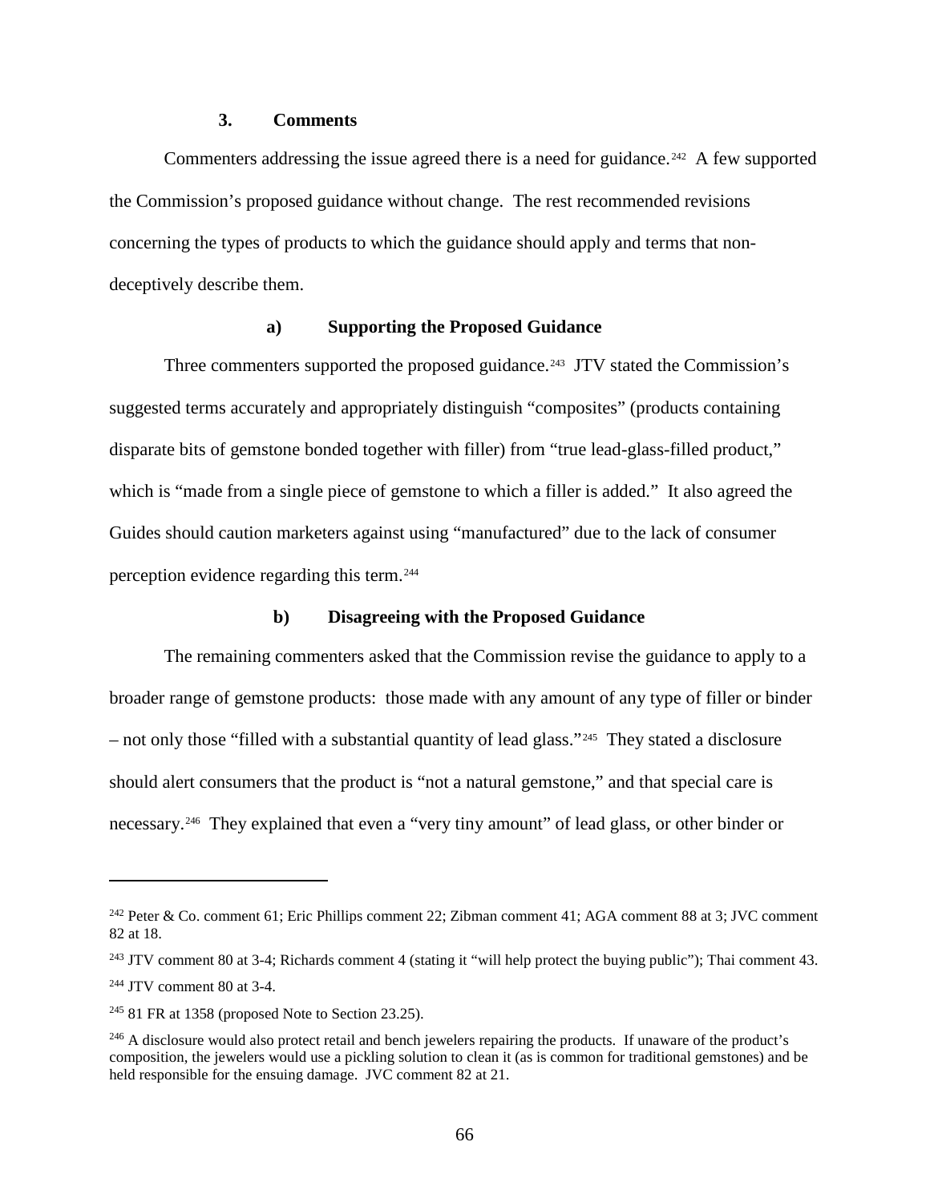### 3. Comments

Commenters addressing the issue agreed there is a need for guidance.[242] A few supported the Commission's proposed guidance without change. The rest recommended revisions concerning the types of products to which the guidance should apply and terms that non-deceptively describe them.

#### a) Supporting the Proposed Guidance

Three commenters supported the proposed guidance.[243] JTV stated the Commission's suggested terms accurately and appropriately distinguish "composites" (products containing disparate bits of gemstone bonded together with filler) from "true lead-glass-filled product," which is "made from a single piece of gemstone to which a filler is added." It also agreed the Guides should caution marketers against using "manufactured" due to the lack of consumer perception evidence regarding this term.[244]

#### b) Disagreeing with the Proposed Guidance

The remaining commenters asked that the Commission revise the guidance to apply to a broader range of gemstone products: those made with any amount of any type of filler or binder – not only those "filled with a substantial quantity of lead glass."[245] They stated a disclosure should alert consumers that the product is "not a natural gemstone," and that special care is necessary.[246] They explained that even a "very tiny amount" of lead glass, or other binder or

---

[242] Peter & Co. comment 61; Eric Phillips comment 22; Zibman comment 41; AGA comment 88 at 3; JVC comment 82 at 18.

[243] JTV comment 80 at 3-4; Richards comment 4 (stating it "will help protect the buying public"); Thai comment 43.

[244] JTV comment 80 at 3-4.

[245] 81 FR at 1358 (proposed Note to Section 23.25).

[246] A disclosure would also protect retail and bench jewelers repairing the products. If unaware of the product's composition, the jewelers would use a pickling solution to clean it (as is common for traditional gemstones) and be held responsible for the ensuing damage. JVC comment 82 at 21.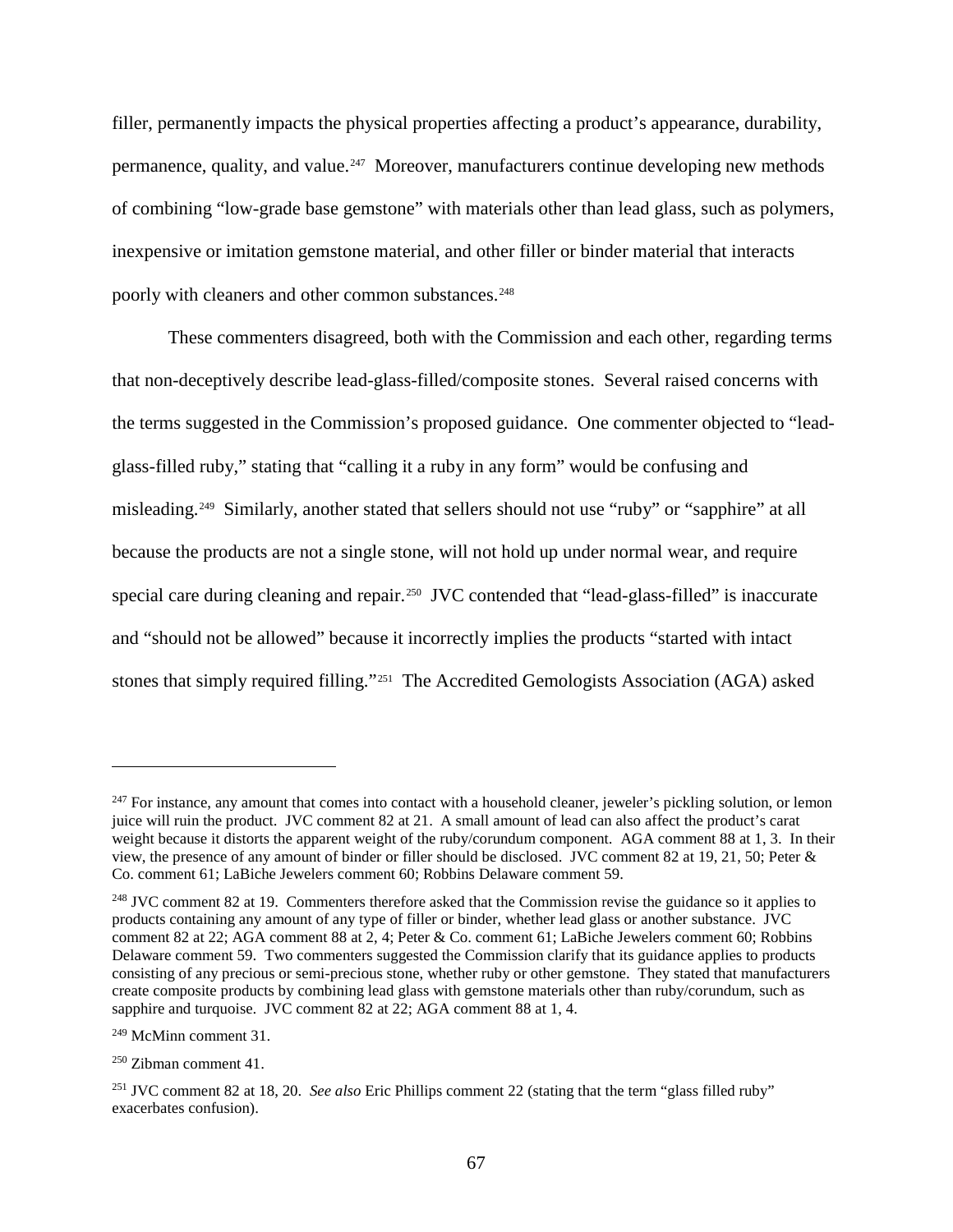filler, permanently impacts the physical properties affecting a product's appearance, durability, permanence, quality, and value.[247] Moreover, manufacturers continue developing new methods of combining "low-grade base gemstone" with materials other than lead glass, such as polymers, inexpensive or imitation gemstone material, and other filler or binder material that interacts poorly with cleaners and other common substances.[248]

These commenters disagreed, both with the Commission and each other, regarding terms that non-deceptively describe lead-glass-filled/composite stones. Several raised concerns with the terms suggested in the Commission's proposed guidance. One commenter objected to "lead-glass-filled ruby," stating that "calling it a ruby in any form" would be confusing and misleading.[249] Similarly, another stated that sellers should not use "ruby" or "sapphire" at all because the products are not a single stone, will not hold up under normal wear, and require special care during cleaning and repair.[250] JVC contended that "lead-glass-filled" is inaccurate and "should not be allowed" because it incorrectly implies the products "started with intact stones that simply required filling."[251] The Accredited Gemologists Association (AGA) asked

---

[247] For instance, any amount that comes into contact with a household cleaner, jeweler's pickling solution, or lemon juice will ruin the product. JVC comment 82 at 21. A small amount of lead can also affect the product's carat weight because it distorts the apparent weight of the ruby/corundum component. AGA comment 88 at 1, 3. In their view, the presence of any amount of binder or filler should be disclosed. JVC comment 82 at 19, 21, 50; Peter & Co. comment 61; LaBiche Jewelers comment 60; Robbins Delaware comment 59.

[248] JVC comment 82 at 19. Commenters therefore asked that the Commission revise the guidance so it applies to products containing any amount of any type of filler or binder, whether lead glass or another substance. JVC comment 82 at 22; AGA comment 88 at 2, 4; Peter & Co. comment 61; LaBiche Jewelers comment 60; Robbins Delaware comment 59. Two commenters suggested the Commission clarify that its guidance applies to products consisting of any precious or semi-precious stone, whether ruby or other gemstone. They stated that manufacturers create composite products by combining lead glass with gemstone materials other than ruby/corundum, such as sapphire and turquoise. JVC comment 82 at 22; AGA comment 88 at 1, 4.

[249] McMinn comment 31.

[250] Zibman comment 41.

[251] JVC comment 82 at 18, 20. *See also* Eric Phillips comment 22 (stating that the term "glass filled ruby" exacerbates confusion).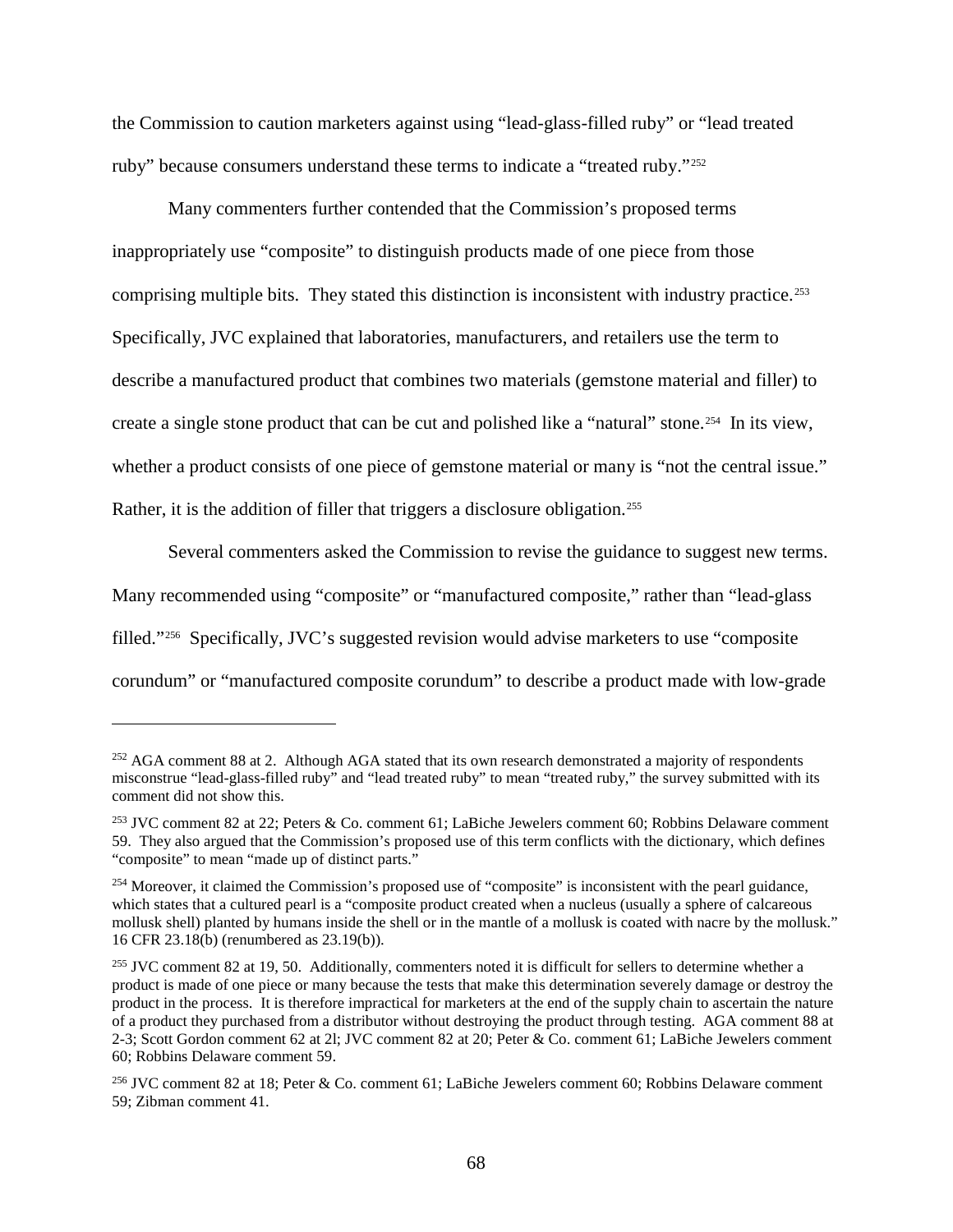the Commission to caution marketers against using "lead-glass-filled ruby" or "lead treated ruby" because consumers understand these terms to indicate a "treated ruby."[252]

Many commenters further contended that the Commission's proposed terms inappropriately use "composite" to distinguish products made of one piece from those comprising multiple bits. They stated this distinction is inconsistent with industry practice.[253] Specifically, JVC explained that laboratories, manufacturers, and retailers use the term to describe a manufactured product that combines two materials (gemstone material and filler) to create a single stone product that can be cut and polished like a "natural" stone.[254] In its view, whether a product consists of one piece of gemstone material or many is "not the central issue." Rather, it is the addition of filler that triggers a disclosure obligation.[255]

Several commenters asked the Commission to revise the guidance to suggest new terms. Many recommended using "composite" or "manufactured composite," rather than "lead-glass filled."[256] Specifically, JVC's suggested revision would advise marketers to use "composite corundum" or "manufactured composite corundum" to describe a product made with low-grade

---

[252] AGA comment 88 at 2. Although AGA stated that its own research demonstrated a majority of respondents misconstrue "lead-glass-filled ruby" and "lead treated ruby" to mean "treated ruby," the survey submitted with its comment did not show this.

[253] JVC comment 82 at 22; Peters & Co. comment 61; LaBiche Jewelers comment 60; Robbins Delaware comment 59. They also argued that the Commission's proposed use of this term conflicts with the dictionary, which defines "composite" to mean "made up of distinct parts."

[254] Moreover, it claimed the Commission's proposed use of "composite" is inconsistent with the pearl guidance, which states that a cultured pearl is a "composite product created when a nucleus (usually a sphere of calcareous mollusk shell) planted by humans inside the shell or in the mantle of a mollusk is coated with nacre by the mollusk." 16 CFR 23.18(b) (renumbered as 23.19(b)).

[255] JVC comment 82 at 19, 50. Additionally, commenters noted it is difficult for sellers to determine whether a product is made of one piece or many because the tests that make this determination severely damage or destroy the product in the process. It is therefore impractical for marketers at the end of the supply chain to ascertain the nature of a product they purchased from a distributor without destroying the product through testing. AGA comment 88 at 2-3; Scott Gordon comment 62 at 2l; JVC comment 82 at 20; Peter & Co. comment 61; LaBiche Jewelers comment 60; Robbins Delaware comment 59.

[256] JVC comment 82 at 18; Peter & Co. comment 61; LaBiche Jewelers comment 60; Robbins Delaware comment 59; Zibman comment 41.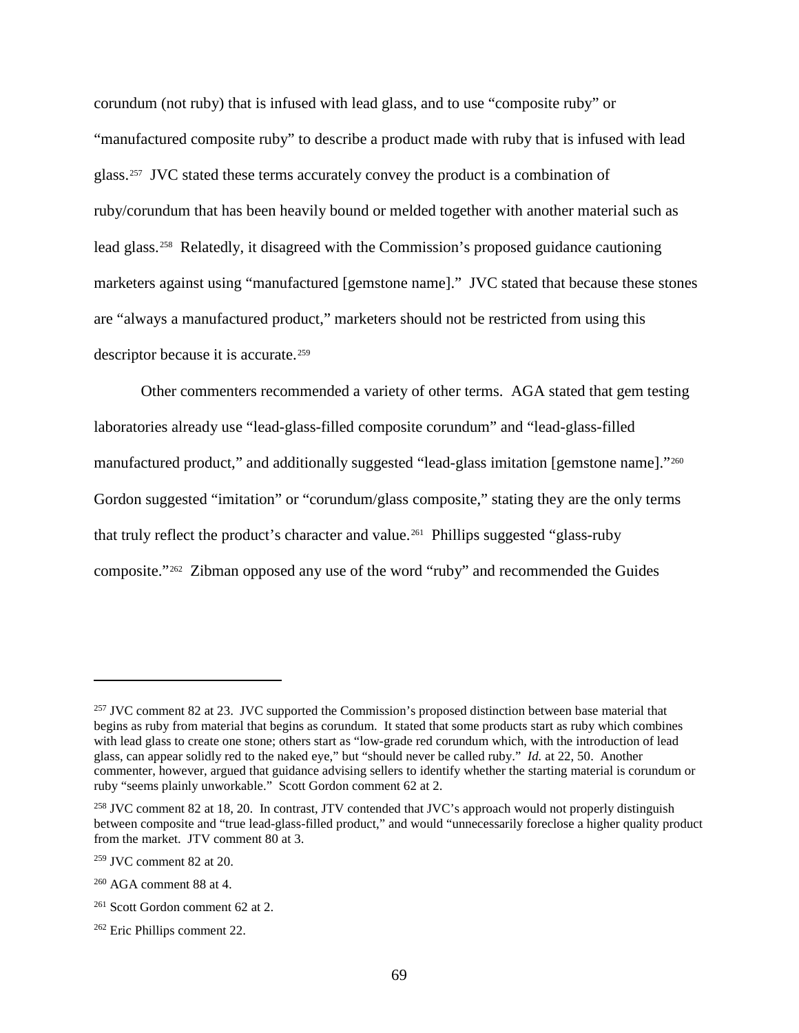corundum (not ruby) that is infused with lead glass, and to use "composite ruby" or "manufactured composite ruby" to describe a product made with ruby that is infused with lead glass.[257] JVC stated these terms accurately convey the product is a combination of ruby/corundum that has been heavily bound or melded together with another material such as lead glass.[258] Relatedly, it disagreed with the Commission's proposed guidance cautioning marketers against using "manufactured [gemstone name]." JVC stated that because these stones are "always a manufactured product," marketers should not be restricted from using this descriptor because it is accurate.[259]

Other commenters recommended a variety of other terms. AGA stated that gem testing laboratories already use "lead-glass-filled composite corundum" and "lead-glass-filled manufactured product," and additionally suggested "lead-glass imitation [gemstone name]."[260] Gordon suggested "imitation" or "corundum/glass composite," stating they are the only terms that truly reflect the product's character and value.[261] Phillips suggested "glass-ruby composite."[262] Zibman opposed any use of the word "ruby" and recommended the Guides

---

[257] JVC comment 82 at 23. JVC supported the Commission's proposed distinction between base material that begins as ruby from material that begins as corundum. It stated that some products start as ruby which combines with lead glass to create one stone; others start as "low-grade red corundum which, with the introduction of lead glass, can appear solidly red to the naked eye," but "should never be called ruby." *Id.* at 22, 50. Another commenter, however, argued that guidance advising sellers to identify whether the starting material is corundum or ruby "seems plainly unworkable." Scott Gordon comment 62 at 2.

[258] JVC comment 82 at 18, 20. In contrast, JTV contended that JVC's approach would not properly distinguish between composite and "true lead-glass-filled product," and would "unnecessarily foreclose a higher quality product from the market. JTV comment 80 at 3.

[259] JVC comment 82 at 20.

[260] AGA comment 88 at 4.

[261] Scott Gordon comment 62 at 2.

[262] Eric Phillips comment 22.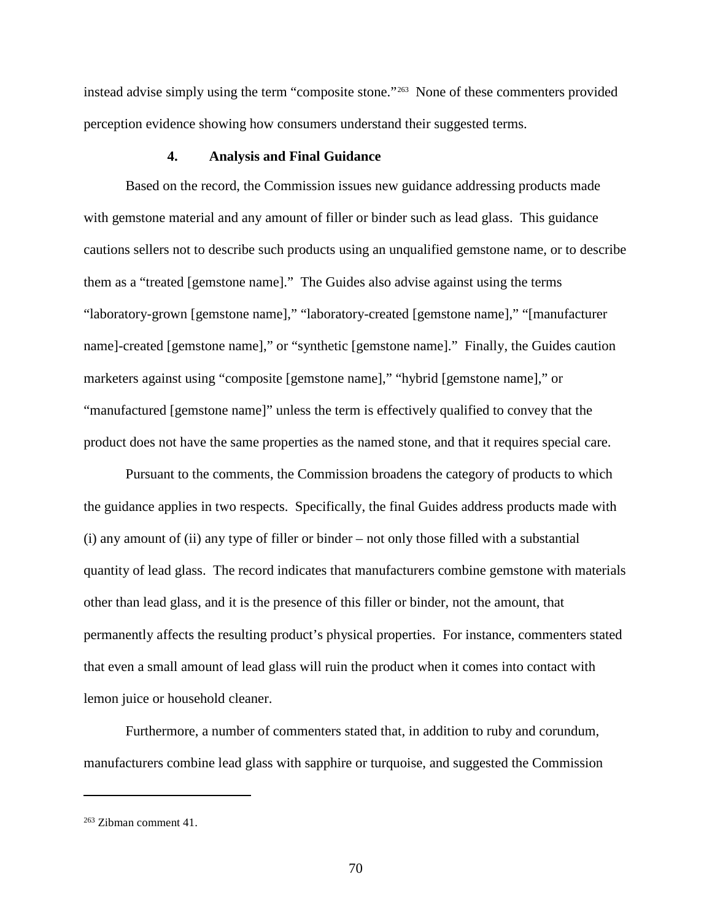instead advise simply using the term "composite stone."[263] None of these commenters provided perception evidence showing how consumers understand their suggested terms.

#### 4. Analysis and Final Guidance

Based on the record, the Commission issues new guidance addressing products made with gemstone material and any amount of filler or binder such as lead glass. This guidance cautions sellers not to describe such products using an unqualified gemstone name, or to describe them as a "treated [gemstone name]." The Guides also advise against using the terms "laboratory-grown [gemstone name]," "laboratory-created [gemstone name]," "[manufacturer name]-created [gemstone name]," or "synthetic [gemstone name]." Finally, the Guides caution marketers against using "composite [gemstone name]," "hybrid [gemstone name]," or "manufactured [gemstone name]" unless the term is effectively qualified to convey that the product does not have the same properties as the named stone, and that it requires special care.

Pursuant to the comments, the Commission broadens the category of products to which the guidance applies in two respects. Specifically, the final Guides address products made with (i) any amount of (ii) any type of filler or binder – not only those filled with a substantial quantity of lead glass. The record indicates that manufacturers combine gemstone with materials other than lead glass, and it is the presence of this filler or binder, not the amount, that permanently affects the resulting product's physical properties. For instance, commenters stated that even a small amount of lead glass will ruin the product when it comes into contact with lemon juice or household cleaner.

Furthermore, a number of commenters stated that, in addition to ruby and corundum, manufacturers combine lead glass with sapphire or turquoise, and suggested the Commission

---

[263] Zibman comment 41.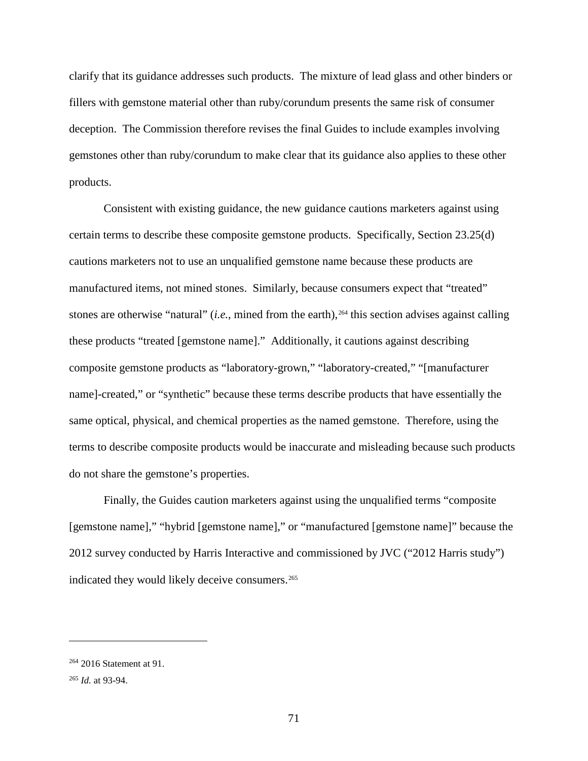clarify that its guidance addresses such products. The mixture of lead glass and other binders or fillers with gemstone material other than ruby/corundum presents the same risk of consumer deception. The Commission therefore revises the final Guides to include examples involving gemstones other than ruby/corundum to make clear that its guidance also applies to these other products.

Consistent with existing guidance, the new guidance cautions marketers against using certain terms to describe these composite gemstone products. Specifically, Section 23.25(d) cautions marketers not to use an unqualified gemstone name because these products are manufactured items, not mined stones. Similarly, because consumers expect that "treated" stones are otherwise "natural" (*i.e.*, mined from the earth),[264] this section advises against calling these products "treated [gemstone name]." Additionally, it cautions against describing composite gemstone products as "laboratory-grown," "laboratory-created," "[manufacturer name]-created," or "synthetic" because these terms describe products that have essentially the same optical, physical, and chemical properties as the named gemstone. Therefore, using the terms to describe composite products would be inaccurate and misleading because such products do not share the gemstone's properties.

Finally, the Guides caution marketers against using the unqualified terms "composite [gemstone name]," "hybrid [gemstone name]," or "manufactured [gemstone name]" because the 2012 survey conducted by Harris Interactive and commissioned by JVC ("2012 Harris study") indicated they would likely deceive consumers.[265]

---

[264] 2016 Statement at 91.

[265] *Id.* at 93-94.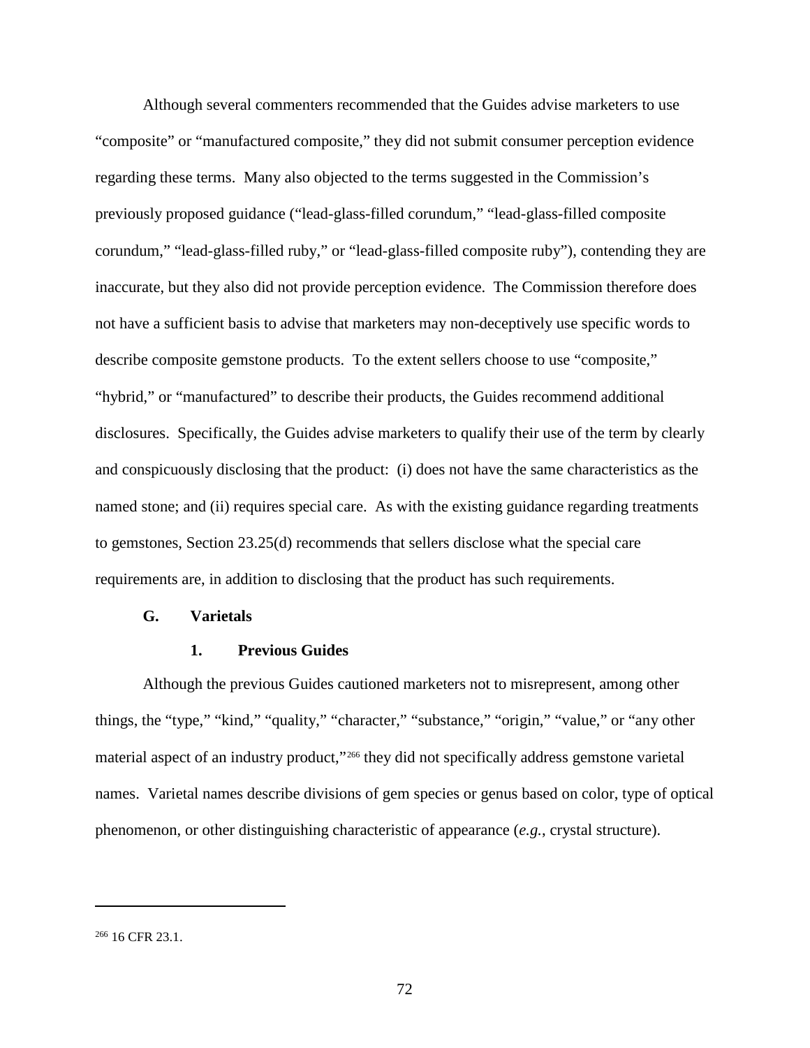Although several commenters recommended that the Guides advise marketers to use "composite" or "manufactured composite," they did not submit consumer perception evidence regarding these terms. Many also objected to the terms suggested in the Commission's previously proposed guidance ("lead-glass-filled corundum," "lead-glass-filled composite corundum," "lead-glass-filled ruby," or "lead-glass-filled composite ruby"), contending they are inaccurate, but they also did not provide perception evidence. The Commission therefore does not have a sufficient basis to advise that marketers may non-deceptively use specific words to describe composite gemstone products. To the extent sellers choose to use "composite," "hybrid," or "manufactured" to describe their products, the Guides recommend additional disclosures. Specifically, the Guides advise marketers to qualify their use of the term by clearly and conspicuously disclosing that the product: (i) does not have the same characteristics as the named stone; and (ii) requires special care. As with the existing guidance regarding treatments to gemstones, Section 23.25(d) recommends that sellers disclose what the special care requirements are, in addition to disclosing that the product has such requirements.

## G. Varietals

### 1. Previous Guides

Although the previous Guides cautioned marketers not to misrepresent, among other things, the "type," "kind," "quality," "character," "substance," "origin," "value," or "any other material aspect of an industry product,"[266] they did not specifically address gemstone varietal names. Varietal names describe divisions of gem species or genus based on color, type of optical phenomenon, or other distinguishing characteristic of appearance (*e.g.*, crystal structure).

---

[266] 16 CFR 23.1.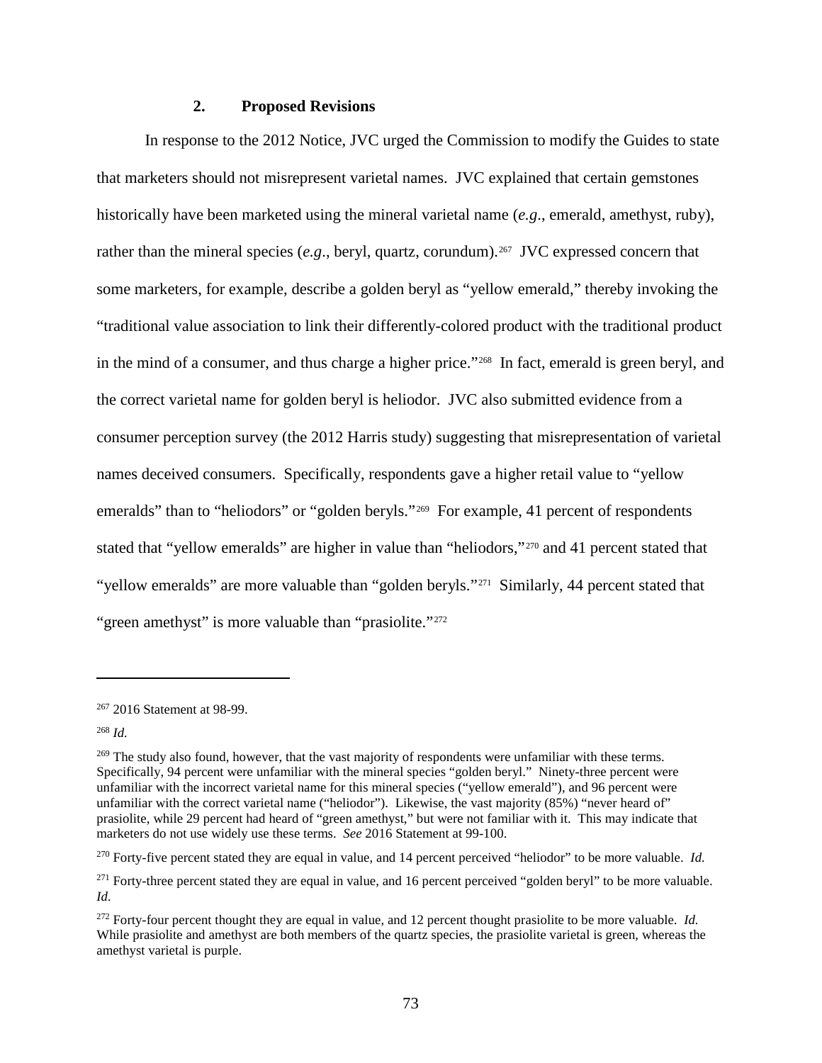### 2. Proposed Revisions

In response to the 2012 Notice, JVC urged the Commission to modify the Guides to state that marketers should not misrepresent varietal names. JVC explained that certain gemstones historically have been marketed using the mineral varietal name (*e.g*., emerald, amethyst, ruby), rather than the mineral species (*e.g*., beryl, quartz, corundum).[267] JVC expressed concern that some marketers, for example, describe a golden beryl as "yellow emerald," thereby invoking the "traditional value association to link their differently-colored product with the traditional product in the mind of a consumer, and thus charge a higher price."[268] In fact, emerald is green beryl, and the correct varietal name for golden beryl is heliodor. JVC also submitted evidence from a consumer perception survey (the 2012 Harris study) suggesting that misrepresentation of varietal names deceived consumers. Specifically, respondents gave a higher retail value to "yellow emeralds" than to "heliodors" or "golden beryls."[269] For example, 41 percent of respondents stated that "yellow emeralds" are higher in value than "heliodors,"[270] and 41 percent stated that "yellow emeralds" are more valuable than "golden beryls."[271] Similarly, 44 percent stated that "green amethyst" is more valuable than "prasiolite."[272]

---

[267] 2016 Statement at 98-99.

[268] *Id.*

[269] The study also found, however, that the vast majority of respondents were unfamiliar with these terms. Specifically, 94 percent were unfamiliar with the mineral species "golden beryl." Ninety-three percent were unfamiliar with the incorrect varietal name for this mineral species ("yellow emerald"), and 96 percent were unfamiliar with the correct varietal name ("heliodor"). Likewise, the vast majority (85%) "never heard of" prasiolite, while 29 percent had heard of "green amethyst," but were not familiar with it. This may indicate that marketers do not use widely use these terms. *See* 2016 Statement at 99-100.

[270] Forty-five percent stated they are equal in value, and 14 percent perceived "heliodor" to be more valuable. *Id.*

[271] Forty-three percent stated they are equal in value, and 16 percent perceived "golden beryl" to be more valuable. *Id*.

[272] Forty-four percent thought they are equal in value, and 12 percent thought prasiolite to be more valuable. *Id.* While prasiolite and amethyst are both members of the quartz species, the prasiolite varietal is green, whereas the amethyst varietal is purple.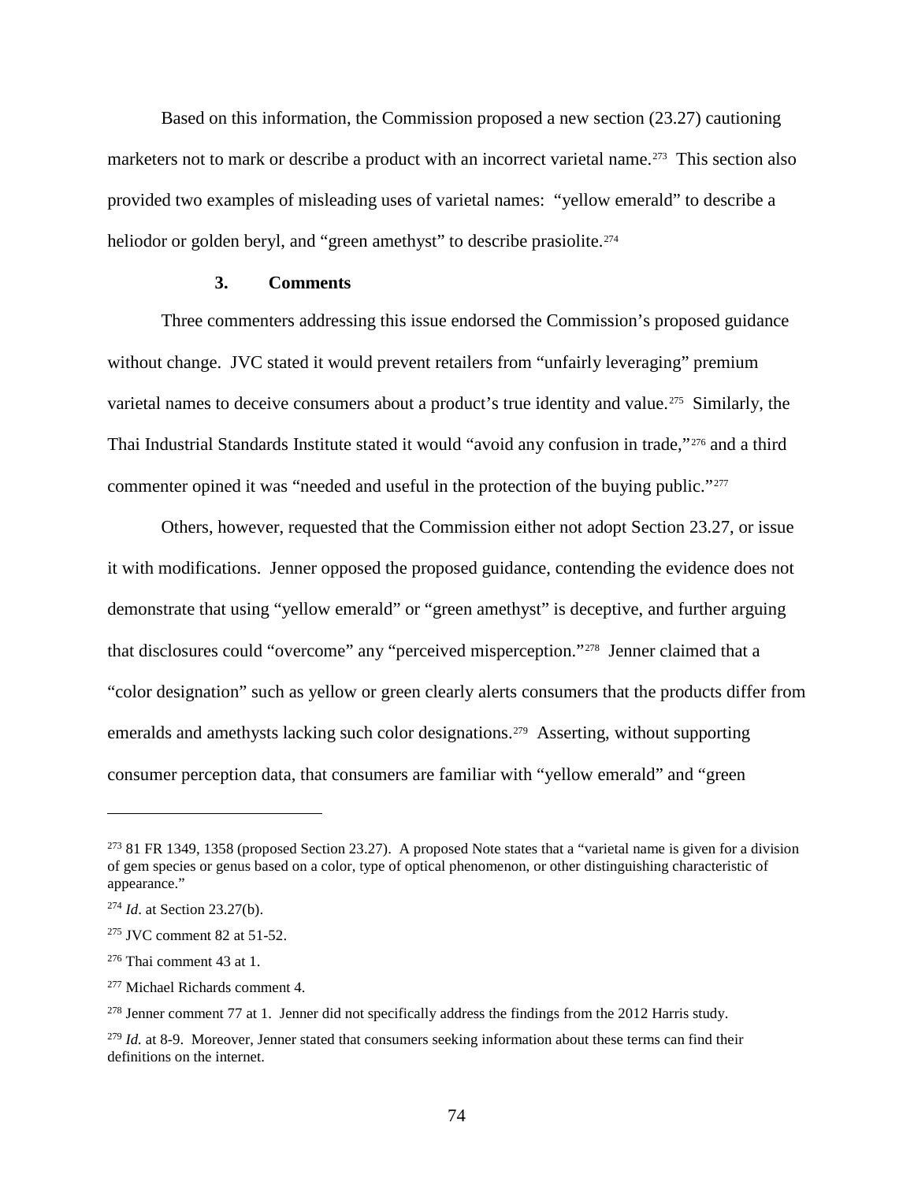Based on this information, the Commission proposed a new section (23.27) cautioning marketers not to mark or describe a product with an incorrect varietal name.[273] This section also provided two examples of misleading uses of varietal names: "yellow emerald" to describe a heliodor or golden beryl, and "green amethyst" to describe prasiolite.[274]

### 3. Comments

Three commenters addressing this issue endorsed the Commission's proposed guidance without change. JVC stated it would prevent retailers from "unfairly leveraging" premium varietal names to deceive consumers about a product's true identity and value.[275] Similarly, the Thai Industrial Standards Institute stated it would "avoid any confusion in trade,"[276] and a third commenter opined it was "needed and useful in the protection of the buying public."[277]

Others, however, requested that the Commission either not adopt Section 23.27, or issue it with modifications. Jenner opposed the proposed guidance, contending the evidence does not demonstrate that using "yellow emerald" or "green amethyst" is deceptive, and further arguing that disclosures could "overcome" any "perceived misperception."[278] Jenner claimed that a "color designation" such as yellow or green clearly alerts consumers that the products differ from emeralds and amethysts lacking such color designations.[279] Asserting, without supporting consumer perception data, that consumers are familiar with "yellow emerald" and "green

---

[273] 81 FR 1349, 1358 (proposed Section 23.27). A proposed Note states that a "varietal name is given for a division of gem species or genus based on a color, type of optical phenomenon, or other distinguishing characteristic of appearance."

[274] *Id*. at Section 23.27(b).

[275] JVC comment 82 at 51-52.

[276] Thai comment 43 at 1.

[277] Michael Richards comment 4.

[278] Jenner comment 77 at 1. Jenner did not specifically address the findings from the 2012 Harris study.

[279] *Id.* at 8-9. Moreover, Jenner stated that consumers seeking information about these terms can find their definitions on the internet.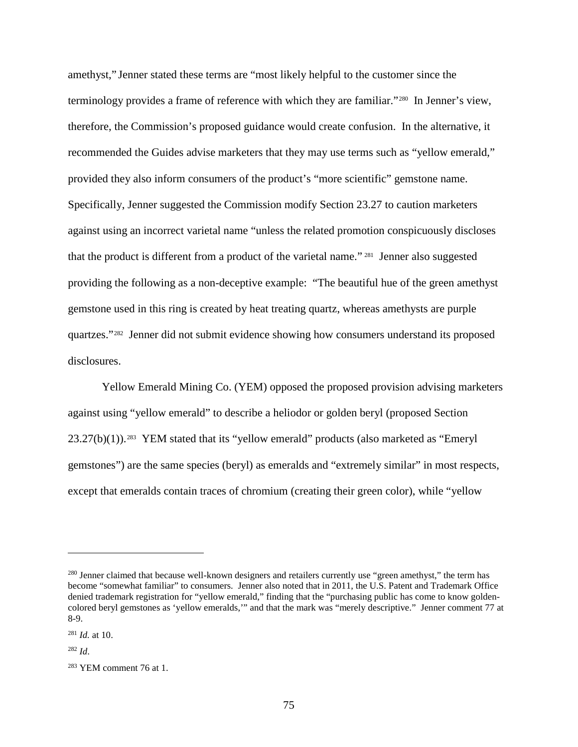amethyst," Jenner stated these terms are "most likely helpful to the customer since the terminology provides a frame of reference with which they are familiar."[280] In Jenner's view, therefore, the Commission's proposed guidance would create confusion. In the alternative, it recommended the Guides advise marketers that they may use terms such as "yellow emerald," provided they also inform consumers of the product's "more scientific" gemstone name. Specifically, Jenner suggested the Commission modify Section 23.27 to caution marketers against using an incorrect varietal name "unless the related promotion conspicuously discloses that the product is different from a product of the varietal name."[281] Jenner also suggested providing the following as a non-deceptive example: "The beautiful hue of the green amethyst gemstone used in this ring is created by heat treating quartz, whereas amethysts are purple quartzes."[282] Jenner did not submit evidence showing how consumers understand its proposed disclosures.

Yellow Emerald Mining Co. (YEM) opposed the proposed provision advising marketers against using "yellow emerald" to describe a heliodor or golden beryl (proposed Section 23.27(b)(1)).[283] YEM stated that its "yellow emerald" products (also marketed as "Emeryl gemstones") are the same species (beryl) as emeralds and "extremely similar" in most respects, except that emeralds contain traces of chromium (creating their green color), while "yellow

---

[280] Jenner claimed that because well-known designers and retailers currently use "green amethyst," the term has become "somewhat familiar" to consumers. Jenner also noted that in 2011, the U.S. Patent and Trademark Office denied trademark registration for "yellow emerald," finding that the "purchasing public has come to know golden-colored beryl gemstones as 'yellow emeralds,'" and that the mark was "merely descriptive." Jenner comment 77 at 8-9.

[281] *Id.* at 10.

[282] *Id*.

[283] YEM comment 76 at 1.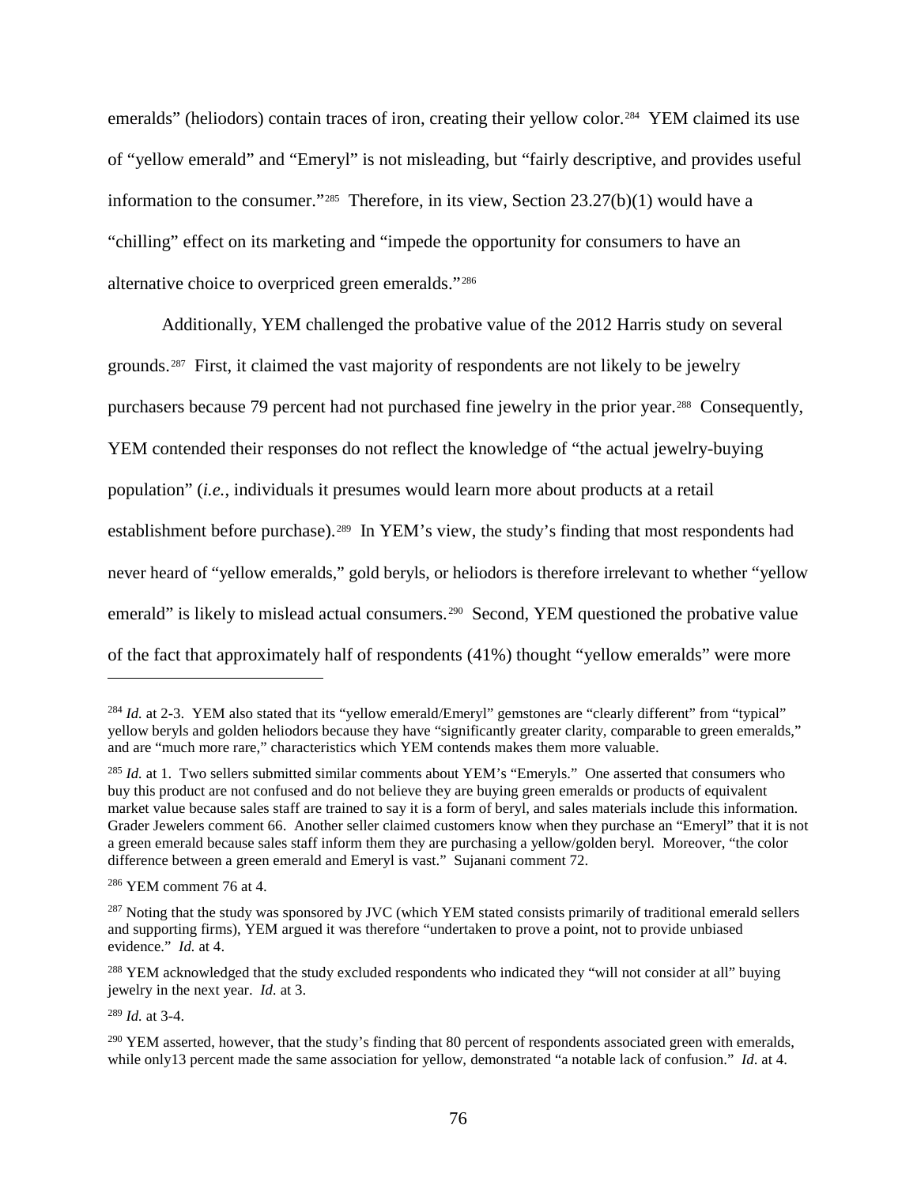emeralds" (heliodors) contain traces of iron, creating their yellow color.[284] YEM claimed its use of "yellow emerald" and "Emeryl" is not misleading, but "fairly descriptive, and provides useful information to the consumer."[285] Therefore, in its view, Section 23.27(b)(1) would have a "chilling" effect on its marketing and "impede the opportunity for consumers to have an alternative choice to overpriced green emeralds."[286]

Additionally, YEM challenged the probative value of the 2012 Harris study on several grounds.[287] First, it claimed the vast majority of respondents are not likely to be jewelry purchasers because 79 percent had not purchased fine jewelry in the prior year.[288] Consequently, YEM contended their responses do not reflect the knowledge of "the actual jewelry-buying population" (*i.e.*, individuals it presumes would learn more about products at a retail establishment before purchase).[289] In YEM's view, the study's finding that most respondents had never heard of "yellow emeralds," gold beryls, or heliodors is therefore irrelevant to whether "yellow emerald" is likely to mislead actual consumers.[290] Second, YEM questioned the probative value of the fact that approximately half of respondents (41%) thought "yellow emeralds" were more

---

[284] *Id.* at 2-3. YEM also stated that its "yellow emerald/Emeryl" gemstones are "clearly different" from "typical" yellow beryls and golden heliodors because they have "significantly greater clarity, comparable to green emeralds," and are "much more rare," characteristics which YEM contends makes them more valuable.

[285] *Id.* at 1. Two sellers submitted similar comments about YEM's "Emeryls." One asserted that consumers who buy this product are not confused and do not believe they are buying green emeralds or products of equivalent market value because sales staff are trained to say it is a form of beryl, and sales materials include this information. Grader Jewelers comment 66. Another seller claimed customers know when they purchase an "Emeryl" that it is not a green emerald because sales staff inform them they are purchasing a yellow/golden beryl. Moreover, "the color difference between a green emerald and Emeryl is vast." Sujanani comment 72.

[286] YEM comment 76 at 4.

[287] Noting that the study was sponsored by JVC (which YEM stated consists primarily of traditional emerald sellers and supporting firms), YEM argued it was therefore "undertaken to prove a point, not to provide unbiased evidence." *Id.* at 4.

[288] YEM acknowledged that the study excluded respondents who indicated they "will not consider at all" buying jewelry in the next year. *Id.* at 3.

[289] *Id.* at 3-4.

[290] YEM asserted, however, that the study's finding that 80 percent of respondents associated green with emeralds, while only13 percent made the same association for yellow, demonstrated "a notable lack of confusion." *Id.* at 4.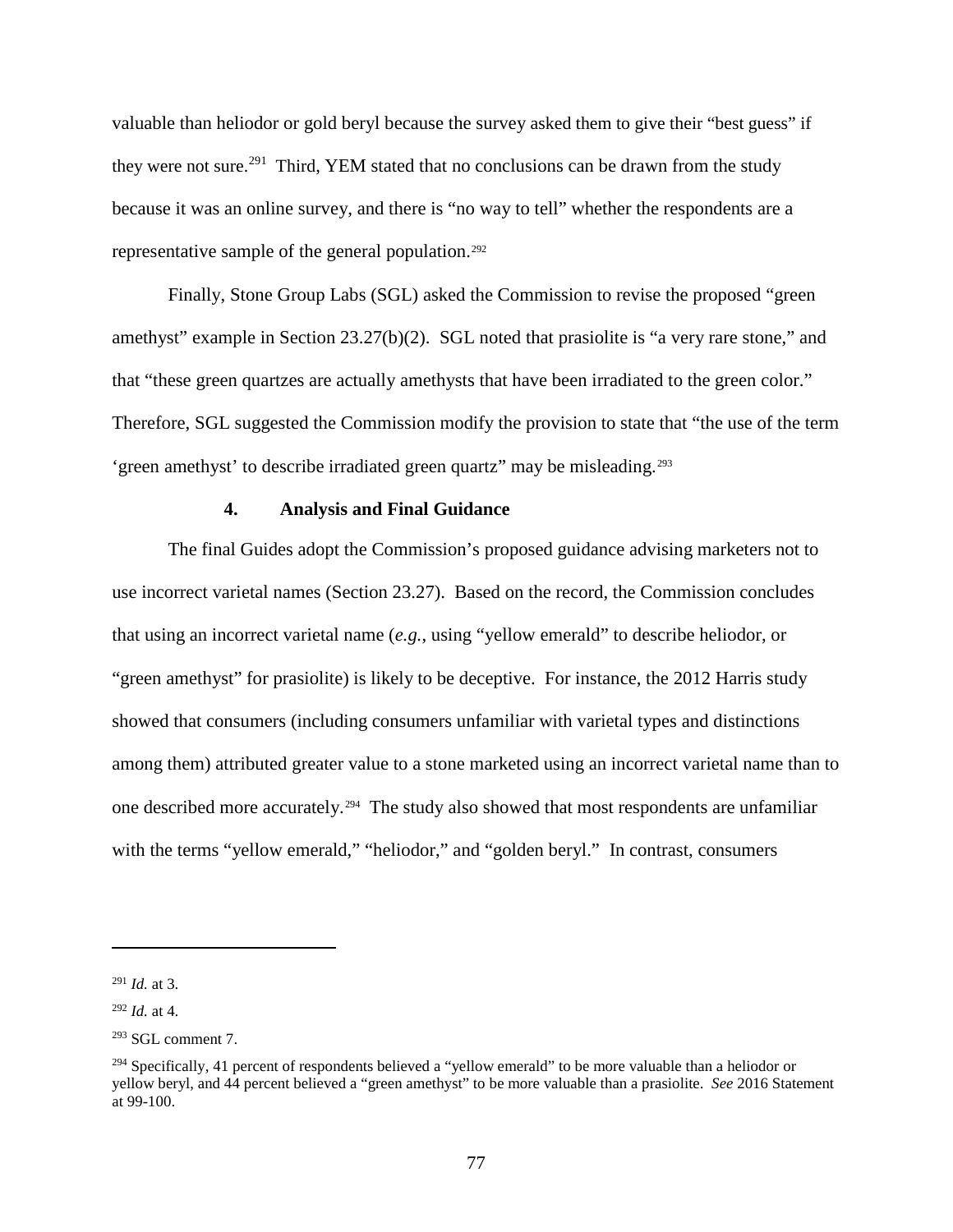valuable than heliodor or gold beryl because the survey asked them to give their "best guess" if they were not sure.[291] Third, YEM stated that no conclusions can be drawn from the study because it was an online survey, and there is "no way to tell" whether the respondents are a representative sample of the general population.[292]

Finally, Stone Group Labs (SGL) asked the Commission to revise the proposed "green amethyst" example in Section 23.27(b)(2). SGL noted that prasiolite is "a very rare stone," and that "these green quartzes are actually amethysts that have been irradiated to the green color." Therefore, SGL suggested the Commission modify the provision to state that "the use of the term 'green amethyst' to describe irradiated green quartz" may be misleading.[293]

### 4. Analysis and Final Guidance

The final Guides adopt the Commission's proposed guidance advising marketers not to use incorrect varietal names (Section 23.27). Based on the record, the Commission concludes that using an incorrect varietal name (*e.g.*, using "yellow emerald" to describe heliodor, or "green amethyst" for prasiolite) is likely to be deceptive. For instance, the 2012 Harris study showed that consumers (including consumers unfamiliar with varietal types and distinctions among them) attributed greater value to a stone marketed using an incorrect varietal name than to one described more accurately.[294] The study also showed that most respondents are unfamiliar with the terms "yellow emerald," "heliodor," and "golden beryl." In contrast, consumers

---

[291] *Id.* at 3.

[292] *Id.* at 4.

[293] SGL comment 7.

[294] Specifically, 41 percent of respondents believed a "yellow emerald" to be more valuable than a heliodor or yellow beryl, and 44 percent believed a "green amethyst" to be more valuable than a prasiolite. *See* 2016 Statement at 99-100.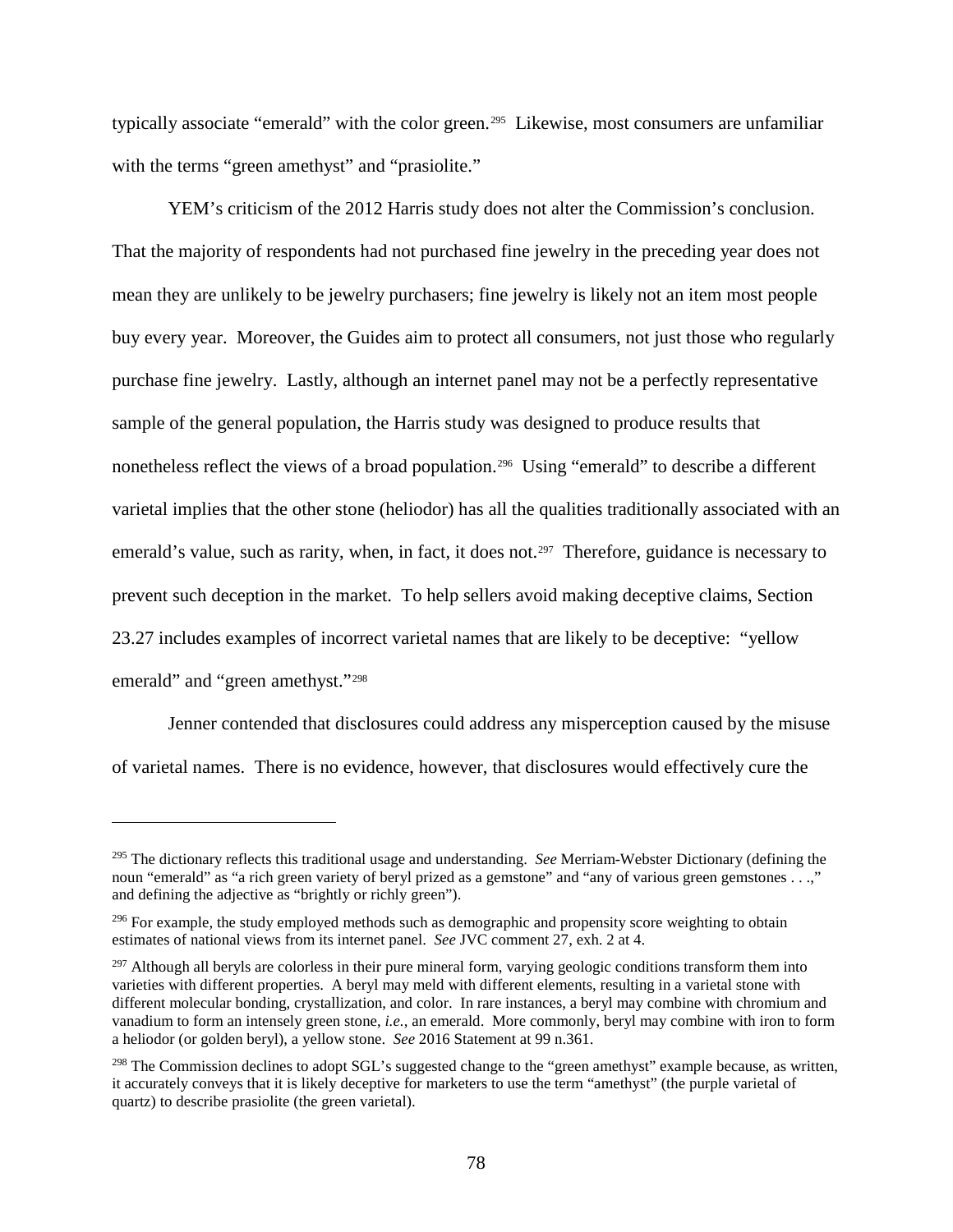typically associate "emerald" with the color green.[295] Likewise, most consumers are unfamiliar with the terms "green amethyst" and "prasiolite."

YEM's criticism of the 2012 Harris study does not alter the Commission's conclusion. That the majority of respondents had not purchased fine jewelry in the preceding year does not mean they are unlikely to be jewelry purchasers; fine jewelry is likely not an item most people buy every year. Moreover, the Guides aim to protect all consumers, not just those who regularly purchase fine jewelry. Lastly, although an internet panel may not be a perfectly representative sample of the general population, the Harris study was designed to produce results that nonetheless reflect the views of a broad population.[296] Using "emerald" to describe a different varietal implies that the other stone (heliodor) has all the qualities traditionally associated with an emerald's value, such as rarity, when, in fact, it does not.[297] Therefore, guidance is necessary to prevent such deception in the market. To help sellers avoid making deceptive claims, Section 23.27 includes examples of incorrect varietal names that are likely to be deceptive: "yellow emerald" and "green amethyst."[298]

Jenner contended that disclosures could address any misperception caused by the misuse of varietal names. There is no evidence, however, that disclosures would effectively cure the

---

[295] The dictionary reflects this traditional usage and understanding. *See* Merriam-Webster Dictionary (defining the noun "emerald" as "a rich green variety of beryl prized as a gemstone" and "any of various green gemstones . . .," and defining the adjective as "brightly or richly green").

[296] For example, the study employed methods such as demographic and propensity score weighting to obtain estimates of national views from its internet panel. *See* JVC comment 27, exh. 2 at 4.

[297] Although all beryls are colorless in their pure mineral form, varying geologic conditions transform them into varieties with different properties. A beryl may meld with different elements, resulting in a varietal stone with different molecular bonding, crystallization, and color. In rare instances, a beryl may combine with chromium and vanadium to form an intensely green stone, *i.e.*, an emerald. More commonly, beryl may combine with iron to form a heliodor (or golden beryl), a yellow stone. *See* 2016 Statement at 99 n.361.

[298] The Commission declines to adopt SGL's suggested change to the "green amethyst" example because, as written, it accurately conveys that it is likely deceptive for marketers to use the term "amethyst" (the purple varietal of quartz) to describe prasiolite (the green varietal).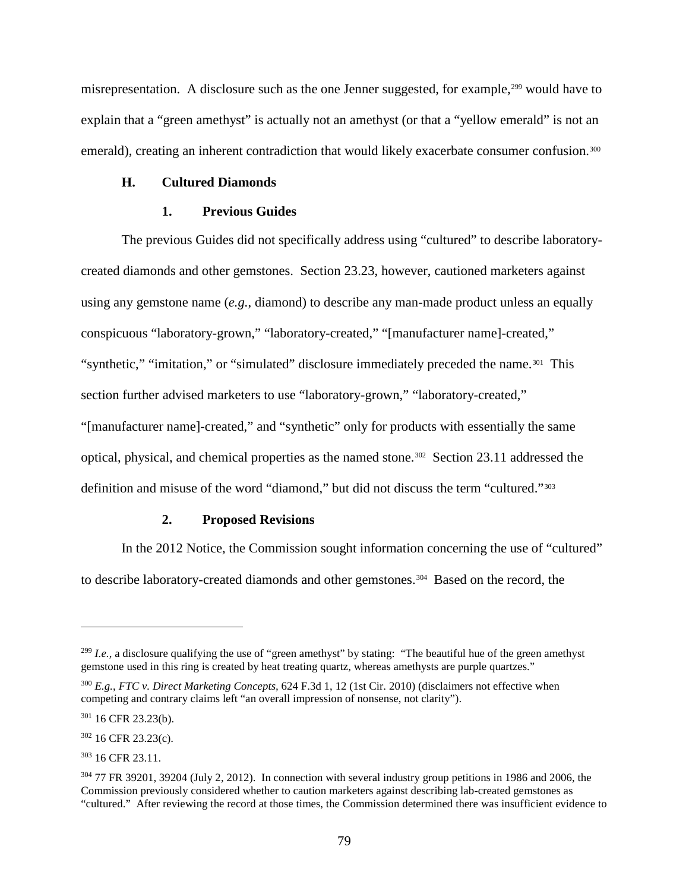misrepresentation. A disclosure such as the one Jenner suggested, for example,[299] would have to explain that a "green amethyst" is actually not an amethyst (or that a "yellow emerald" is not an emerald), creating an inherent contradiction that would likely exacerbate consumer confusion.[300]

### H. Cultured Diamonds

#### 1. Previous Guides

The previous Guides did not specifically address using "cultured" to describe laboratory-created diamonds and other gemstones. Section 23.23, however, cautioned marketers against using any gemstone name (*e.g.*, diamond) to describe any man-made product unless an equally conspicuous "laboratory-grown," "laboratory-created," "[manufacturer name]-created," "synthetic," "imitation," or "simulated" disclosure immediately preceded the name.[301] This section further advised marketers to use "laboratory-grown," "laboratory-created," "[manufacturer name]-created," and "synthetic" only for products with essentially the same optical, physical, and chemical properties as the named stone.[302] Section 23.11 addressed the definition and misuse of the word "diamond," but did not discuss the term "cultured."[303]

#### 2. Proposed Revisions

In the 2012 Notice, the Commission sought information concerning the use of "cultured" to describe laboratory-created diamonds and other gemstones.[304] Based on the record, the

---

[299] *I.e.*, a disclosure qualifying the use of "green amethyst" by stating: "The beautiful hue of the green amethyst gemstone used in this ring is created by heat treating quartz, whereas amethysts are purple quartzes."

[300] *E.g.*, *FTC v. Direct Marketing Concepts*, 624 F.3d 1, 12 (1st Cir. 2010) (disclaimers not effective when competing and contrary claims left "an overall impression of nonsense, not clarity").

[301] 16 CFR 23.23(b).

[302] 16 CFR 23.23(c).

[303] 16 CFR 23.11.

[304] 77 FR 39201, 39204 (July 2, 2012). In connection with several industry group petitions in 1986 and 2006, the Commission previously considered whether to caution marketers against describing lab-created gemstones as "cultured." After reviewing the record at those times, the Commission determined there was insufficient evidence to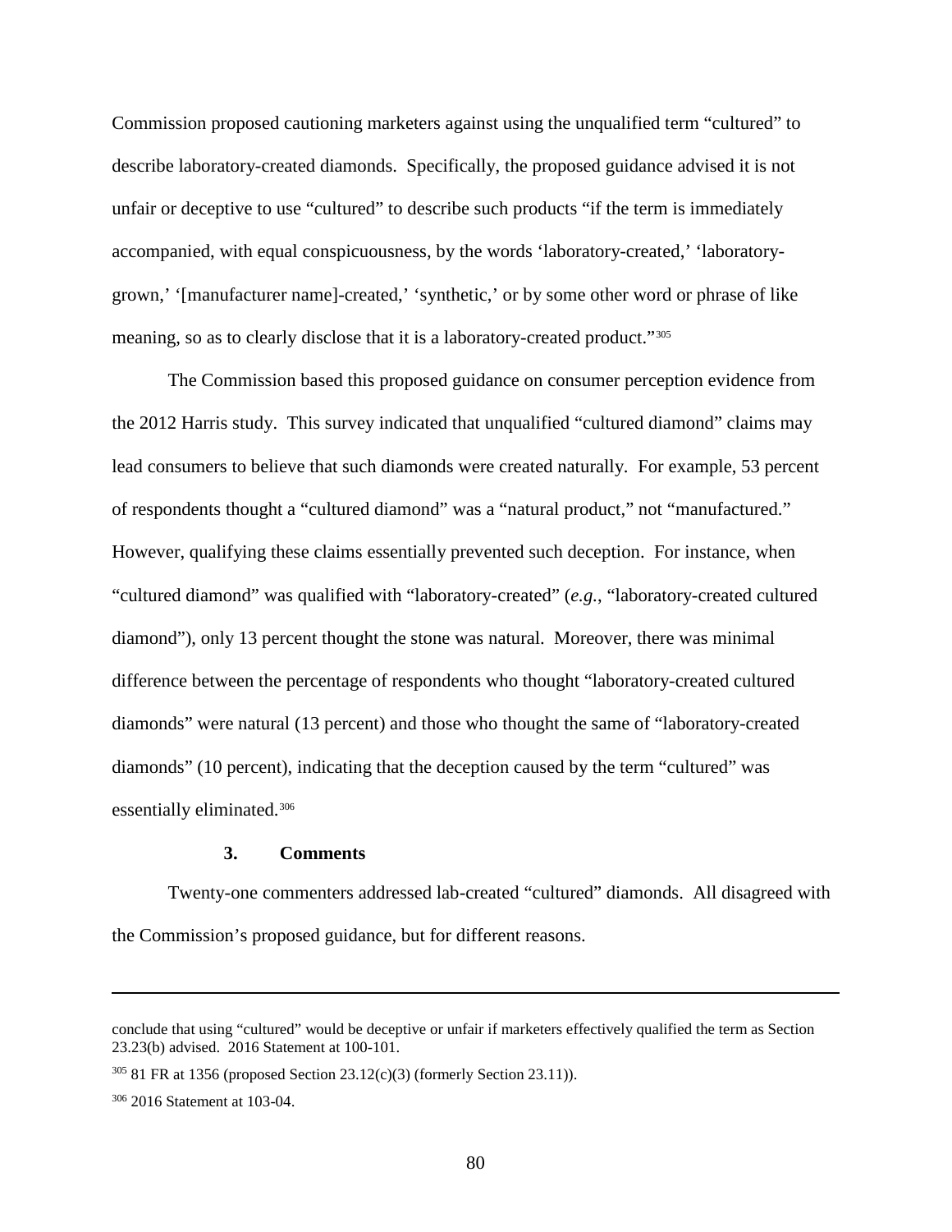Commission proposed cautioning marketers against using the unqualified term "cultured" to describe laboratory-created diamonds. Specifically, the proposed guidance advised it is not unfair or deceptive to use "cultured" to describe such products "if the term is immediately accompanied, with equal conspicuousness, by the words 'laboratory-created,' 'laboratory-grown,' '[manufacturer name]-created,' 'synthetic,' or by some other word or phrase of like meaning, so as to clearly disclose that it is a laboratory-created product."[305]

The Commission based this proposed guidance on consumer perception evidence from the 2012 Harris study. This survey indicated that unqualified "cultured diamond" claims may lead consumers to believe that such diamonds were created naturally. For example, 53 percent of respondents thought a "cultured diamond" was a "natural product," not "manufactured." However, qualifying these claims essentially prevented such deception. For instance, when "cultured diamond" was qualified with "laboratory-created" (*e.g.*, "laboratory-created cultured diamond"), only 13 percent thought the stone was natural. Moreover, there was minimal difference between the percentage of respondents who thought "laboratory-created cultured diamonds" were natural (13 percent) and those who thought the same of "laboratory-created diamonds" (10 percent), indicating that the deception caused by the term "cultured" was essentially eliminated.[306]

### 3. Comments

Twenty-one commenters addressed lab-created "cultured" diamonds. All disagreed with the Commission's proposed guidance, but for different reasons.

---

conclude that using "cultured" would be deceptive or unfair if marketers effectively qualified the term as Section 23.23(b) advised. 2016 Statement at 100-101.

[305] 81 FR at 1356 (proposed Section 23.12(c)(3) (formerly Section 23.11)).

[306] 2016 Statement at 103-04.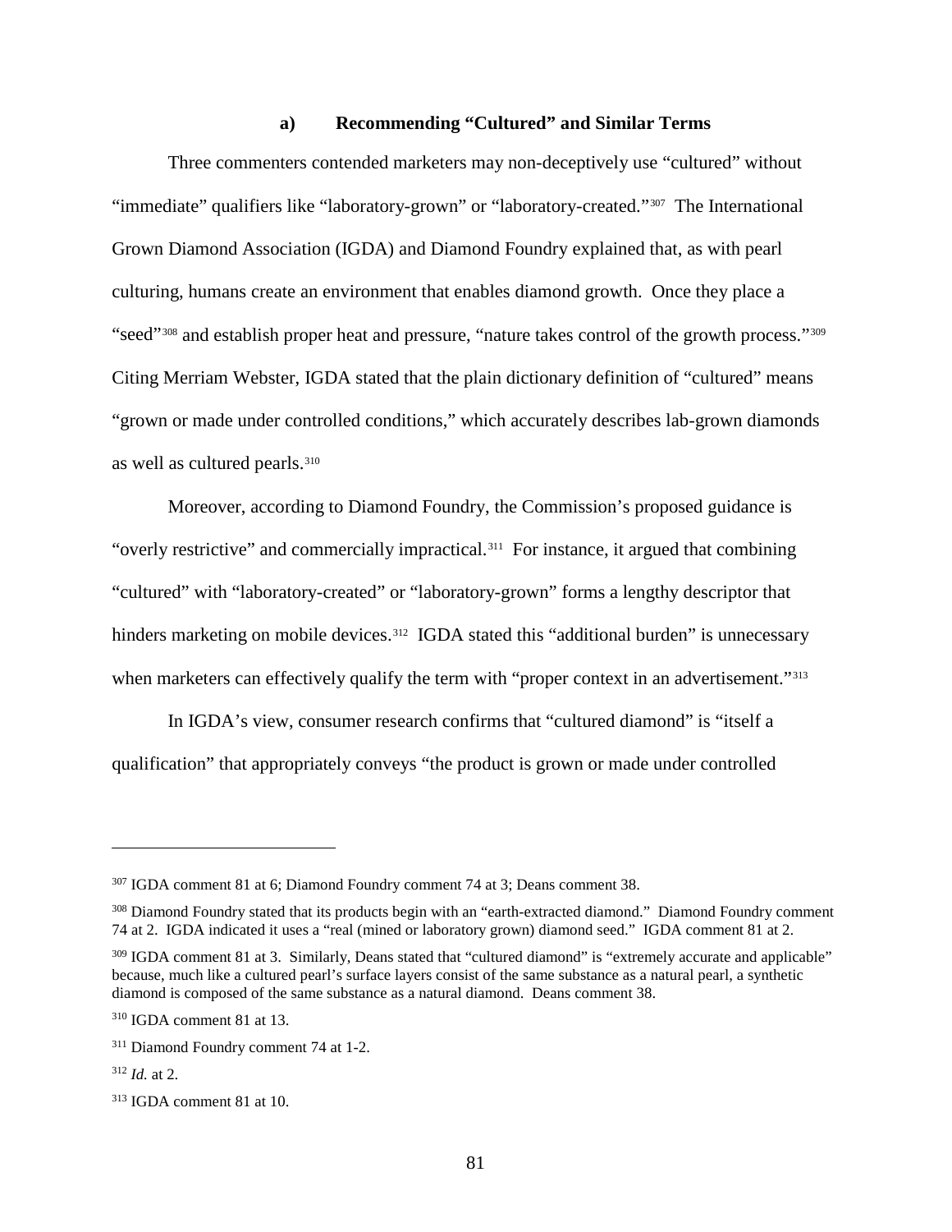#### a) Recommending "Cultured" and Similar Terms

Three commenters contended marketers may non-deceptively use "cultured" without "immediate" qualifiers like "laboratory-grown" or "laboratory-created."[307] The International Grown Diamond Association (IGDA) and Diamond Foundry explained that, as with pearl culturing, humans create an environment that enables diamond growth. Once they place a "seed"[308] and establish proper heat and pressure, "nature takes control of the growth process."[309] Citing Merriam Webster, IGDA stated that the plain dictionary definition of "cultured" means "grown or made under controlled conditions," which accurately describes lab-grown diamonds as well as cultured pearls.[310]

Moreover, according to Diamond Foundry, the Commission's proposed guidance is "overly restrictive" and commercially impractical.[311] For instance, it argued that combining "cultured" with "laboratory-created" or "laboratory-grown" forms a lengthy descriptor that hinders marketing on mobile devices.[312] IGDA stated this "additional burden" is unnecessary when marketers can effectively qualify the term with "proper context in an advertisement."[313]

In IGDA's view, consumer research confirms that "cultured diamond" is "itself a qualification" that appropriately conveys "the product is grown or made under controlled

---

[307] IGDA comment 81 at 6; Diamond Foundry comment 74 at 3; Deans comment 38.

[308] Diamond Foundry stated that its products begin with an "earth-extracted diamond." Diamond Foundry comment 74 at 2. IGDA indicated it uses a "real (mined or laboratory grown) diamond seed." IGDA comment 81 at 2.

[309] IGDA comment 81 at 3. Similarly, Deans stated that "cultured diamond" is "extremely accurate and applicable" because, much like a cultured pearl's surface layers consist of the same substance as a natural pearl, a synthetic diamond is composed of the same substance as a natural diamond. Deans comment 38.

[310] IGDA comment 81 at 13.

[311] Diamond Foundry comment 74 at 1-2.

[312] *Id.* at 2.

[313] IGDA comment 81 at 10.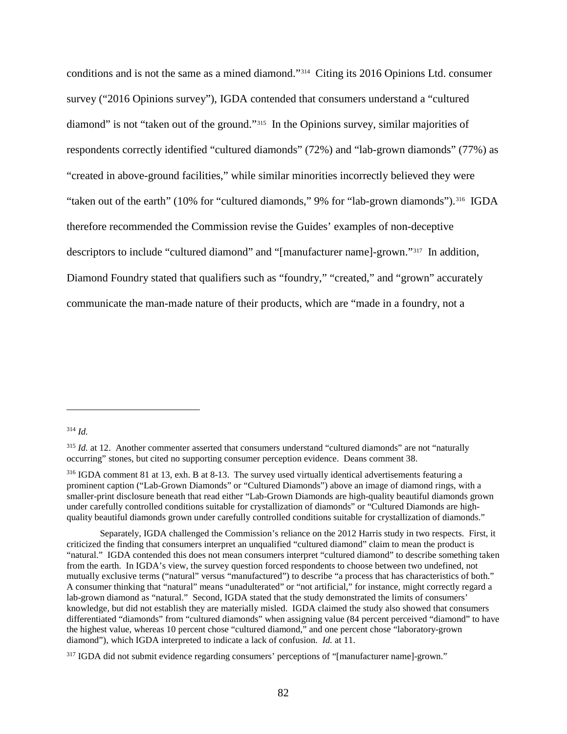conditions and is not the same as a mined diamond."[314] Citing its 2016 Opinions Ltd. consumer survey ("2016 Opinions survey"), IGDA contended that consumers understand a "cultured diamond" is not "taken out of the ground."[315] In the Opinions survey, similar majorities of respondents correctly identified "cultured diamonds" (72%) and "lab-grown diamonds" (77%) as "created in above-ground facilities," while similar minorities incorrectly believed they were "taken out of the earth" (10% for "cultured diamonds," 9% for "lab-grown diamonds").[316] IGDA therefore recommended the Commission revise the Guides' examples of non-deceptive descriptors to include "cultured diamond" and "[manufacturer name]-grown."[317] In addition, Diamond Foundry stated that qualifiers such as "foundry," "created," and "grown" accurately communicate the man-made nature of their products, which are "made in a foundry, not a

---

[314] *Id.*

[315] *Id.* at 12. Another commenter asserted that consumers understand "cultured diamonds" are not "naturally occurring" stones, but cited no supporting consumer perception evidence. Deans comment 38.

[316] IGDA comment 81 at 13, exh. B at 8-13. The survey used virtually identical advertisements featuring a prominent caption ("Lab-Grown Diamonds" or "Cultured Diamonds") above an image of diamond rings, with a smaller-print disclosure beneath that read either "Lab-Grown Diamonds are high-quality beautiful diamonds grown under carefully controlled conditions suitable for crystallization of diamonds" or "Cultured Diamonds are high-quality beautiful diamonds grown under carefully controlled conditions suitable for crystallization of diamonds."

Separately, IGDA challenged the Commission's reliance on the 2012 Harris study in two respects. First, it criticized the finding that consumers interpret an unqualified "cultured diamond" claim to mean the product is "natural." IGDA contended this does not mean consumers interpret "cultured diamond" to describe something taken from the earth. In IGDA's view, the survey question forced respondents to choose between two undefined, not mutually exclusive terms ("natural" versus "manufactured") to describe "a process that has characteristics of both." A consumer thinking that "natural" means "unadulterated" or "not artificial," for instance, might correctly regard a lab-grown diamond as "natural." Second, IGDA stated that the study demonstrated the limits of consumers' knowledge, but did not establish they are materially misled. IGDA claimed the study also showed that consumers differentiated "diamonds" from "cultured diamonds" when assigning value (84 percent perceived "diamond" to have the highest value, whereas 10 percent chose "cultured diamond," and one percent chose "laboratory-grown diamond"), which IGDA interpreted to indicate a lack of confusion. *Id.* at 11.

[317] IGDA did not submit evidence regarding consumers' perceptions of "[manufacturer name]-grown."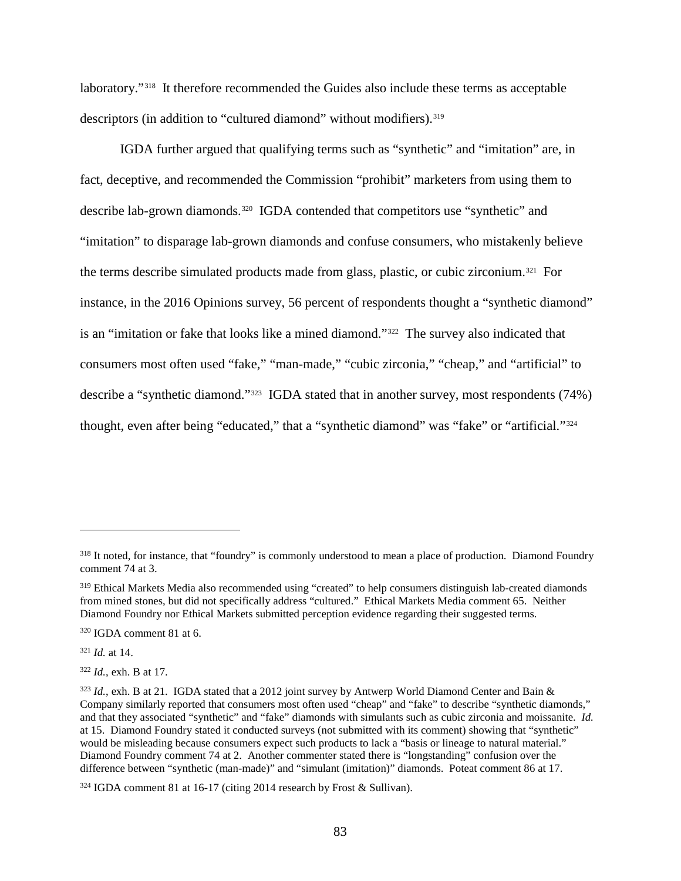laboratory."[318] It therefore recommended the Guides also include these terms as acceptable descriptors (in addition to "cultured diamond" without modifiers).[319]

IGDA further argued that qualifying terms such as "synthetic" and "imitation" are, in fact, deceptive, and recommended the Commission "prohibit" marketers from using them to describe lab-grown diamonds.[320] IGDA contended that competitors use "synthetic" and "imitation" to disparage lab-grown diamonds and confuse consumers, who mistakenly believe the terms describe simulated products made from glass, plastic, or cubic zirconium.[321] For instance, in the 2016 Opinions survey, 56 percent of respondents thought a "synthetic diamond" is an "imitation or fake that looks like a mined diamond."[322] The survey also indicated that consumers most often used "fake," "man-made," "cubic zirconia," "cheap," and "artificial" to describe a "synthetic diamond."[323] IGDA stated that in another survey, most respondents (74%) thought, even after being "educated," that a "synthetic diamond" was "fake" or "artificial."[324]

---

[318] It noted, for instance, that "foundry" is commonly understood to mean a place of production. Diamond Foundry comment 74 at 3.

[319] Ethical Markets Media also recommended using "created" to help consumers distinguish lab-created diamonds from mined stones, but did not specifically address "cultured." Ethical Markets Media comment 65. Neither Diamond Foundry nor Ethical Markets submitted perception evidence regarding their suggested terms.

[320] IGDA comment 81 at 6.

[321] *Id.* at 14.

[322] *Id.*, exh. B at 17.

[323] *Id.*, exh. B at 21. IGDA stated that a 2012 joint survey by Antwerp World Diamond Center and Bain & Company similarly reported that consumers most often used "cheap" and "fake" to describe "synthetic diamonds," and that they associated "synthetic" and "fake" diamonds with simulants such as cubic zirconia and moissanite. *Id.* at 15. Diamond Foundry stated it conducted surveys (not submitted with its comment) showing that "synthetic" would be misleading because consumers expect such products to lack a "basis or lineage to natural material." Diamond Foundry comment 74 at 2. Another commenter stated there is "longstanding" confusion over the difference between "synthetic (man-made)" and "simulant (imitation)" diamonds. Poteat comment 86 at 17.

[324] IGDA comment 81 at 16-17 (citing 2014 research by Frost & Sullivan).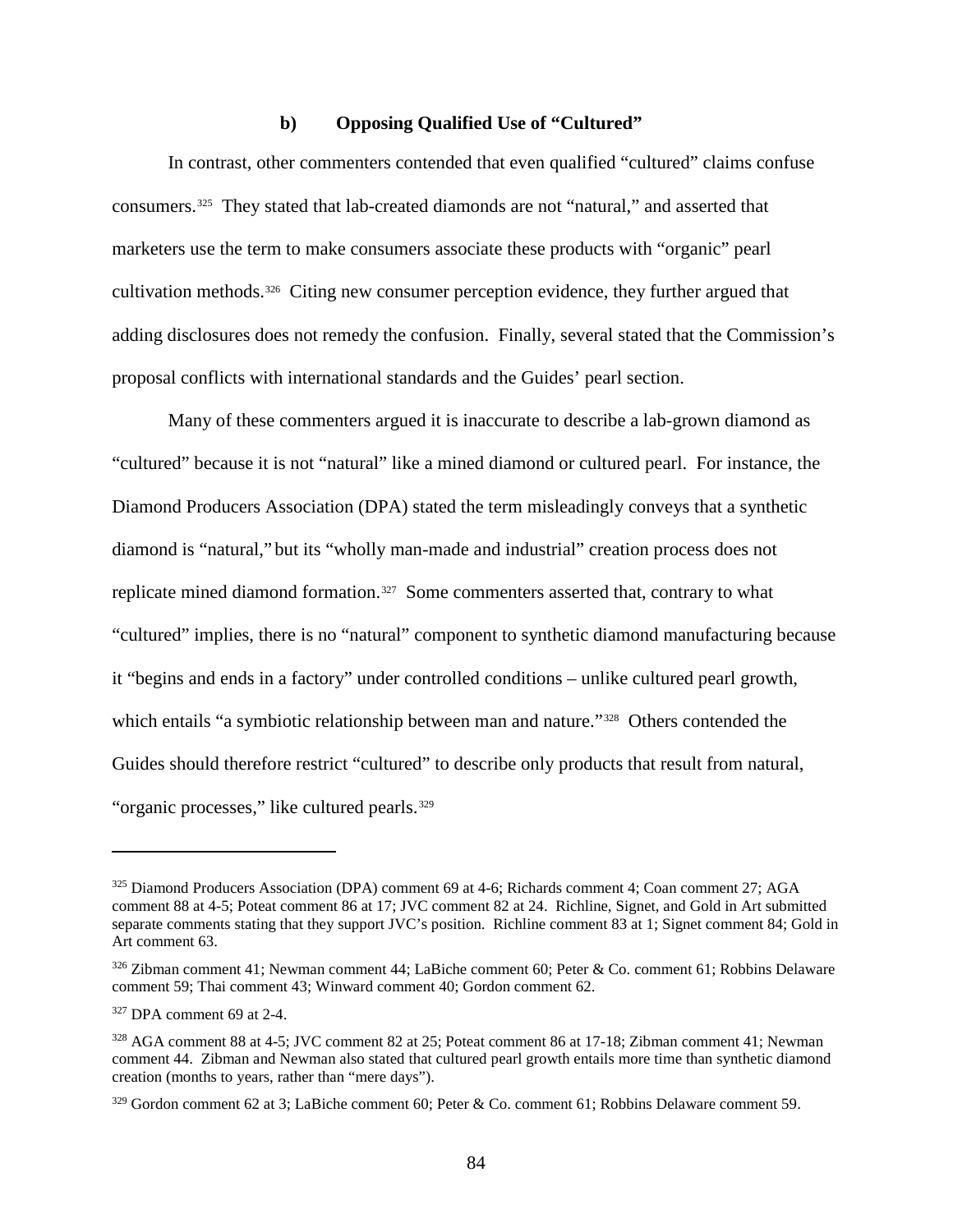#### b) Opposing Qualified Use of "Cultured"

In contrast, other commenters contended that even qualified "cultured" claims confuse consumers.[325] They stated that lab-created diamonds are not "natural," and asserted that marketers use the term to make consumers associate these products with "organic" pearl cultivation methods.[326] Citing new consumer perception evidence, they further argued that adding disclosures does not remedy the confusion. Finally, several stated that the Commission's proposal conflicts with international standards and the Guides' pearl section.

Many of these commenters argued it is inaccurate to describe a lab-grown diamond as "cultured" because it is not "natural" like a mined diamond or cultured pearl. For instance, the Diamond Producers Association (DPA) stated the term misleadingly conveys that a synthetic diamond is "natural," but its "wholly man-made and industrial" creation process does not replicate mined diamond formation.[327] Some commenters asserted that, contrary to what "cultured" implies, there is no "natural" component to synthetic diamond manufacturing because it "begins and ends in a factory" under controlled conditions – unlike cultured pearl growth, which entails "a symbiotic relationship between man and nature."[328] Others contended the Guides should therefore restrict "cultured" to describe only products that result from natural, "organic processes," like cultured pearls.[329]

---

[325] Diamond Producers Association (DPA) comment 69 at 4-6; Richards comment 4; Coan comment 27; AGA comment 88 at 4-5; Poteat comment 86 at 17; JVC comment 82 at 24. Richline, Signet, and Gold in Art submitted separate comments stating that they support JVC's position. Richline comment 83 at 1; Signet comment 84; Gold in Art comment 63.

[326] Zibman comment 41; Newman comment 44; LaBiche comment 60; Peter & Co. comment 61; Robbins Delaware comment 59; Thai comment 43; Winward comment 40; Gordon comment 62.

[327] DPA comment 69 at 2-4.

[328] AGA comment 88 at 4-5; JVC comment 82 at 25; Poteat comment 86 at 17-18; Zibman comment 41; Newman comment 44. Zibman and Newman also stated that cultured pearl growth entails more time than synthetic diamond creation (months to years, rather than "mere days").

[329] Gordon comment 62 at 3; LaBiche comment 60; Peter & Co. comment 61; Robbins Delaware comment 59.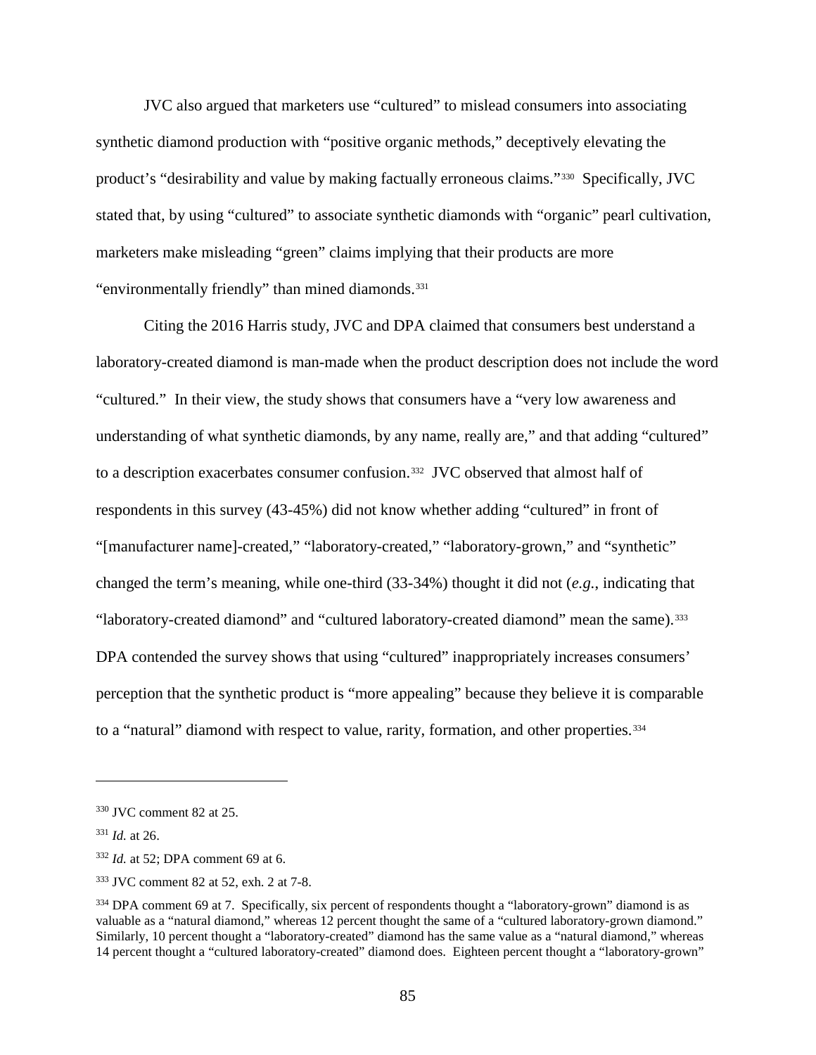JVC also argued that marketers use "cultured" to mislead consumers into associating synthetic diamond production with "positive organic methods," deceptively elevating the product's "desirability and value by making factually erroneous claims."[330] Specifically, JVC stated that, by using "cultured" to associate synthetic diamonds with "organic" pearl cultivation, marketers make misleading "green" claims implying that their products are more "environmentally friendly" than mined diamonds.[331]

Citing the 2016 Harris study, JVC and DPA claimed that consumers best understand a laboratory-created diamond is man-made when the product description does not include the word "cultured." In their view, the study shows that consumers have a "very low awareness and understanding of what synthetic diamonds, by any name, really are," and that adding "cultured" to a description exacerbates consumer confusion.[332] JVC observed that almost half of respondents in this survey (43-45%) did not know whether adding "cultured" in front of "[manufacturer name]-created," "laboratory-created," "laboratory-grown," and "synthetic" changed the term's meaning, while one-third (33-34%) thought it did not (*e.g.*, indicating that "laboratory-created diamond" and "cultured laboratory-created diamond" mean the same).[333] DPA contended the survey shows that using "cultured" inappropriately increases consumers' perception that the synthetic product is "more appealing" because they believe it is comparable to a "natural" diamond with respect to value, rarity, formation, and other properties.[334]

---

[330] JVC comment 82 at 25.

[331] *Id.* at 26.

[332] *Id.* at 52; DPA comment 69 at 6.

[333] JVC comment 82 at 52, exh. 2 at 7-8.

[334] DPA comment 69 at 7. Specifically, six percent of respondents thought a "laboratory-grown" diamond is as valuable as a "natural diamond," whereas 12 percent thought the same of a "cultured laboratory-grown diamond." Similarly, 10 percent thought a "laboratory-created" diamond has the same value as a "natural diamond," whereas 14 percent thought a "cultured laboratory-created" diamond does. Eighteen percent thought a "laboratory-grown"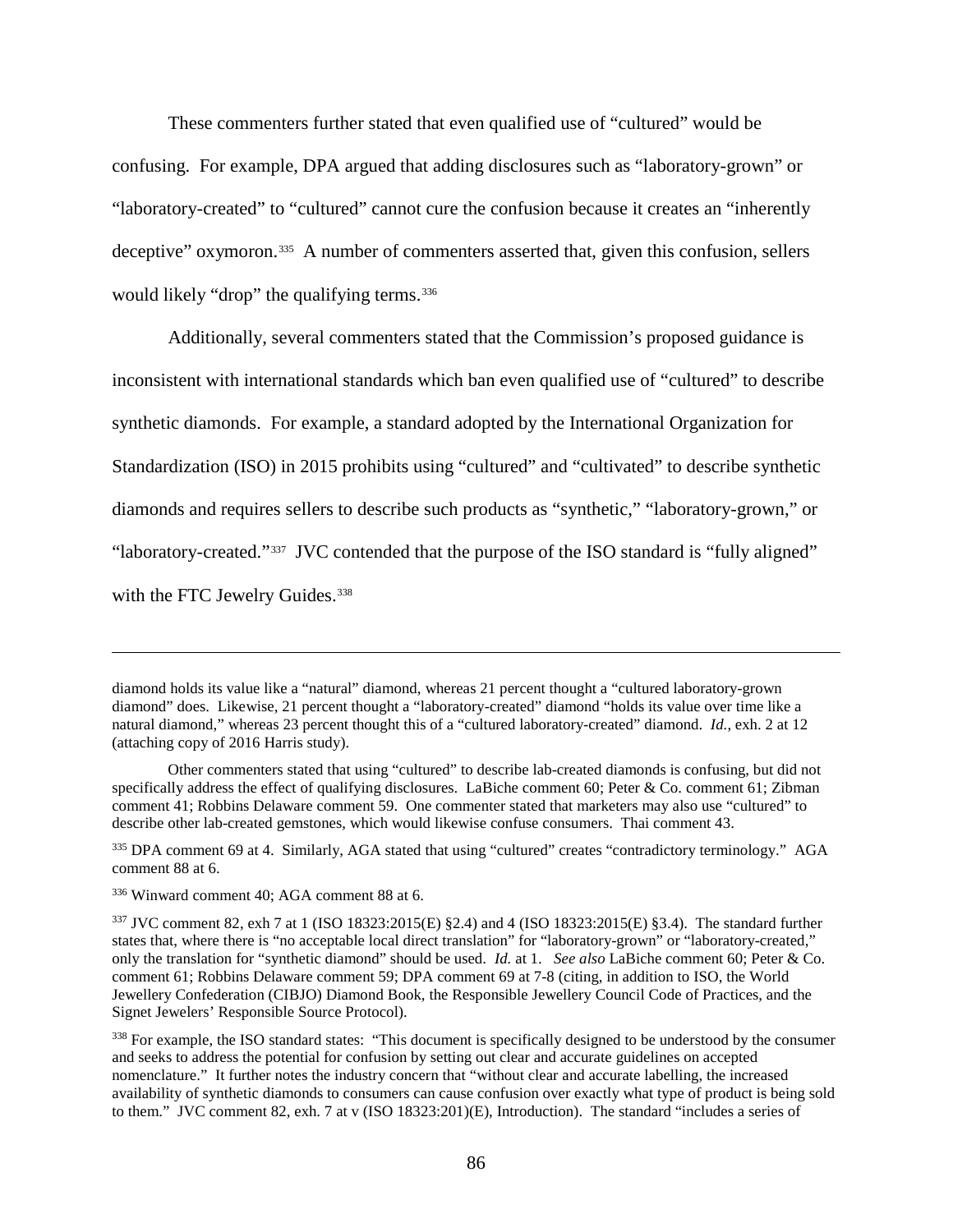These commenters further stated that even qualified use of "cultured" would be confusing. For example, DPA argued that adding disclosures such as "laboratory-grown" or "laboratory-created" to "cultured" cannot cure the confusion because it creates an "inherently deceptive" oxymoron.[335] A number of commenters asserted that, given this confusion, sellers would likely "drop" the qualifying terms.[336]

Additionally, several commenters stated that the Commission's proposed guidance is inconsistent with international standards which ban even qualified use of "cultured" to describe synthetic diamonds. For example, a standard adopted by the International Organization for Standardization (ISO) in 2015 prohibits using "cultured" and "cultivated" to describe synthetic diamonds and requires sellers to describe such products as "synthetic," "laboratory-grown," or "laboratory-created."[337] JVC contended that the purpose of the ISO standard is "fully aligned" with the FTC Jewelry Guides.[338]

---

diamond holds its value like a "natural" diamond, whereas 21 percent thought a "cultured laboratory-grown diamond" does. Likewise, 21 percent thought a "laboratory-created" diamond "holds its value over time like a natural diamond," whereas 23 percent thought this of a "cultured laboratory-created" diamond. *Id.*, exh. 2 at 12 (attaching copy of 2016 Harris study).

Other commenters stated that using "cultured" to describe lab-created diamonds is confusing, but did not specifically address the effect of qualifying disclosures. LaBiche comment 60; Peter & Co. comment 61; Zibman comment 41; Robbins Delaware comment 59. One commenter stated that marketers may also use "cultured" to describe other lab-created gemstones, which would likewise confuse consumers. Thai comment 43.

[335] DPA comment 69 at 4. Similarly, AGA stated that using "cultured" creates "contradictory terminology." AGA comment 88 at 6.

[336] Winward comment 40; AGA comment 88 at 6.

[337] JVC comment 82, exh 7 at 1 (ISO 18323:2015(E) §2.4) and 4 (ISO 18323:2015(E) §3.4). The standard further states that, where there is "no acceptable local direct translation" for "laboratory-grown" or "laboratory-created," only the translation for "synthetic diamond" should be used. *Id.* at 1. *See also* LaBiche comment 60; Peter & Co. comment 61; Robbins Delaware comment 59; DPA comment 69 at 7-8 (citing, in addition to ISO, the World Jewellery Confederation (CIBJO) Diamond Book, the Responsible Jewellery Council Code of Practices, and the Signet Jewelers' Responsible Source Protocol).

[338] For example, the ISO standard states: "This document is specifically designed to be understood by the consumer and seeks to address the potential for confusion by setting out clear and accurate guidelines on accepted nomenclature." It further notes the industry concern that "without clear and accurate labelling, the increased availability of synthetic diamonds to consumers can cause confusion over exactly what type of product is being sold to them." JVC comment 82, exh. 7 at v (ISO 18323:201)(E), Introduction). The standard "includes a series of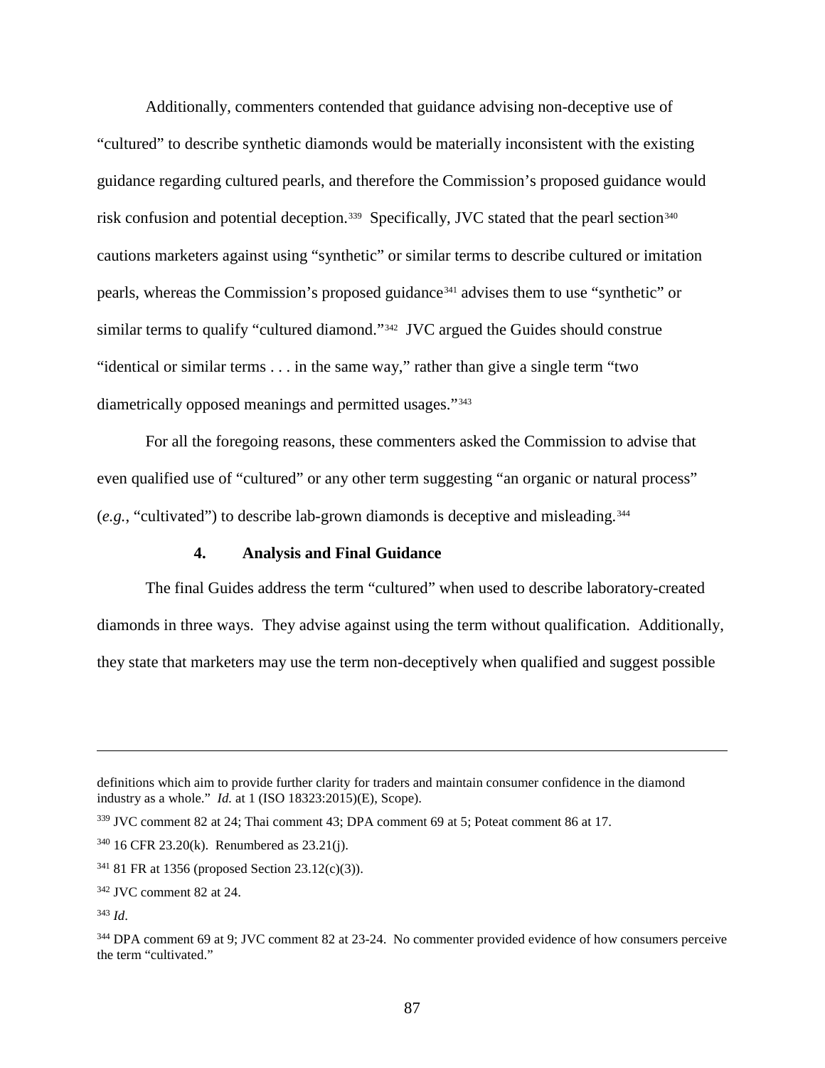Additionally, commenters contended that guidance advising non-deceptive use of "cultured" to describe synthetic diamonds would be materially inconsistent with the existing guidance regarding cultured pearls, and therefore the Commission's proposed guidance would risk confusion and potential deception.[339] Specifically, JVC stated that the pearl section[340] cautions marketers against using "synthetic" or similar terms to describe cultured or imitation pearls, whereas the Commission's proposed guidance[341] advises them to use "synthetic" or similar terms to qualify "cultured diamond."[342] JVC argued the Guides should construe "identical or similar terms . . . in the same way," rather than give a single term "two diametrically opposed meanings and permitted usages."[343]

For all the foregoing reasons, these commenters asked the Commission to advise that even qualified use of "cultured" or any other term suggesting "an organic or natural process" (*e.g.*, "cultivated") to describe lab-grown diamonds is deceptive and misleading.[344]

#### 4. Analysis and Final Guidance

The final Guides address the term "cultured" when used to describe laboratory-created diamonds in three ways. They advise against using the term without qualification. Additionally, they state that marketers may use the term non-deceptively when qualified and suggest possible

---

definitions which aim to provide further clarity for traders and maintain consumer confidence in the diamond industry as a whole." *Id.* at 1 (ISO 18323:2015)(E), Scope).

[339] JVC comment 82 at 24; Thai comment 43; DPA comment 69 at 5; Poteat comment 86 at 17.

[340] 16 CFR 23.20(k). Renumbered as 23.21(j).

[341] 81 FR at 1356 (proposed Section 23.12(c)(3)).

[342] JVC comment 82 at 24.

[343] *Id*.

[344] DPA comment 69 at 9; JVC comment 82 at 23-24. No commenter provided evidence of how consumers perceive the term "cultivated."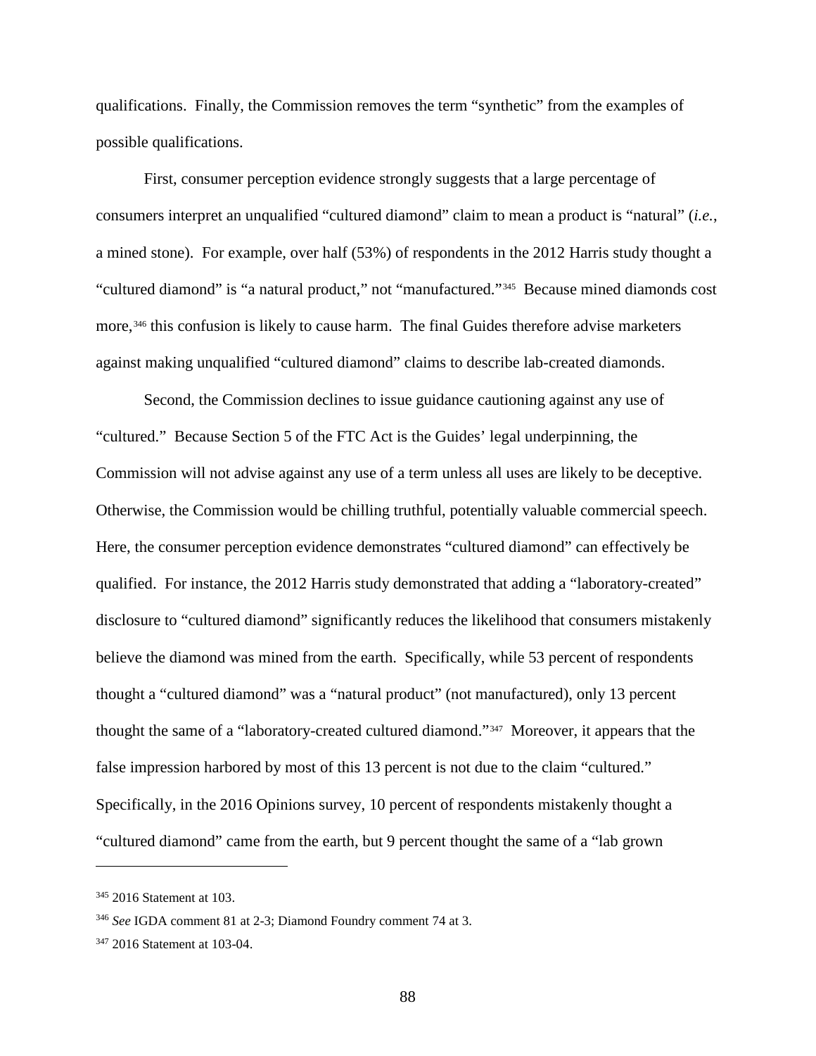qualifications. Finally, the Commission removes the term "synthetic" from the examples of possible qualifications.

First, consumer perception evidence strongly suggests that a large percentage of consumers interpret an unqualified "cultured diamond" claim to mean a product is "natural" (*i.e.*, a mined stone). For example, over half (53%) of respondents in the 2012 Harris study thought a "cultured diamond" is "a natural product," not "manufactured."[345] Because mined diamonds cost more,[346] this confusion is likely to cause harm. The final Guides therefore advise marketers against making unqualified "cultured diamond" claims to describe lab-created diamonds.

Second, the Commission declines to issue guidance cautioning against any use of "cultured." Because Section 5 of the FTC Act is the Guides' legal underpinning, the Commission will not advise against any use of a term unless all uses are likely to be deceptive. Otherwise, the Commission would be chilling truthful, potentially valuable commercial speech. Here, the consumer perception evidence demonstrates "cultured diamond" can effectively be qualified. For instance, the 2012 Harris study demonstrated that adding a "laboratory-created" disclosure to "cultured diamond" significantly reduces the likelihood that consumers mistakenly believe the diamond was mined from the earth. Specifically, while 53 percent of respondents thought a "cultured diamond" was a "natural product" (not manufactured), only 13 percent thought the same of a "laboratory-created cultured diamond."[347] Moreover, it appears that the false impression harbored by most of this 13 percent is not due to the claim "cultured." Specifically, in the 2016 Opinions survey, 10 percent of respondents mistakenly thought a "cultured diamond" came from the earth, but 9 percent thought the same of a "lab grown

---

[345] 2016 Statement at 103.

[346] *See* IGDA comment 81 at 2-3; Diamond Foundry comment 74 at 3.

[347] 2016 Statement at 103-04.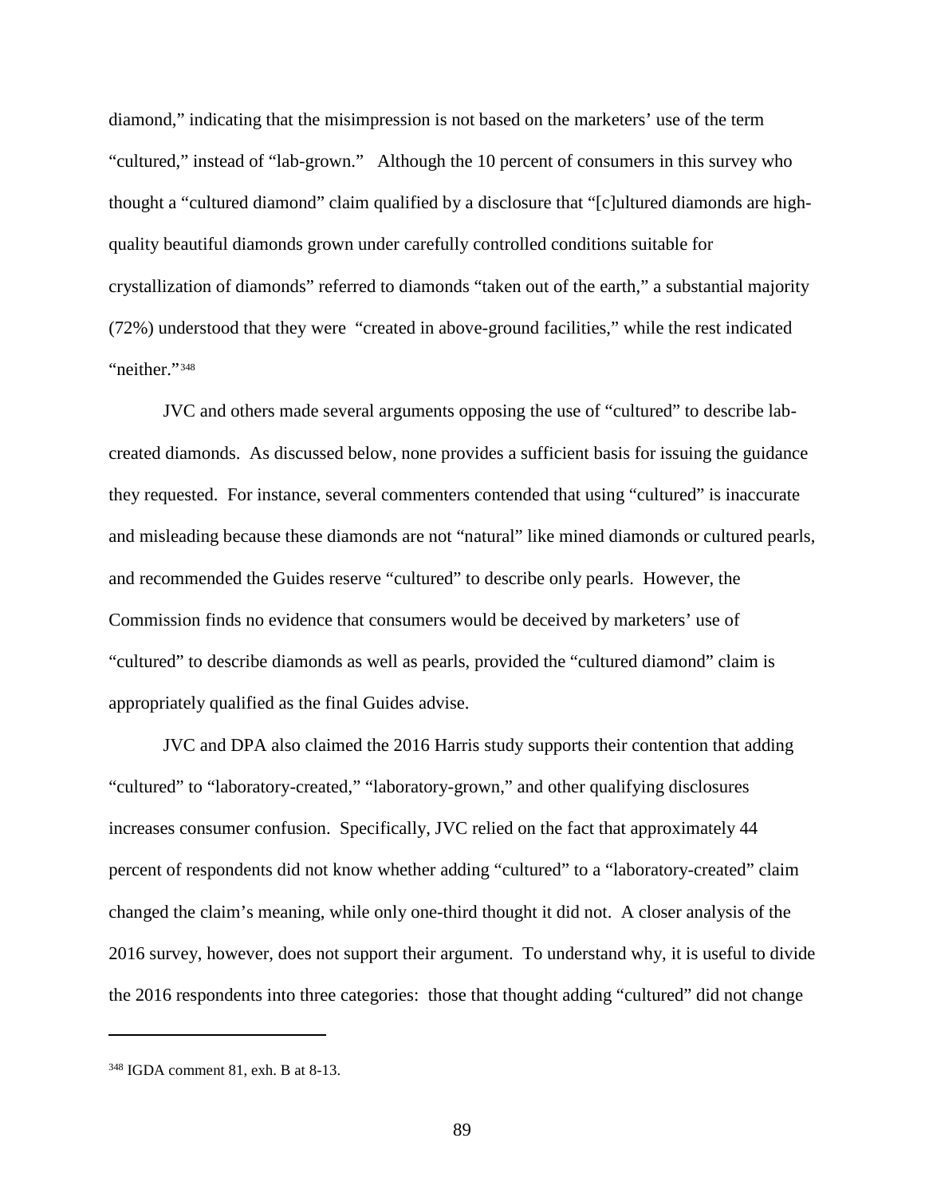diamond," indicating that the misimpression is not based on the marketers' use of the term "cultured," instead of "lab-grown." Although the 10 percent of consumers in this survey who thought a "cultured diamond" claim qualified by a disclosure that "[c]ultured diamonds are high-quality beautiful diamonds grown under carefully controlled conditions suitable for crystallization of diamonds" referred to diamonds "taken out of the earth," a substantial majority (72%) understood that they were "created in above-ground facilities," while the rest indicated "neither."[348]

JVC and others made several arguments opposing the use of "cultured" to describe lab-created diamonds. As discussed below, none provides a sufficient basis for issuing the guidance they requested. For instance, several commenters contended that using "cultured" is inaccurate and misleading because these diamonds are not "natural" like mined diamonds or cultured pearls, and recommended the Guides reserve "cultured" to describe only pearls. However, the Commission finds no evidence that consumers would be deceived by marketers' use of "cultured" to describe diamonds as well as pearls, provided the "cultured diamond" claim is appropriately qualified as the final Guides advise.

JVC and DPA also claimed the 2016 Harris study supports their contention that adding "cultured" to "laboratory-created," "laboratory-grown," and other qualifying disclosures increases consumer confusion. Specifically, JVC relied on the fact that approximately 44 percent of respondents did not know whether adding "cultured" to a "laboratory-created" claim changed the claim's meaning, while only one-third thought it did not. A closer analysis of the 2016 survey, however, does not support their argument. To understand why, it is useful to divide the 2016 respondents into three categories: those that thought adding "cultured" did not change

---

[348] IGDA comment 81, exh. B at 8-13.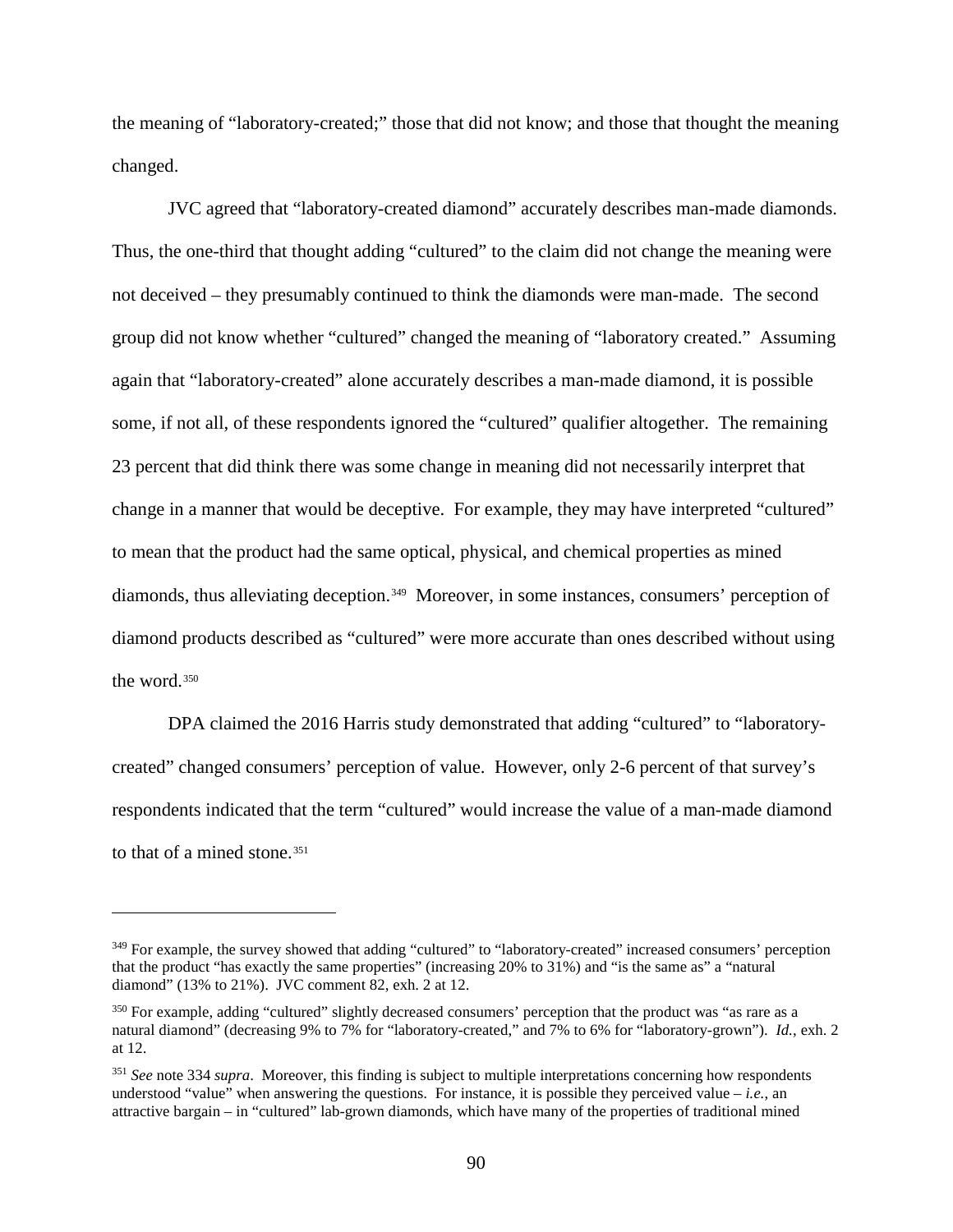the meaning of "laboratory-created;" those that did not know; and those that thought the meaning changed.

JVC agreed that "laboratory-created diamond" accurately describes man-made diamonds. Thus, the one-third that thought adding "cultured" to the claim did not change the meaning were not deceived – they presumably continued to think the diamonds were man-made. The second group did not know whether "cultured" changed the meaning of "laboratory created." Assuming again that "laboratory-created" alone accurately describes a man-made diamond, it is possible some, if not all, of these respondents ignored the "cultured" qualifier altogether. The remaining 23 percent that did think there was some change in meaning did not necessarily interpret that change in a manner that would be deceptive. For example, they may have interpreted "cultured" to mean that the product had the same optical, physical, and chemical properties as mined diamonds, thus alleviating deception.[349] Moreover, in some instances, consumers' perception of diamond products described as "cultured" were more accurate than ones described without using the word.[350]

DPA claimed the 2016 Harris study demonstrated that adding "cultured" to "laboratory-created" changed consumers' perception of value. However, only 2-6 percent of that survey's respondents indicated that the term "cultured" would increase the value of a man-made diamond to that of a mined stone.[351]

---

[349] For example, the survey showed that adding "cultured" to "laboratory-created" increased consumers' perception that the product "has exactly the same properties" (increasing 20% to 31%) and "is the same as" a "natural diamond" (13% to 21%). JVC comment 82, exh. 2 at 12.

[350] For example, adding "cultured" slightly decreased consumers' perception that the product was "as rare as a natural diamond" (decreasing 9% to 7% for "laboratory-created," and 7% to 6% for "laboratory-grown"). *Id.*, exh. 2 at 12.

[351] *See* note 334 *supra*. Moreover, this finding is subject to multiple interpretations concerning how respondents understood "value" when answering the questions. For instance, it is possible they perceived value – *i.e.*, an attractive bargain – in "cultured" lab-grown diamonds, which have many of the properties of traditional mined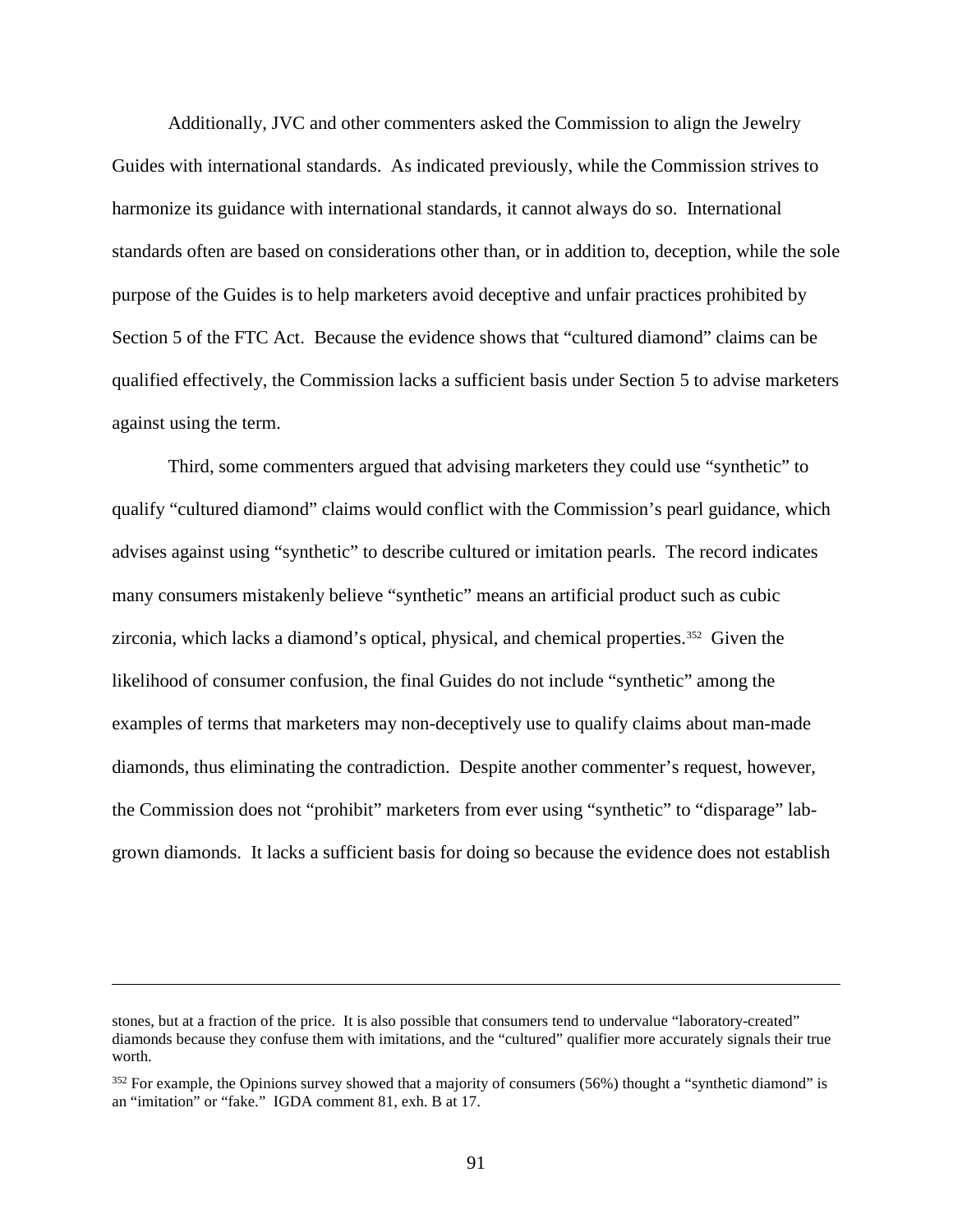Additionally, JVC and other commenters asked the Commission to align the Jewelry Guides with international standards. As indicated previously, while the Commission strives to harmonize its guidance with international standards, it cannot always do so. International standards often are based on considerations other than, or in addition to, deception, while the sole purpose of the Guides is to help marketers avoid deceptive and unfair practices prohibited by Section 5 of the FTC Act. Because the evidence shows that "cultured diamond" claims can be qualified effectively, the Commission lacks a sufficient basis under Section 5 to advise marketers against using the term.

Third, some commenters argued that advising marketers they could use "synthetic" to qualify "cultured diamond" claims would conflict with the Commission's pearl guidance, which advises against using "synthetic" to describe cultured or imitation pearls. The record indicates many consumers mistakenly believe "synthetic" means an artificial product such as cubic zirconia, which lacks a diamond's optical, physical, and chemical properties.[352] Given the likelihood of consumer confusion, the final Guides do not include "synthetic" among the examples of terms that marketers may non-deceptively use to qualify claims about man-made diamonds, thus eliminating the contradiction. Despite another commenter's request, however, the Commission does not "prohibit" marketers from ever using "synthetic" to "disparage" lab-grown diamonds. It lacks a sufficient basis for doing so because the evidence does not establish

---

stones, but at a fraction of the price. It is also possible that consumers tend to undervalue "laboratory-created" diamonds because they confuse them with imitations, and the "cultured" qualifier more accurately signals their true worth.

[352] For example, the Opinions survey showed that a majority of consumers (56%) thought a "synthetic diamond" is an "imitation" or "fake." IGDA comment 81, exh. B at 17.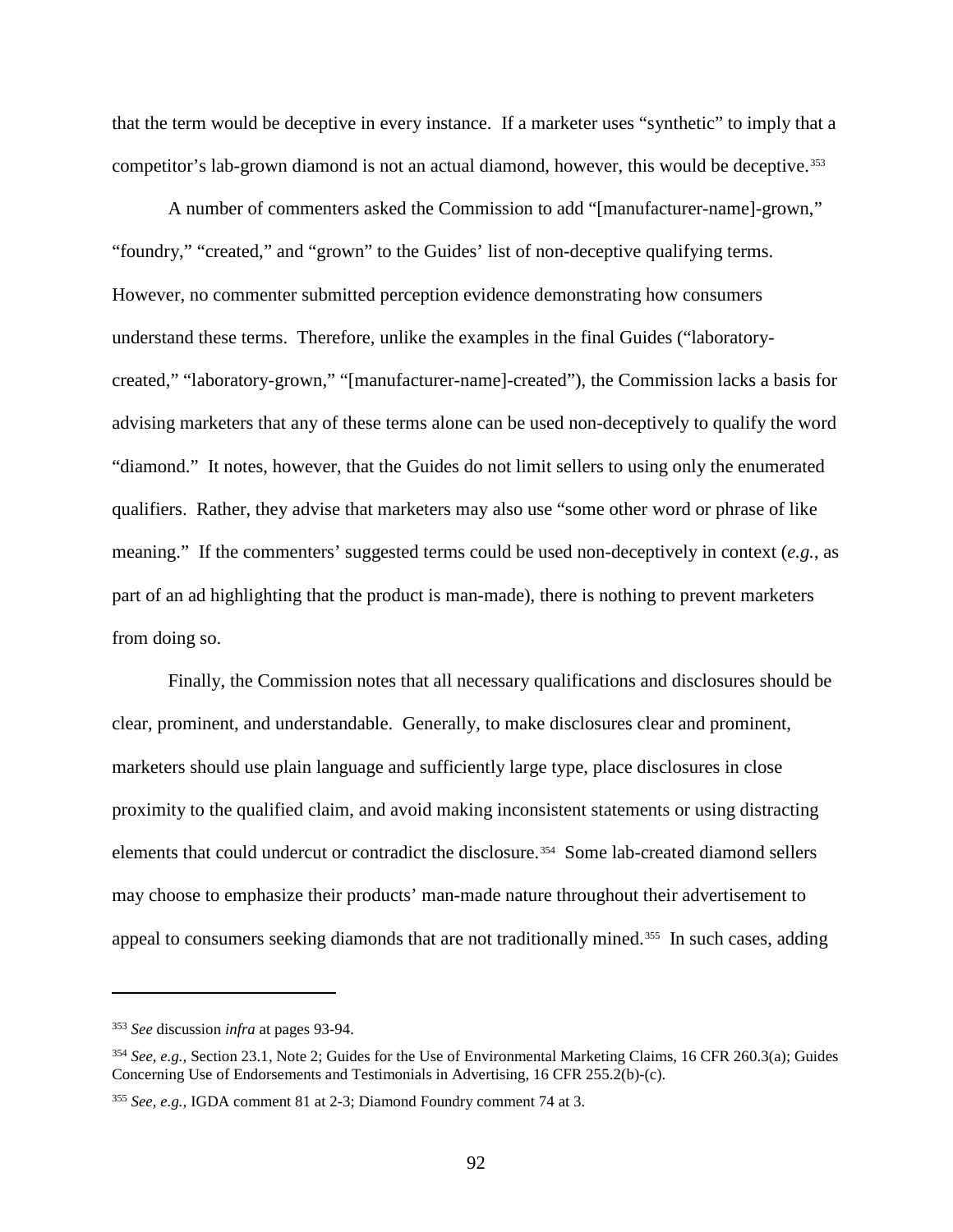that the term would be deceptive in every instance. If a marketer uses "synthetic" to imply that a competitor's lab-grown diamond is not an actual diamond, however, this would be deceptive.[353]

A number of commenters asked the Commission to add "[manufacturer-name]-grown," "foundry," "created," and "grown" to the Guides' list of non-deceptive qualifying terms. However, no commenter submitted perception evidence demonstrating how consumers understand these terms. Therefore, unlike the examples in the final Guides ("laboratory-created," "laboratory-grown," "[manufacturer-name]-created"), the Commission lacks a basis for advising marketers that any of these terms alone can be used non-deceptively to qualify the word "diamond." It notes, however, that the Guides do not limit sellers to using only the enumerated qualifiers. Rather, they advise that marketers may also use "some other word or phrase of like meaning." If the commenters' suggested terms could be used non-deceptively in context (*e.g.*, as part of an ad highlighting that the product is man-made), there is nothing to prevent marketers from doing so.

Finally, the Commission notes that all necessary qualifications and disclosures should be clear, prominent, and understandable. Generally, to make disclosures clear and prominent, marketers should use plain language and sufficiently large type, place disclosures in close proximity to the qualified claim, and avoid making inconsistent statements or using distracting elements that could undercut or contradict the disclosure.[354] Some lab-created diamond sellers may choose to emphasize their products' man-made nature throughout their advertisement to appeal to consumers seeking diamonds that are not traditionally mined.[355] In such cases, adding

---

[353] *See* discussion *infra* at pages 93-94.

[354] *See, e.g.,* Section 23.1, Note 2; Guides for the Use of Environmental Marketing Claims, 16 CFR 260.3(a); Guides Concerning Use of Endorsements and Testimonials in Advertising, 16 CFR 255.2(b)-(c).

[355] *See, e.g.,* IGDA comment 81 at 2-3; Diamond Foundry comment 74 at 3.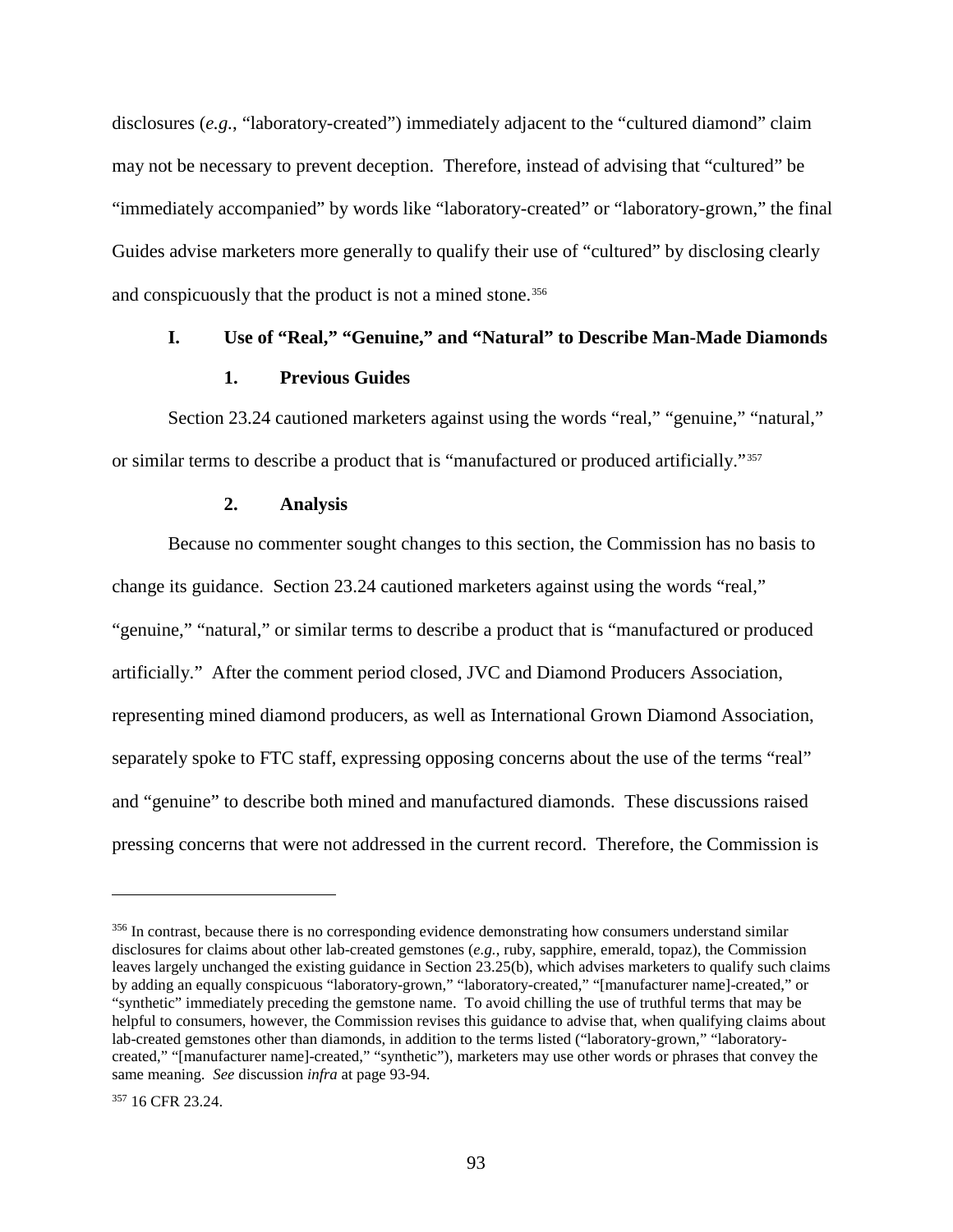disclosures (*e.g.*, "laboratory-created") immediately adjacent to the "cultured diamond" claim may not be necessary to prevent deception. Therefore, instead of advising that "cultured" be "immediately accompanied" by words like "laboratory-created" or "laboratory-grown," the final Guides advise marketers more generally to qualify their use of "cultured" by disclosing clearly and conspicuously that the product is not a mined stone.[356]

### I. Use of "Real," "Genuine," and "Natural" to Describe Man-Made Diamonds

#### 1. Previous Guides

Section 23.24 cautioned marketers against using the words "real," "genuine," "natural," or similar terms to describe a product that is "manufactured or produced artificially."[357]

#### 2. Analysis

Because no commenter sought changes to this section, the Commission has no basis to change its guidance. Section 23.24 cautioned marketers against using the words "real," "genuine," "natural," or similar terms to describe a product that is "manufactured or produced artificially." After the comment period closed, JVC and Diamond Producers Association, representing mined diamond producers, as well as International Grown Diamond Association, separately spoke to FTC staff, expressing opposing concerns about the use of the terms "real" and "genuine" to describe both mined and manufactured diamonds. These discussions raised pressing concerns that were not addressed in the current record. Therefore, the Commission is

---

[356] In contrast, because there is no corresponding evidence demonstrating how consumers understand similar disclosures for claims about other lab-created gemstones (*e.g.*, ruby, sapphire, emerald, topaz), the Commission leaves largely unchanged the existing guidance in Section 23.25(b), which advises marketers to qualify such claims by adding an equally conspicuous "laboratory-grown," "laboratory-created," "[manufacturer name]-created," or "synthetic" immediately preceding the gemstone name. To avoid chilling the use of truthful terms that may be helpful to consumers, however, the Commission revises this guidance to advise that, when qualifying claims about lab-created gemstones other than diamonds, in addition to the terms listed ("laboratory-grown," "laboratory-created," "[manufacturer name]-created," "synthetic"), marketers may use other words or phrases that convey the same meaning. *See* discussion *infra* at page 93-94.

[357] 16 CFR 23.24.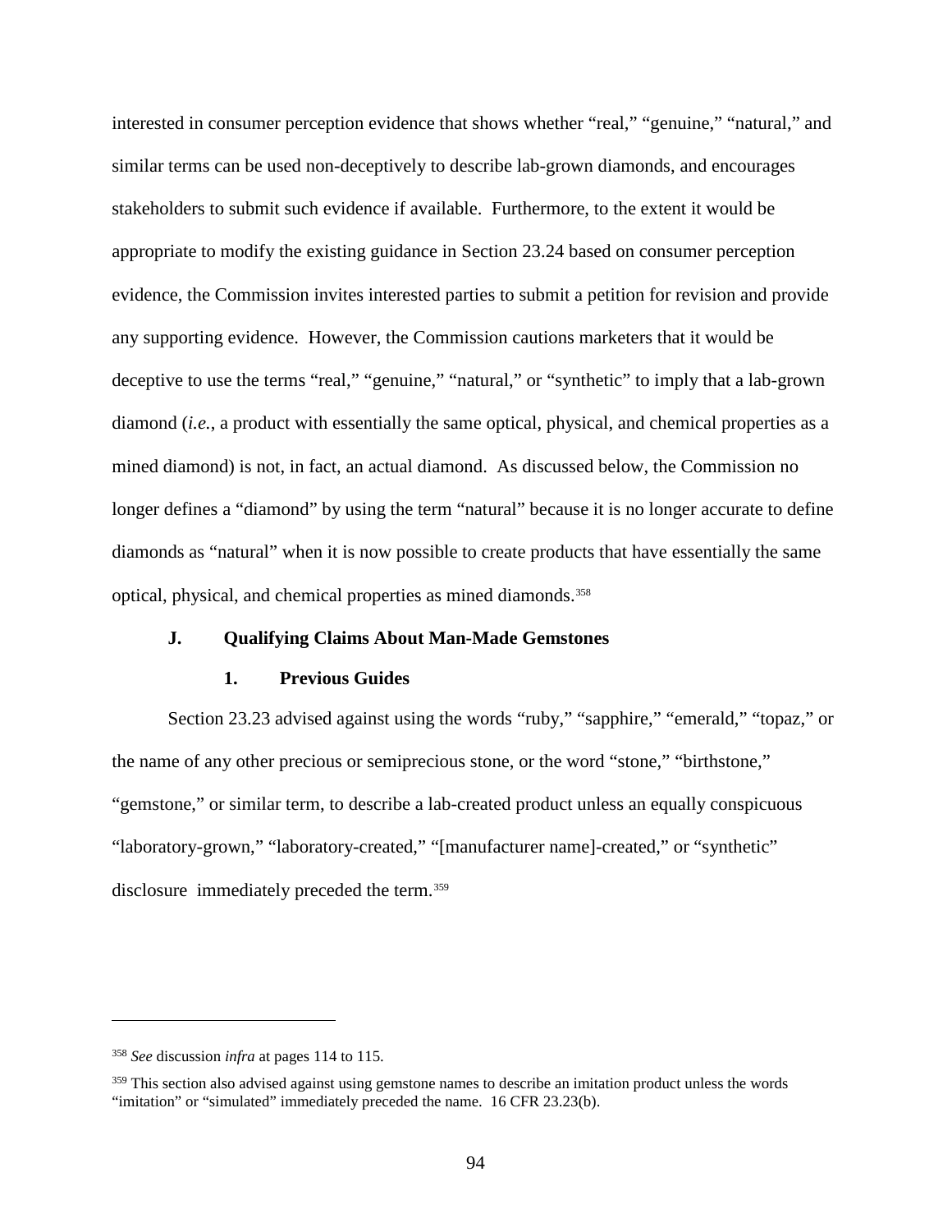interested in consumer perception evidence that shows whether "real," "genuine," "natural," and similar terms can be used non-deceptively to describe lab-grown diamonds, and encourages stakeholders to submit such evidence if available. Furthermore, to the extent it would be appropriate to modify the existing guidance in Section 23.24 based on consumer perception evidence, the Commission invites interested parties to submit a petition for revision and provide any supporting evidence. However, the Commission cautions marketers that it would be deceptive to use the terms "real," "genuine," "natural," or "synthetic" to imply that a lab-grown diamond (*i.e.*, a product with essentially the same optical, physical, and chemical properties as a mined diamond) is not, in fact, an actual diamond. As discussed below, the Commission no longer defines a "diamond" by using the term "natural" because it is no longer accurate to define diamonds as "natural" when it is now possible to create products that have essentially the same optical, physical, and chemical properties as mined diamonds.[358]

### J. Qualifying Claims About Man-Made Gemstones

#### 1. Previous Guides

Section 23.23 advised against using the words "ruby," "sapphire," "emerald," "topaz," or the name of any other precious or semiprecious stone, or the word "stone," "birthstone," "gemstone," or similar term, to describe a lab-created product unless an equally conspicuous "laboratory-grown," "laboratory-created," "[manufacturer name]-created," or "synthetic" disclosure immediately preceded the term.[359]

---

[358] *See* discussion *infra* at pages 114 to 115.

[359] This section also advised against using gemstone names to describe an imitation product unless the words "imitation" or "simulated" immediately preceded the name. 16 CFR 23.23(b).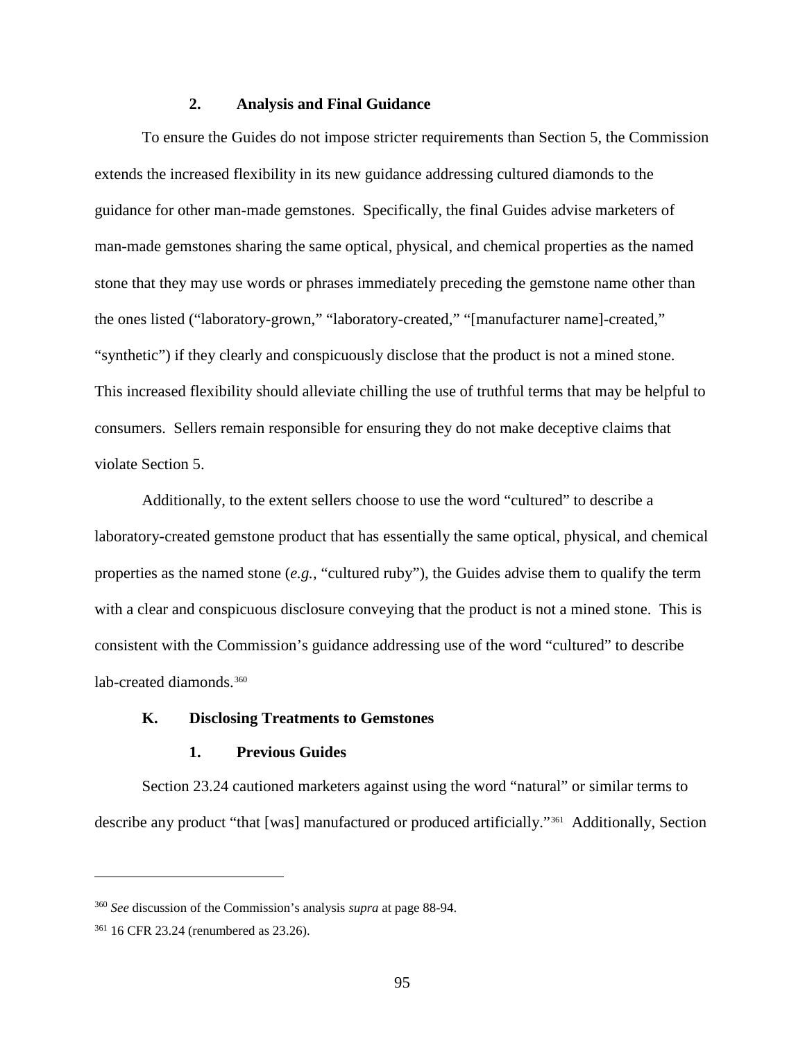### 2. Analysis and Final Guidance

To ensure the Guides do not impose stricter requirements than Section 5, the Commission extends the increased flexibility in its new guidance addressing cultured diamonds to the guidance for other man-made gemstones. Specifically, the final Guides advise marketers of man-made gemstones sharing the same optical, physical, and chemical properties as the named stone that they may use words or phrases immediately preceding the gemstone name other than the ones listed ("laboratory-grown," "laboratory-created," "[manufacturer name]-created," "synthetic") if they clearly and conspicuously disclose that the product is not a mined stone. This increased flexibility should alleviate chilling the use of truthful terms that may be helpful to consumers. Sellers remain responsible for ensuring they do not make deceptive claims that violate Section 5.

Additionally, to the extent sellers choose to use the word "cultured" to describe a laboratory-created gemstone product that has essentially the same optical, physical, and chemical properties as the named stone (*e.g.*, "cultured ruby"), the Guides advise them to qualify the term with a clear and conspicuous disclosure conveying that the product is not a mined stone. This is consistent with the Commission's guidance addressing use of the word "cultured" to describe lab-created diamonds.[360]

## K. Disclosing Treatments to Gemstones

### 1. Previous Guides

Section 23.24 cautioned marketers against using the word "natural" or similar terms to describe any product "that [was] manufactured or produced artificially."[361] Additionally, Section

---

[360] *See* discussion of the Commission's analysis *supra* at page 88-94.

[361] 16 CFR 23.24 (renumbered as 23.26).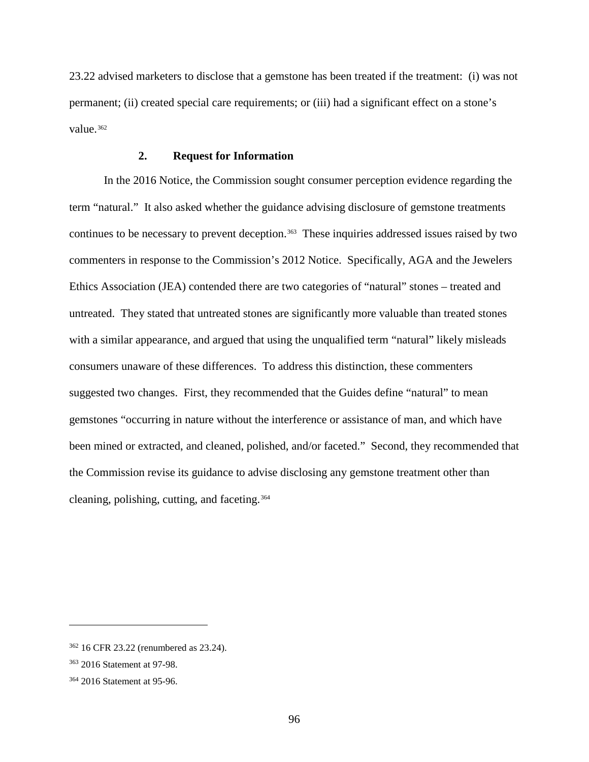23.22 advised marketers to disclose that a gemstone has been treated if the treatment: (i) was not permanent; (ii) created special care requirements; or (iii) had a significant effect on a stone's value.[362]

#### 2. Request for Information

In the 2016 Notice, the Commission sought consumer perception evidence regarding the term "natural." It also asked whether the guidance advising disclosure of gemstone treatments continues to be necessary to prevent deception.[363] These inquiries addressed issues raised by two commenters in response to the Commission's 2012 Notice. Specifically, AGA and the Jewelers Ethics Association (JEA) contended there are two categories of "natural" stones – treated and untreated. They stated that untreated stones are significantly more valuable than treated stones with a similar appearance, and argued that using the unqualified term "natural" likely misleads consumers unaware of these differences. To address this distinction, these commenters suggested two changes. First, they recommended that the Guides define "natural" to mean gemstones "occurring in nature without the interference or assistance of man, and which have been mined or extracted, and cleaned, polished, and/or faceted." Second, they recommended that the Commission revise its guidance to advise disclosing any gemstone treatment other than cleaning, polishing, cutting, and faceting.[364]

---

[362] 16 CFR 23.22 (renumbered as 23.24).

[363] 2016 Statement at 97-98.

[364] 2016 Statement at 95-96.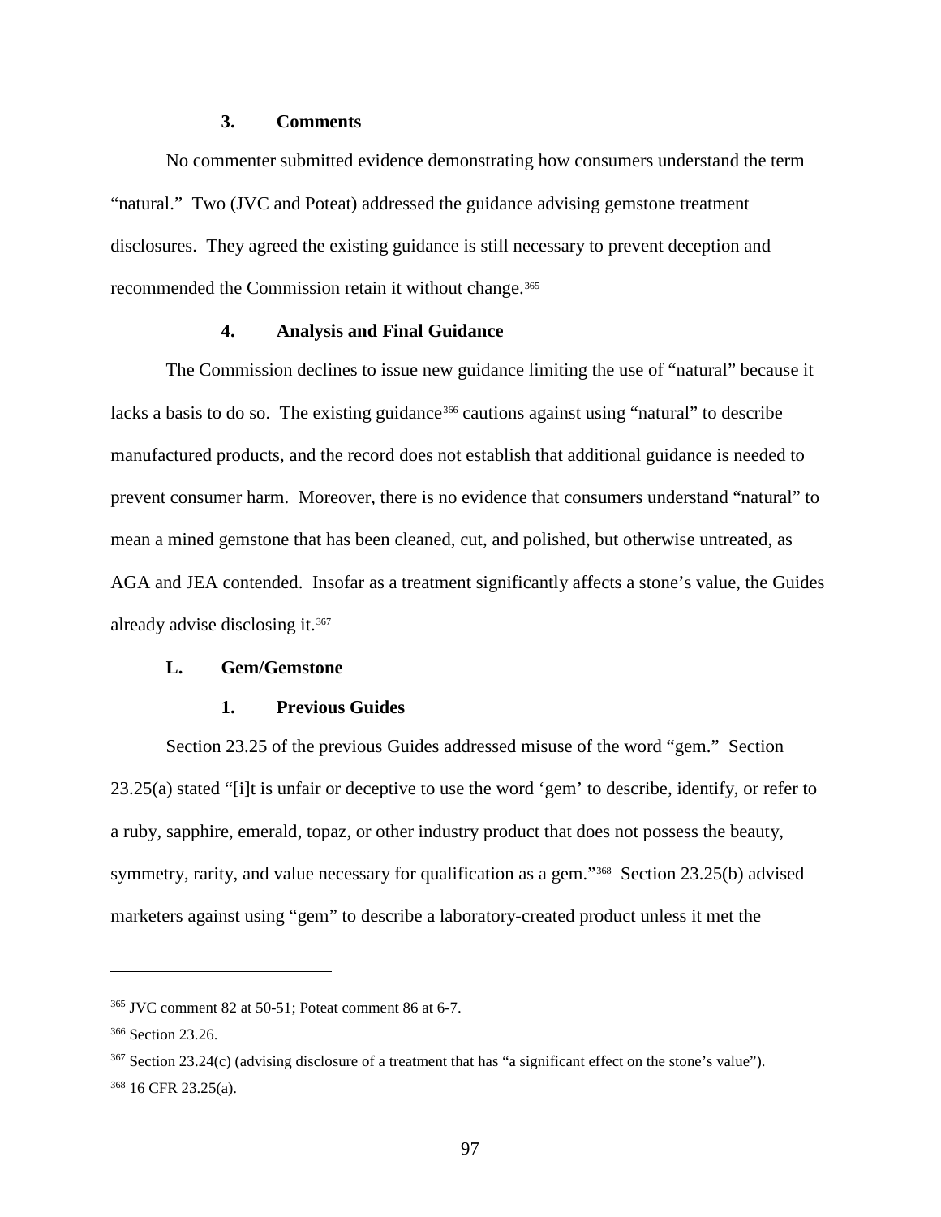### 3. Comments

No commenter submitted evidence demonstrating how consumers understand the term "natural." Two (JVC and Poteat) addressed the guidance advising gemstone treatment disclosures. They agreed the existing guidance is still necessary to prevent deception and recommended the Commission retain it without change.[365]

### 4. Analysis and Final Guidance

The Commission declines to issue new guidance limiting the use of "natural" because it lacks a basis to do so. The existing guidance[366] cautions against using "natural" to describe manufactured products, and the record does not establish that additional guidance is needed to prevent consumer harm. Moreover, there is no evidence that consumers understand "natural" to mean a mined gemstone that has been cleaned, cut, and polished, but otherwise untreated, as AGA and JEA contended. Insofar as a treatment significantly affects a stone's value, the Guides already advise disclosing it.[367]

## L. Gem/Gemstone

### 1. Previous Guides

Section 23.25 of the previous Guides addressed misuse of the word "gem." Section 23.25(a) stated "[i]t is unfair or deceptive to use the word 'gem' to describe, identify, or refer to a ruby, sapphire, emerald, topaz, or other industry product that does not possess the beauty, symmetry, rarity, and value necessary for qualification as a gem."[368] Section 23.25(b) advised marketers against using "gem" to describe a laboratory-created product unless it met the

---

[365] JVC comment 82 at 50-51; Poteat comment 86 at 6-7.

[366] Section 23.26.

[367] Section 23.24(c) (advising disclosure of a treatment that has "a significant effect on the stone's value").

[368] 16 CFR 23.25(a).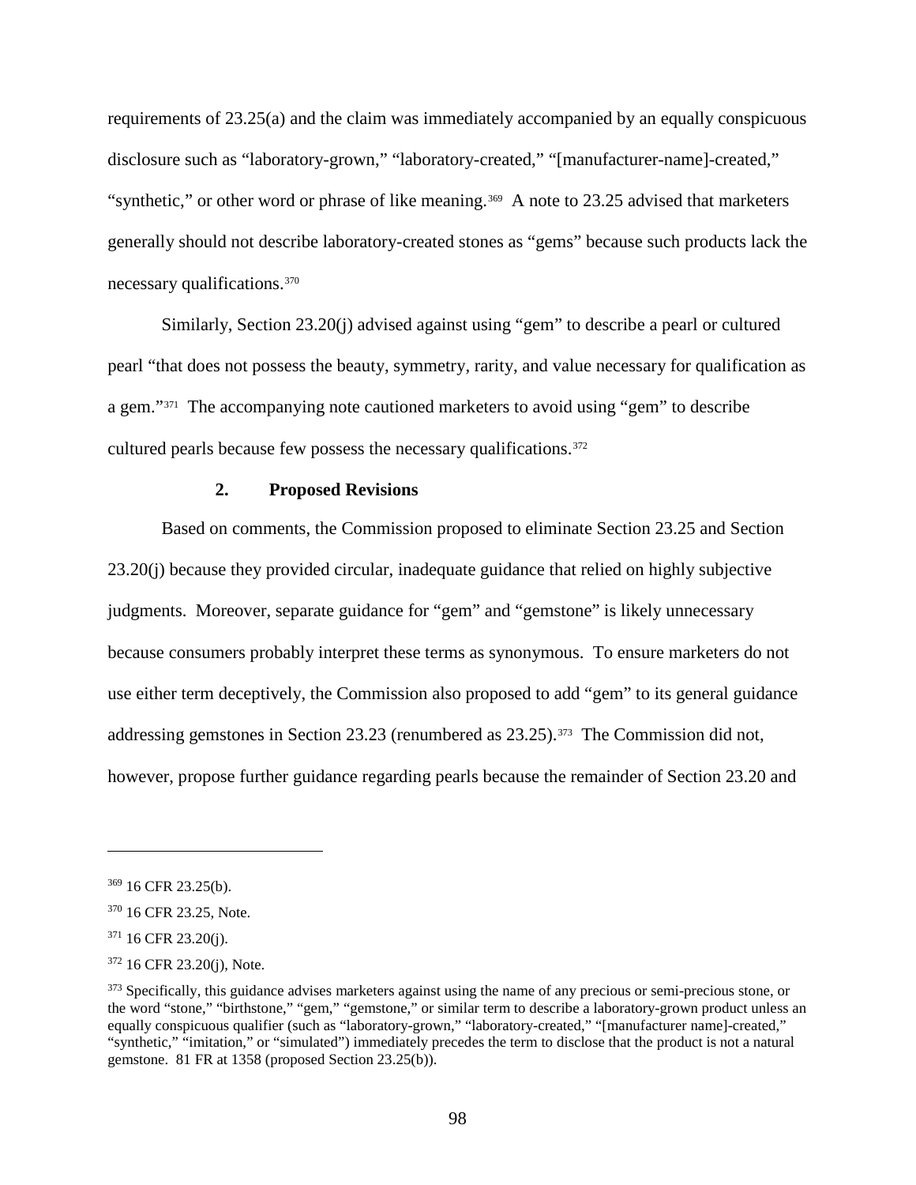requirements of 23.25(a) and the claim was immediately accompanied by an equally conspicuous disclosure such as "laboratory-grown," "laboratory-created," "[manufacturer-name]-created," "synthetic," or other word or phrase of like meaning.[369] A note to 23.25 advised that marketers generally should not describe laboratory-created stones as "gems" because such products lack the necessary qualifications.[370]

Similarly, Section 23.20(j) advised against using "gem" to describe a pearl or cultured pearl "that does not possess the beauty, symmetry, rarity, and value necessary for qualification as a gem."[371] The accompanying note cautioned marketers to avoid using "gem" to describe cultured pearls because few possess the necessary qualifications.[372]

**2. Proposed Revisions**

Based on comments, the Commission proposed to eliminate Section 23.25 and Section 23.20(j) because they provided circular, inadequate guidance that relied on highly subjective judgments. Moreover, separate guidance for "gem" and "gemstone" is likely unnecessary because consumers probably interpret these terms as synonymous. To ensure marketers do not use either term deceptively, the Commission also proposed to add "gem" to its general guidance addressing gemstones in Section 23.23 (renumbered as 23.25).[373] The Commission did not, however, propose further guidance regarding pearls because the remainder of Section 23.20 and

---

[369] 16 CFR 23.25(b).

[370] 16 CFR 23.25, Note.

[371] 16 CFR 23.20(j).

[372] 16 CFR 23.20(j), Note.

[373] Specifically, this guidance advises marketers against using the name of any precious or semi-precious stone, or the word "stone," "birthstone," "gem," "gemstone," or similar term to describe a laboratory-grown product unless an equally conspicuous qualifier (such as "laboratory-grown," "laboratory-created," "[manufacturer name]-created," "synthetic," "imitation," or "simulated") immediately precedes the term to disclose that the product is not a natural gemstone. 81 FR at 1358 (proposed Section 23.25(b)).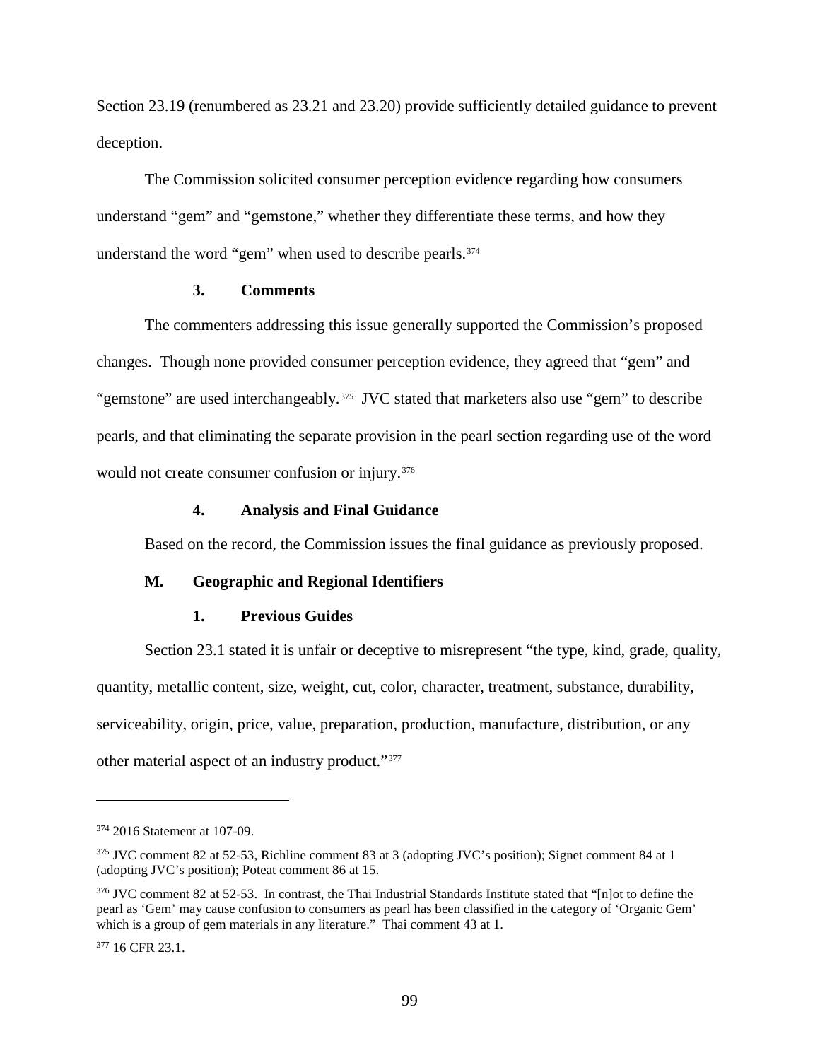Section 23.19 (renumbered as 23.21 and 23.20) provide sufficiently detailed guidance to prevent deception.

The Commission solicited consumer perception evidence regarding how consumers understand "gem" and "gemstone," whether they differentiate these terms, and how they understand the word "gem" when used to describe pearls.[374]

#### 3. Comments

The commenters addressing this issue generally supported the Commission's proposed changes. Though none provided consumer perception evidence, they agreed that "gem" and "gemstone" are used interchangeably.[375] JVC stated that marketers also use "gem" to describe pearls, and that eliminating the separate provision in the pearl section regarding use of the word would not create consumer confusion or injury.[376]

#### 4. Analysis and Final Guidance

Based on the record, the Commission issues the final guidance as previously proposed.

### M. Geographic and Regional Identifiers

#### 1. Previous Guides

Section 23.1 stated it is unfair or deceptive to misrepresent "the type, kind, grade, quality, quantity, metallic content, size, weight, cut, color, character, treatment, substance, durability, serviceability, origin, price, value, preparation, production, manufacture, distribution, or any other material aspect of an industry product."[377]

---

[374] 2016 Statement at 107-09.

[375] JVC comment 82 at 52-53, Richline comment 83 at 3 (adopting JVC's position); Signet comment 84 at 1 (adopting JVC's position); Poteat comment 86 at 15.

[376] JVC comment 82 at 52-53. In contrast, the Thai Industrial Standards Institute stated that "[n]ot to define the pearl as 'Gem' may cause confusion to consumers as pearl has been classified in the category of 'Organic Gem' which is a group of gem materials in any literature." Thai comment 43 at 1.

[377] 16 CFR 23.1.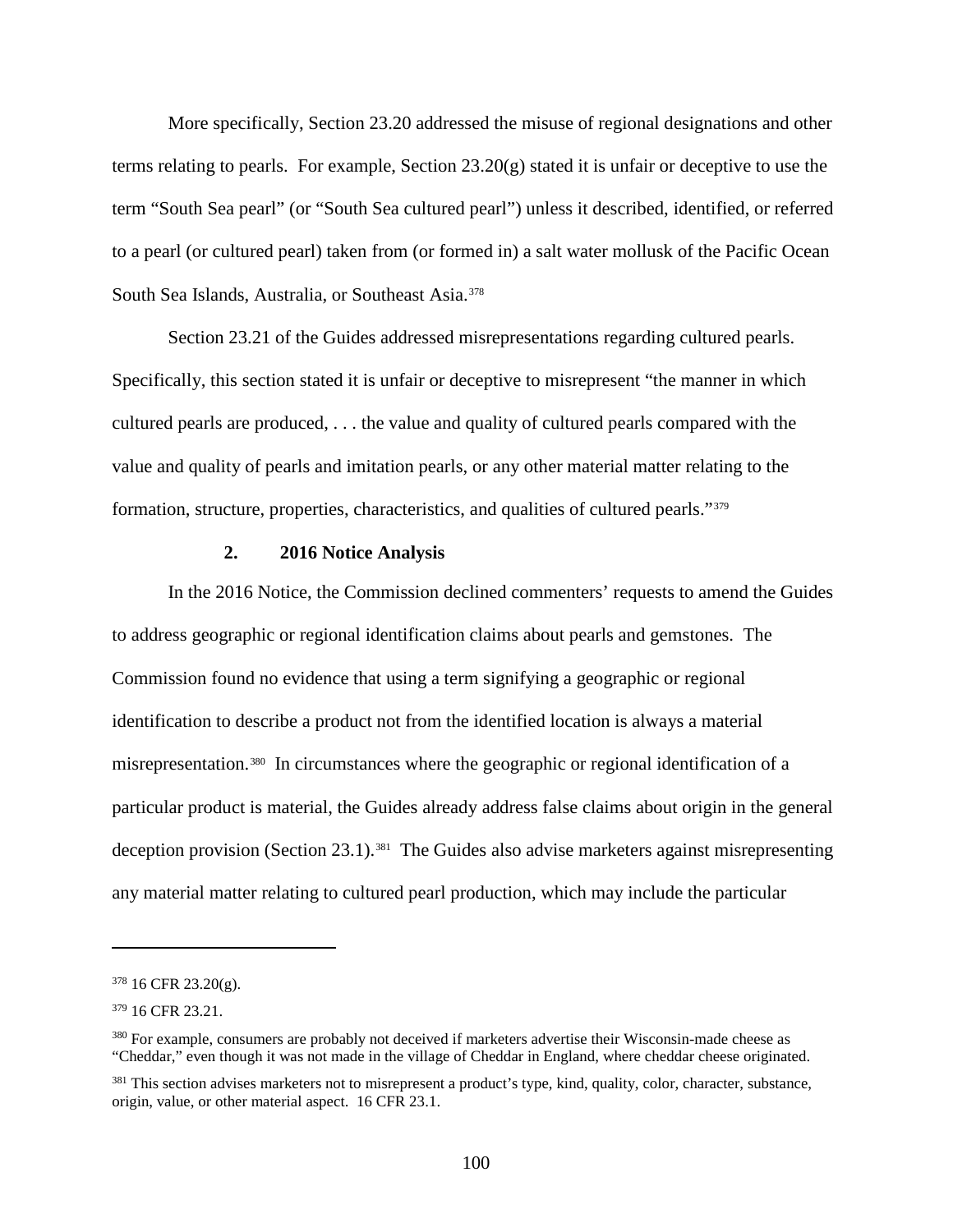More specifically, Section 23.20 addressed the misuse of regional designations and other terms relating to pearls. For example, Section 23.20(g) stated it is unfair or deceptive to use the term "South Sea pearl" (or "South Sea cultured pearl") unless it described, identified, or referred to a pearl (or cultured pearl) taken from (or formed in) a salt water mollusk of the Pacific Ocean South Sea Islands, Australia, or Southeast Asia.[378]

Section 23.21 of the Guides addressed misrepresentations regarding cultured pearls. Specifically, this section stated it is unfair or deceptive to misrepresent "the manner in which cultured pearls are produced, . . . the value and quality of cultured pearls compared with the value and quality of pearls and imitation pearls, or any other material matter relating to the formation, structure, properties, characteristics, and qualities of cultured pearls."[379]

### 2. 2016 Notice Analysis

In the 2016 Notice, the Commission declined commenters' requests to amend the Guides to address geographic or regional identification claims about pearls and gemstones. The Commission found no evidence that using a term signifying a geographic or regional identification to describe a product not from the identified location is always a material misrepresentation.[380] In circumstances where the geographic or regional identification of a particular product is material, the Guides already address false claims about origin in the general deception provision (Section 23.1).[381] The Guides also advise marketers against misrepresenting any material matter relating to cultured pearl production, which may include the particular

---

[378] 16 CFR 23.20(g).

[379] 16 CFR 23.21.

[380] For example, consumers are probably not deceived if marketers advertise their Wisconsin-made cheese as "Cheddar," even though it was not made in the village of Cheddar in England, where cheddar cheese originated.

[381] This section advises marketers not to misrepresent a product's type, kind, quality, color, character, substance, origin, value, or other material aspect. 16 CFR 23.1.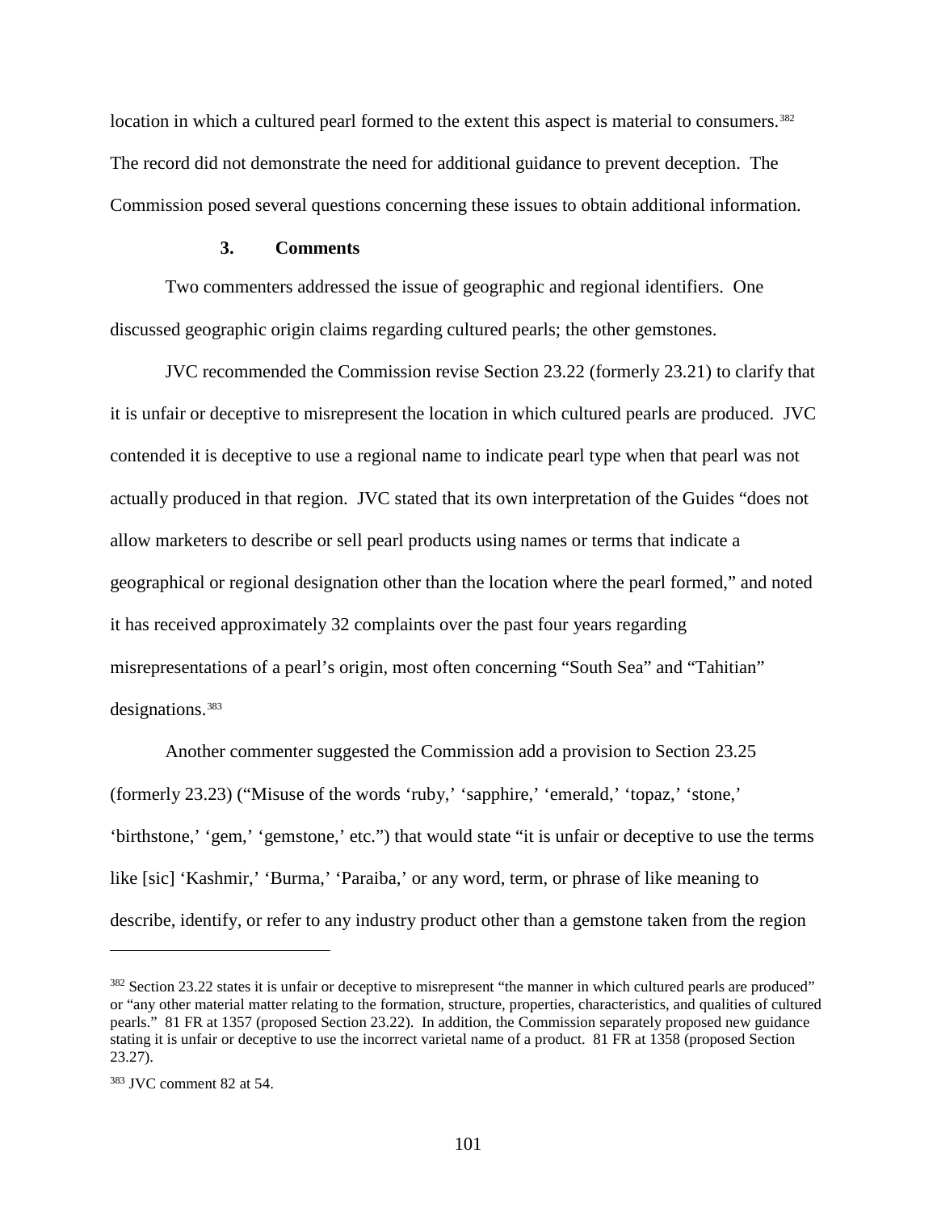location in which a cultured pearl formed to the extent this aspect is material to consumers.[382] The record did not demonstrate the need for additional guidance to prevent deception. The Commission posed several questions concerning these issues to obtain additional information.

### 3. Comments

Two commenters addressed the issue of geographic and regional identifiers. One discussed geographic origin claims regarding cultured pearls; the other gemstones.

JVC recommended the Commission revise Section 23.22 (formerly 23.21) to clarify that it is unfair or deceptive to misrepresent the location in which cultured pearls are produced. JVC contended it is deceptive to use a regional name to indicate pearl type when that pearl was not actually produced in that region. JVC stated that its own interpretation of the Guides "does not allow marketers to describe or sell pearl products using names or terms that indicate a geographical or regional designation other than the location where the pearl formed," and noted it has received approximately 32 complaints over the past four years regarding misrepresentations of a pearl's origin, most often concerning "South Sea" and "Tahitian" designations.[383]

Another commenter suggested the Commission add a provision to Section 23.25 (formerly 23.23) ("Misuse of the words 'ruby,' 'sapphire,' 'emerald,' 'topaz,' 'stone,' 'birthstone,' 'gem,' 'gemstone,' etc.") that would state "it is unfair or deceptive to use the terms like [sic] 'Kashmir,' 'Burma,' 'Paraiba,' or any word, term, or phrase of like meaning to describe, identify, or refer to any industry product other than a gemstone taken from the region

---

[382] Section 23.22 states it is unfair or deceptive to misrepresent "the manner in which cultured pearls are produced" or "any other material matter relating to the formation, structure, properties, characteristics, and qualities of cultured pearls." 81 FR at 1357 (proposed Section 23.22). In addition, the Commission separately proposed new guidance stating it is unfair or deceptive to use the incorrect varietal name of a product. 81 FR at 1358 (proposed Section 23.27).

[383] JVC comment 82 at 54.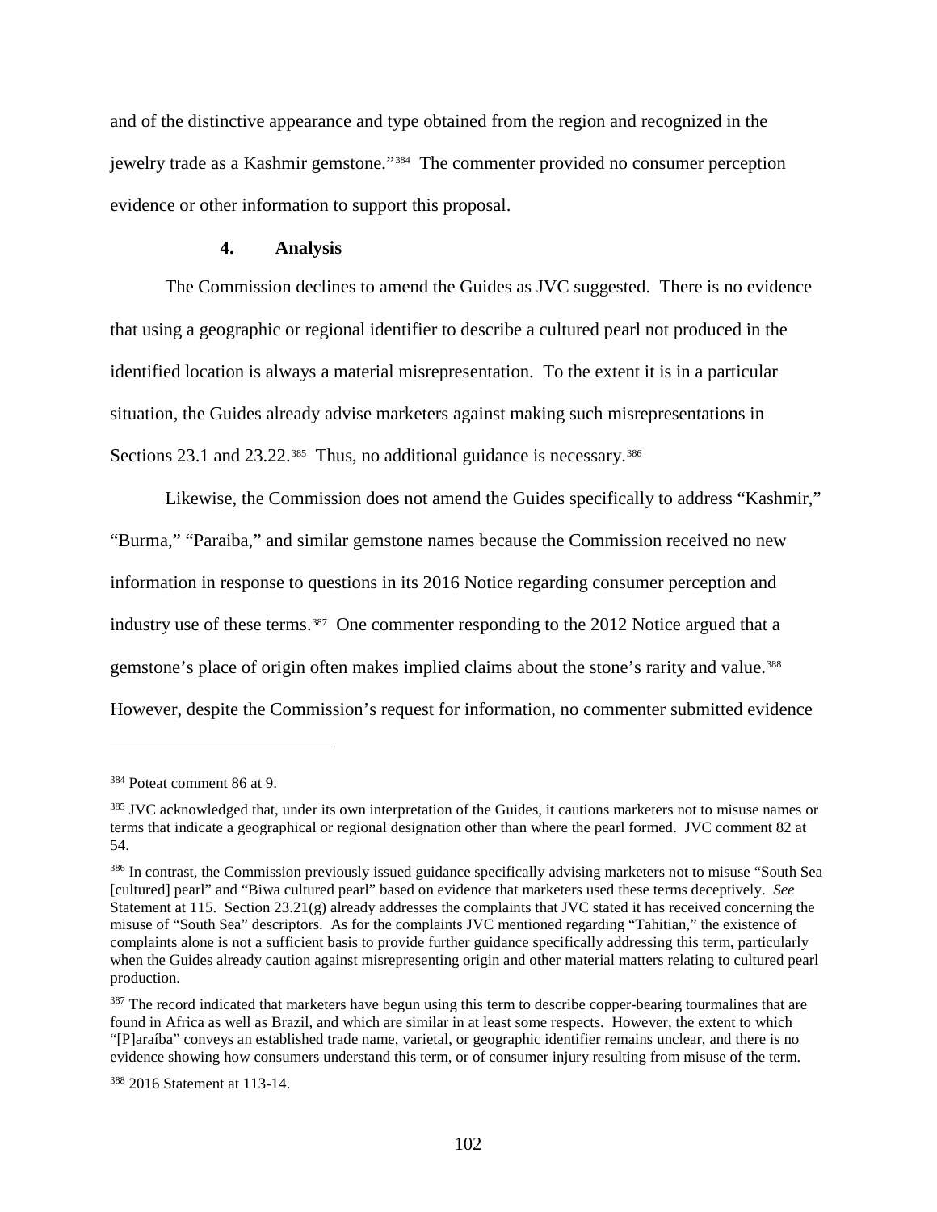and of the distinctive appearance and type obtained from the region and recognized in the jewelry trade as a Kashmir gemstone."[384] The commenter provided no consumer perception evidence or other information to support this proposal.

#### 4. Analysis

The Commission declines to amend the Guides as JVC suggested. There is no evidence that using a geographic or regional identifier to describe a cultured pearl not produced in the identified location is always a material misrepresentation. To the extent it is in a particular situation, the Guides already advise marketers against making such misrepresentations in Sections 23.1 and 23.22.[385] Thus, no additional guidance is necessary.[386]

Likewise, the Commission does not amend the Guides specifically to address "Kashmir," "Burma," "Paraiba," and similar gemstone names because the Commission received no new information in response to questions in its 2016 Notice regarding consumer perception and industry use of these terms.[387] One commenter responding to the 2012 Notice argued that a gemstone's place of origin often makes implied claims about the stone's rarity and value.[388] However, despite the Commission's request for information, no commenter submitted evidence

---

[384] Poteat comment 86 at 9.

[385] JVC acknowledged that, under its own interpretation of the Guides, it cautions marketers not to misuse names or terms that indicate a geographical or regional designation other than where the pearl formed. JVC comment 82 at 54.

[386] In contrast, the Commission previously issued guidance specifically advising marketers not to misuse "South Sea [cultured] pearl" and "Biwa cultured pearl" based on evidence that marketers used these terms deceptively. *See* Statement at 115. Section 23.21(g) already addresses the complaints that JVC stated it has received concerning the misuse of "South Sea" descriptors. As for the complaints JVC mentioned regarding "Tahitian," the existence of complaints alone is not a sufficient basis to provide further guidance specifically addressing this term, particularly when the Guides already caution against misrepresenting origin and other material matters relating to cultured pearl production.

[387] The record indicated that marketers have begun using this term to describe copper-bearing tourmalines that are found in Africa as well as Brazil, and which are similar in at least some respects. However, the extent to which "[P]araíba" conveys an established trade name, varietal, or geographic identifier remains unclear, and there is no evidence showing how consumers understand this term, or of consumer injury resulting from misuse of the term.

[388] 2016 Statement at 113-14.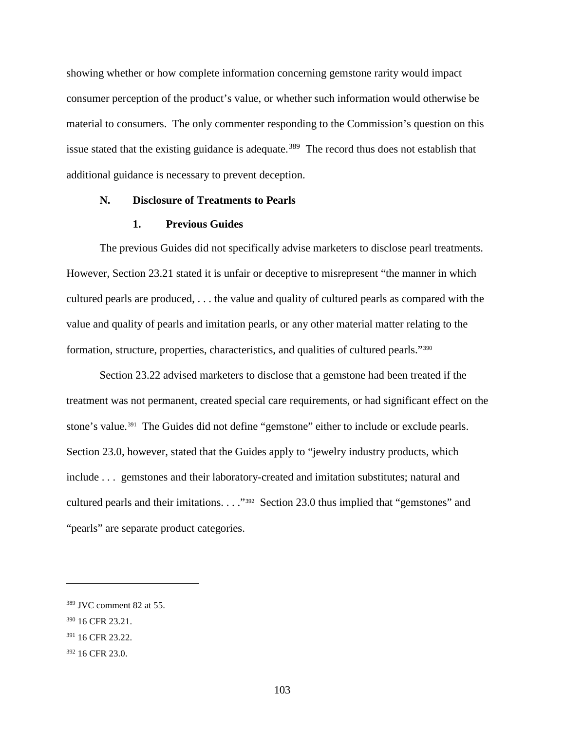showing whether or how complete information concerning gemstone rarity would impact consumer perception of the product's value, or whether such information would otherwise be material to consumers. The only commenter responding to the Commission's question on this issue stated that the existing guidance is adequate.[389] The record thus does not establish that additional guidance is necessary to prevent deception.

## N. Disclosure of Treatments to Pearls

### 1. Previous Guides

The previous Guides did not specifically advise marketers to disclose pearl treatments. However, Section 23.21 stated it is unfair or deceptive to misrepresent "the manner in which cultured pearls are produced, . . . the value and quality of cultured pearls as compared with the value and quality of pearls and imitation pearls, or any other material matter relating to the formation, structure, properties, characteristics, and qualities of cultured pearls."[390]

Section 23.22 advised marketers to disclose that a gemstone had been treated if the treatment was not permanent, created special care requirements, or had significant effect on the stone's value.[391] The Guides did not define "gemstone" either to include or exclude pearls. Section 23.0, however, stated that the Guides apply to "jewelry industry products, which include . . . gemstones and their laboratory-created and imitation substitutes; natural and cultured pearls and their imitations. . . ."[392] Section 23.0 thus implied that "gemstones" and "pearls" are separate product categories.

---

[389] JVC comment 82 at 55.

[390] 16 CFR 23.21.

[391] 16 CFR 23.22.

[392] 16 CFR 23.0.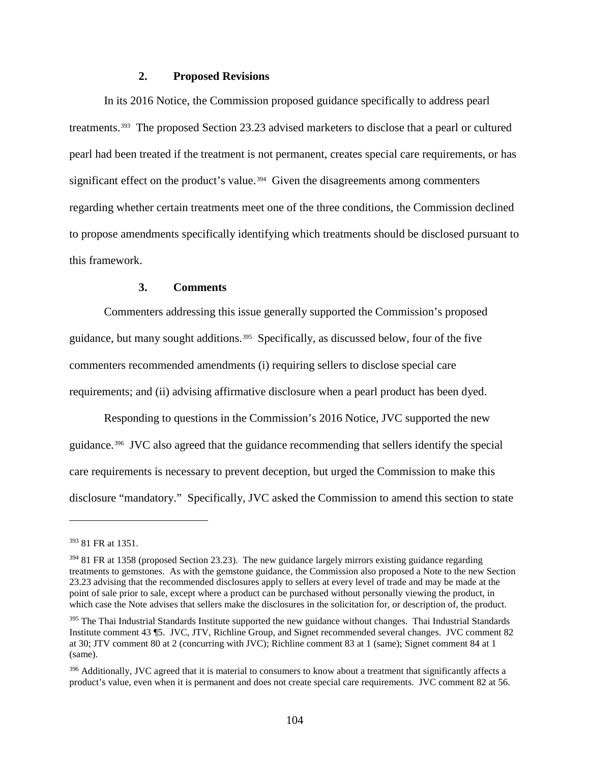### 2. Proposed Revisions

In its 2016 Notice, the Commission proposed guidance specifically to address pearl treatments.[393] The proposed Section 23.23 advised marketers to disclose that a pearl or cultured pearl had been treated if the treatment is not permanent, creates special care requirements, or has significant effect on the product's value.[394] Given the disagreements among commenters regarding whether certain treatments meet one of the three conditions, the Commission declined to propose amendments specifically identifying which treatments should be disclosed pursuant to this framework.

### 3. Comments

Commenters addressing this issue generally supported the Commission's proposed guidance, but many sought additions.[395] Specifically, as discussed below, four of the five commenters recommended amendments (i) requiring sellers to disclose special care requirements; and (ii) advising affirmative disclosure when a pearl product has been dyed.

Responding to questions in the Commission's 2016 Notice, JVC supported the new guidance.[396] JVC also agreed that the guidance recommending that sellers identify the special care requirements is necessary to prevent deception, but urged the Commission to make this disclosure "mandatory." Specifically, JVC asked the Commission to amend this section to state

---

[393] 81 FR at 1351.

[394] 81 FR at 1358 (proposed Section 23.23). The new guidance largely mirrors existing guidance regarding treatments to gemstones. As with the gemstone guidance, the Commission also proposed a Note to the new Section 23.23 advising that the recommended disclosures apply to sellers at every level of trade and may be made at the point of sale prior to sale, except where a product can be purchased without personally viewing the product, in which case the Note advises that sellers make the disclosures in the solicitation for, or description of, the product.

[395] The Thai Industrial Standards Institute supported the new guidance without changes. Thai Industrial Standards Institute comment 43 ¶5. JVC, JTV, Richline Group, and Signet recommended several changes. JVC comment 82 at 30; JTV comment 80 at 2 (concurring with JVC); Richline comment 83 at 1 (same); Signet comment 84 at 1 (same).

[396] Additionally, JVC agreed that it is material to consumers to know about a treatment that significantly affects a product's value, even when it is permanent and does not create special care requirements. JVC comment 82 at 56.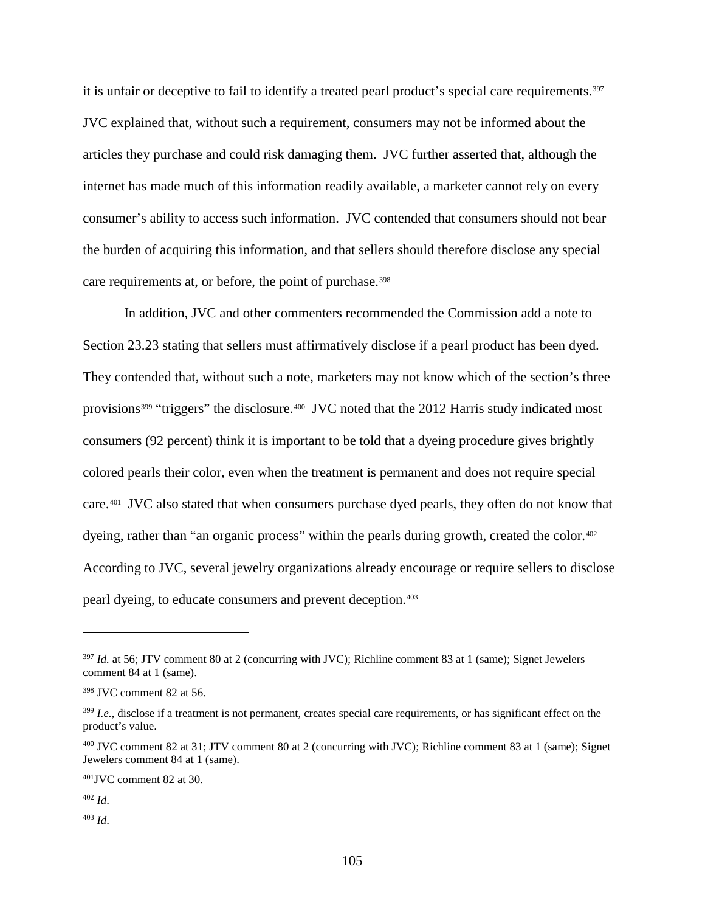it is unfair or deceptive to fail to identify a treated pearl product's special care requirements.[397] JVC explained that, without such a requirement, consumers may not be informed about the articles they purchase and could risk damaging them. JVC further asserted that, although the internet has made much of this information readily available, a marketer cannot rely on every consumer's ability to access such information. JVC contended that consumers should not bear the burden of acquiring this information, and that sellers should therefore disclose any special care requirements at, or before, the point of purchase.[398]

In addition, JVC and other commenters recommended the Commission add a note to Section 23.23 stating that sellers must affirmatively disclose if a pearl product has been dyed. They contended that, without such a note, marketers may not know which of the section's three provisions[399] "triggers" the disclosure.[400] JVC noted that the 2012 Harris study indicated most consumers (92 percent) think it is important to be told that a dyeing procedure gives brightly colored pearls their color, even when the treatment is permanent and does not require special care.[401] JVC also stated that when consumers purchase dyed pearls, they often do not know that dyeing, rather than "an organic process" within the pearls during growth, created the color.[402] According to JVC, several jewelry organizations already encourage or require sellers to disclose pearl dyeing, to educate consumers and prevent deception.[403]

---

[397] *Id.* at 56; JTV comment 80 at 2 (concurring with JVC); Richline comment 83 at 1 (same); Signet Jewelers comment 84 at 1 (same).

[398] JVC comment 82 at 56.

[399] *I.e.*, disclose if a treatment is not permanent, creates special care requirements, or has significant effect on the product's value.

[400] JVC comment 82 at 31; JTV comment 80 at 2 (concurring with JVC); Richline comment 83 at 1 (same); Signet Jewelers comment 84 at 1 (same).

[401] JVC comment 82 at 30.

[402] *Id*.

[403] *Id*.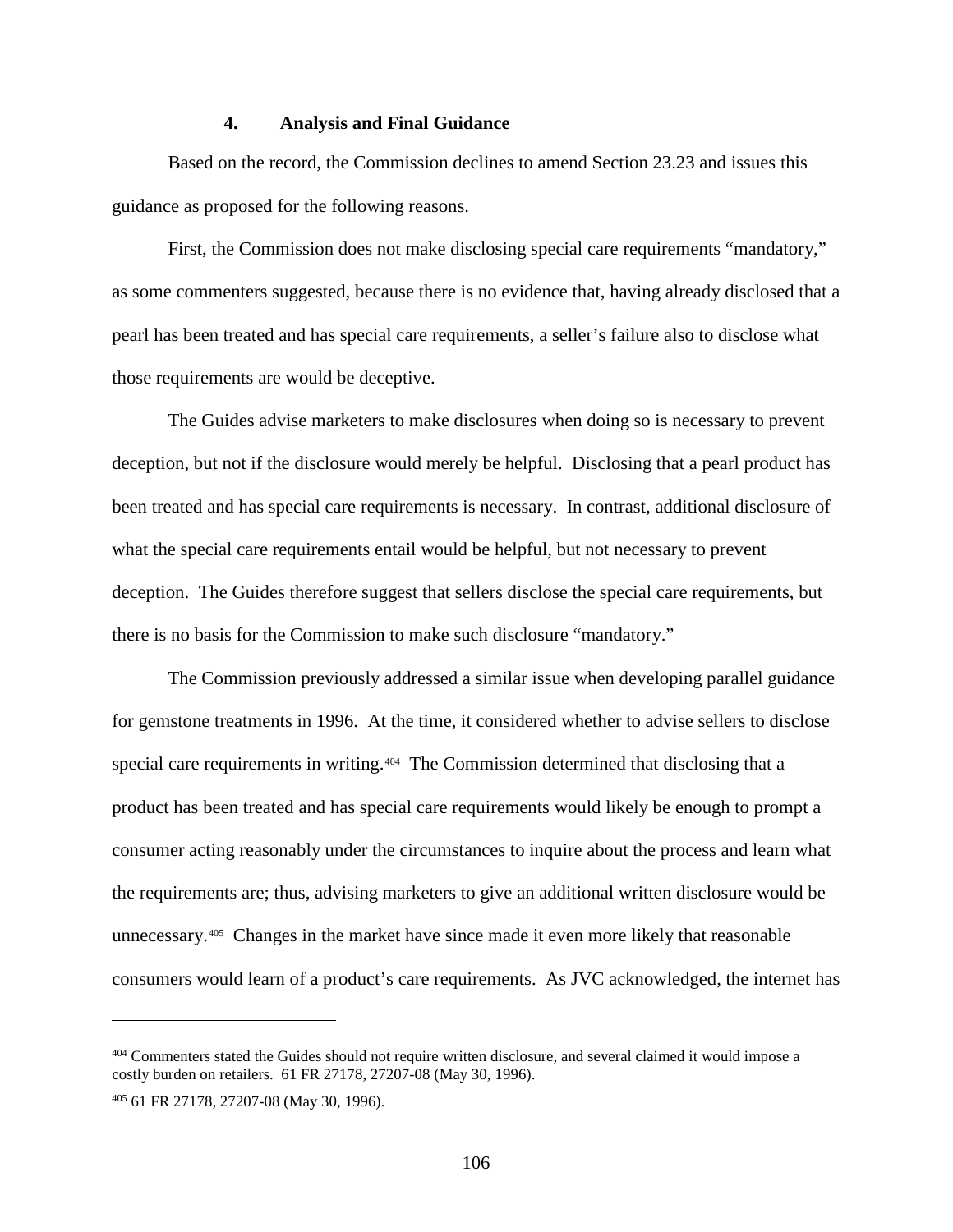#### 4. Analysis and Final Guidance

Based on the record, the Commission declines to amend Section 23.23 and issues this guidance as proposed for the following reasons.

First, the Commission does not make disclosing special care requirements "mandatory," as some commenters suggested, because there is no evidence that, having already disclosed that a pearl has been treated and has special care requirements, a seller's failure also to disclose what those requirements are would be deceptive.

The Guides advise marketers to make disclosures when doing so is necessary to prevent deception, but not if the disclosure would merely be helpful. Disclosing that a pearl product has been treated and has special care requirements is necessary. In contrast, additional disclosure of what the special care requirements entail would be helpful, but not necessary to prevent deception. The Guides therefore suggest that sellers disclose the special care requirements, but there is no basis for the Commission to make such disclosure "mandatory."

The Commission previously addressed a similar issue when developing parallel guidance for gemstone treatments in 1996. At the time, it considered whether to advise sellers to disclose special care requirements in writing.[404] The Commission determined that disclosing that a product has been treated and has special care requirements would likely be enough to prompt a consumer acting reasonably under the circumstances to inquire about the process and learn what the requirements are; thus, advising marketers to give an additional written disclosure would be unnecessary.[405] Changes in the market have since made it even more likely that reasonable consumers would learn of a product's care requirements. As JVC acknowledged, the internet has

---

[404] Commenters stated the Guides should not require written disclosure, and several claimed it would impose a costly burden on retailers. 61 FR 27178, 27207-08 (May 30, 1996).

[405] 61 FR 27178, 27207-08 (May 30, 1996).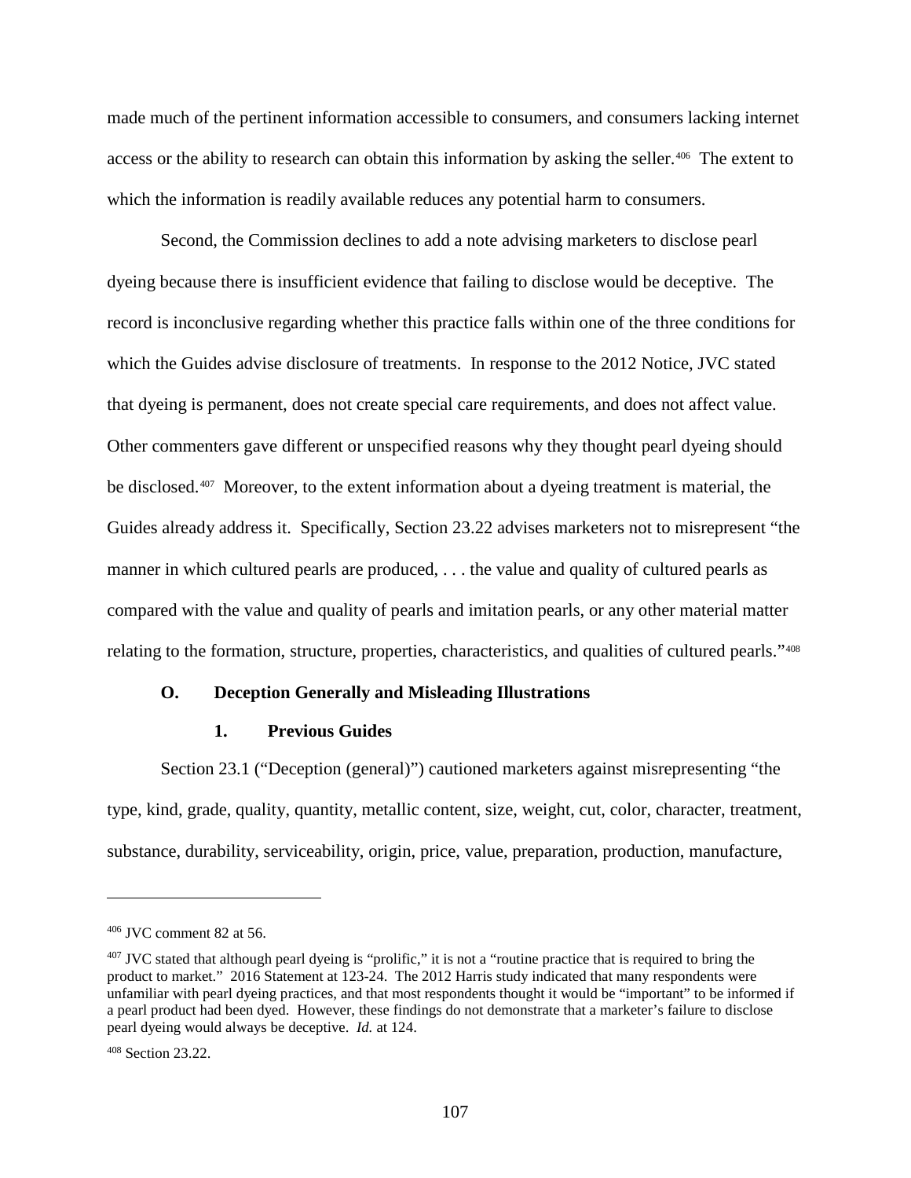made much of the pertinent information accessible to consumers, and consumers lacking internet access or the ability to research can obtain this information by asking the seller.[406] The extent to which the information is readily available reduces any potential harm to consumers.

Second, the Commission declines to add a note advising marketers to disclose pearl dyeing because there is insufficient evidence that failing to disclose would be deceptive. The record is inconclusive regarding whether this practice falls within one of the three conditions for which the Guides advise disclosure of treatments. In response to the 2012 Notice, JVC stated that dyeing is permanent, does not create special care requirements, and does not affect value. Other commenters gave different or unspecified reasons why they thought pearl dyeing should be disclosed.[407] Moreover, to the extent information about a dyeing treatment is material, the Guides already address it. Specifically, Section 23.22 advises marketers not to misrepresent "the manner in which cultured pearls are produced, . . . the value and quality of cultured pearls as compared with the value and quality of pearls and imitation pearls, or any other material matter relating to the formation, structure, properties, characteristics, and qualities of cultured pearls."[408]

### O. Deception Generally and Misleading Illustrations

#### 1. Previous Guides

Section 23.1 ("Deception (general)") cautioned marketers against misrepresenting "the type, kind, grade, quality, quantity, metallic content, size, weight, cut, color, character, treatment, substance, durability, serviceability, origin, price, value, preparation, production, manufacture,

---

[406] JVC comment 82 at 56.

[407] JVC stated that although pearl dyeing is "prolific," it is not a "routine practice that is required to bring the product to market." 2016 Statement at 123-24. The 2012 Harris study indicated that many respondents were unfamiliar with pearl dyeing practices, and that most respondents thought it would be "important" to be informed if a pearl product had been dyed. However, these findings do not demonstrate that a marketer's failure to disclose pearl dyeing would always be deceptive. *Id.* at 124.

[408] Section 23.22.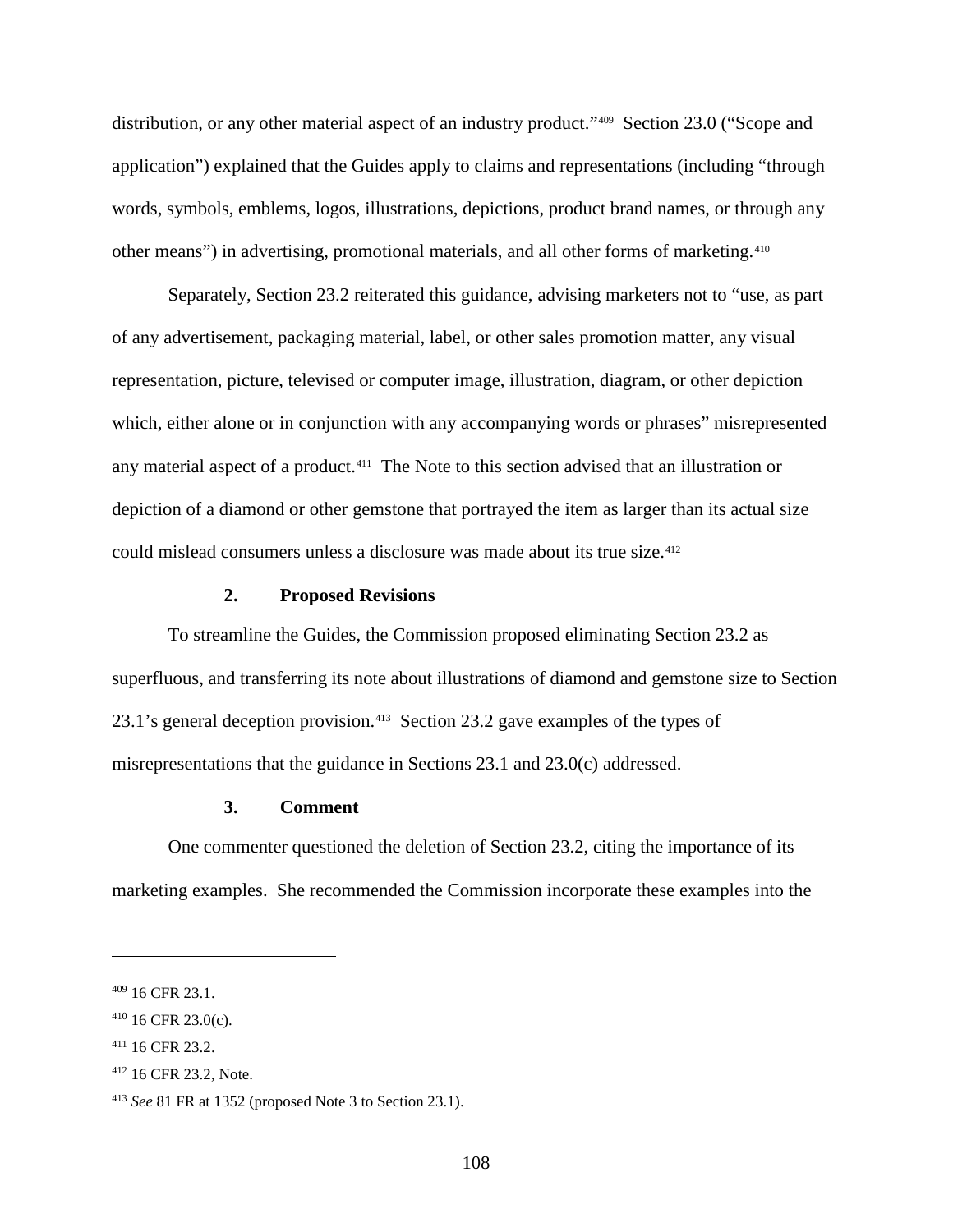distribution, or any other material aspect of an industry product."[409] Section 23.0 ("Scope and application") explained that the Guides apply to claims and representations (including "through words, symbols, emblems, logos, illustrations, depictions, product brand names, or through any other means") in advertising, promotional materials, and all other forms of marketing.[410]

Separately, Section 23.2 reiterated this guidance, advising marketers not to "use, as part of any advertisement, packaging material, label, or other sales promotion matter, any visual representation, picture, televised or computer image, illustration, diagram, or other depiction which, either alone or in conjunction with any accompanying words or phrases" misrepresented any material aspect of a product.[411] The Note to this section advised that an illustration or depiction of a diamond or other gemstone that portrayed the item as larger than its actual size could mislead consumers unless a disclosure was made about its true size.[412]

### 2. Proposed Revisions

To streamline the Guides, the Commission proposed eliminating Section 23.2 as superfluous, and transferring its note about illustrations of diamond and gemstone size to Section 23.1's general deception provision.[413] Section 23.2 gave examples of the types of misrepresentations that the guidance in Sections 23.1 and 23.0(c) addressed.

### 3. Comment

One commenter questioned the deletion of Section 23.2, citing the importance of its marketing examples. She recommended the Commission incorporate these examples into the

---

[409] 16 CFR 23.1.

[410] 16 CFR 23.0(c).

[411] 16 CFR 23.2.

[412] 16 CFR 23.2, Note.

[413] *See* 81 FR at 1352 (proposed Note 3 to Section 23.1).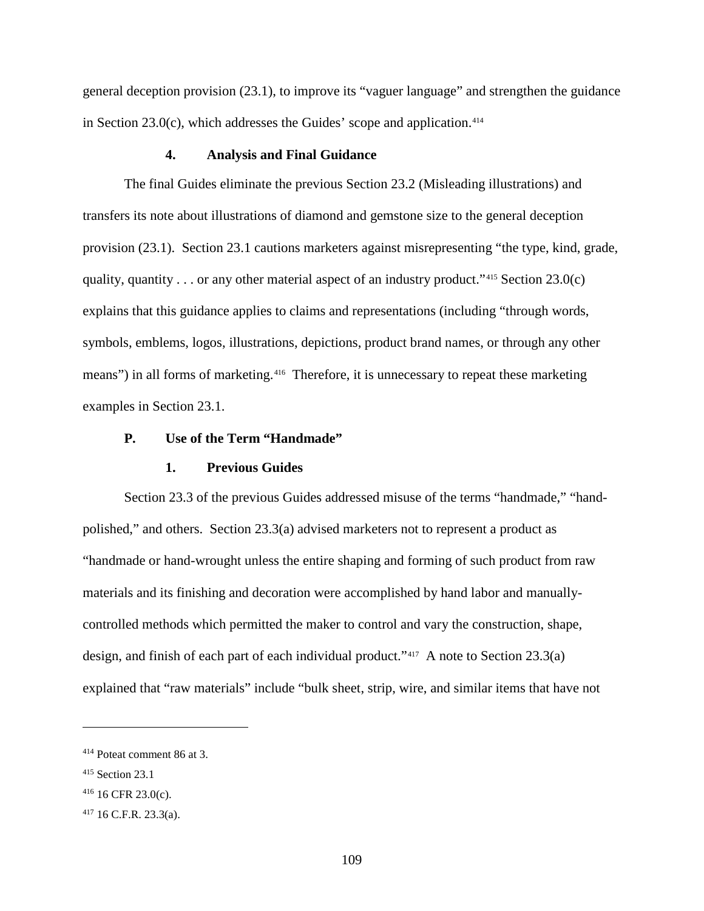general deception provision (23.1), to improve its "vaguer language" and strengthen the guidance in Section 23.0(c), which addresses the Guides' scope and application.[414]

#### 4. Analysis and Final Guidance

The final Guides eliminate the previous Section 23.2 (Misleading illustrations) and transfers its note about illustrations of diamond and gemstone size to the general deception provision (23.1). Section 23.1 cautions marketers against misrepresenting "the type, kind, grade, quality, quantity . . . or any other material aspect of an industry product."[415] Section 23.0(c) explains that this guidance applies to claims and representations (including "through words, symbols, emblems, logos, illustrations, depictions, product brand names, or through any other means") in all forms of marketing.[416] Therefore, it is unnecessary to repeat these marketing examples in Section 23.1.

### P. Use of the Term "Handmade"

#### 1. Previous Guides

Section 23.3 of the previous Guides addressed misuse of the terms "handmade," "hand-polished," and others. Section 23.3(a) advised marketers not to represent a product as "handmade or hand-wrought unless the entire shaping and forming of such product from raw materials and its finishing and decoration were accomplished by hand labor and manually-controlled methods which permitted the maker to control and vary the construction, shape, design, and finish of each part of each individual product."[417] A note to Section 23.3(a) explained that "raw materials" include "bulk sheet, strip, wire, and similar items that have not

---

[414] Poteat comment 86 at 3.

[415] Section 23.1

[416] 16 CFR 23.0(c).

[417] 16 C.F.R. 23.3(a).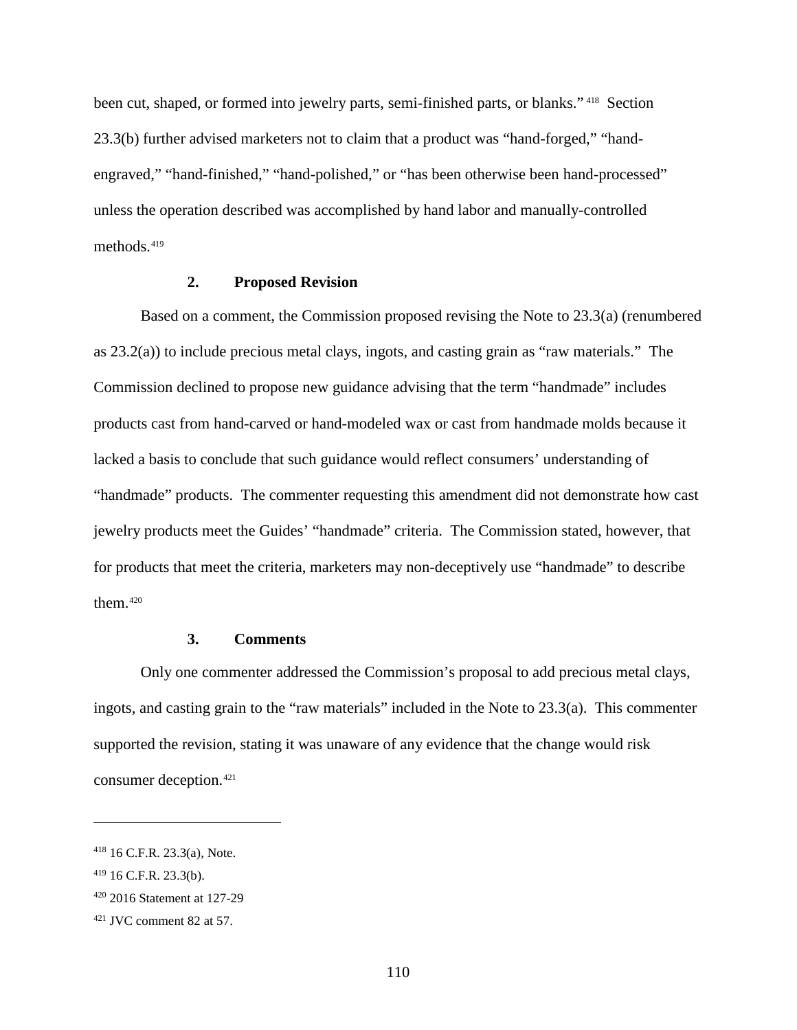been cut, shaped, or formed into jewelry parts, semi-finished parts, or blanks."[418] Section 23.3(b) further advised marketers not to claim that a product was "hand-forged," "hand-engraved," "hand-finished," "hand-polished," or "has been otherwise been hand-processed" unless the operation described was accomplished by hand labor and manually-controlled methods.[419]

### 2. Proposed Revision

Based on a comment, the Commission proposed revising the Note to 23.3(a) (renumbered as 23.2(a)) to include precious metal clays, ingots, and casting grain as "raw materials." The Commission declined to propose new guidance advising that the term "handmade" includes products cast from hand-carved or hand-modeled wax or cast from handmade molds because it lacked a basis to conclude that such guidance would reflect consumers' understanding of "handmade" products. The commenter requesting this amendment did not demonstrate how cast jewelry products meet the Guides' "handmade" criteria. The Commission stated, however, that for products that meet the criteria, marketers may non-deceptively use "handmade" to describe them.[420]

### 3. Comments

Only one commenter addressed the Commission's proposal to add precious metal clays, ingots, and casting grain to the "raw materials" included in the Note to 23.3(a). This commenter supported the revision, stating it was unaware of any evidence that the change would risk consumer deception.[421]

---

[418] 16 C.F.R. 23.3(a), Note.

[419] 16 C.F.R. 23.3(b).

[420] 2016 Statement at 127-29

[421] JVC comment 82 at 57.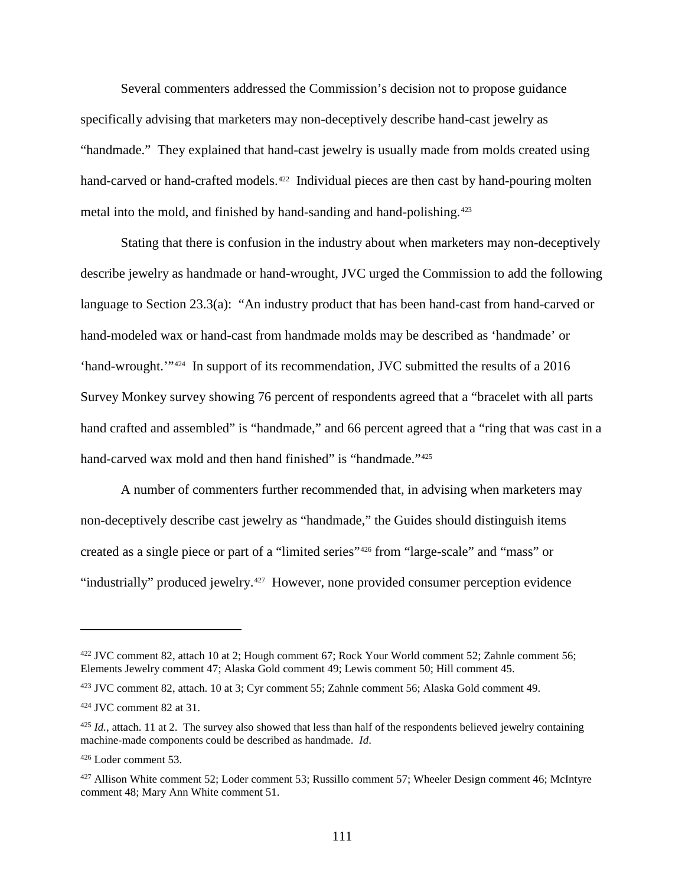Several commenters addressed the Commission's decision not to propose guidance specifically advising that marketers may non-deceptively describe hand-cast jewelry as "handmade." They explained that hand-cast jewelry is usually made from molds created using hand-carved or hand-crafted models.[422] Individual pieces are then cast by hand-pouring molten metal into the mold, and finished by hand-sanding and hand-polishing.[423]

Stating that there is confusion in the industry about when marketers may non-deceptively describe jewelry as handmade or hand-wrought, JVC urged the Commission to add the following language to Section 23.3(a): "An industry product that has been hand-cast from hand-carved or hand-modeled wax or hand-cast from handmade molds may be described as 'handmade' or 'hand-wrought.'"[424] In support of its recommendation, JVC submitted the results of a 2016 Survey Monkey survey showing 76 percent of respondents agreed that a "bracelet with all parts hand crafted and assembled" is "handmade," and 66 percent agreed that a "ring that was cast in a hand-carved wax mold and then hand finished" is "handmade."[425]

A number of commenters further recommended that, in advising when marketers may non-deceptively describe cast jewelry as "handmade," the Guides should distinguish items created as a single piece or part of a "limited series"[426] from "large-scale" and "mass" or "industrially" produced jewelry.[427] However, none provided consumer perception evidence

---

[422] JVC comment 82, attach 10 at 2; Hough comment 67; Rock Your World comment 52; Zahnle comment 56; Elements Jewelry comment 47; Alaska Gold comment 49; Lewis comment 50; Hill comment 45.

[423] JVC comment 82, attach. 10 at 3; Cyr comment 55; Zahnle comment 56; Alaska Gold comment 49.

[424] JVC comment 82 at 31.

[425] *Id.*, attach. 11 at 2. The survey also showed that less than half of the respondents believed jewelry containing machine-made components could be described as handmade. *Id*.

[426] Loder comment 53.

[427] Allison White comment 52; Loder comment 53; Russillo comment 57; Wheeler Design comment 46; McIntyre comment 48; Mary Ann White comment 51.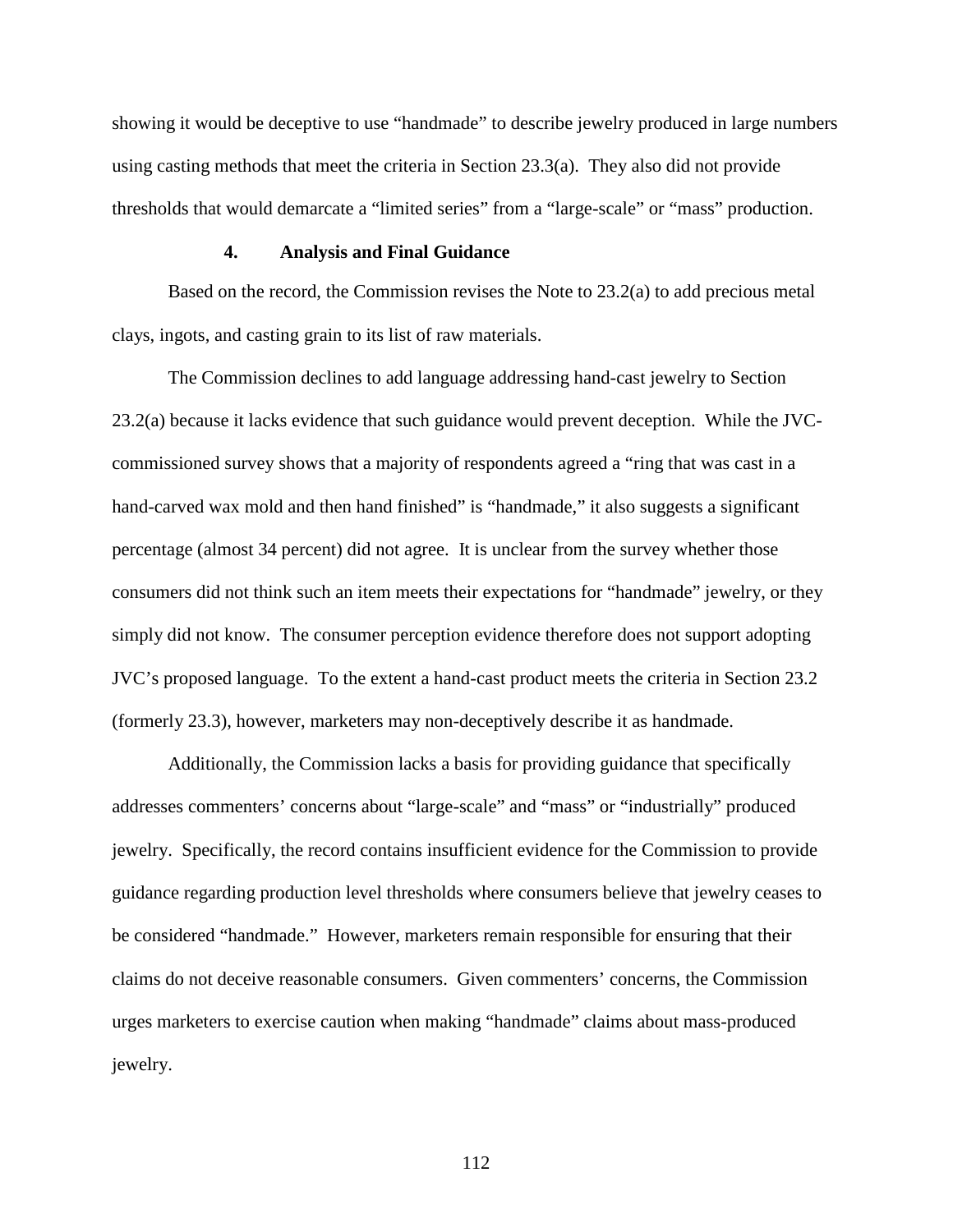showing it would be deceptive to use "handmade" to describe jewelry produced in large numbers using casting methods that meet the criteria in Section 23.3(a). They also did not provide thresholds that would demarcate a "limited series" from a "large-scale" or "mass" production.

#### 4. Analysis and Final Guidance

Based on the record, the Commission revises the Note to 23.2(a) to add precious metal clays, ingots, and casting grain to its list of raw materials.

The Commission declines to add language addressing hand-cast jewelry to Section 23.2(a) because it lacks evidence that such guidance would prevent deception. While the JVC-commissioned survey shows that a majority of respondents agreed a "ring that was cast in a hand-carved wax mold and then hand finished" is "handmade," it also suggests a significant percentage (almost 34 percent) did not agree. It is unclear from the survey whether those consumers did not think such an item meets their expectations for "handmade" jewelry, or they simply did not know. The consumer perception evidence therefore does not support adopting JVC's proposed language. To the extent a hand-cast product meets the criteria in Section 23.2 (formerly 23.3), however, marketers may non-deceptively describe it as handmade.

Additionally, the Commission lacks a basis for providing guidance that specifically addresses commenters' concerns about "large-scale" and "mass" or "industrially" produced jewelry. Specifically, the record contains insufficient evidence for the Commission to provide guidance regarding production level thresholds where consumers believe that jewelry ceases to be considered "handmade." However, marketers remain responsible for ensuring that their claims do not deceive reasonable consumers. Given commenters' concerns, the Commission urges marketers to exercise caution when making "handmade" claims about mass-produced jewelry.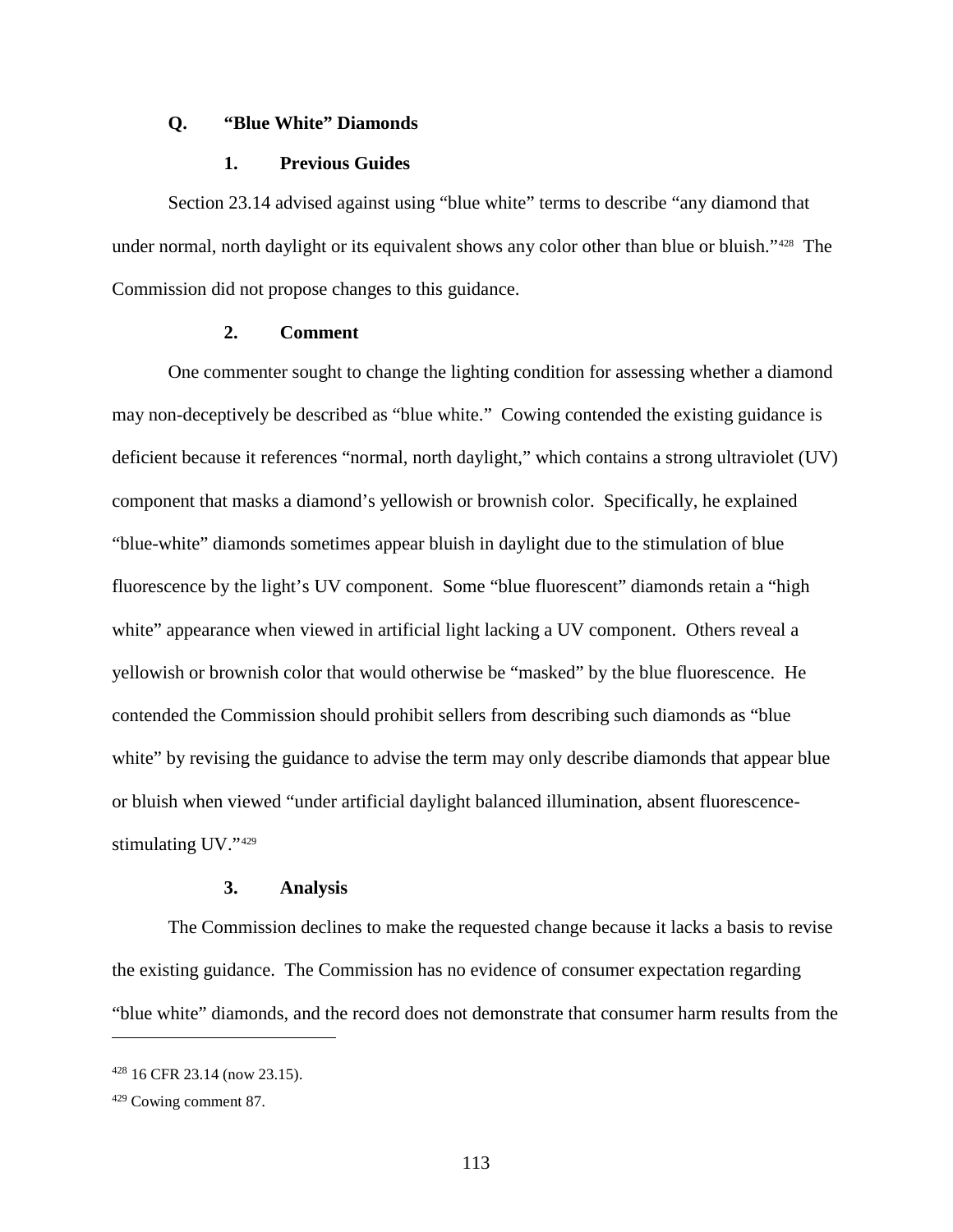## Q. "Blue White" Diamonds

### 1. Previous Guides

Section 23.14 advised against using "blue white" terms to describe "any diamond that under normal, north daylight or its equivalent shows any color other than blue or bluish."[428] The Commission did not propose changes to this guidance.

### 2. Comment

One commenter sought to change the lighting condition for assessing whether a diamond may non-deceptively be described as "blue white." Cowing contended the existing guidance is deficient because it references "normal, north daylight," which contains a strong ultraviolet (UV) component that masks a diamond's yellowish or brownish color. Specifically, he explained "blue-white" diamonds sometimes appear bluish in daylight due to the stimulation of blue fluorescence by the light's UV component. Some "blue fluorescent" diamonds retain a "high white" appearance when viewed in artificial light lacking a UV component. Others reveal a yellowish or brownish color that would otherwise be "masked" by the blue fluorescence. He contended the Commission should prohibit sellers from describing such diamonds as "blue white" by revising the guidance to advise the term may only describe diamonds that appear blue or bluish when viewed "under artificial daylight balanced illumination, absent fluorescence-stimulating UV."[429]

### 3. Analysis

The Commission declines to make the requested change because it lacks a basis to revise the existing guidance. The Commission has no evidence of consumer expectation regarding "blue white" diamonds, and the record does not demonstrate that consumer harm results from the

---

[428] 16 CFR 23.14 (now 23.15).

[429] Cowing comment 87.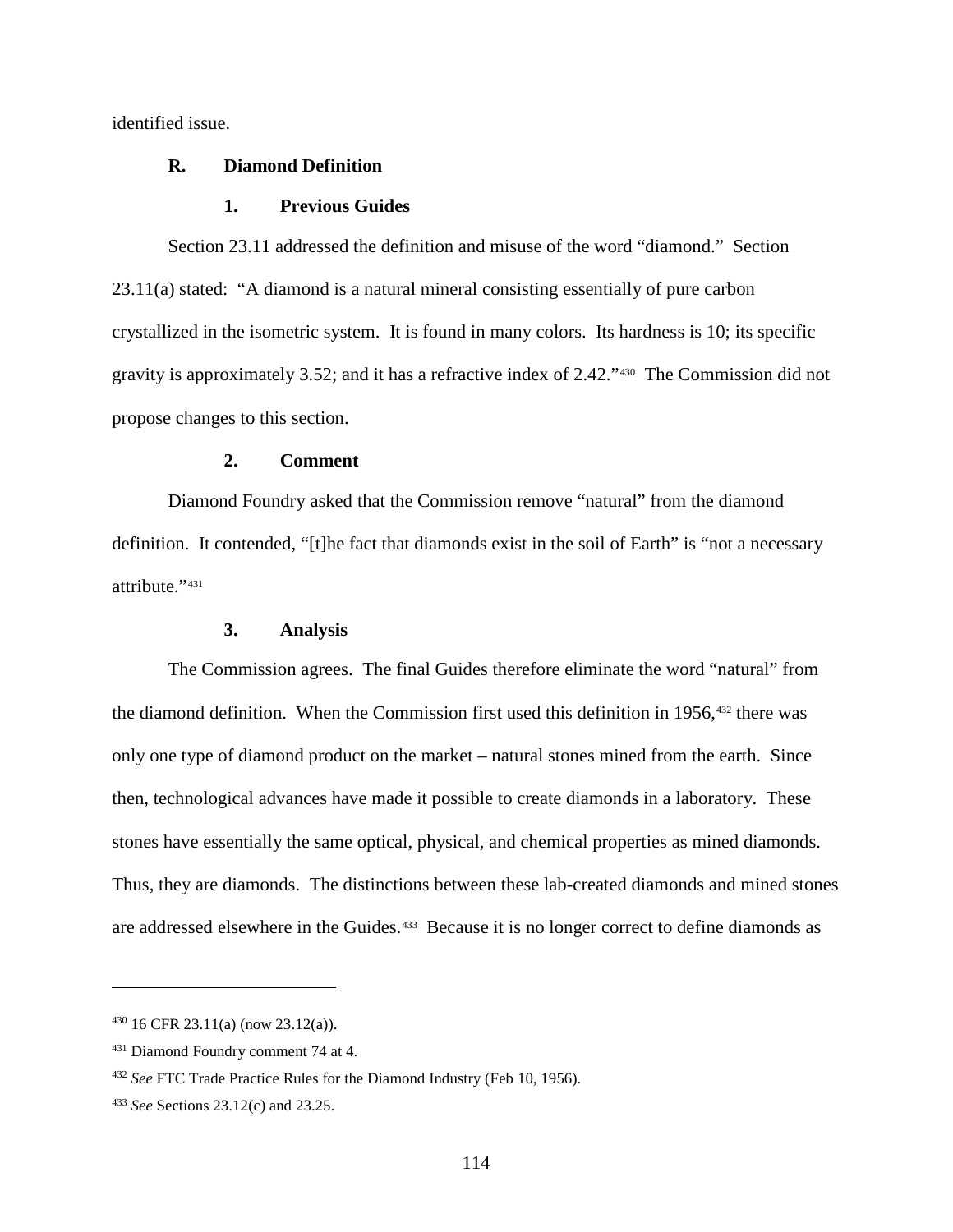identified issue.

## R. Diamond Definition

### 1. Previous Guides

Section 23.11 addressed the definition and misuse of the word "diamond." Section 23.11(a) stated: "A diamond is a natural mineral consisting essentially of pure carbon crystallized in the isometric system. It is found in many colors. Its hardness is 10; its specific gravity is approximately 3.52; and it has a refractive index of 2.42."[430] The Commission did not propose changes to this section.

### 2. Comment

Diamond Foundry asked that the Commission remove "natural" from the diamond definition. It contended, "[t]he fact that diamonds exist in the soil of Earth" is "not a necessary attribute."[431]

### 3. Analysis

The Commission agrees. The final Guides therefore eliminate the word "natural" from the diamond definition. When the Commission first used this definition in 1956,[432] there was only one type of diamond product on the market – natural stones mined from the earth. Since then, technological advances have made it possible to create diamonds in a laboratory. These stones have essentially the same optical, physical, and chemical properties as mined diamonds. Thus, they are diamonds. The distinctions between these lab-created diamonds and mined stones are addressed elsewhere in the Guides.[433] Because it is no longer correct to define diamonds as

---

[430] 16 CFR 23.11(a) (now 23.12(a)).

[431] Diamond Foundry comment 74 at 4.

[432] *See* FTC Trade Practice Rules for the Diamond Industry (Feb 10, 1956).

[433] *See* Sections 23.12(c) and 23.25.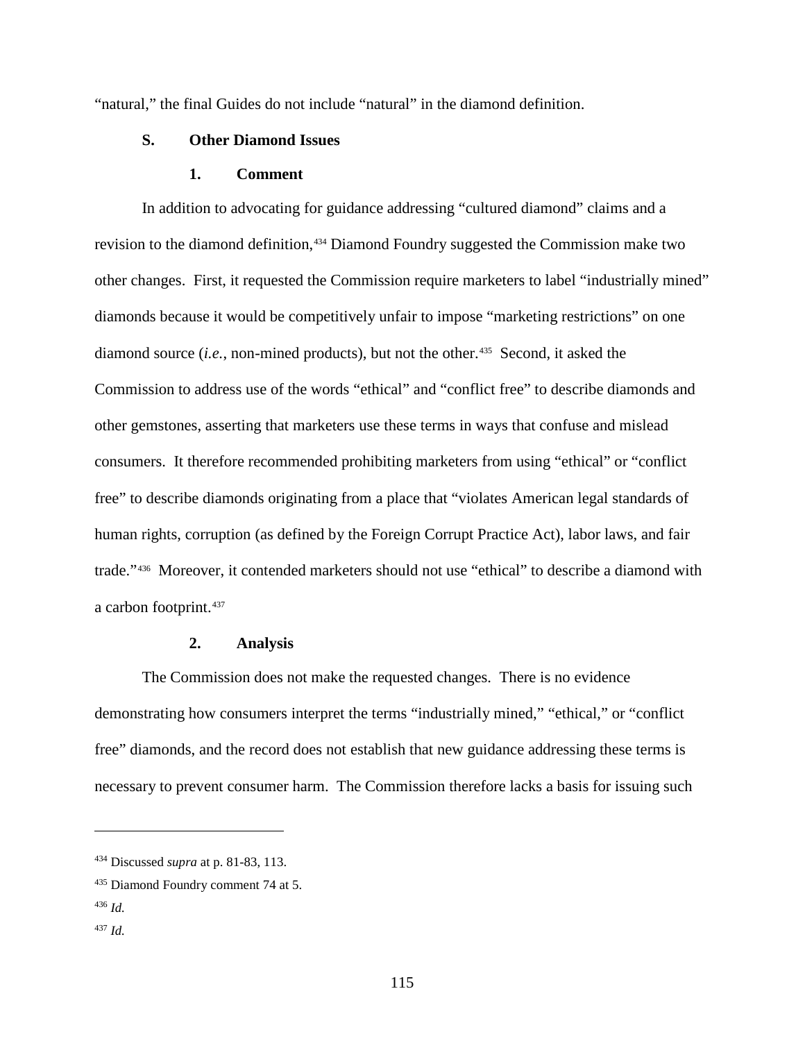"natural," the final Guides do not include "natural" in the diamond definition.

### S. Other Diamond Issues

#### 1. Comment

In addition to advocating for guidance addressing "cultured diamond" claims and a revision to the diamond definition,[434] Diamond Foundry suggested the Commission make two other changes. First, it requested the Commission require marketers to label "industrially mined" diamonds because it would be competitively unfair to impose "marketing restrictions" on one diamond source (*i.e.*, non-mined products), but not the other.[435] Second, it asked the Commission to address use of the words "ethical" and "conflict free" to describe diamonds and other gemstones, asserting that marketers use these terms in ways that confuse and mislead consumers. It therefore recommended prohibiting marketers from using "ethical" or "conflict free" to describe diamonds originating from a place that "violates American legal standards of human rights, corruption (as defined by the Foreign Corrupt Practice Act), labor laws, and fair trade."[436] Moreover, it contended marketers should not use "ethical" to describe a diamond with a carbon footprint.[437]

#### 2. Analysis

The Commission does not make the requested changes. There is no evidence demonstrating how consumers interpret the terms "industrially mined," "ethical," or "conflict free" diamonds, and the record does not establish that new guidance addressing these terms is necessary to prevent consumer harm. The Commission therefore lacks a basis for issuing such

---

[434] Discussed *supra* at p. 81-83, 113.

[435] Diamond Foundry comment 74 at 5.

[436] *Id.*

[437] *Id.*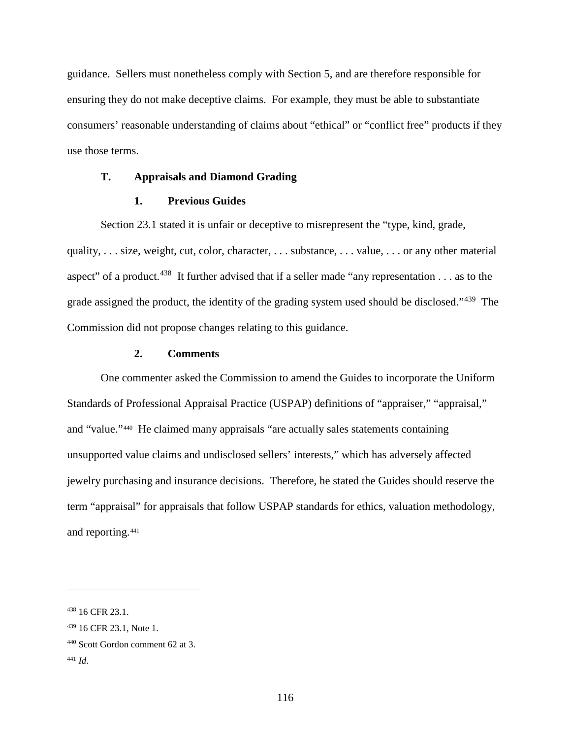guidance. Sellers must nonetheless comply with Section 5, and are therefore responsible for ensuring they do not make deceptive claims. For example, they must be able to substantiate consumers' reasonable understanding of claims about "ethical" or "conflict free" products if they use those terms.

### T. Appraisals and Diamond Grading

#### 1. Previous Guides

Section 23.1 stated it is unfair or deceptive to misrepresent the "type, kind, grade, quality, . . . size, weight, cut, color, character, . . . substance, . . . value, . . . or any other material aspect" of a product.[438] It further advised that if a seller made "any representation . . . as to the grade assigned the product, the identity of the grading system used should be disclosed."[439] The Commission did not propose changes relating to this guidance.

#### 2. Comments

One commenter asked the Commission to amend the Guides to incorporate the Uniform Standards of Professional Appraisal Practice (USPAP) definitions of "appraiser," "appraisal," and "value."[440] He claimed many appraisals "are actually sales statements containing unsupported value claims and undisclosed sellers' interests," which has adversely affected jewelry purchasing and insurance decisions. Therefore, he stated the Guides should reserve the term "appraisal" for appraisals that follow USPAP standards for ethics, valuation methodology, and reporting.[441]

---

[438] 16 CFR 23.1.

[439] 16 CFR 23.1, Note 1.

[440] Scott Gordon comment 62 at 3.

[441] *Id*.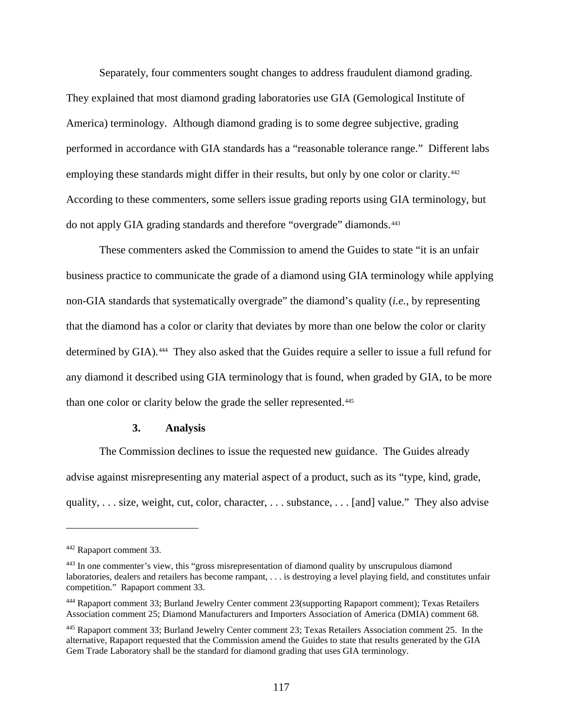Separately, four commenters sought changes to address fraudulent diamond grading. They explained that most diamond grading laboratories use GIA (Gemological Institute of America) terminology. Although diamond grading is to some degree subjective, grading performed in accordance with GIA standards has a "reasonable tolerance range." Different labs employing these standards might differ in their results, but only by one color or clarity.[442] According to these commenters, some sellers issue grading reports using GIA terminology, but do not apply GIA grading standards and therefore "overgrade" diamonds.[443]

These commenters asked the Commission to amend the Guides to state "it is an unfair business practice to communicate the grade of a diamond using GIA terminology while applying non-GIA standards that systematically overgrade" the diamond's quality (*i.e.*, by representing that the diamond has a color or clarity that deviates by more than one below the color or clarity determined by GIA).[444] They also asked that the Guides require a seller to issue a full refund for any diamond it described using GIA terminology that is found, when graded by GIA, to be more than one color or clarity below the grade the seller represented.[445]

### 3. Analysis

The Commission declines to issue the requested new guidance. The Guides already advise against misrepresenting any material aspect of a product, such as its "type, kind, grade, quality, . . . size, weight, cut, color, character, . . . substance, . . . [and] value." They also advise

---

[442] Rapaport comment 33.

[443] In one commenter's view, this "gross misrepresentation of diamond quality by unscrupulous diamond laboratories, dealers and retailers has become rampant, . . . is destroying a level playing field, and constitutes unfair competition." Rapaport comment 33.

[444] Rapaport comment 33; Burland Jewelry Center comment 23(supporting Rapaport comment); Texas Retailers Association comment 25; Diamond Manufacturers and Importers Association of America (DMIA) comment 68.

[445] Rapaport comment 33; Burland Jewelry Center comment 23; Texas Retailers Association comment 25. In the alternative, Rapaport requested that the Commission amend the Guides to state that results generated by the GIA Gem Trade Laboratory shall be the standard for diamond grading that uses GIA terminology.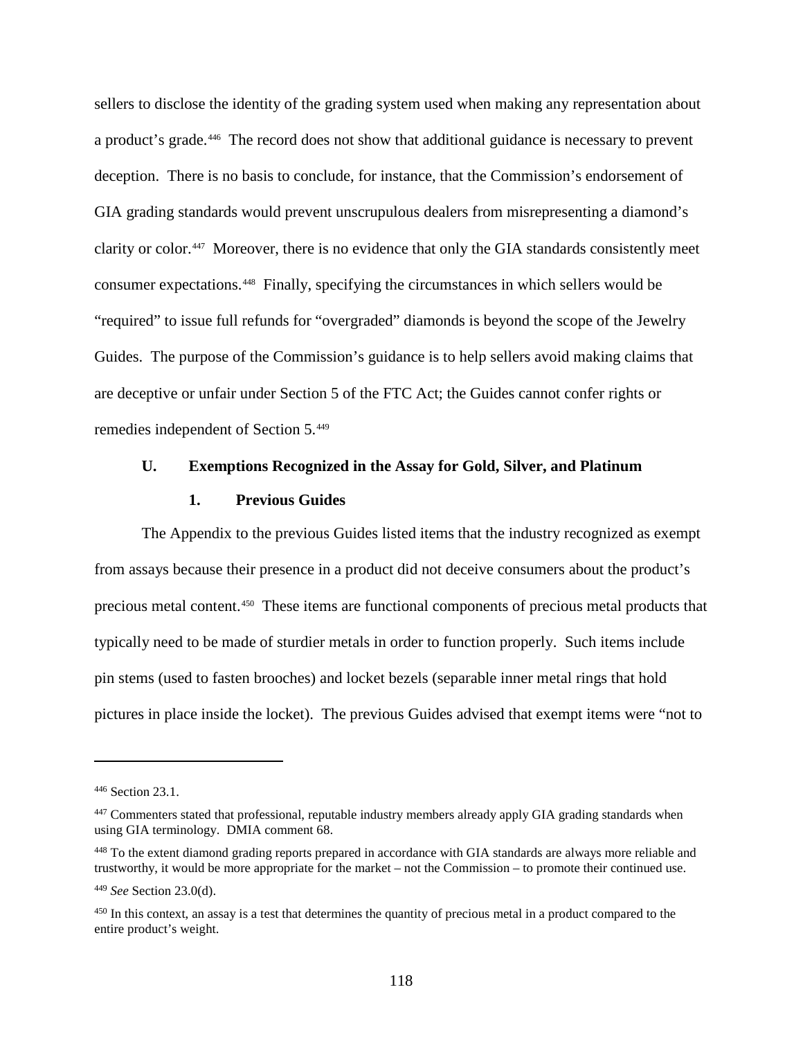sellers to disclose the identity of the grading system used when making any representation about a product's grade.[446] The record does not show that additional guidance is necessary to prevent deception. There is no basis to conclude, for instance, that the Commission's endorsement of GIA grading standards would prevent unscrupulous dealers from misrepresenting a diamond's clarity or color.[447] Moreover, there is no evidence that only the GIA standards consistently meet consumer expectations.[448] Finally, specifying the circumstances in which sellers would be "required" to issue full refunds for "overgraded" diamonds is beyond the scope of the Jewelry Guides. The purpose of the Commission's guidance is to help sellers avoid making claims that are deceptive or unfair under Section 5 of the FTC Act; the Guides cannot confer rights or remedies independent of Section 5.[449]

### U. Exemptions Recognized in the Assay for Gold, Silver, and Platinum

#### 1. Previous Guides

The Appendix to the previous Guides listed items that the industry recognized as exempt from assays because their presence in a product did not deceive consumers about the product's precious metal content.[450] These items are functional components of precious metal products that typically need to be made of sturdier metals in order to function properly. Such items include pin stems (used to fasten brooches) and locket bezels (separable inner metal rings that hold pictures in place inside the locket). The previous Guides advised that exempt items were "not to

---

[446] Section 23.1.

[447] Commenters stated that professional, reputable industry members already apply GIA grading standards when using GIA terminology. DMIA comment 68.

[448] To the extent diamond grading reports prepared in accordance with GIA standards are always more reliable and trustworthy, it would be more appropriate for the market – not the Commission – to promote their continued use.

[449] *See* Section 23.0(d).

[450] In this context, an assay is a test that determines the quantity of precious metal in a product compared to the entire product's weight.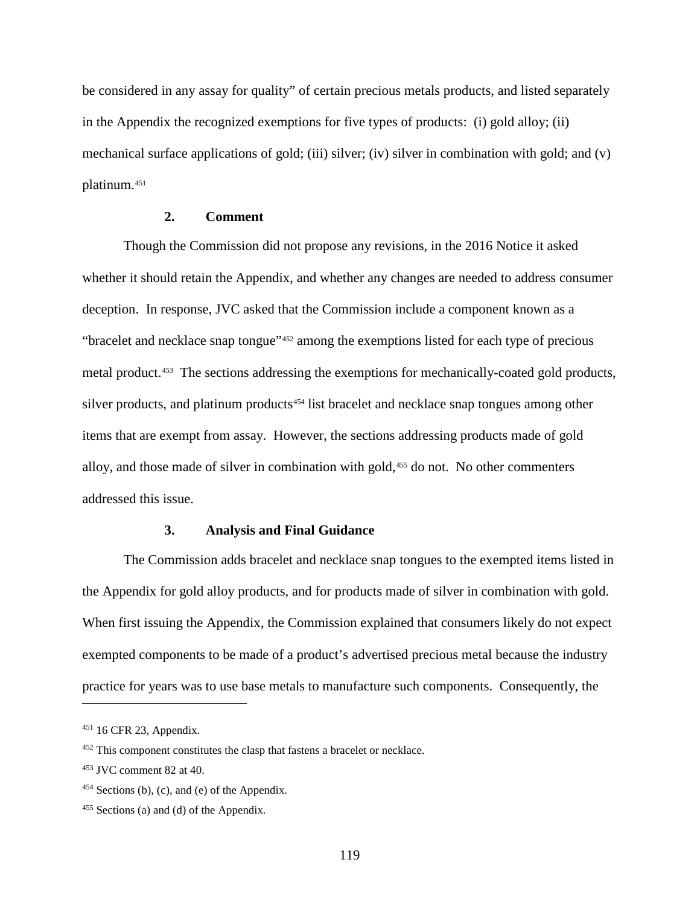be considered in any assay for quality" of certain precious metals products, and listed separately in the Appendix the recognized exemptions for five types of products: (i) gold alloy; (ii) mechanical surface applications of gold; (iii) silver; (iv) silver in combination with gold; and (v) platinum.[451]

### 2. Comment

Though the Commission did not propose any revisions, in the 2016 Notice it asked whether it should retain the Appendix, and whether any changes are needed to address consumer deception. In response, JVC asked that the Commission include a component known as a "bracelet and necklace snap tongue"[452] among the exemptions listed for each type of precious metal product.[453] The sections addressing the exemptions for mechanically-coated gold products, silver products, and platinum products[454] list bracelet and necklace snap tongues among other items that are exempt from assay. However, the sections addressing products made of gold alloy, and those made of silver in combination with gold,[455] do not. No other commenters addressed this issue.

### 3. Analysis and Final Guidance

The Commission adds bracelet and necklace snap tongues to the exempted items listed in the Appendix for gold alloy products, and for products made of silver in combination with gold. When first issuing the Appendix, the Commission explained that consumers likely do not expect exempted components to be made of a product's advertised precious metal because the industry practice for years was to use base metals to manufacture such components. Consequently, the

---

[451] 16 CFR 23, Appendix.

[452] This component constitutes the clasp that fastens a bracelet or necklace.

[453] JVC comment 82 at 40.

[454] Sections (b), (c), and (e) of the Appendix.

[455] Sections (a) and (d) of the Appendix.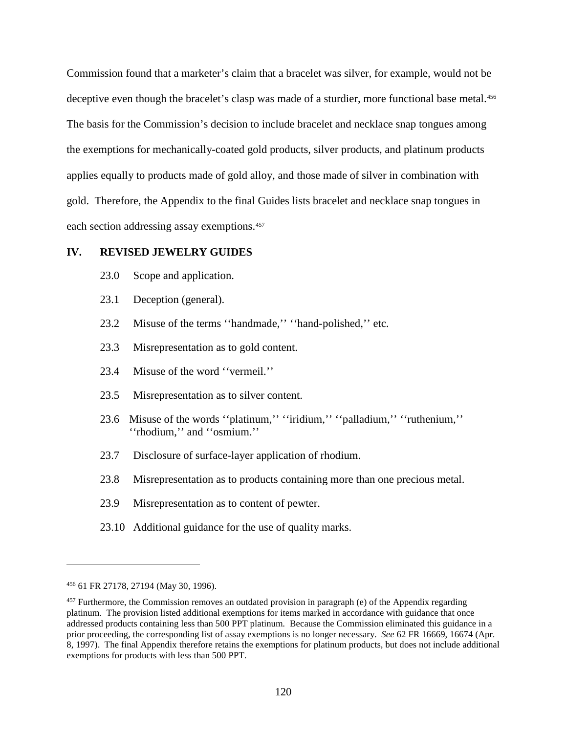Commission found that a marketer's claim that a bracelet was silver, for example, would not be deceptive even though the bracelet's clasp was made of a sturdier, more functional base metal.[456] The basis for the Commission's decision to include bracelet and necklace snap tongues among the exemptions for mechanically-coated gold products, silver products, and platinum products applies equally to products made of gold alloy, and those made of silver in combination with gold. Therefore, the Appendix to the final Guides lists bracelet and necklace snap tongues in each section addressing assay exemptions.[457]

## IV. REVISED JEWELRY GUIDES

- 23.0 Scope and application.
- 23.1 Deception (general).
- 23.2 Misuse of the terms ''handmade,'' ''hand-polished,'' etc.
- 23.3 Misrepresentation as to gold content.
- 23.4 Misuse of the word ''vermeil.''
- 23.5 Misrepresentation as to silver content.
- 23.6 Misuse of the words ''platinum,'' ''iridium,'' ''palladium,'' ''ruthenium,'' ''rhodium,'' and ''osmium.''
- 23.7 Disclosure of surface-layer application of rhodium.
- 23.8 Misrepresentation as to products containing more than one precious metal.
- 23.9 Misrepresentation as to content of pewter.
- 23.10 Additional guidance for the use of quality marks.

---

[456] 61 FR 27178, 27194 (May 30, 1996).

[457] Furthermore, the Commission removes an outdated provision in paragraph (e) of the Appendix regarding platinum. The provision listed additional exemptions for items marked in accordance with guidance that once addressed products containing less than 500 PPT platinum. Because the Commission eliminated this guidance in a prior proceeding, the corresponding list of assay exemptions is no longer necessary. *See* 62 FR 16669, 16674 (Apr. 8, 1997). The final Appendix therefore retains the exemptions for platinum products, but does not include additional exemptions for products with less than 500 PPT.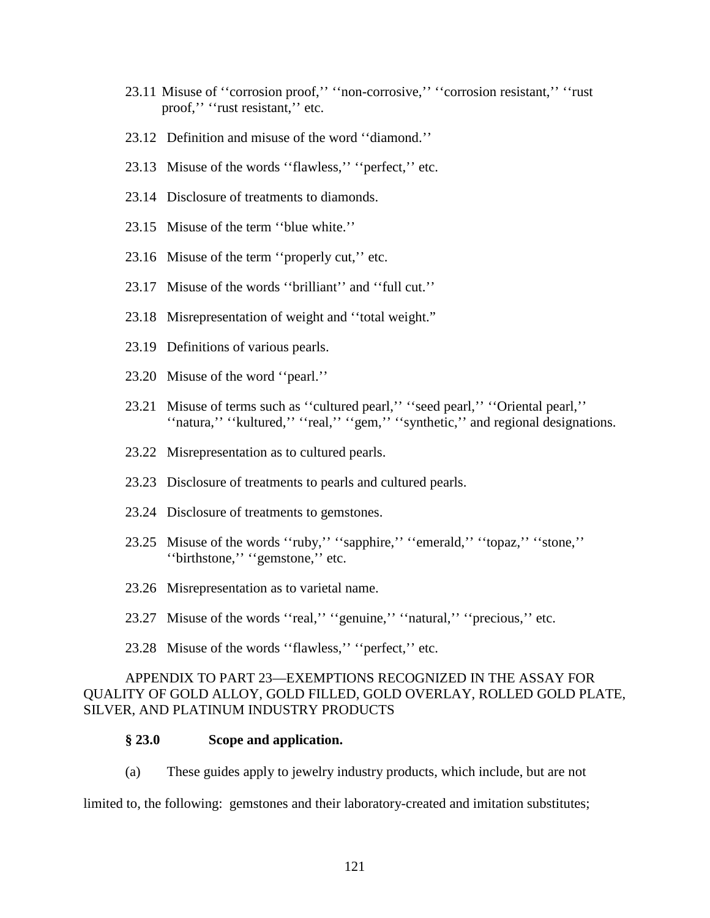23.11 Misuse of ''corrosion proof,'' ''non-corrosive,'' ''corrosion resistant,'' ''rust proof,'' ''rust resistant,'' etc.

23.12 Definition and misuse of the word ''diamond.''

23.13 Misuse of the words ''flawless,'' ''perfect,'' etc.

23.14 Disclosure of treatments to diamonds.

23.15 Misuse of the term ''blue white.''

23.16 Misuse of the term ''properly cut,'' etc.

23.17 Misuse of the words ''brilliant'' and ''full cut.''

23.18 Misrepresentation of weight and ''total weight."

23.19 Definitions of various pearls.

23.20 Misuse of the word ''pearl.''

23.21 Misuse of terms such as ''cultured pearl,'' ''seed pearl,'' ''Oriental pearl,'' ''natura,'' ''kultured,'' ''real,'' ''gem,'' ''synthetic,'' and regional designations.

23.22 Misrepresentation as to cultured pearls.

23.23 Disclosure of treatments to pearls and cultured pearls.

23.24 Disclosure of treatments to gemstones.

23.25 Misuse of the words ''ruby,'' ''sapphire,'' ''emerald,'' ''topaz,'' ''stone,'' ''birthstone,'' ''gemstone,'' etc.

23.26 Misrepresentation as to varietal name.

23.27 Misuse of the words ''real,'' ''genuine,'' ''natural,'' ''precious,'' etc.

23.28 Misuse of the words ''flawless,'' ''perfect,'' etc.

APPENDIX TO PART 23—EXEMPTIONS RECOGNIZED IN THE ASSAY FOR QUALITY OF GOLD ALLOY, GOLD FILLED, GOLD OVERLAY, ROLLED GOLD PLATE, SILVER, AND PLATINUM INDUSTRY PRODUCTS

**§ 23.0 Scope and application.**

(a) These guides apply to jewelry industry products, which include, but are not limited to, the following: gemstones and their laboratory-created and imitation substitutes;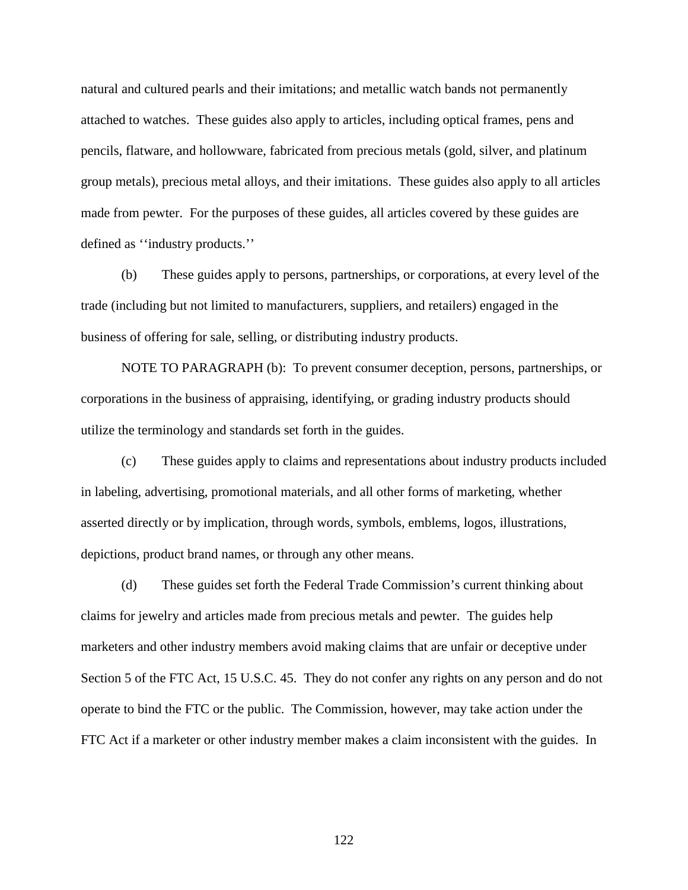natural and cultured pearls and their imitations; and metallic watch bands not permanently attached to watches. These guides also apply to articles, including optical frames, pens and pencils, flatware, and hollowware, fabricated from precious metals (gold, silver, and platinum group metals), precious metal alloys, and their imitations. These guides also apply to all articles made from pewter. For the purposes of these guides, all articles covered by these guides are defined as ''industry products.''

(b) These guides apply to persons, partnerships, or corporations, at every level of the trade (including but not limited to manufacturers, suppliers, and retailers) engaged in the business of offering for sale, selling, or distributing industry products.

NOTE TO PARAGRAPH (b): To prevent consumer deception, persons, partnerships, or corporations in the business of appraising, identifying, or grading industry products should utilize the terminology and standards set forth in the guides.

(c) These guides apply to claims and representations about industry products included in labeling, advertising, promotional materials, and all other forms of marketing, whether asserted directly or by implication, through words, symbols, emblems, logos, illustrations, depictions, product brand names, or through any other means.

(d) These guides set forth the Federal Trade Commission's current thinking about claims for jewelry and articles made from precious metals and pewter. The guides help marketers and other industry members avoid making claims that are unfair or deceptive under Section 5 of the FTC Act, 15 U.S.C. 45. They do not confer any rights on any person and do not operate to bind the FTC or the public. The Commission, however, may take action under the FTC Act if a marketer or other industry member makes a claim inconsistent with the guides. In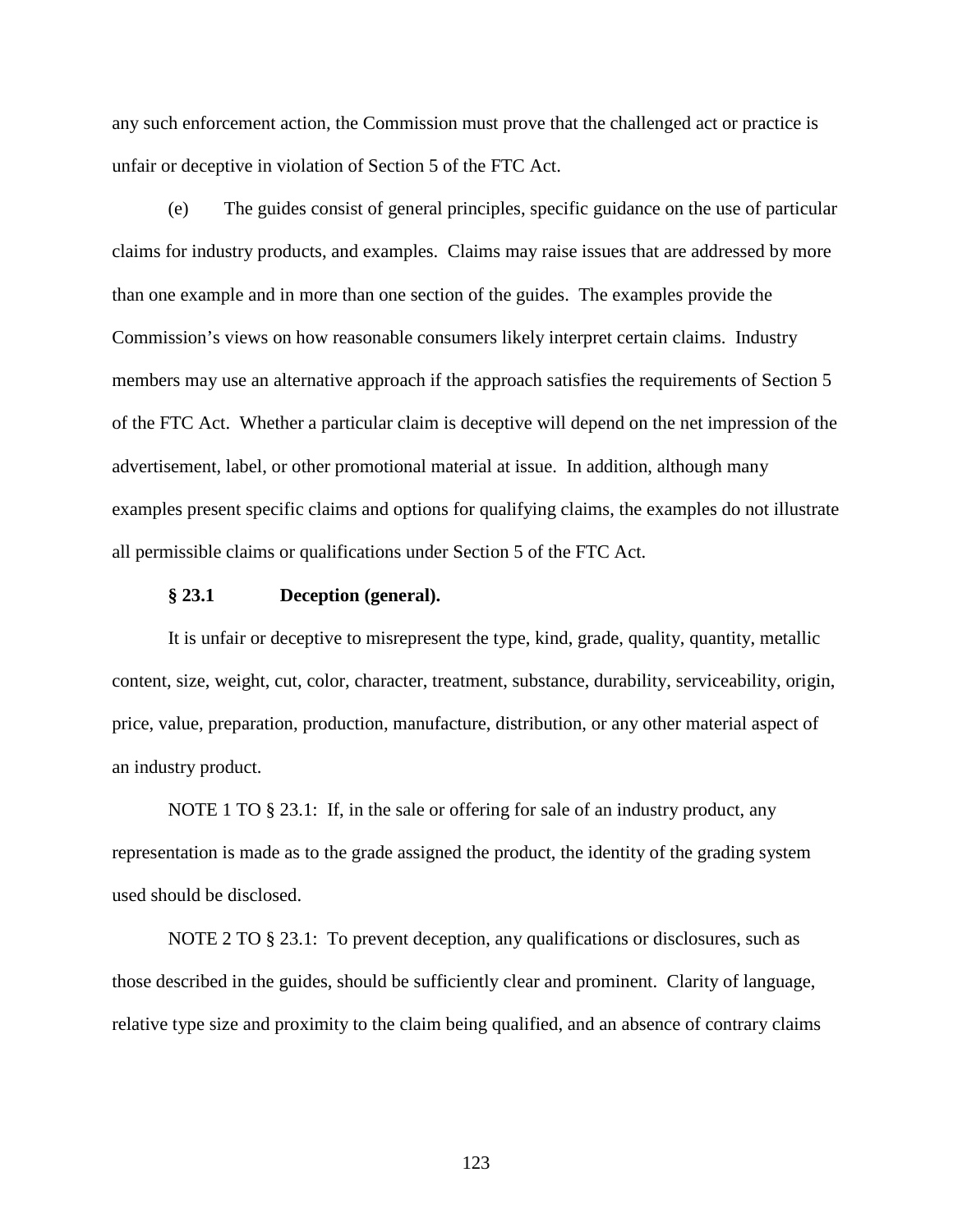any such enforcement action, the Commission must prove that the challenged act or practice is unfair or deceptive in violation of Section 5 of the FTC Act.

(e) The guides consist of general principles, specific guidance on the use of particular claims for industry products, and examples. Claims may raise issues that are addressed by more than one example and in more than one section of the guides. The examples provide the Commission's views on how reasonable consumers likely interpret certain claims. Industry members may use an alternative approach if the approach satisfies the requirements of Section 5 of the FTC Act. Whether a particular claim is deceptive will depend on the net impression of the advertisement, label, or other promotional material at issue. In addition, although many examples present specific claims and options for qualifying claims, the examples do not illustrate all permissible claims or qualifications under Section 5 of the FTC Act.

### § 23.1 Deception (general).

It is unfair or deceptive to misrepresent the type, kind, grade, quality, quantity, metallic content, size, weight, cut, color, character, treatment, substance, durability, serviceability, origin, price, value, preparation, production, manufacture, distribution, or any other material aspect of an industry product.

NOTE 1 TO § 23.1: If, in the sale or offering for sale of an industry product, any representation is made as to the grade assigned the product, the identity of the grading system used should be disclosed.

NOTE 2 TO § 23.1: To prevent deception, any qualifications or disclosures, such as those described in the guides, should be sufficiently clear and prominent. Clarity of language, relative type size and proximity to the claim being qualified, and an absence of contrary claims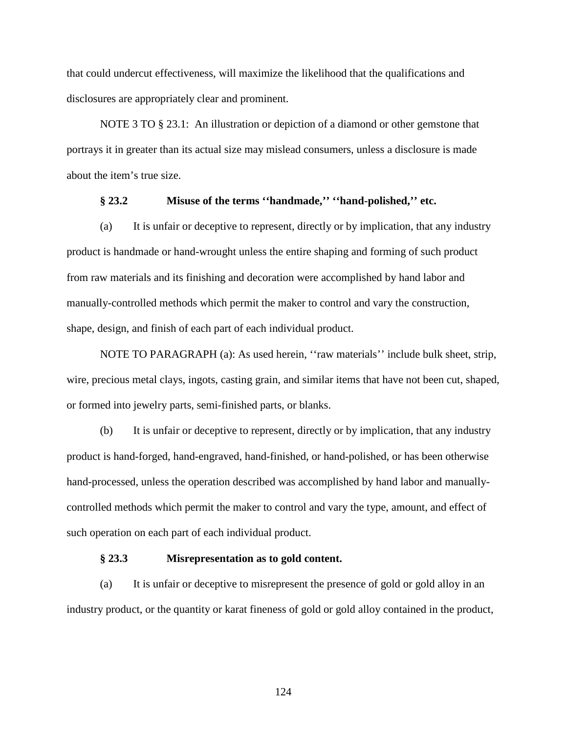that could undercut effectiveness, will maximize the likelihood that the qualifications and disclosures are appropriately clear and prominent.

NOTE 3 TO § 23.1: An illustration or depiction of a diamond or other gemstone that portrays it in greater than its actual size may mislead consumers, unless a disclosure is made about the item's true size.

**§ 23.2 Misuse of the terms ''handmade,'' ''hand-polished,'' etc.**

(a) It is unfair or deceptive to represent, directly or by implication, that any industry product is handmade or hand-wrought unless the entire shaping and forming of such product from raw materials and its finishing and decoration were accomplished by hand labor and manually-controlled methods which permit the maker to control and vary the construction, shape, design, and finish of each part of each individual product.

NOTE TO PARAGRAPH (a): As used herein, ''raw materials'' include bulk sheet, strip, wire, precious metal clays, ingots, casting grain, and similar items that have not been cut, shaped, or formed into jewelry parts, semi-finished parts, or blanks.

(b) It is unfair or deceptive to represent, directly or by implication, that any industry product is hand-forged, hand-engraved, hand-finished, or hand-polished, or has been otherwise hand-processed, unless the operation described was accomplished by hand labor and manually-controlled methods which permit the maker to control and vary the type, amount, and effect of such operation on each part of each individual product.

**§ 23.3 Misrepresentation as to gold content.**

(a) It is unfair or deceptive to misrepresent the presence of gold or gold alloy in an industry product, or the quantity or karat fineness of gold or gold alloy contained in the product,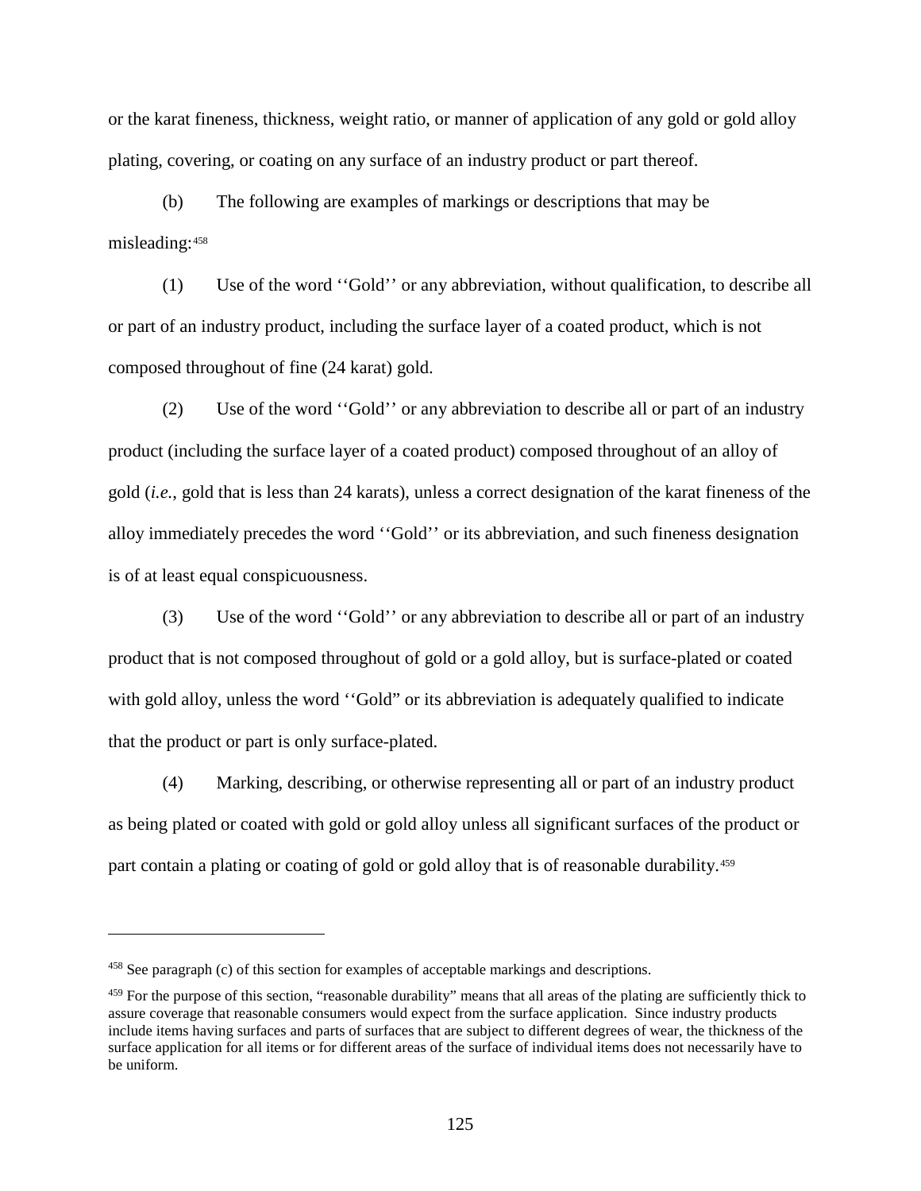or the karat fineness, thickness, weight ratio, or manner of application of any gold or gold alloy plating, covering, or coating on any surface of an industry product or part thereof.

(b) The following are examples of markings or descriptions that may be misleading:[458]

(1) Use of the word ''Gold'' or any abbreviation, without qualification, to describe all or part of an industry product, including the surface layer of a coated product, which is not composed throughout of fine (24 karat) gold.

(2) Use of the word ''Gold'' or any abbreviation to describe all or part of an industry product (including the surface layer of a coated product) composed throughout of an alloy of gold (*i.e.*, gold that is less than 24 karats), unless a correct designation of the karat fineness of the alloy immediately precedes the word ''Gold'' or its abbreviation, and such fineness designation is of at least equal conspicuousness.

(3) Use of the word ''Gold'' or any abbreviation to describe all or part of an industry product that is not composed throughout of gold or a gold alloy, but is surface-plated or coated with gold alloy, unless the word ''Gold" or its abbreviation is adequately qualified to indicate that the product or part is only surface-plated.

(4) Marking, describing, or otherwise representing all or part of an industry product as being plated or coated with gold or gold alloy unless all significant surfaces of the product or part contain a plating or coating of gold or gold alloy that is of reasonable durability.[459]

---

[458] See paragraph (c) of this section for examples of acceptable markings and descriptions.

[459] For the purpose of this section, "reasonable durability" means that all areas of the plating are sufficiently thick to assure coverage that reasonable consumers would expect from the surface application. Since industry products include items having surfaces and parts of surfaces that are subject to different degrees of wear, the thickness of the surface application for all items or for different areas of the surface of individual items does not necessarily have to be uniform.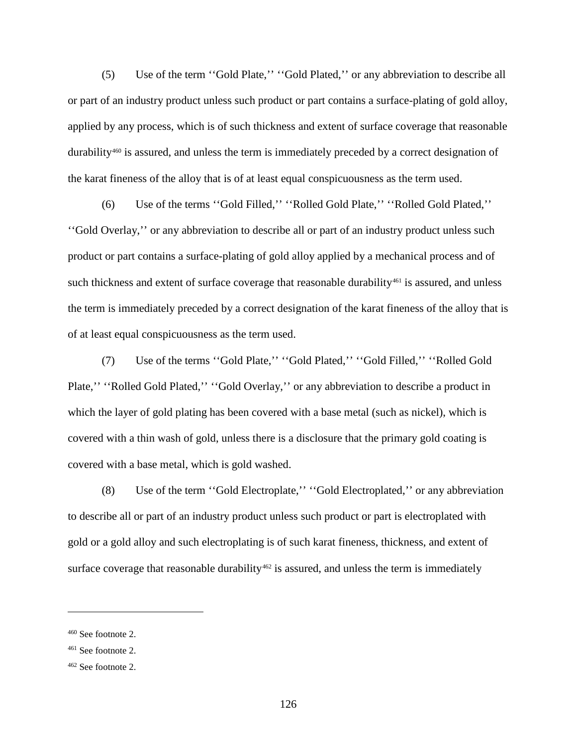(5) Use of the term ''Gold Plate,'' ''Gold Plated,'' or any abbreviation to describe all or part of an industry product unless such product or part contains a surface-plating of gold alloy, applied by any process, which is of such thickness and extent of surface coverage that reasonable durability[460] is assured, and unless the term is immediately preceded by a correct designation of the karat fineness of the alloy that is of at least equal conspicuousness as the term used.

(6) Use of the terms ''Gold Filled,'' ''Rolled Gold Plate,'' ''Rolled Gold Plated,'' ''Gold Overlay,'' or any abbreviation to describe all or part of an industry product unless such product or part contains a surface-plating of gold alloy applied by a mechanical process and of such thickness and extent of surface coverage that reasonable durability[461] is assured, and unless the term is immediately preceded by a correct designation of the karat fineness of the alloy that is of at least equal conspicuousness as the term used.

(7) Use of the terms ''Gold Plate,'' ''Gold Plated,'' ''Gold Filled,'' ''Rolled Gold Plate,'' ''Rolled Gold Plated,'' ''Gold Overlay,'' or any abbreviation to describe a product in which the layer of gold plating has been covered with a base metal (such as nickel), which is covered with a thin wash of gold, unless there is a disclosure that the primary gold coating is covered with a base metal, which is gold washed.

(8) Use of the term ''Gold Electroplate,'' ''Gold Electroplated,'' or any abbreviation to describe all or part of an industry product unless such product or part is electroplated with gold or a gold alloy and such electroplating is of such karat fineness, thickness, and extent of surface coverage that reasonable durability[462] is assured, and unless the term is immediately

---

[460] See footnote 2.

[461] See footnote 2.

[462] See footnote 2.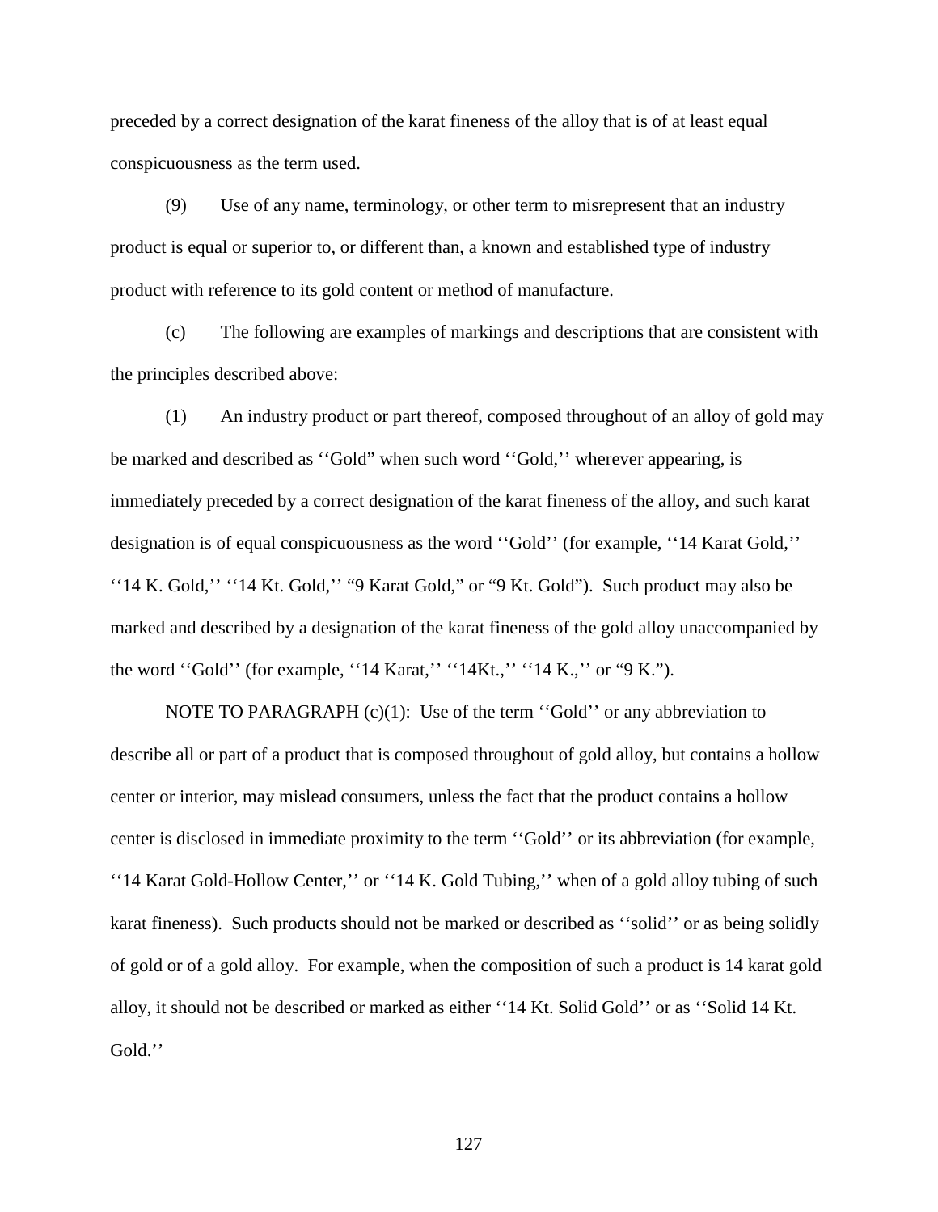preceded by a correct designation of the karat fineness of the alloy that is of at least equal conspicuousness as the term used.

(9) Use of any name, terminology, or other term to misrepresent that an industry product is equal or superior to, or different than, a known and established type of industry product with reference to its gold content or method of manufacture.

(c) The following are examples of markings and descriptions that are consistent with the principles described above:

(1) An industry product or part thereof, composed throughout of an alloy of gold may be marked and described as ''Gold" when such word ''Gold,'' wherever appearing, is immediately preceded by a correct designation of the karat fineness of the alloy, and such karat designation is of equal conspicuousness as the word ''Gold'' (for example, ''14 Karat Gold,'' ''14 K. Gold,'' ''14 Kt. Gold,'' "9 Karat Gold," or "9 Kt. Gold"). Such product may also be marked and described by a designation of the karat fineness of the gold alloy unaccompanied by the word ''Gold'' (for example, ''14 Karat,'' ''14Kt.,'' ''14 K.,'' or "9 K.").

NOTE TO PARAGRAPH (c)(1): Use of the term ''Gold'' or any abbreviation to describe all or part of a product that is composed throughout of gold alloy, but contains a hollow center or interior, may mislead consumers, unless the fact that the product contains a hollow center is disclosed in immediate proximity to the term ''Gold'' or its abbreviation (for example, ''14 Karat Gold-Hollow Center,'' or ''14 K. Gold Tubing,'' when of a gold alloy tubing of such karat fineness). Such products should not be marked or described as ''solid'' or as being solidly of gold or of a gold alloy. For example, when the composition of such a product is 14 karat gold alloy, it should not be described or marked as either ''14 Kt. Solid Gold'' or as ''Solid 14 Kt. Gold.''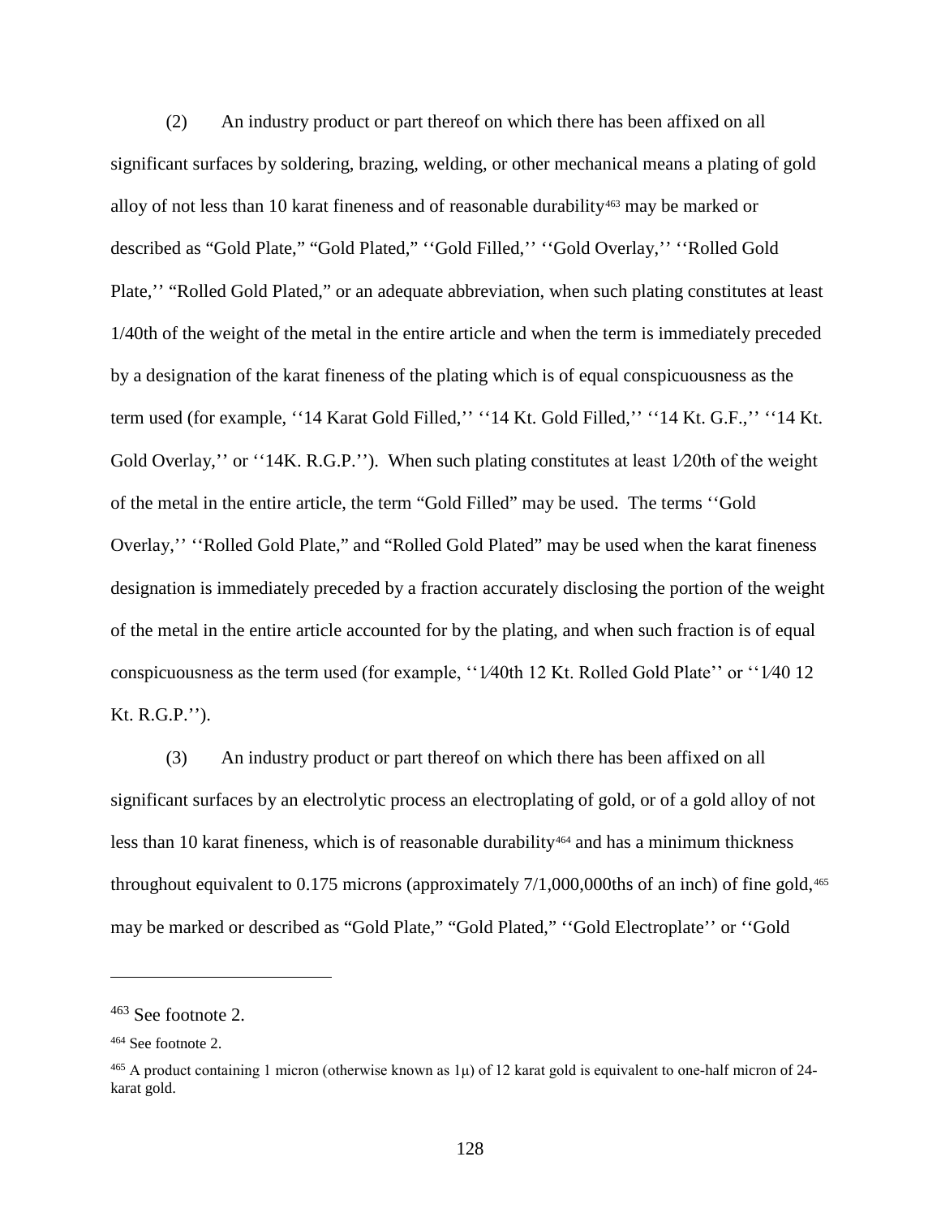(2) An industry product or part thereof on which there has been affixed on all significant surfaces by soldering, brazing, welding, or other mechanical means a plating of gold alloy of not less than 10 karat fineness and of reasonable durability[463] may be marked or described as "Gold Plate," "Gold Plated," ''Gold Filled,'' ''Gold Overlay,'' ''Rolled Gold Plate,'' "Rolled Gold Plated," or an adequate abbreviation, when such plating constitutes at least 1/40th of the weight of the metal in the entire article and when the term is immediately preceded by a designation of the karat fineness of the plating which is of equal conspicuousness as the term used (for example, ''14 Karat Gold Filled,'' ''14 Kt. Gold Filled,'' ''14 Kt. G.F.,'' ''14 Kt. Gold Overlay,'' or ''14K. R.G.P.''). When such plating constitutes at least 1⁄20th of the weight of the metal in the entire article, the term "Gold Filled" may be used. The terms ''Gold Overlay,'' ''Rolled Gold Plate," and "Rolled Gold Plated" may be used when the karat fineness designation is immediately preceded by a fraction accurately disclosing the portion of the weight of the metal in the entire article accounted for by the plating, and when such fraction is of equal conspicuousness as the term used (for example, ''1⁄40th 12 Kt. Rolled Gold Plate'' or ''1⁄40 12 Kt. R.G.P.'').

(3) An industry product or part thereof on which there has been affixed on all significant surfaces by an electrolytic process an electroplating of gold, or of a gold alloy of not less than 10 karat fineness, which is of reasonable durability[464] and has a minimum thickness throughout equivalent to 0.175 microns (approximately 7/1,000,000ths of an inch) of fine gold,[465] may be marked or described as "Gold Plate," "Gold Plated," ''Gold Electroplate'' or ''Gold

---

[463] See footnote 2.

[464] See footnote 2.

[465] A product containing 1 micron (otherwise known as 1μ) of 12 karat gold is equivalent to one-half micron of 24-karat gold.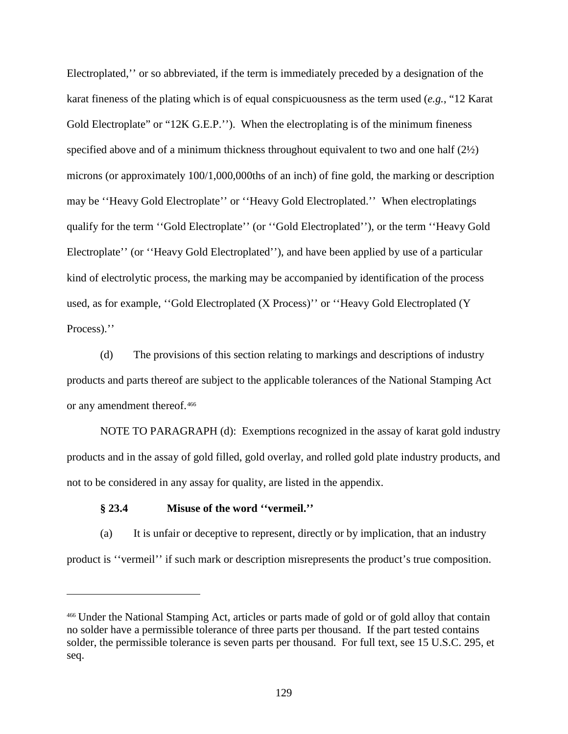Electroplated,'' or so abbreviated, if the term is immediately preceded by a designation of the karat fineness of the plating which is of equal conspicuousness as the term used (*e.g.*, "12 Karat Gold Electroplate" or "12K G.E.P.''). When the electroplating is of the minimum fineness specified above and of a minimum thickness throughout equivalent to two and one half (2½) microns (or approximately 100/1,000,000ths of an inch) of fine gold, the marking or description may be ''Heavy Gold Electroplate'' or ''Heavy Gold Electroplated.'' When electroplatings qualify for the term ''Gold Electroplate'' (or ''Gold Electroplated''), or the term ''Heavy Gold Electroplate'' (or ''Heavy Gold Electroplated''), and have been applied by use of a particular kind of electrolytic process, the marking may be accompanied by identification of the process used, as for example, ''Gold Electroplated (X Process)'' or ''Heavy Gold Electroplated (Y Process).''

(d) The provisions of this section relating to markings and descriptions of industry products and parts thereof are subject to the applicable tolerances of the National Stamping Act or any amendment thereof.[466]

NOTE TO PARAGRAPH (d): Exemptions recognized in the assay of karat gold industry products and in the assay of gold filled, gold overlay, and rolled gold plate industry products, and not to be considered in any assay for quality, are listed in the appendix.

**§ 23.4 Misuse of the word ''vermeil.''**

(a) It is unfair or deceptive to represent, directly or by implication, that an industry product is ''vermeil'' if such mark or description misrepresents the product's true composition.

---

[466] Under the National Stamping Act, articles or parts made of gold or of gold alloy that contain no solder have a permissible tolerance of three parts per thousand. If the part tested contains solder, the permissible tolerance is seven parts per thousand. For full text, see 15 U.S.C. 295, et seq.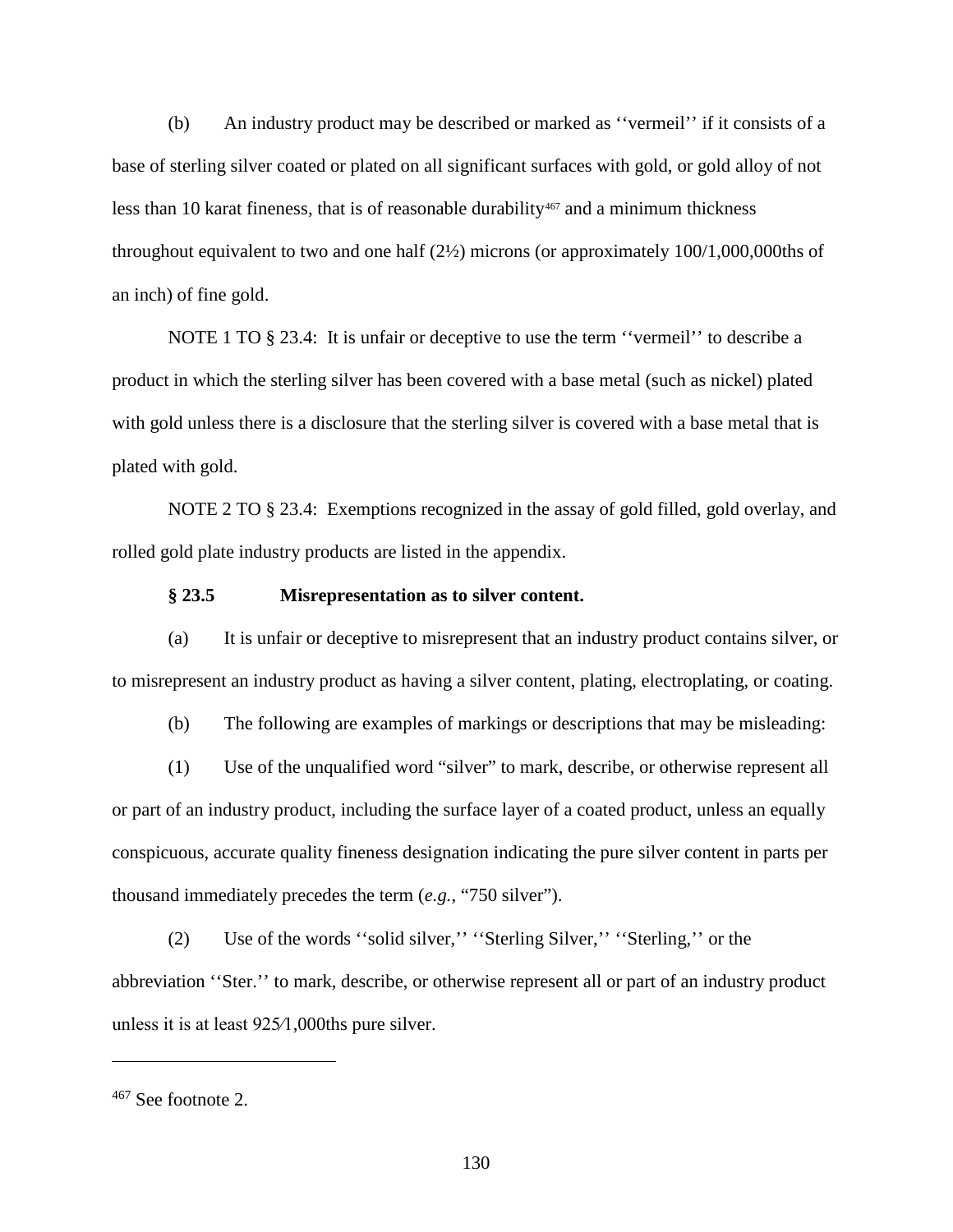(b) An industry product may be described or marked as ''vermeil'' if it consists of a base of sterling silver coated or plated on all significant surfaces with gold, or gold alloy of not less than 10 karat fineness, that is of reasonable durability[467] and a minimum thickness throughout equivalent to two and one half (2½) microns (or approximately 100/1,000,000ths of an inch) of fine gold.

NOTE 1 TO § 23.4: It is unfair or deceptive to use the term ''vermeil'' to describe a product in which the sterling silver has been covered with a base metal (such as nickel) plated with gold unless there is a disclosure that the sterling silver is covered with a base metal that is plated with gold.

NOTE 2 TO § 23.4: Exemptions recognized in the assay of gold filled, gold overlay, and rolled gold plate industry products are listed in the appendix.

**§ 23.5 Misrepresentation as to silver content.**

(a) It is unfair or deceptive to misrepresent that an industry product contains silver, or to misrepresent an industry product as having a silver content, plating, electroplating, or coating.

(b) The following are examples of markings or descriptions that may be misleading:

(1) Use of the unqualified word "silver" to mark, describe, or otherwise represent all or part of an industry product, including the surface layer of a coated product, unless an equally conspicuous, accurate quality fineness designation indicating the pure silver content in parts per thousand immediately precedes the term (*e.g.*, "750 silver").

(2) Use of the words ''solid silver,'' ''Sterling Silver,'' ''Sterling,'' or the abbreviation ''Ster.'' to mark, describe, or otherwise represent all or part of an industry product unless it is at least 925⁄1,000ths pure silver.

---

[467] See footnote 2.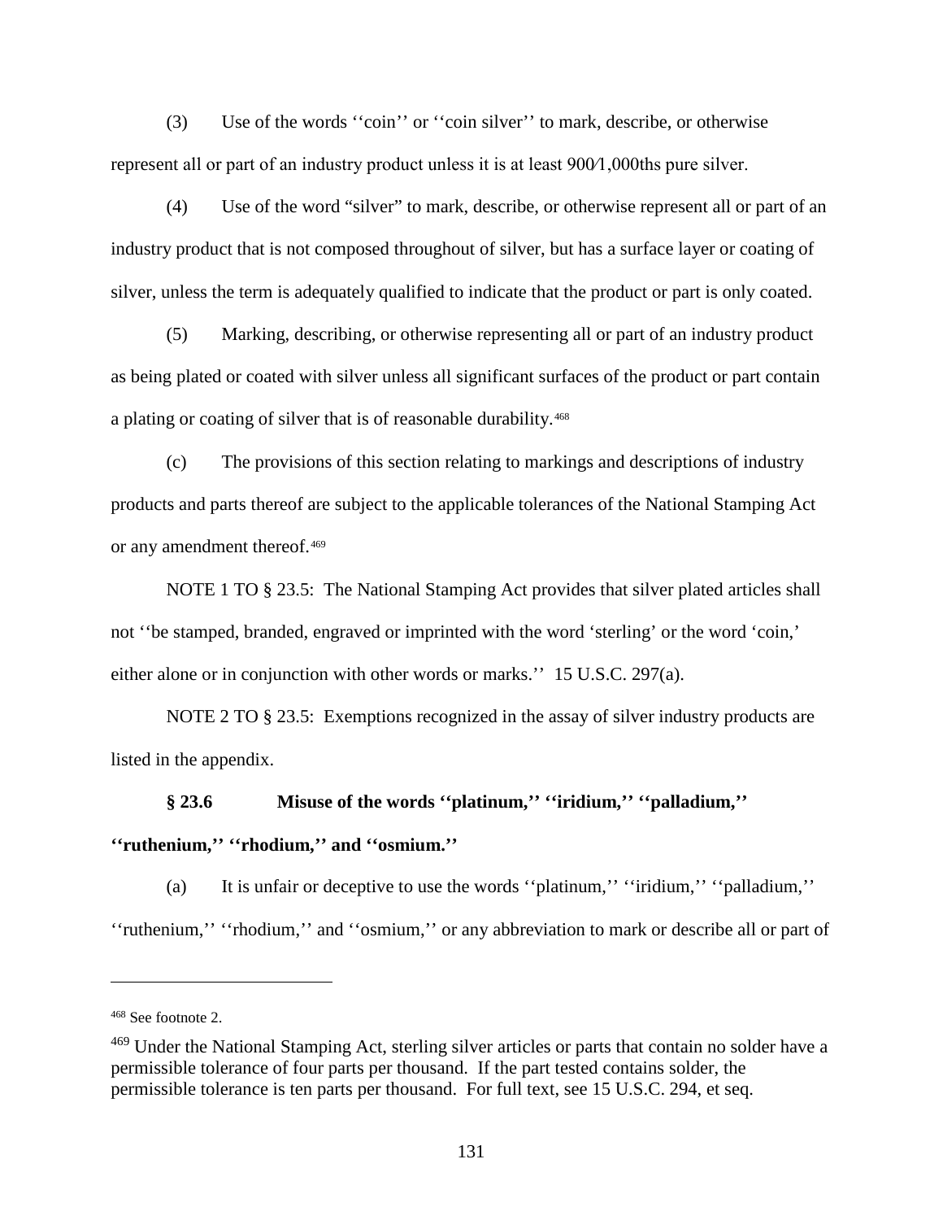(3) Use of the words ''coin'' or ''coin silver'' to mark, describe, or otherwise represent all or part of an industry product unless it is at least 900⁄1,000ths pure silver.

(4) Use of the word "silver" to mark, describe, or otherwise represent all or part of an industry product that is not composed throughout of silver, but has a surface layer or coating of silver, unless the term is adequately qualified to indicate that the product or part is only coated.

(5) Marking, describing, or otherwise representing all or part of an industry product as being plated or coated with silver unless all significant surfaces of the product or part contain a plating or coating of silver that is of reasonable durability.[468]

(c) The provisions of this section relating to markings and descriptions of industry products and parts thereof are subject to the applicable tolerances of the National Stamping Act or any amendment thereof.[469]

NOTE 1 TO § 23.5: The National Stamping Act provides that silver plated articles shall not ''be stamped, branded, engraved or imprinted with the word 'sterling' or the word 'coin,' either alone or in conjunction with other words or marks.'' 15 U.S.C. 297(a).

NOTE 2 TO § 23.5: Exemptions recognized in the assay of silver industry products are listed in the appendix.

### § 23.6 Misuse of the words ''platinum,'' ''iridium,'' ''palladium,'' ''ruthenium,'' ''rhodium,'' and ''osmium.''

(a) It is unfair or deceptive to use the words ''platinum,'' ''iridium,'' ''palladium,'' ''ruthenium,'' ''rhodium,'' and ''osmium,'' or any abbreviation to mark or describe all or part of

---

[468] See footnote 2.

[469] Under the National Stamping Act, sterling silver articles or parts that contain no solder have a permissible tolerance of four parts per thousand. If the part tested contains solder, the permissible tolerance is ten parts per thousand. For full text, see 15 U.S.C. 294, et seq.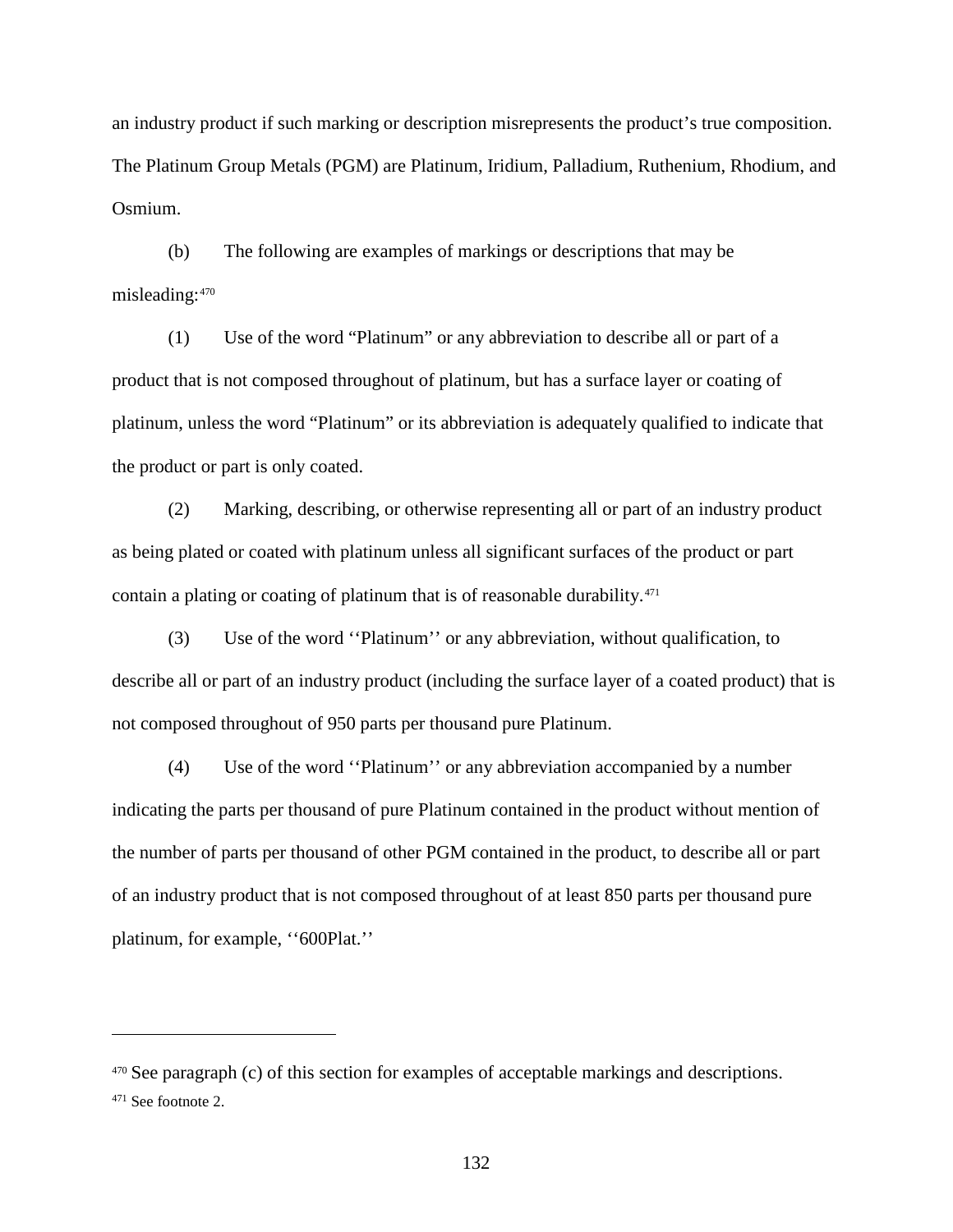an industry product if such marking or description misrepresents the product’s true composition. The Platinum Group Metals (PGM) are Platinum, Iridium, Palladium, Ruthenium, Rhodium, and Osmium.

(b) The following are examples of markings or descriptions that may be misleading:[470]

(1) Use of the word “Platinum” or any abbreviation to describe all or part of a product that is not composed throughout of platinum, but has a surface layer or coating of platinum, unless the word “Platinum” or its abbreviation is adequately qualified to indicate that the product or part is only coated.

(2) Marking, describing, or otherwise representing all or part of an industry product as being plated or coated with platinum unless all significant surfaces of the product or part contain a plating or coating of platinum that is of reasonable durability.[471]

(3) Use of the word ‘‘Platinum’’ or any abbreviation, without qualification, to describe all or part of an industry product (including the surface layer of a coated product) that is not composed throughout of 950 parts per thousand pure Platinum.

(4) Use of the word ‘‘Platinum’’ or any abbreviation accompanied by a number indicating the parts per thousand of pure Platinum contained in the product without mention of the number of parts per thousand of other PGM contained in the product, to describe all or part of an industry product that is not composed throughout of at least 850 parts per thousand pure platinum, for example, ‘‘600Plat.’’

---

[470] See paragraph (c) of this section for examples of acceptable markings and descriptions.

[471] See footnote 2.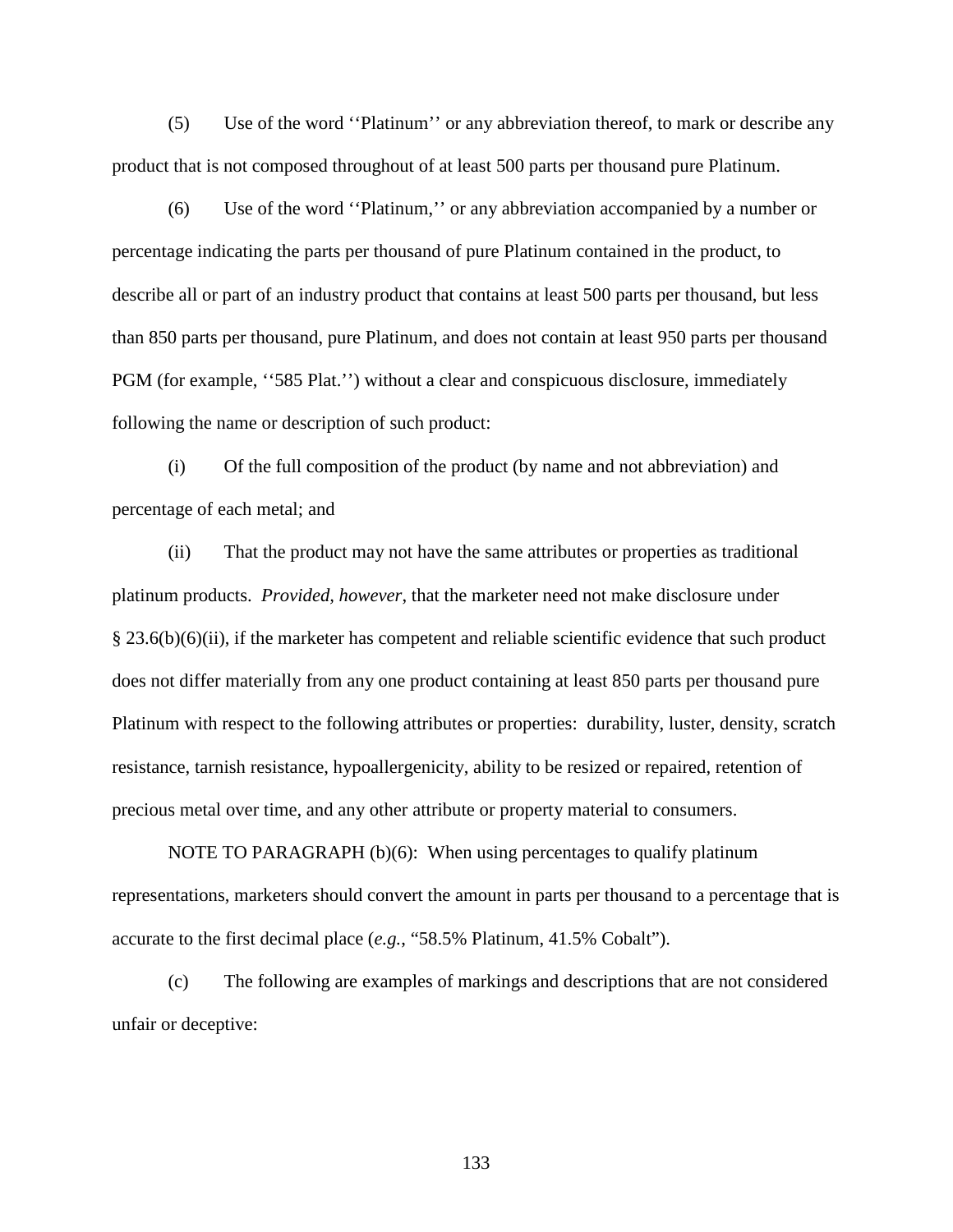(5) Use of the word ''Platinum'' or any abbreviation thereof, to mark or describe any product that is not composed throughout of at least 500 parts per thousand pure Platinum.

(6) Use of the word ''Platinum,'' or any abbreviation accompanied by a number or percentage indicating the parts per thousand of pure Platinum contained in the product, to describe all or part of an industry product that contains at least 500 parts per thousand, but less than 850 parts per thousand, pure Platinum, and does not contain at least 950 parts per thousand PGM (for example, ''585 Plat.'') without a clear and conspicuous disclosure, immediately following the name or description of such product:

(i) Of the full composition of the product (by name and not abbreviation) and percentage of each metal; and

(ii) That the product may not have the same attributes or properties as traditional platinum products. *Provided, however*, that the marketer need not make disclosure under § 23.6(b)(6)(ii), if the marketer has competent and reliable scientific evidence that such product does not differ materially from any one product containing at least 850 parts per thousand pure Platinum with respect to the following attributes or properties: durability, luster, density, scratch resistance, tarnish resistance, hypoallergenicity, ability to be resized or repaired, retention of precious metal over time, and any other attribute or property material to consumers.

NOTE TO PARAGRAPH (b)(6): When using percentages to qualify platinum representations, marketers should convert the amount in parts per thousand to a percentage that is accurate to the first decimal place (*e.g.*, "58.5% Platinum, 41.5% Cobalt").

(c) The following are examples of markings and descriptions that are not considered unfair or deceptive: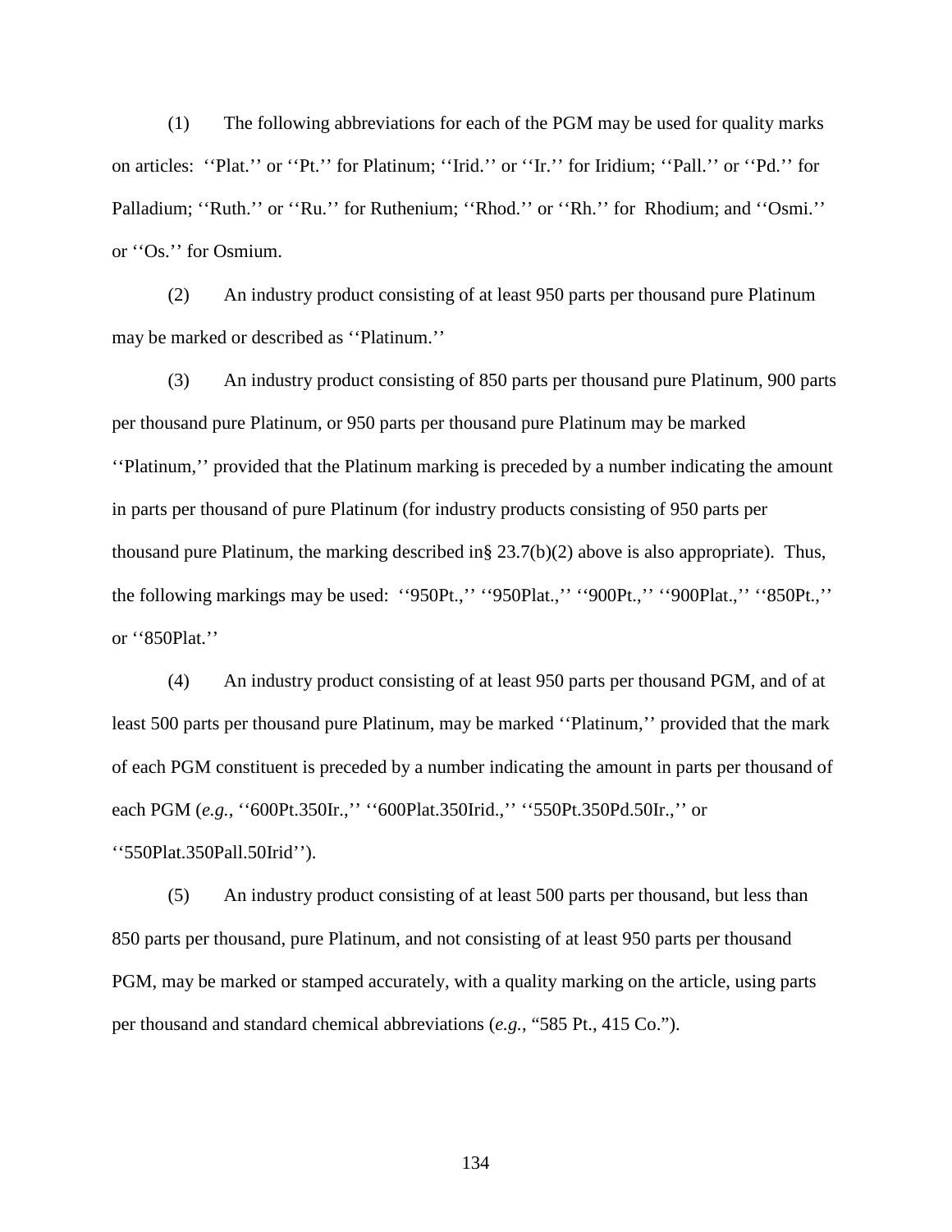(1) The following abbreviations for each of the PGM may be used for quality marks on articles: ''Plat.'' or ''Pt.'' for Platinum; ''Irid.'' or ''Ir.'' for Iridium; ''Pall.'' or ''Pd.'' for Palladium; ''Ruth.'' or ''Ru.'' for Ruthenium; ''Rhod.'' or ''Rh.'' for Rhodium; and ''Osmi.'' or ''Os.'' for Osmium.

(2) An industry product consisting of at least 950 parts per thousand pure Platinum may be marked or described as ''Platinum.''

(3) An industry product consisting of 850 parts per thousand pure Platinum, 900 parts per thousand pure Platinum, or 950 parts per thousand pure Platinum may be marked ''Platinum,'' provided that the Platinum marking is preceded by a number indicating the amount in parts per thousand of pure Platinum (for industry products consisting of 950 parts per thousand pure Platinum, the marking described in§ 23.7(b)(2) above is also appropriate). Thus, the following markings may be used: ''950Pt.,'' ''950Plat.,'' ''900Pt.,'' ''900Plat.,'' ''850Pt.,'' or ''850Plat.''

(4) An industry product consisting of at least 950 parts per thousand PGM, and of at least 500 parts per thousand pure Platinum, may be marked ''Platinum,'' provided that the mark of each PGM constituent is preceded by a number indicating the amount in parts per thousand of each PGM (*e.g.*, ''600Pt.350Ir.,'' ''600Plat.350Irid.,'' ''550Pt.350Pd.50Ir.,'' or ''550Plat.350Pall.50Irid'').

(5) An industry product consisting of at least 500 parts per thousand, but less than 850 parts per thousand, pure Platinum, and not consisting of at least 950 parts per thousand PGM, may be marked or stamped accurately, with a quality marking on the article, using parts per thousand and standard chemical abbreviations (*e.g.*, "585 Pt., 415 Co.").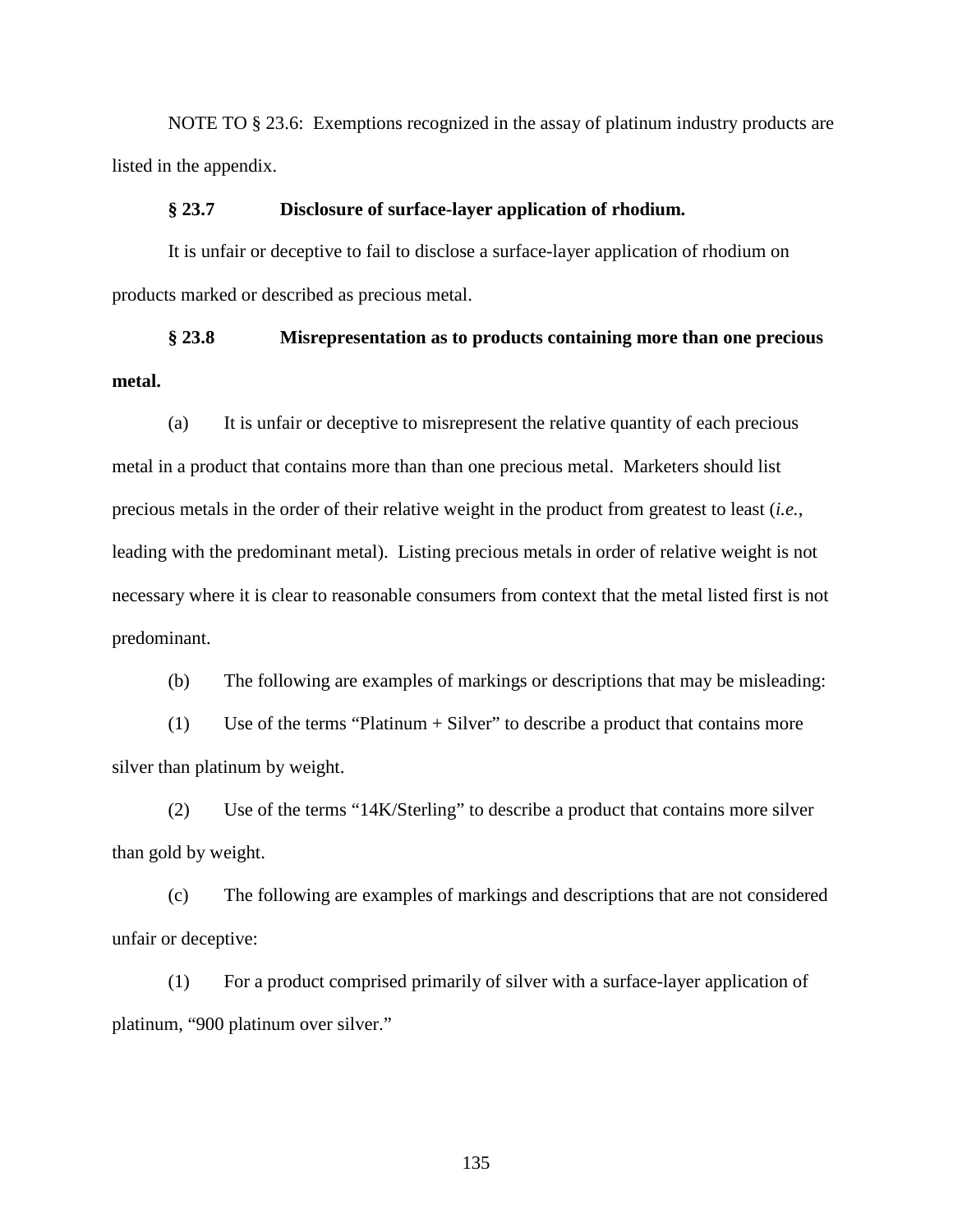NOTE TO § 23.6: Exemptions recognized in the assay of platinum industry products are listed in the appendix.

**§ 23.7 Disclosure of surface-layer application of rhodium.**

It is unfair or deceptive to fail to disclose a surface-layer application of rhodium on products marked or described as precious metal.

**§ 23.8 Misrepresentation as to products containing more than one precious metal.**

(a) It is unfair or deceptive to misrepresent the relative quantity of each precious metal in a product that contains more than than one precious metal. Marketers should list precious metals in the order of their relative weight in the product from greatest to least (*i.e.*, leading with the predominant metal). Listing precious metals in order of relative weight is not necessary where it is clear to reasonable consumers from context that the metal listed first is not predominant.

(b) The following are examples of markings or descriptions that may be misleading:

(1) Use of the terms "Platinum + Silver" to describe a product that contains more silver than platinum by weight.

(2) Use of the terms "14K/Sterling" to describe a product that contains more silver than gold by weight.

(c) The following are examples of markings and descriptions that are not considered unfair or deceptive:

(1) For a product comprised primarily of silver with a surface-layer application of platinum, "900 platinum over silver."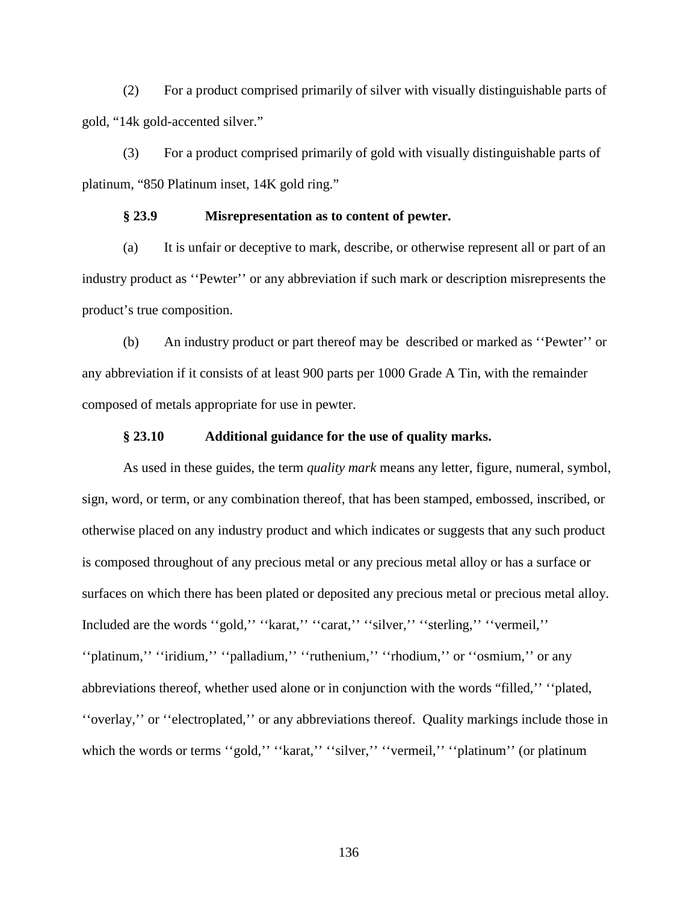(2) For a product comprised primarily of silver with visually distinguishable parts of gold, "14k gold-accented silver."

(3) For a product comprised primarily of gold with visually distinguishable parts of platinum, "850 Platinum inset, 14K gold ring."

### § 23.9 Misrepresentation as to content of pewter.

(a) It is unfair or deceptive to mark, describe, or otherwise represent all or part of an industry product as ''Pewter'' or any abbreviation if such mark or description misrepresents the product's true composition.

(b) An industry product or part thereof may be described or marked as ''Pewter'' or any abbreviation if it consists of at least 900 parts per 1000 Grade A Tin, with the remainder composed of metals appropriate for use in pewter.

### § 23.10 Additional guidance for the use of quality marks.

As used in these guides, the term *quality mark* means any letter, figure, numeral, symbol, sign, word, or term, or any combination thereof, that has been stamped, embossed, inscribed, or otherwise placed on any industry product and which indicates or suggests that any such product is composed throughout of any precious metal or any precious metal alloy or has a surface or surfaces on which there has been plated or deposited any precious metal or precious metal alloy. Included are the words ''gold,'' ''karat,'' ''carat,'' ''silver,'' ''sterling,'' ''vermeil,'' ''platinum,'' ''iridium,'' ''palladium,'' ''ruthenium,'' ''rhodium,'' or ''osmium,'' or any abbreviations thereof, whether used alone or in conjunction with the words "filled,'' ''plated, ''overlay,'' or ''electroplated,'' or any abbreviations thereof. Quality markings include those in which the words or terms ''gold,'' ''karat,'' ''silver,'' ''vermeil,'' ''platinum'' (or platinum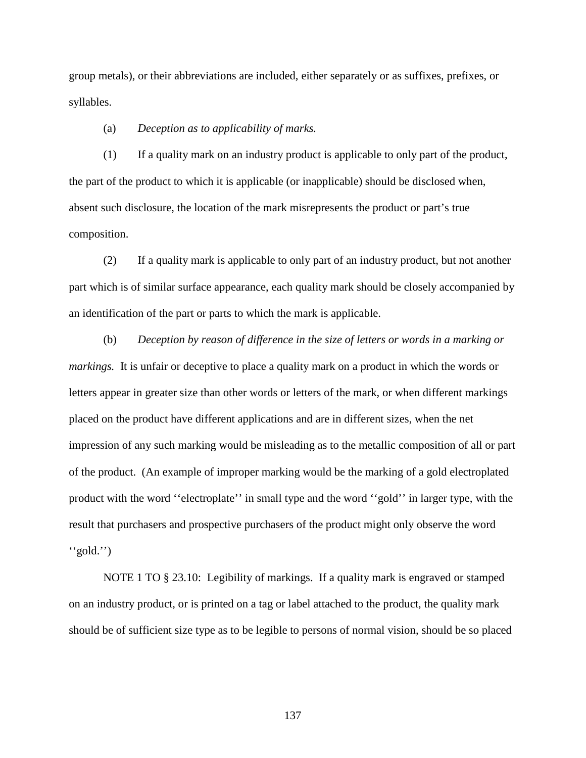group metals), or their abbreviations are included, either separately or as suffixes, prefixes, or syllables.

(a) *Deception as to applicability of marks.*

(1) If a quality mark on an industry product is applicable to only part of the product, the part of the product to which it is applicable (or inapplicable) should be disclosed when, absent such disclosure, the location of the mark misrepresents the product or part's true composition.

(2) If a quality mark is applicable to only part of an industry product, but not another part which is of similar surface appearance, each quality mark should be closely accompanied by an identification of the part or parts to which the mark is applicable.

(b) *Deception by reason of difference in the size of letters or words in a marking or markings.* It is unfair or deceptive to place a quality mark on a product in which the words or letters appear in greater size than other words or letters of the mark, or when different markings placed on the product have different applications and are in different sizes, when the net impression of any such marking would be misleading as to the metallic composition of all or part of the product. (An example of improper marking would be the marking of a gold electroplated product with the word ''electroplate'' in small type and the word ''gold'' in larger type, with the result that purchasers and prospective purchasers of the product might only observe the word ''gold.'')

NOTE 1 TO § 23.10: Legibility of markings. If a quality mark is engraved or stamped on an industry product, or is printed on a tag or label attached to the product, the quality mark should be of sufficient size type as to be legible to persons of normal vision, should be so placed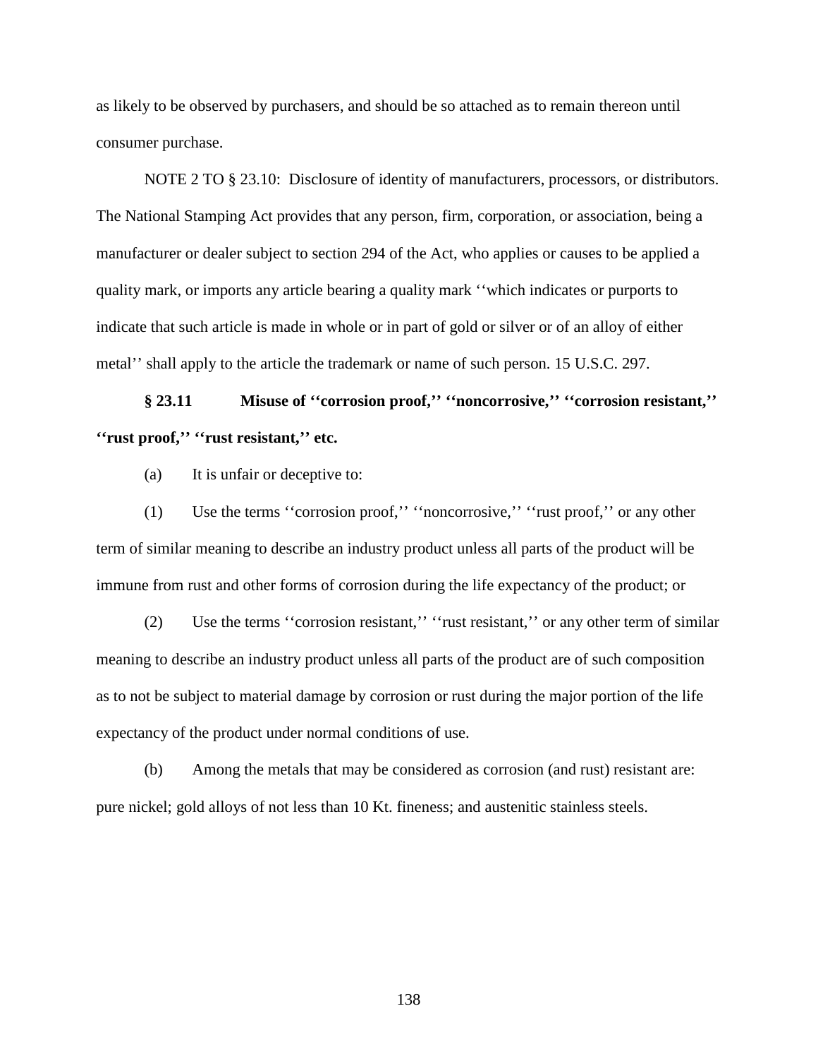as likely to be observed by purchasers, and should be so attached as to remain thereon until consumer purchase.

NOTE 2 TO § 23.10: Disclosure of identity of manufacturers, processors, or distributors. The National Stamping Act provides that any person, firm, corporation, or association, being a manufacturer or dealer subject to section 294 of the Act, who applies or causes to be applied a quality mark, or imports any article bearing a quality mark ''which indicates or purports to indicate that such article is made in whole or in part of gold or silver or of an alloy of either metal'' shall apply to the article the trademark or name of such person. 15 U.S.C. 297.

**§ 23.11 Misuse of ''corrosion proof,'' ''noncorrosive,'' ''corrosion resistant,'' ''rust proof,'' ''rust resistant,'' etc.**

(a) It is unfair or deceptive to:

(1) Use the terms ''corrosion proof,'' ''noncorrosive,'' ''rust proof,'' or any other term of similar meaning to describe an industry product unless all parts of the product will be immune from rust and other forms of corrosion during the life expectancy of the product; or

(2) Use the terms ''corrosion resistant,'' ''rust resistant,'' or any other term of similar meaning to describe an industry product unless all parts of the product are of such composition as to not be subject to material damage by corrosion or rust during the major portion of the life expectancy of the product under normal conditions of use.

(b) Among the metals that may be considered as corrosion (and rust) resistant are: pure nickel; gold alloys of not less than 10 Kt. fineness; and austenitic stainless steels.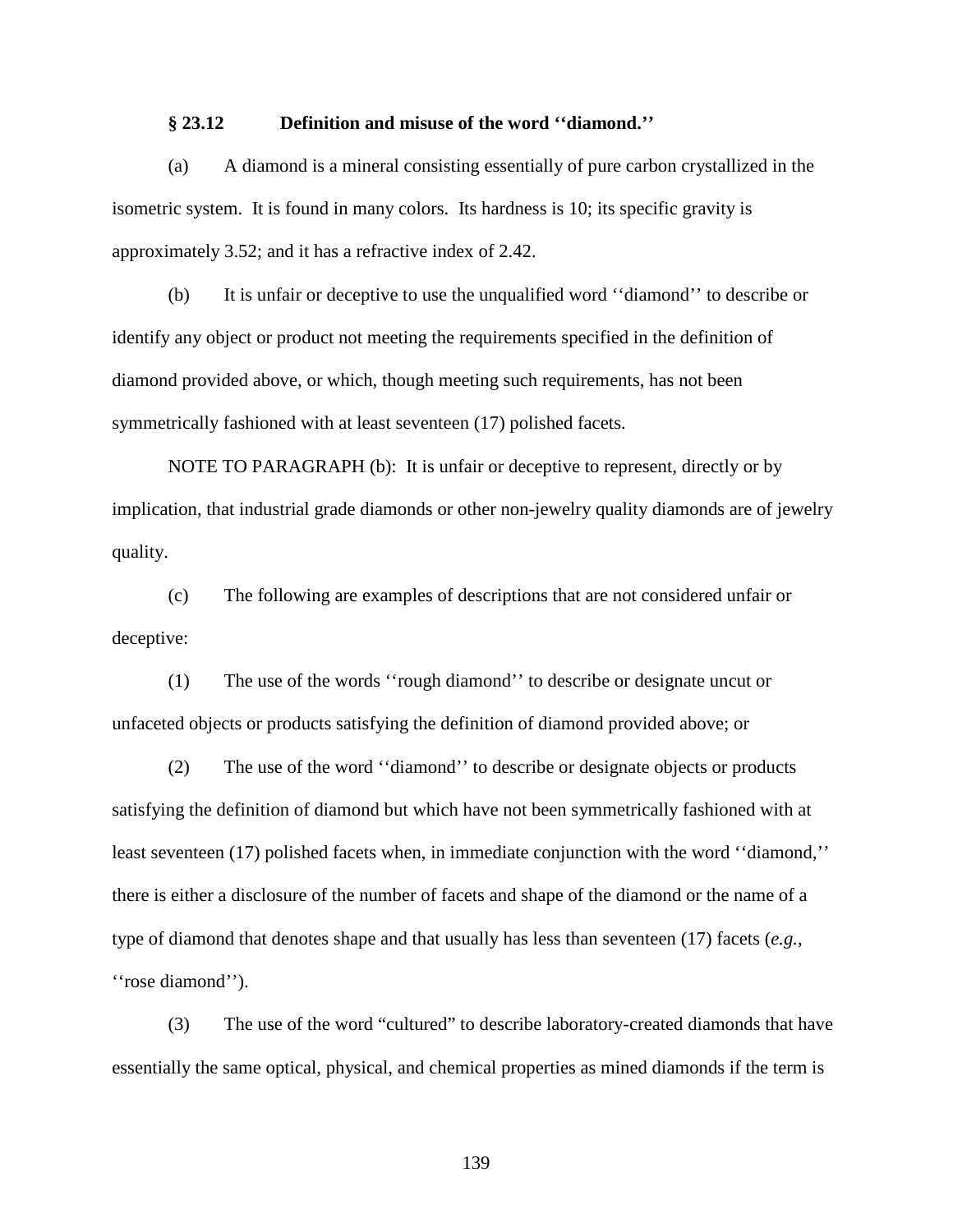## § 23.12 Definition and misuse of the word ''diamond.''

(a) A diamond is a mineral consisting essentially of pure carbon crystallized in the isometric system. It is found in many colors. Its hardness is 10; its specific gravity is approximately 3.52; and it has a refractive index of 2.42.

(b) It is unfair or deceptive to use the unqualified word ''diamond'' to describe or identify any object or product not meeting the requirements specified in the definition of diamond provided above, or which, though meeting such requirements, has not been symmetrically fashioned with at least seventeen (17) polished facets.

NOTE TO PARAGRAPH (b): It is unfair or deceptive to represent, directly or by implication, that industrial grade diamonds or other non-jewelry quality diamonds are of jewelry quality.

(c) The following are examples of descriptions that are not considered unfair or deceptive:

(1) The use of the words ''rough diamond'' to describe or designate uncut or unfaceted objects or products satisfying the definition of diamond provided above; or

(2) The use of the word ''diamond'' to describe or designate objects or products satisfying the definition of diamond but which have not been symmetrically fashioned with at least seventeen (17) polished facets when, in immediate conjunction with the word ''diamond,'' there is either a disclosure of the number of facets and shape of the diamond or the name of a type of diamond that denotes shape and that usually has less than seventeen (17) facets (*e.g.*, ''rose diamond'').

(3) The use of the word "cultured" to describe laboratory-created diamonds that have essentially the same optical, physical, and chemical properties as mined diamonds if the term is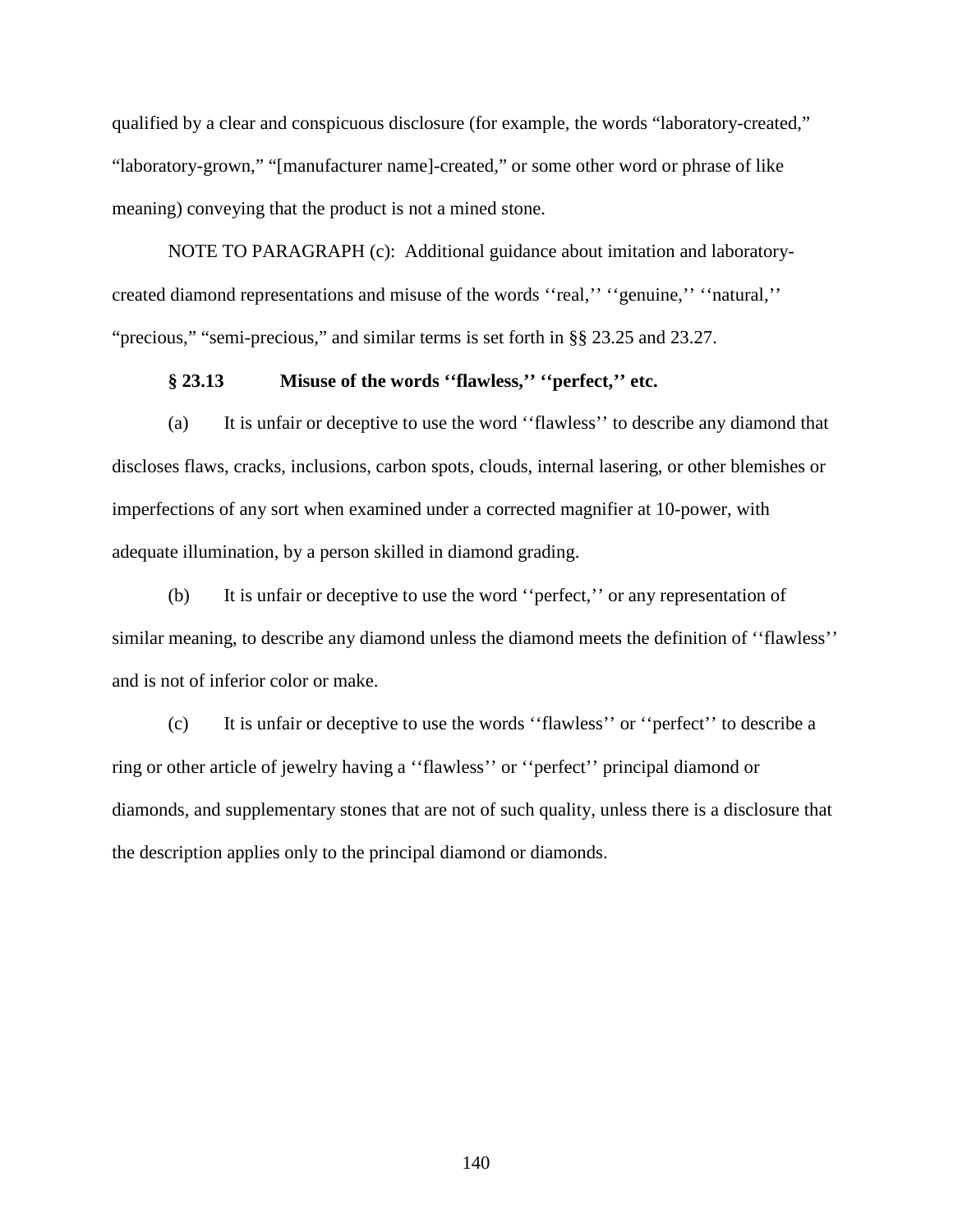qualified by a clear and conspicuous disclosure (for example, the words "laboratory-created," "laboratory-grown," "[manufacturer name]-created," or some other word or phrase of like meaning) conveying that the product is not a mined stone.

NOTE TO PARAGRAPH (c): Additional guidance about imitation and laboratory-created diamond representations and misuse of the words ''real,'' ''genuine,'' ''natural,'' "precious," "semi-precious," and similar terms is set forth in §§ 23.25 and 23.27.

### § 23.13 Misuse of the words ''flawless,'' ''perfect,'' etc.

(a) It is unfair or deceptive to use the word ''flawless'' to describe any diamond that discloses flaws, cracks, inclusions, carbon spots, clouds, internal lasering, or other blemishes or imperfections of any sort when examined under a corrected magnifier at 10-power, with adequate illumination, by a person skilled in diamond grading.

(b) It is unfair or deceptive to use the word ''perfect,'' or any representation of similar meaning, to describe any diamond unless the diamond meets the definition of ''flawless'' and is not of inferior color or make.

(c) It is unfair or deceptive to use the words ''flawless'' or ''perfect'' to describe a ring or other article of jewelry having a ''flawless'' or ''perfect'' principal diamond or diamonds, and supplementary stones that are not of such quality, unless there is a disclosure that the description applies only to the principal diamond or diamonds.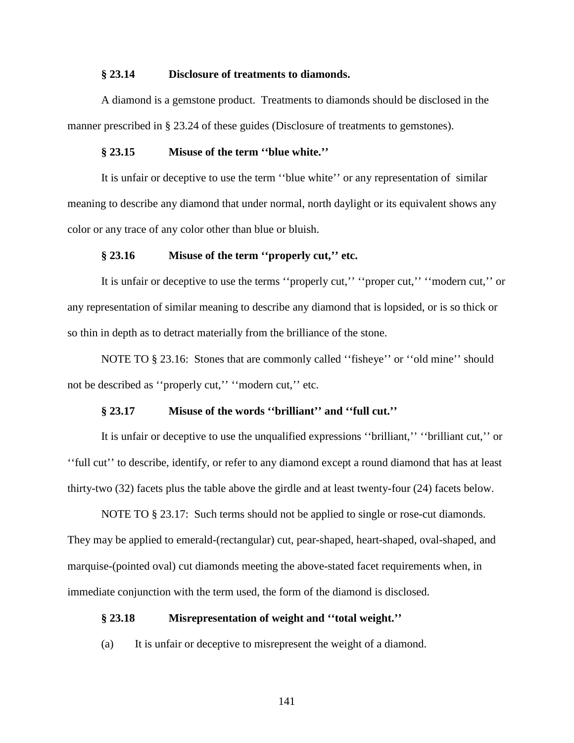### § 23.14 Disclosure of treatments to diamonds.

A diamond is a gemstone product. Treatments to diamonds should be disclosed in the manner prescribed in § 23.24 of these guides (Disclosure of treatments to gemstones).

### § 23.15 Misuse of the term ''blue white.''

It is unfair or deceptive to use the term ''blue white'' or any representation of similar meaning to describe any diamond that under normal, north daylight or its equivalent shows any color or any trace of any color other than blue or bluish.

### § 23.16 Misuse of the term ''properly cut,'' etc.

It is unfair or deceptive to use the terms ''properly cut,'' ''proper cut,'' ''modern cut,'' or any representation of similar meaning to describe any diamond that is lopsided, or is so thick or so thin in depth as to detract materially from the brilliance of the stone.

NOTE TO § 23.16: Stones that are commonly called ''fisheye'' or ''old mine'' should not be described as ''properly cut,'' ''modern cut,'' etc.

### § 23.17 Misuse of the words ''brilliant'' and ''full cut.''

It is unfair or deceptive to use the unqualified expressions ''brilliant,'' ''brilliant cut,'' or ''full cut'' to describe, identify, or refer to any diamond except a round diamond that has at least thirty-two (32) facets plus the table above the girdle and at least twenty-four (24) facets below.

NOTE TO § 23.17: Such terms should not be applied to single or rose-cut diamonds. They may be applied to emerald-(rectangular) cut, pear-shaped, heart-shaped, oval-shaped, and marquise-(pointed oval) cut diamonds meeting the above-stated facet requirements when, in immediate conjunction with the term used, the form of the diamond is disclosed.

### § 23.18 Misrepresentation of weight and ''total weight.''

(a) It is unfair or deceptive to misrepresent the weight of a diamond.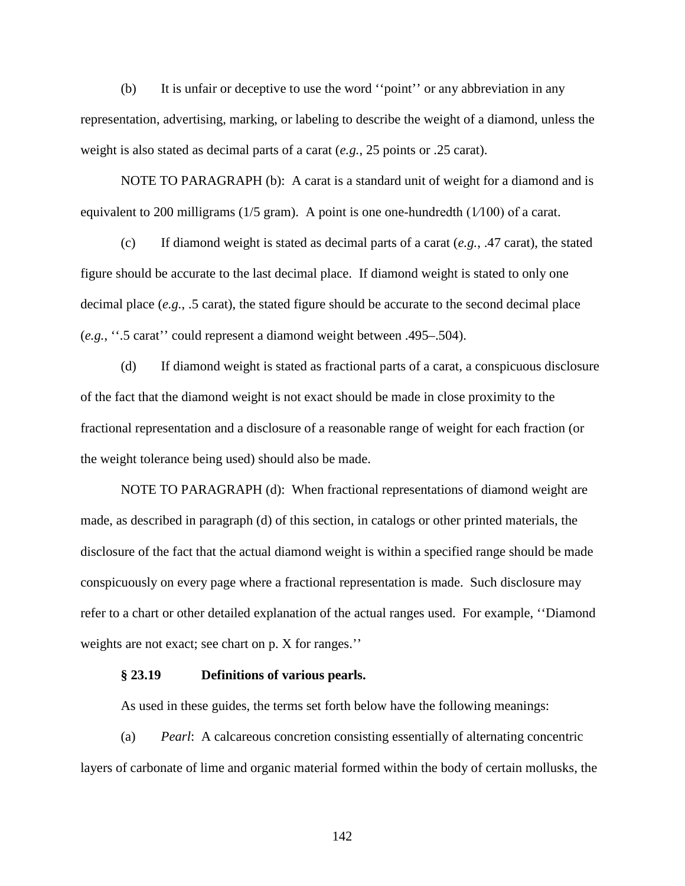(b) It is unfair or deceptive to use the word ''point'' or any abbreviation in any representation, advertising, marking, or labeling to describe the weight of a diamond, unless the weight is also stated as decimal parts of a carat (*e.g.*, 25 points or .25 carat).

NOTE TO PARAGRAPH (b): A carat is a standard unit of weight for a diamond and is equivalent to 200 milligrams (1/5 gram). A point is one one-hundredth (1⁄100) of a carat.

(c) If diamond weight is stated as decimal parts of a carat (*e.g.*, .47 carat), the stated figure should be accurate to the last decimal place. If diamond weight is stated to only one decimal place (*e.g.*, .5 carat), the stated figure should be accurate to the second decimal place (*e.g.*, ''.5 carat'' could represent a diamond weight between .495–.504).

(d) If diamond weight is stated as fractional parts of a carat, a conspicuous disclosure of the fact that the diamond weight is not exact should be made in close proximity to the fractional representation and a disclosure of a reasonable range of weight for each fraction (or the weight tolerance being used) should also be made.

NOTE TO PARAGRAPH (d): When fractional representations of diamond weight are made, as described in paragraph (d) of this section, in catalogs or other printed materials, the disclosure of the fact that the actual diamond weight is within a specified range should be made conspicuously on every page where a fractional representation is made. Such disclosure may refer to a chart or other detailed explanation of the actual ranges used. For example, ''Diamond weights are not exact; see chart on p. X for ranges.''

**§ 23.19 Definitions of various pearls.**

As used in these guides, the terms set forth below have the following meanings:

(a) *Pearl*: A calcareous concretion consisting essentially of alternating concentric layers of carbonate of lime and organic material formed within the body of certain mollusks, the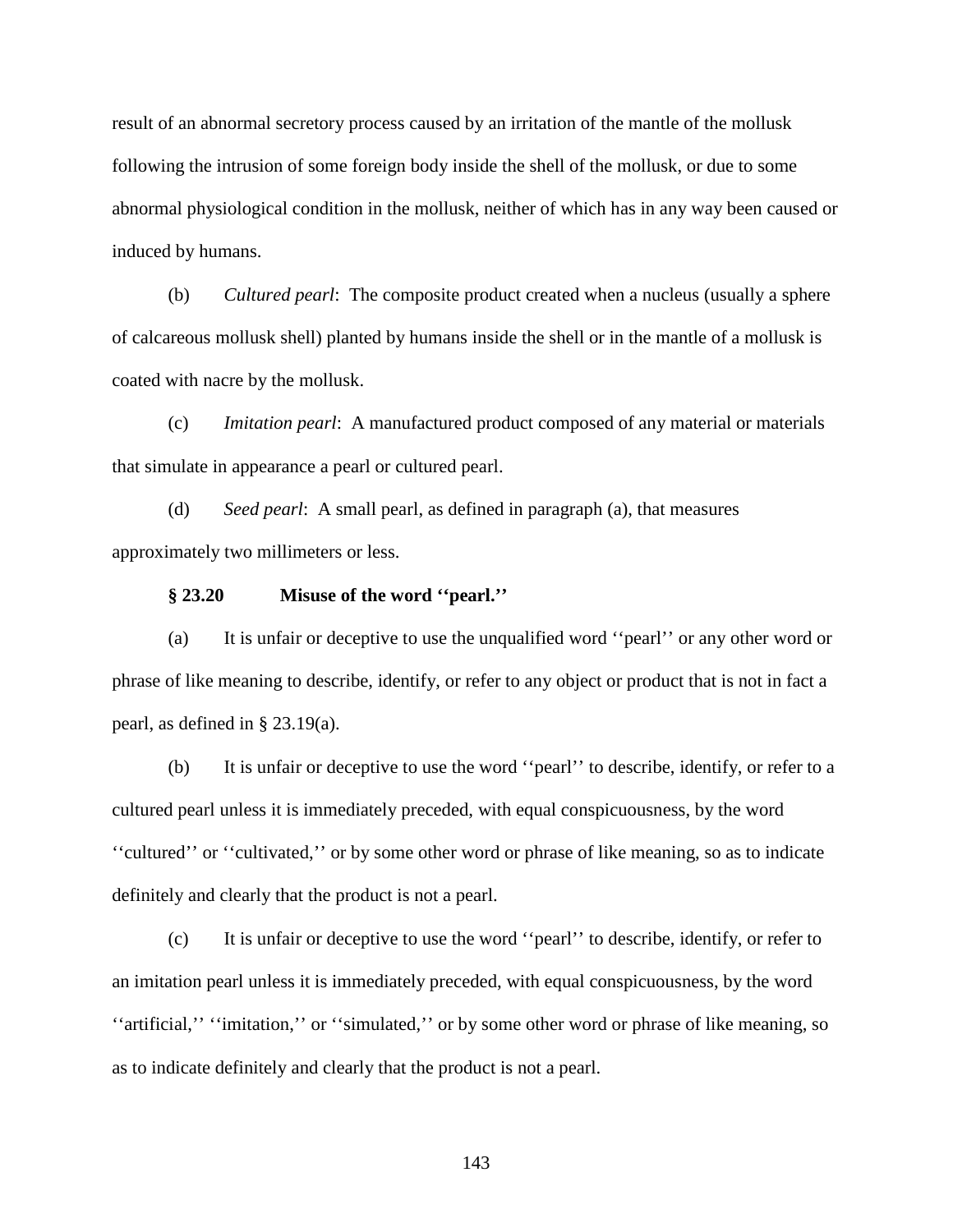result of an abnormal secretory process caused by an irritation of the mantle of the mollusk following the intrusion of some foreign body inside the shell of the mollusk, or due to some abnormal physiological condition in the mollusk, neither of which has in any way been caused or induced by humans.

(b) *Cultured pearl*: The composite product created when a nucleus (usually a sphere of calcareous mollusk shell) planted by humans inside the shell or in the mantle of a mollusk is coated with nacre by the mollusk.

(c) *Imitation pearl*: A manufactured product composed of any material or materials that simulate in appearance a pearl or cultured pearl.

(d) *Seed pearl*: A small pearl, as defined in paragraph (a), that measures approximately two millimeters or less.

**§ 23.20 Misuse of the word ''pearl.''**

(a) It is unfair or deceptive to use the unqualified word ''pearl'' or any other word or phrase of like meaning to describe, identify, or refer to any object or product that is not in fact a pearl, as defined in § 23.19(a).

(b) It is unfair or deceptive to use the word ''pearl'' to describe, identify, or refer to a cultured pearl unless it is immediately preceded, with equal conspicuousness, by the word ''cultured'' or ''cultivated,'' or by some other word or phrase of like meaning, so as to indicate definitely and clearly that the product is not a pearl.

(c) It is unfair or deceptive to use the word ''pearl'' to describe, identify, or refer to an imitation pearl unless it is immediately preceded, with equal conspicuousness, by the word ''artificial,'' ''imitation,'' or ''simulated,'' or by some other word or phrase of like meaning, so as to indicate definitely and clearly that the product is not a pearl.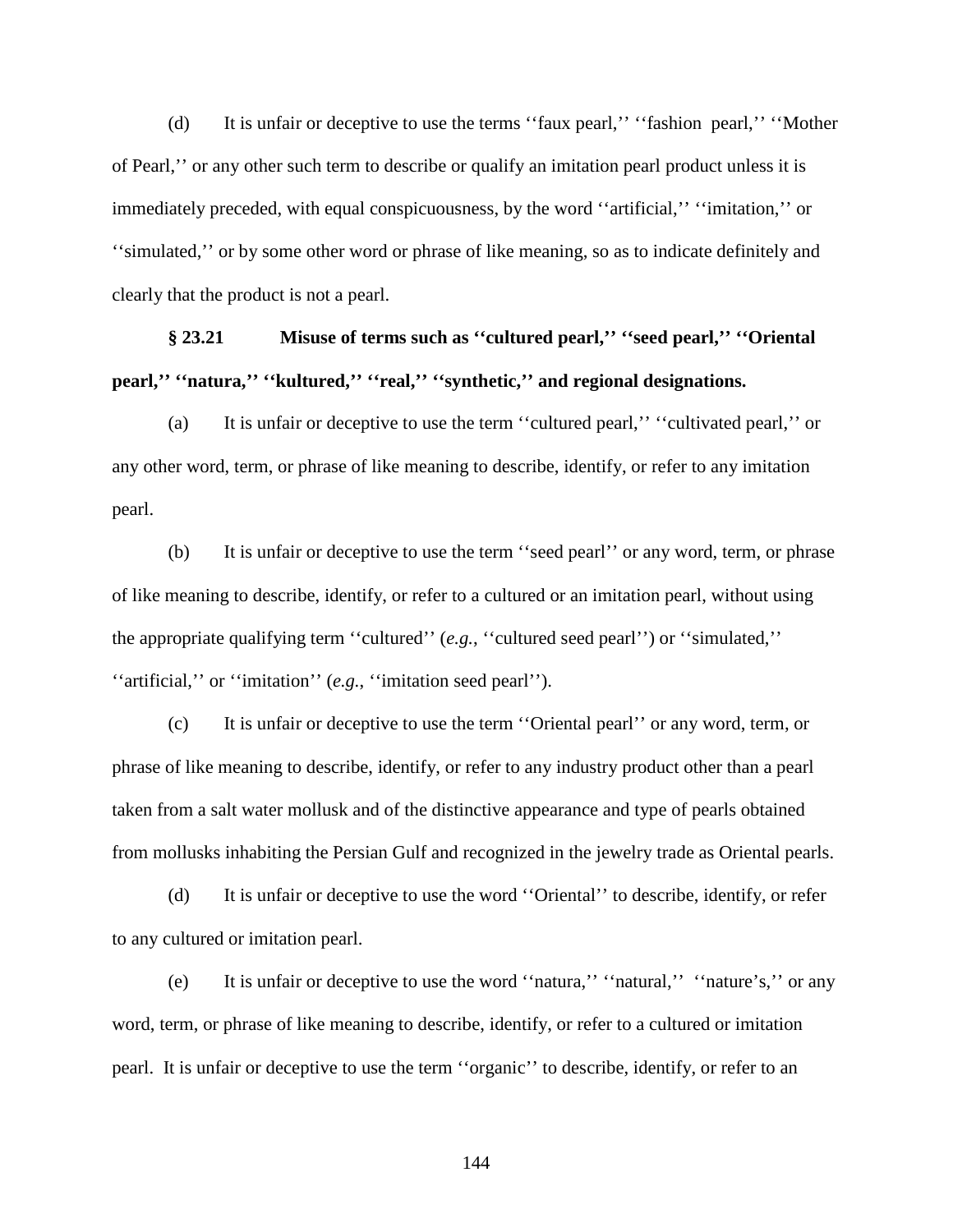(d) It is unfair or deceptive to use the terms ''faux pearl,'' ''fashion pearl,'' ''Mother of Pearl,'' or any other such term to describe or qualify an imitation pearl product unless it is immediately preceded, with equal conspicuousness, by the word ''artificial,'' ''imitation,'' or ''simulated,'' or by some other word or phrase of like meaning, so as to indicate definitely and clearly that the product is not a pearl.

**§ 23.21 Misuse of terms such as ''cultured pearl,'' ''seed pearl,'' ''Oriental pearl,'' ''natura,'' ''kultured,'' ''real,'' ''synthetic,'' and regional designations.**

(a) It is unfair or deceptive to use the term ''cultured pearl,'' ''cultivated pearl,'' or any other word, term, or phrase of like meaning to describe, identify, or refer to any imitation pearl.

(b) It is unfair or deceptive to use the term ''seed pearl'' or any word, term, or phrase of like meaning to describe, identify, or refer to a cultured or an imitation pearl, without using the appropriate qualifying term ''cultured'' (*e.g.*, ''cultured seed pearl'') or ''simulated,'' ''artificial,'' or ''imitation'' (*e.g.*, ''imitation seed pearl'').

(c) It is unfair or deceptive to use the term ''Oriental pearl'' or any word, term, or phrase of like meaning to describe, identify, or refer to any industry product other than a pearl taken from a salt water mollusk and of the distinctive appearance and type of pearls obtained from mollusks inhabiting the Persian Gulf and recognized in the jewelry trade as Oriental pearls.

(d) It is unfair or deceptive to use the word ''Oriental'' to describe, identify, or refer to any cultured or imitation pearl.

(e) It is unfair or deceptive to use the word ''natura,'' ''natural,'' ''nature's,'' or any word, term, or phrase of like meaning to describe, identify, or refer to a cultured or imitation pearl. It is unfair or deceptive to use the term ''organic'' to describe, identify, or refer to an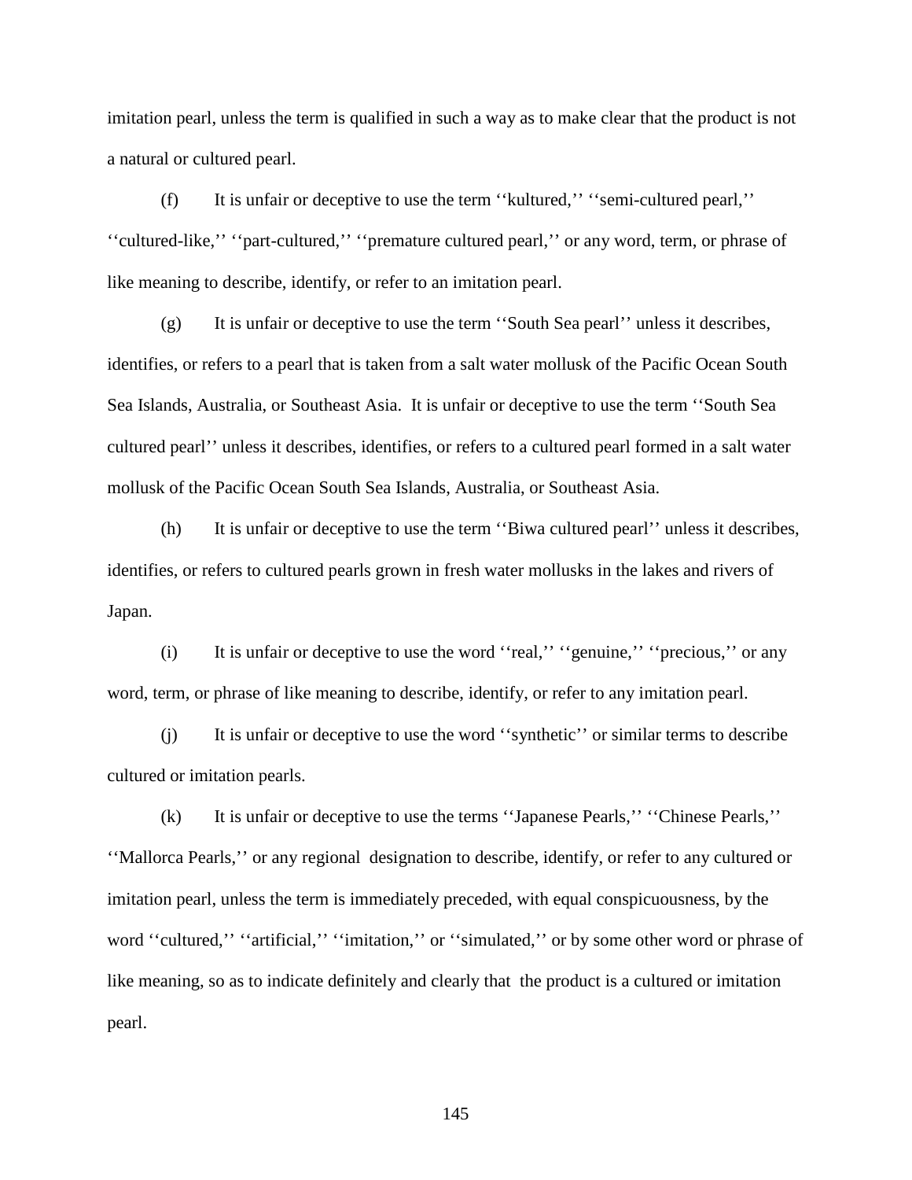imitation pearl, unless the term is qualified in such a way as to make clear that the product is not a natural or cultured pearl.

(f) It is unfair or deceptive to use the term ''kultured,'' ''semi-cultured pearl,'' ''cultured-like,'' ''part-cultured,'' ''premature cultured pearl,'' or any word, term, or phrase of like meaning to describe, identify, or refer to an imitation pearl.

(g) It is unfair or deceptive to use the term ''South Sea pearl'' unless it describes, identifies, or refers to a pearl that is taken from a salt water mollusk of the Pacific Ocean South Sea Islands, Australia, or Southeast Asia. It is unfair or deceptive to use the term ''South Sea cultured pearl'' unless it describes, identifies, or refers to a cultured pearl formed in a salt water mollusk of the Pacific Ocean South Sea Islands, Australia, or Southeast Asia.

(h) It is unfair or deceptive to use the term ''Biwa cultured pearl'' unless it describes, identifies, or refers to cultured pearls grown in fresh water mollusks in the lakes and rivers of Japan.

(i) It is unfair or deceptive to use the word ''real,'' ''genuine,'' ''precious,'' or any word, term, or phrase of like meaning to describe, identify, or refer to any imitation pearl.

(j) It is unfair or deceptive to use the word ''synthetic'' or similar terms to describe cultured or imitation pearls.

(k) It is unfair or deceptive to use the terms ''Japanese Pearls,'' ''Chinese Pearls,'' ''Mallorca Pearls,'' or any regional designation to describe, identify, or refer to any cultured or imitation pearl, unless the term is immediately preceded, with equal conspicuousness, by the word ''cultured,'' ''artificial,'' ''imitation,'' or ''simulated,'' or by some other word or phrase of like meaning, so as to indicate definitely and clearly that the product is a cultured or imitation pearl.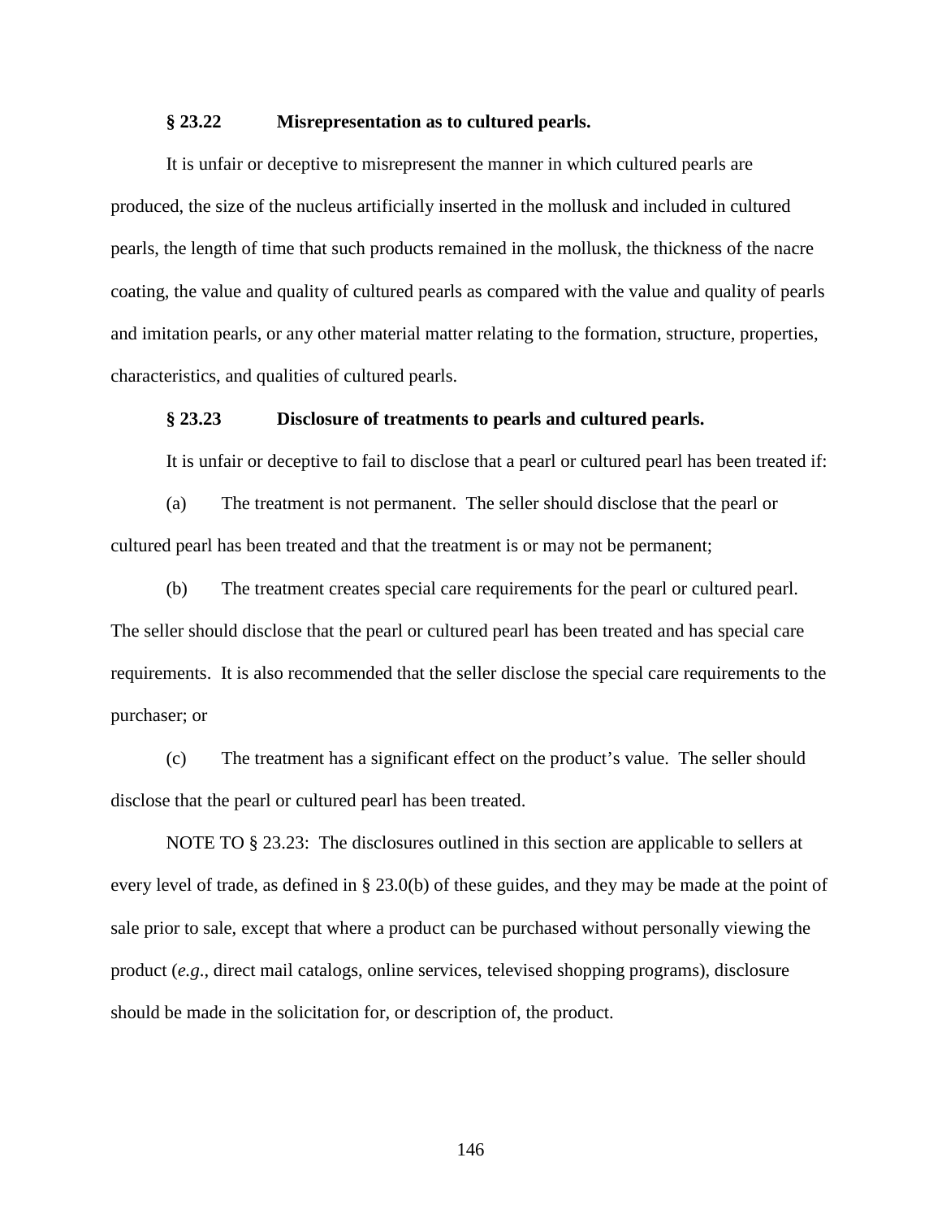**§ 23.22 Misrepresentation as to cultured pearls.**

It is unfair or deceptive to misrepresent the manner in which cultured pearls are produced, the size of the nucleus artificially inserted in the mollusk and included in cultured pearls, the length of time that such products remained in the mollusk, the thickness of the nacre coating, the value and quality of cultured pearls as compared with the value and quality of pearls and imitation pearls, or any other material matter relating to the formation, structure, properties, characteristics, and qualities of cultured pearls.

**§ 23.23 Disclosure of treatments to pearls and cultured pearls.**

It is unfair or deceptive to fail to disclose that a pearl or cultured pearl has been treated if:

(a) The treatment is not permanent. The seller should disclose that the pearl or cultured pearl has been treated and that the treatment is or may not be permanent;

(b) The treatment creates special care requirements for the pearl or cultured pearl. The seller should disclose that the pearl or cultured pearl has been treated and has special care requirements. It is also recommended that the seller disclose the special care requirements to the purchaser; or

(c) The treatment has a significant effect on the product's value. The seller should disclose that the pearl or cultured pearl has been treated.

NOTE TO § 23.23: The disclosures outlined in this section are applicable to sellers at every level of trade, as defined in § 23.0(b) of these guides, and they may be made at the point of sale prior to sale, except that where a product can be purchased without personally viewing the product (*e.g*., direct mail catalogs, online services, televised shopping programs), disclosure should be made in the solicitation for, or description of, the product.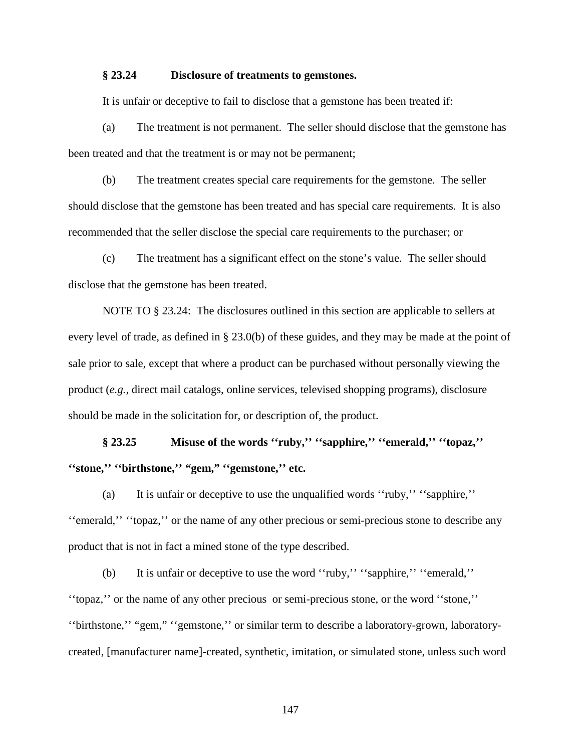### § 23.24 Disclosure of treatments to gemstones.

It is unfair or deceptive to fail to disclose that a gemstone has been treated if:

(a) The treatment is not permanent. The seller should disclose that the gemstone has been treated and that the treatment is or may not be permanent;

(b) The treatment creates special care requirements for the gemstone. The seller should disclose that the gemstone has been treated and has special care requirements. It is also recommended that the seller disclose the special care requirements to the purchaser; or

(c) The treatment has a significant effect on the stone's value. The seller should disclose that the gemstone has been treated.

NOTE TO § 23.24: The disclosures outlined in this section are applicable to sellers at every level of trade, as defined in § 23.0(b) of these guides, and they may be made at the point of sale prior to sale, except that where a product can be purchased without personally viewing the product (*e.g.*, direct mail catalogs, online services, televised shopping programs), disclosure should be made in the solicitation for, or description of, the product.

### § 23.25 Misuse of the words ''ruby,'' ''sapphire,'' ''emerald,'' ''topaz,'' ''stone,'' ''birthstone,'' "gem," ''gemstone,'' etc.

(a) It is unfair or deceptive to use the unqualified words ''ruby,'' ''sapphire,'' ''emerald,'' ''topaz,'' or the name of any other precious or semi-precious stone to describe any product that is not in fact a mined stone of the type described.

(b) It is unfair or deceptive to use the word ''ruby,'' ''sapphire,'' ''emerald,'' ''topaz,'' or the name of any other precious or semi-precious stone, or the word ''stone,'' ''birthstone,'' "gem," ''gemstone,'' or similar term to describe a laboratory-grown, laboratory-created, [manufacturer name]-created, synthetic, imitation, or simulated stone, unless such word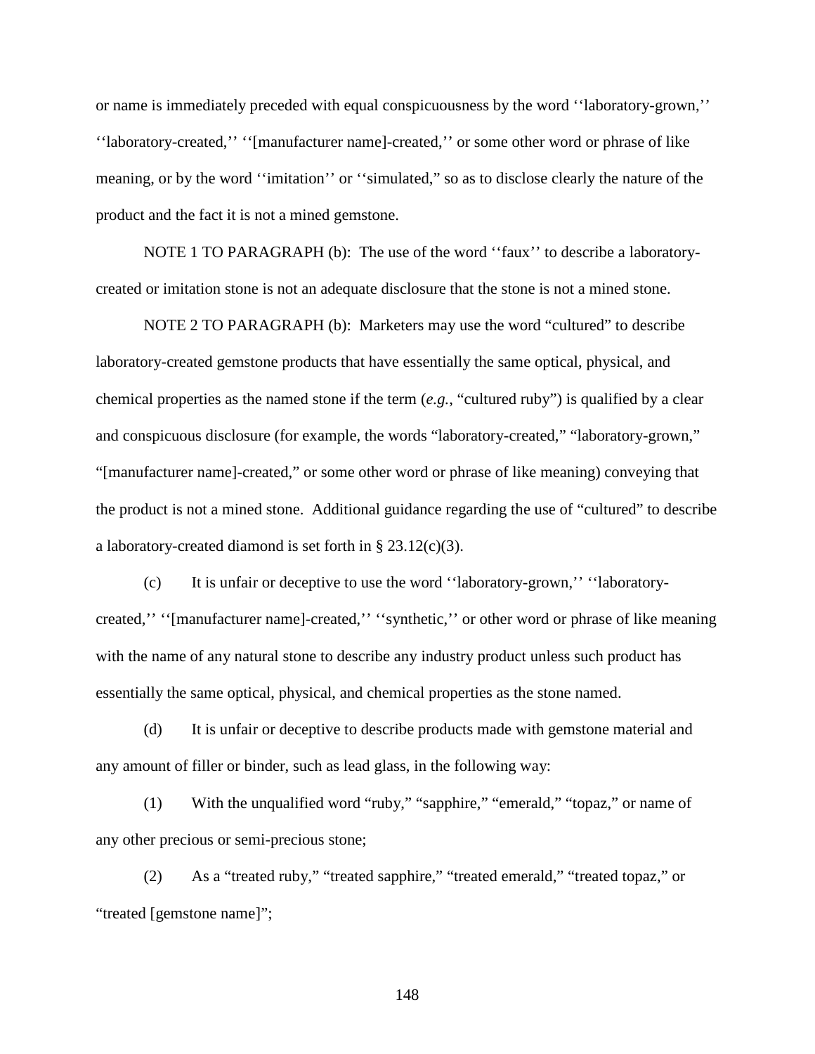or name is immediately preceded with equal conspicuousness by the word ''laboratory-grown,'' ''laboratory-created,'' ''[manufacturer name]-created,'' or some other word or phrase of like meaning, or by the word ''imitation'' or ''simulated," so as to disclose clearly the nature of the product and the fact it is not a mined gemstone.

NOTE 1 TO PARAGRAPH (b): The use of the word ''faux'' to describe a laboratory-created or imitation stone is not an adequate disclosure that the stone is not a mined stone.

NOTE 2 TO PARAGRAPH (b): Marketers may use the word "cultured" to describe laboratory-created gemstone products that have essentially the same optical, physical, and chemical properties as the named stone if the term (*e.g.*, "cultured ruby") is qualified by a clear and conspicuous disclosure (for example, the words "laboratory-created," "laboratory-grown," "[manufacturer name]-created," or some other word or phrase of like meaning) conveying that the product is not a mined stone. Additional guidance regarding the use of "cultured" to describe a laboratory-created diamond is set forth in § 23.12(c)(3).

(c) It is unfair or deceptive to use the word ''laboratory-grown,'' ''laboratory-created,'' ''[manufacturer name]-created,'' ''synthetic,'' or other word or phrase of like meaning with the name of any natural stone to describe any industry product unless such product has essentially the same optical, physical, and chemical properties as the stone named.

(d) It is unfair or deceptive to describe products made with gemstone material and any amount of filler or binder, such as lead glass, in the following way:

(1) With the unqualified word "ruby," "sapphire," "emerald," "topaz," or name of any other precious or semi-precious stone;

(2) As a "treated ruby," "treated sapphire," "treated emerald," "treated topaz," or "treated [gemstone name]";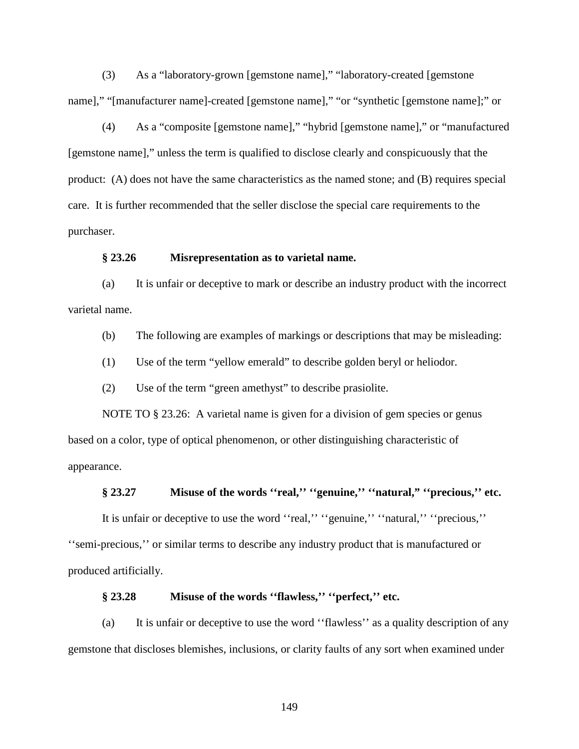(3) As a “laboratory-grown [gemstone name],” “laboratory-created [gemstone name],” “[manufacturer name]-created [gemstone name],” “or “synthetic [gemstone name];” or

(4) As a “composite [gemstone name],” “hybrid [gemstone name],” or “manufactured [gemstone name],” unless the term is qualified to disclose clearly and conspicuously that the product: (A) does not have the same characteristics as the named stone; and (B) requires special care. It is further recommended that the seller disclose the special care requirements to the purchaser.

**§ 23.26 Misrepresentation as to varietal name.**

(a) It is unfair or deceptive to mark or describe an industry product with the incorrect varietal name.

(b) The following are examples of markings or descriptions that may be misleading:

(1) Use of the term “yellow emerald” to describe golden beryl or heliodor.

(2) Use of the term “green amethyst” to describe prasiolite.

NOTE TO § 23.26: A varietal name is given for a division of gem species or genus based on a color, type of optical phenomenon, or other distinguishing characteristic of appearance.

**§ 23.27 Misuse of the words ‘‘real,’’ ‘‘genuine,’’ ‘‘natural,” ‘‘precious,’’ etc.**

It is unfair or deceptive to use the word ‘‘real,’’ ‘‘genuine,’’ ‘‘natural,’’ ‘‘precious,’’ ‘‘semi-precious,’’ or similar terms to describe any industry product that is manufactured or produced artificially.

**§ 23.28 Misuse of the words ‘‘flawless,’’ ‘‘perfect,’’ etc.**

(a) It is unfair or deceptive to use the word ‘‘flawless’’ as a quality description of any gemstone that discloses blemishes, inclusions, or clarity faults of any sort when examined under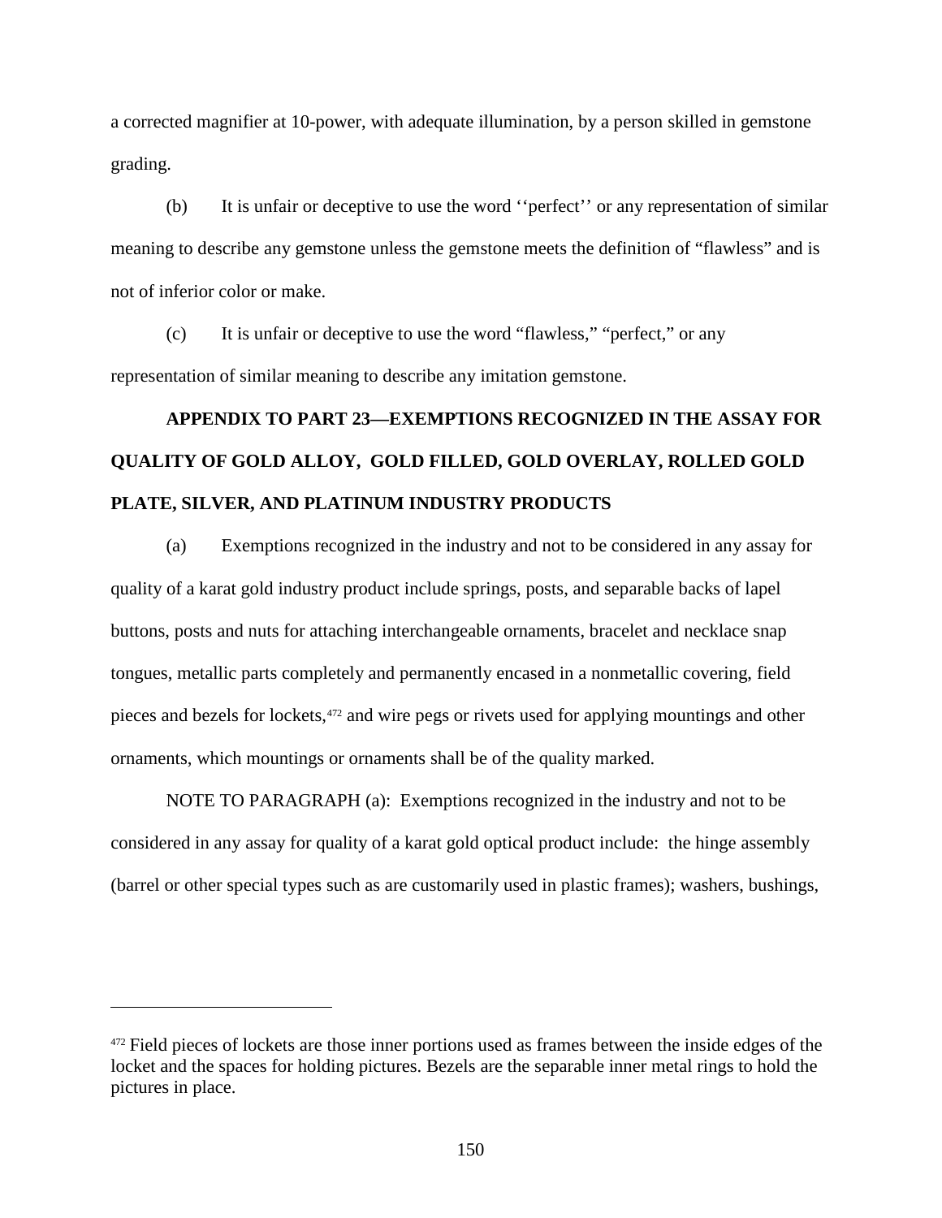a corrected magnifier at 10-power, with adequate illumination, by a person skilled in gemstone grading.

(b) It is unfair or deceptive to use the word ''perfect'' or any representation of similar meaning to describe any gemstone unless the gemstone meets the definition of "flawless" and is not of inferior color or make.

(c) It is unfair or deceptive to use the word "flawless," "perfect," or any representation of similar meaning to describe any imitation gemstone.

## APPENDIX TO PART 23—EXEMPTIONS RECOGNIZED IN THE ASSAY FOR QUALITY OF GOLD ALLOY, GOLD FILLED, GOLD OVERLAY, ROLLED GOLD PLATE, SILVER, AND PLATINUM INDUSTRY PRODUCTS

(a) Exemptions recognized in the industry and not to be considered in any assay for quality of a karat gold industry product include springs, posts, and separable backs of lapel buttons, posts and nuts for attaching interchangeable ornaments, bracelet and necklace snap tongues, metallic parts completely and permanently encased in a nonmetallic covering, field pieces and bezels for lockets,[472] and wire pegs or rivets used for applying mountings and other ornaments, which mountings or ornaments shall be of the quality marked.

NOTE TO PARAGRAPH (a): Exemptions recognized in the industry and not to be considered in any assay for quality of a karat gold optical product include: the hinge assembly (barrel or other special types such as are customarily used in plastic frames); washers, bushings,

---

[472] Field pieces of lockets are those inner portions used as frames between the inside edges of the locket and the spaces for holding pictures. Bezels are the separable inner metal rings to hold the pictures in place.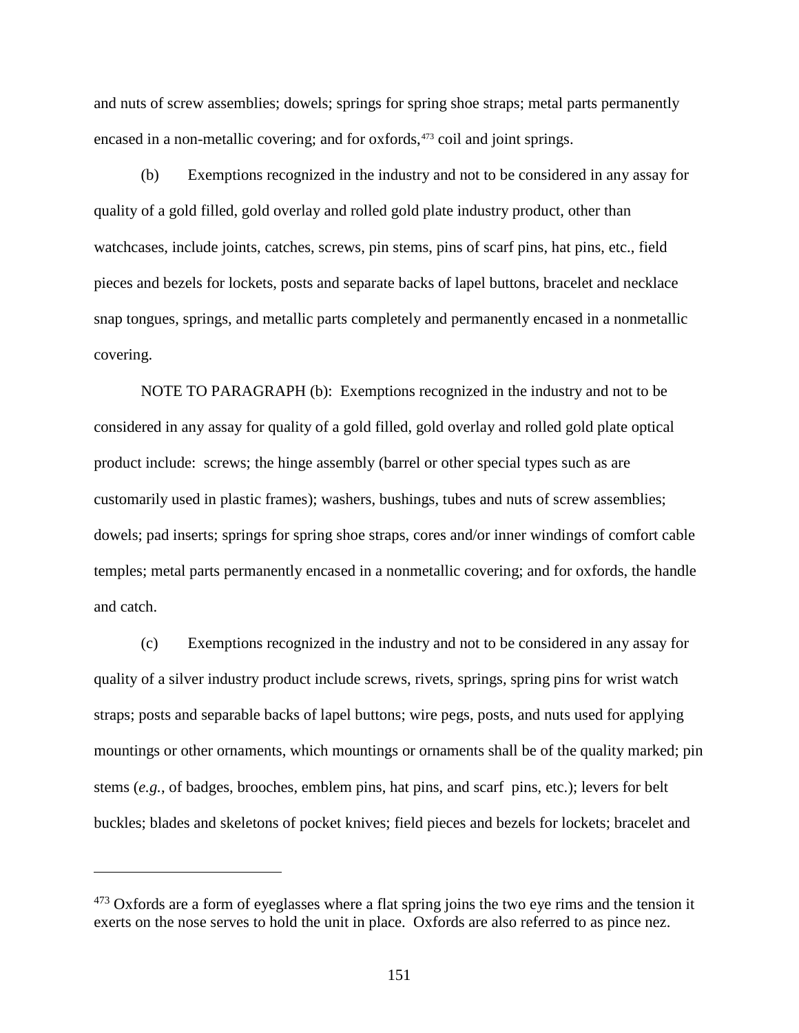and nuts of screw assemblies; dowels; springs for spring shoe straps; metal parts permanently encased in a non-metallic covering; and for oxfords,[473] coil and joint springs.

(b) Exemptions recognized in the industry and not to be considered in any assay for quality of a gold filled, gold overlay and rolled gold plate industry product, other than watchcases, include joints, catches, screws, pin stems, pins of scarf pins, hat pins, etc., field pieces and bezels for lockets, posts and separate backs of lapel buttons, bracelet and necklace snap tongues, springs, and metallic parts completely and permanently encased in a nonmetallic covering.

NOTE TO PARAGRAPH (b): Exemptions recognized in the industry and not to be considered in any assay for quality of a gold filled, gold overlay and rolled gold plate optical product include: screws; the hinge assembly (barrel or other special types such as are customarily used in plastic frames); washers, bushings, tubes and nuts of screw assemblies; dowels; pad inserts; springs for spring shoe straps, cores and/or inner windings of comfort cable temples; metal parts permanently encased in a nonmetallic covering; and for oxfords, the handle and catch.

(c) Exemptions recognized in the industry and not to be considered in any assay for quality of a silver industry product include screws, rivets, springs, spring pins for wrist watch straps; posts and separable backs of lapel buttons; wire pegs, posts, and nuts used for applying mountings or other ornaments, which mountings or ornaments shall be of the quality marked; pin stems (*e.g.*, of badges, brooches, emblem pins, hat pins, and scarf pins, etc.); levers for belt buckles; blades and skeletons of pocket knives; field pieces and bezels for lockets; bracelet and

---

[473] Oxfords are a form of eyeglasses where a flat spring joins the two eye rims and the tension it exerts on the nose serves to hold the unit in place. Oxfords are also referred to as pince nez.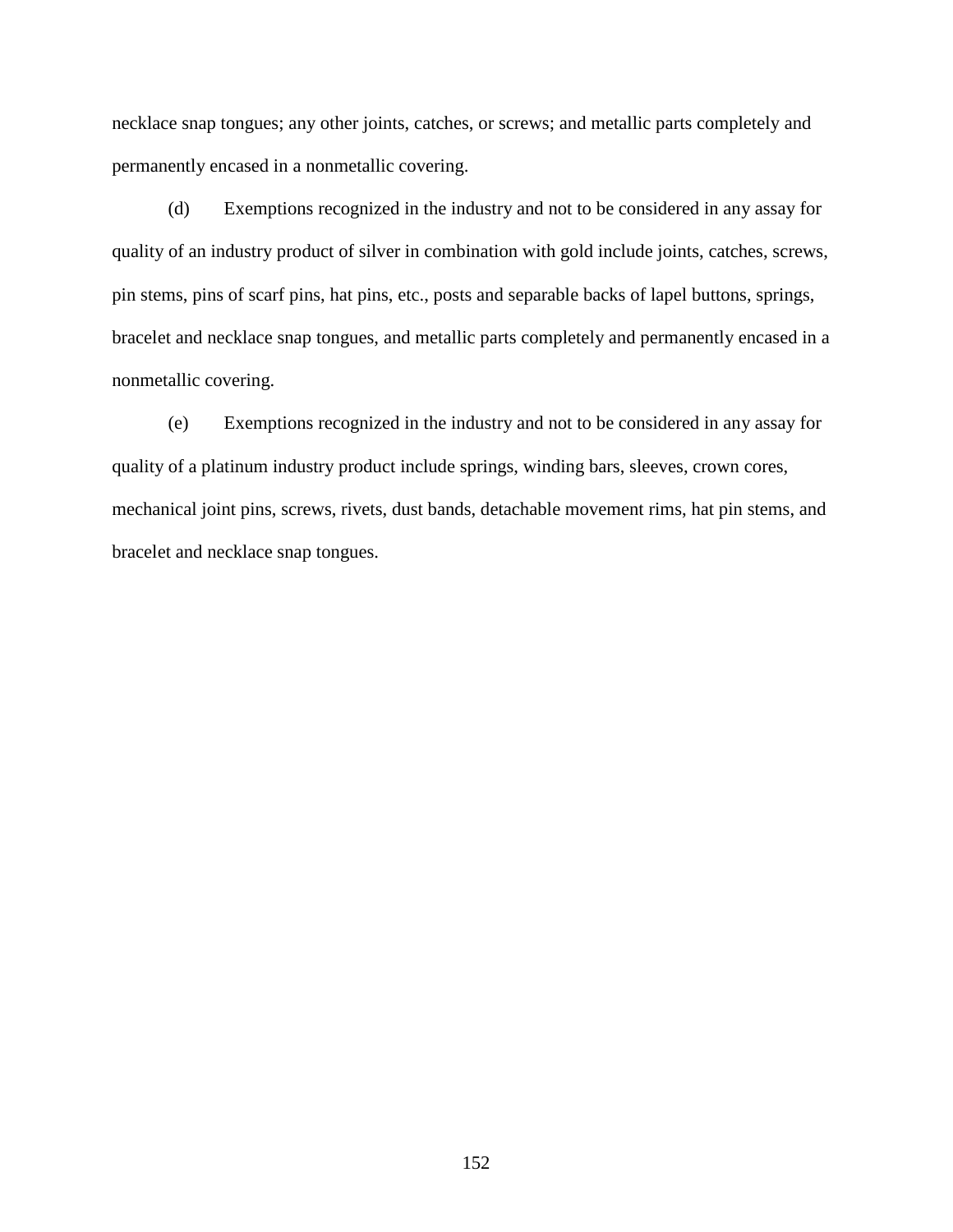necklace snap tongues; any other joints, catches, or screws; and metallic parts completely and permanently encased in a nonmetallic covering.

(d) Exemptions recognized in the industry and not to be considered in any assay for quality of an industry product of silver in combination with gold include joints, catches, screws, pin stems, pins of scarf pins, hat pins, etc., posts and separable backs of lapel buttons, springs, bracelet and necklace snap tongues, and metallic parts completely and permanently encased in a nonmetallic covering.

(e) Exemptions recognized in the industry and not to be considered in any assay for quality of a platinum industry product include springs, winding bars, sleeves, crown cores, mechanical joint pins, screws, rivets, dust bands, detachable movement rims, hat pin stems, and bracelet and necklace snap tongues.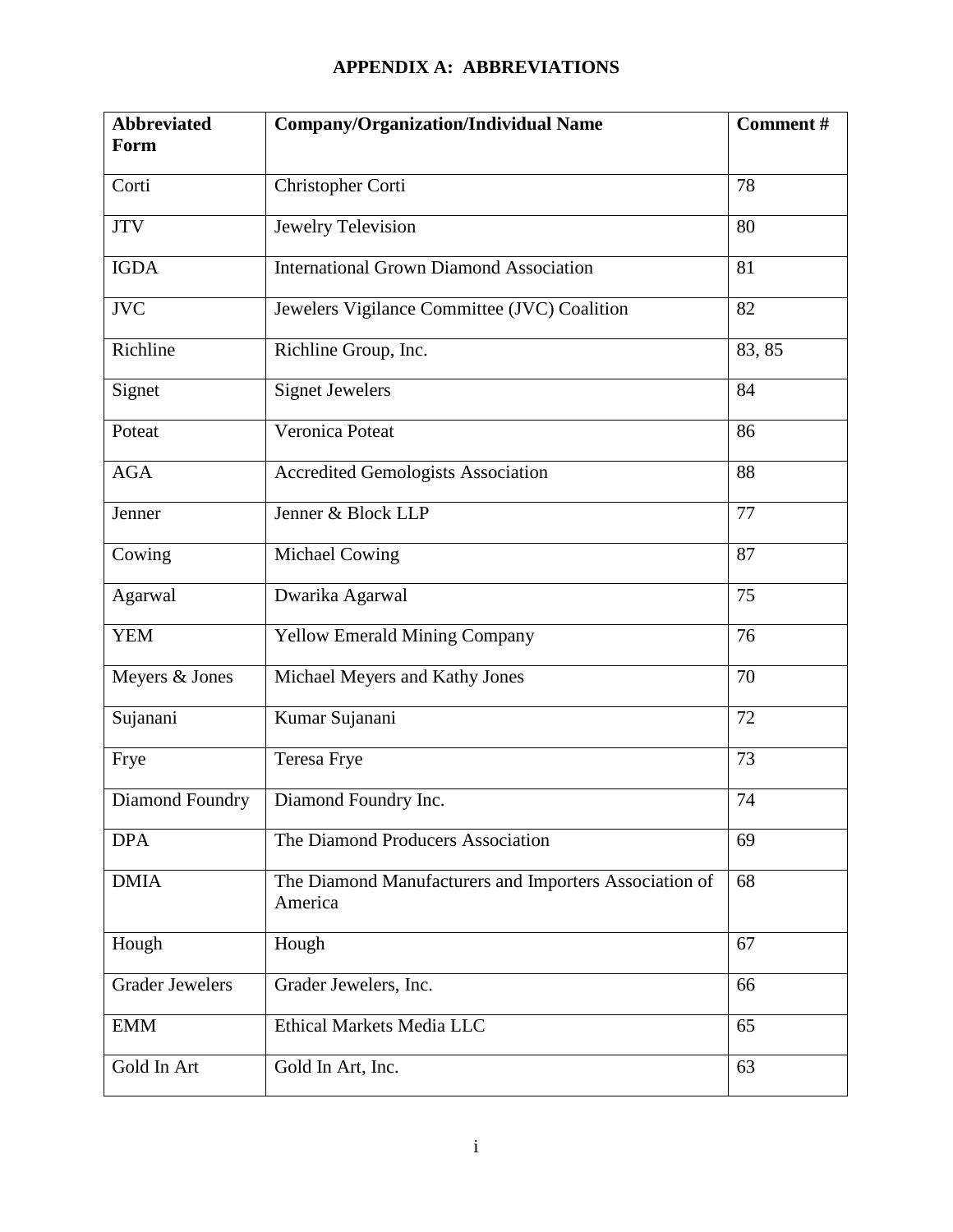## APPENDIX A: ABBREVIATIONS

| Abbreviated Form | Company/Organization/Individual Name | Comment # |
|---|---|---|
| Corti | Christopher Corti | 78 |
| JTV | Jewelry Television | 80 |
| IGDA | International Grown Diamond Association | 81 |
| JVC | Jewelers Vigilance Committee (JVC) Coalition | 82 |
| Richline | Richline Group, Inc. | 83, 85 |
| Signet | Signet Jewelers | 84 |
| Poteat | Veronica Poteat | 86 |
| AGA | Accredited Gemologists Association | 88 |
| Jenner | Jenner & Block LLP | 77 |
| Cowing | Michael Cowing | 87 |
| Agarwal | Dwarika Agarwal | 75 |
| YEM | Yellow Emerald Mining Company | 76 |
| Meyers & Jones | Michael Meyers and Kathy Jones | 70 |
| Sujanani | Kumar Sujanani | 72 |
| Frye | Teresa Frye | 73 |
| Diamond Foundry | Diamond Foundry Inc. | 74 |
| DPA | The Diamond Producers Association | 69 |
| DMIA | The Diamond Manufacturers and Importers Association of America | 68 |
| Hough | Hough | 67 |
| Grader Jewelers | Grader Jewelers, Inc. | 66 |
| EMM | Ethical Markets Media LLC | 65 |
| Gold In Art | Gold In Art, Inc. | 63 |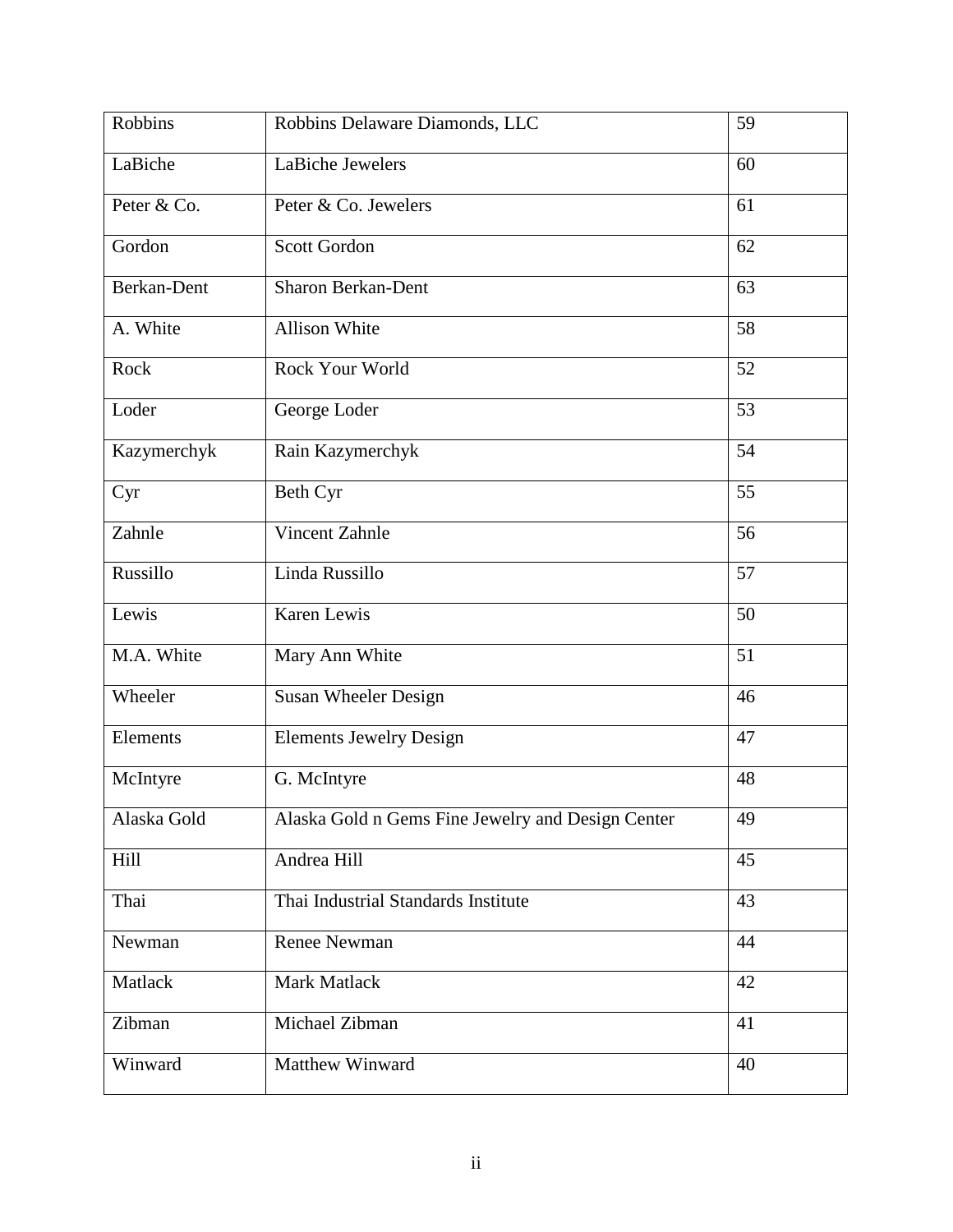| Robbins | Robbins Delaware Diamonds, LLC | 59 |
|---|---|---|
| LaBiche | LaBiche Jewelers | 60 |
| Peter & Co. | Peter & Co. Jewelers | 61 |
| Gordon | Scott Gordon | 62 |
| Berkan-Dent | Sharon Berkan-Dent | 63 |
| A. White | Allison White | 58 |
| Rock | Rock Your World | 52 |
| Loder | George Loder | 53 |
| Kazymerchyk | Rain Kazymerchyk | 54 |
| Cyr | Beth Cyr | 55 |
| Zahnle | Vincent Zahnle | 56 |
| Russillo | Linda Russillo | 57 |
| Lewis | Karen Lewis | 50 |
| M.A. White | Mary Ann White | 51 |
| Wheeler | Susan Wheeler Design | 46 |
| Elements | Elements Jewelry Design | 47 |
| McIntyre | G. McIntyre | 48 |
| Alaska Gold | Alaska Gold n Gems Fine Jewelry and Design Center | 49 |
| Hill | Andrea Hill | 45 |
| Thai | Thai Industrial Standards Institute | 43 |
| Newman | Renee Newman | 44 |
| Matlack | Mark Matlack | 42 |
| Zibman | Michael Zibman | 41 |
| Winward | Matthew Winward | 40 |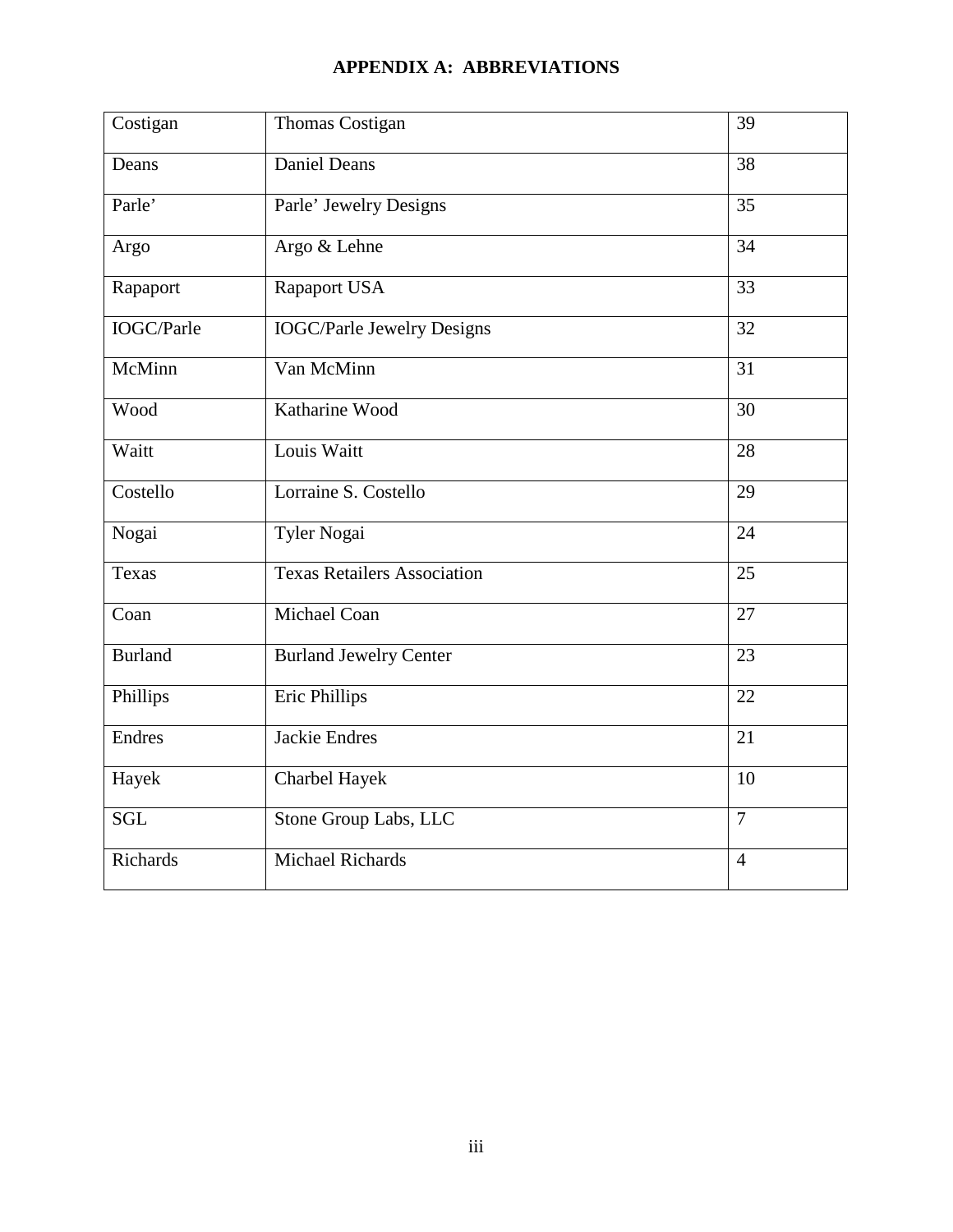**APPENDIX A: ABBREVIATIONS**

| | | |
|---|---|---|
| Costigan | Thomas Costigan | 39 |
| Deans | Daniel Deans | 38 |
| Parle' | Parle' Jewelry Designs | 35 |
| Argo | Argo & Lehne | 34 |
| Rapaport | Rapaport USA | 33 |
| IOGC/Parle | IOGC/Parle Jewelry Designs | 32 |
| McMinn | Van McMinn | 31 |
| Wood | Katharine Wood | 30 |
| Waitt | Louis Waitt | 28 |
| Costello | Lorraine S. Costello | 29 |
| Nogai | Tyler Nogai | 24 |
| Texas | Texas Retailers Association | 25 |
| Coan | Michael Coan | 27 |
| Burland | Burland Jewelry Center | 23 |
| Phillips | Eric Phillips | 22 |
| Endres | Jackie Endres | 21 |
| Hayek | Charbel Hayek | 10 |
| SGL | Stone Group Labs, LLC | 7 |
| Richards | Michael Richards | 4 |